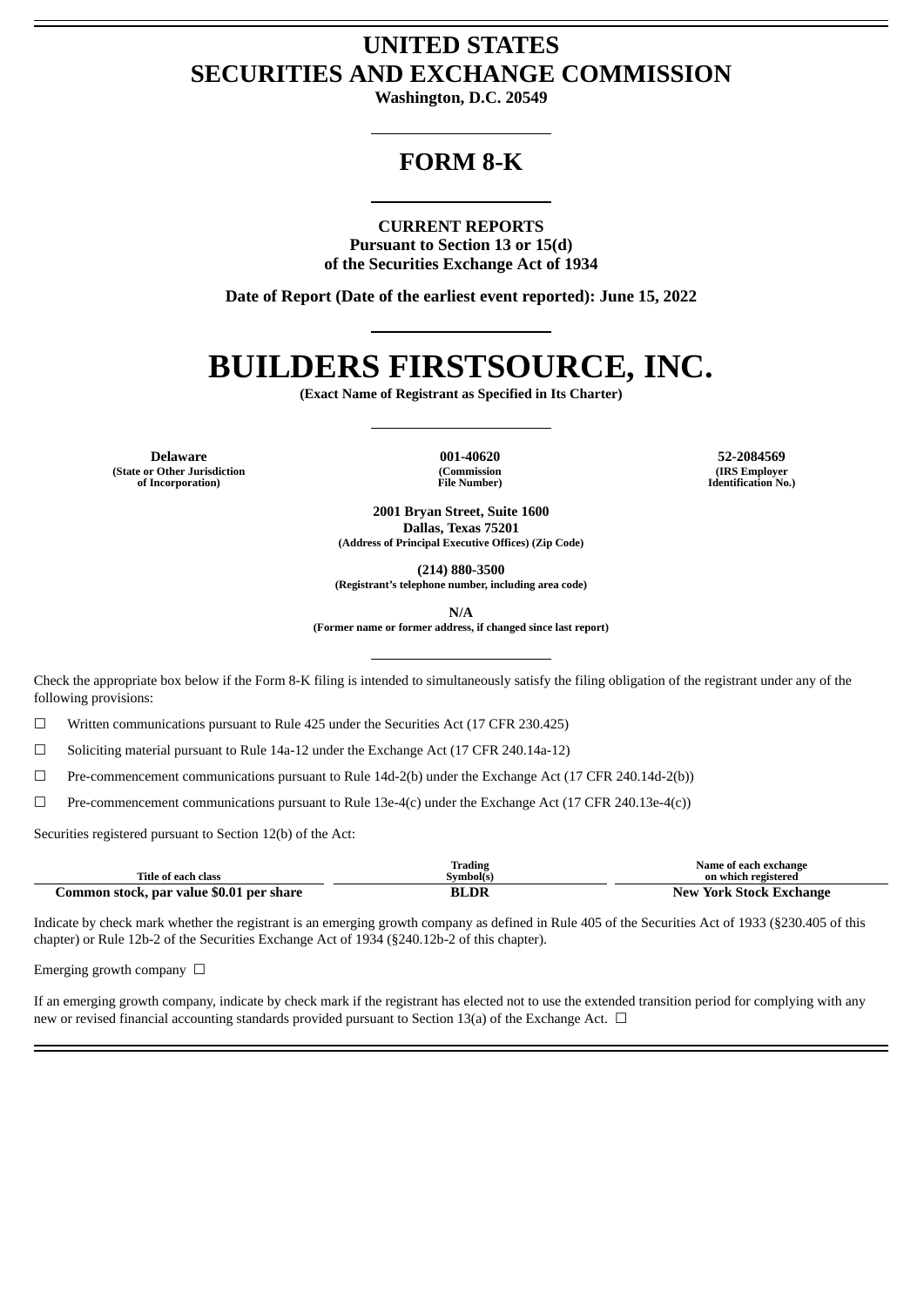# UNITED STATES
# SECURITIES AND EXCHANGE COMMISSION

**Washington, D.C. 20549**

## FORM 8-K

**CURRENT REPORTS**
**Pursuant to Section 13 or 15(d)**
**of the Securities Exchange Act of 1934**

**Date of Report (Date of the earliest event reported): June 15, 2022**

# BUILDERS FIRSTSOURCE, INC.

**(Exact Name of Registrant as Specified in Its Charter)**

| Delaware | 001-40620 | 52-2084569 |
|---|---|---|
| (State or Other Jurisdiction of Incorporation) | (Commission File Number) | (IRS Employer Identification No.) |

**2001 Bryan Street, Suite 1600**
**Dallas, Texas 75201**
**(Address of Principal Executive Offices) (Zip Code)**

**(214) 880-3500**
**(Registrant's telephone number, including area code)**

**N/A**
**(Former name or former address, if changed since last report)**

Check the appropriate box below if the Form 8-K filing is intended to simultaneously satisfy the filing obligation of the registrant under any of the following provisions:

☐ Written communications pursuant to Rule 425 under the Securities Act (17 CFR 230.425)

☐ Soliciting material pursuant to Rule 14a-12 under the Exchange Act (17 CFR 240.14a-12)

☐ Pre-commencement communications pursuant to Rule 14d-2(b) under the Exchange Act (17 CFR 240.14d-2(b))

☐ Pre-commencement communications pursuant to Rule 13e-4(c) under the Exchange Act (17 CFR 240.13e-4(c))

Securities registered pursuant to Section 12(b) of the Act:

| Title of each class | Trading Symbol(s) | Name of each exchange on which registered |
|---|---|---|
| Common stock, par value $0.01 per share | BLDR | New York Stock Exchange |

Indicate by check mark whether the registrant is an emerging growth company as defined in Rule 405 of the Securities Act of 1933 (§230.405 of this chapter) or Rule 12b-2 of the Securities Exchange Act of 1934 (§240.12b-2 of this chapter).

Emerging growth company ☐

If an emerging growth company, indicate by check mark if the registrant has elected not to use the extended transition period for complying with any new or revised financial accounting standards provided pursuant to Section 13(a) of the Exchange Act. ☐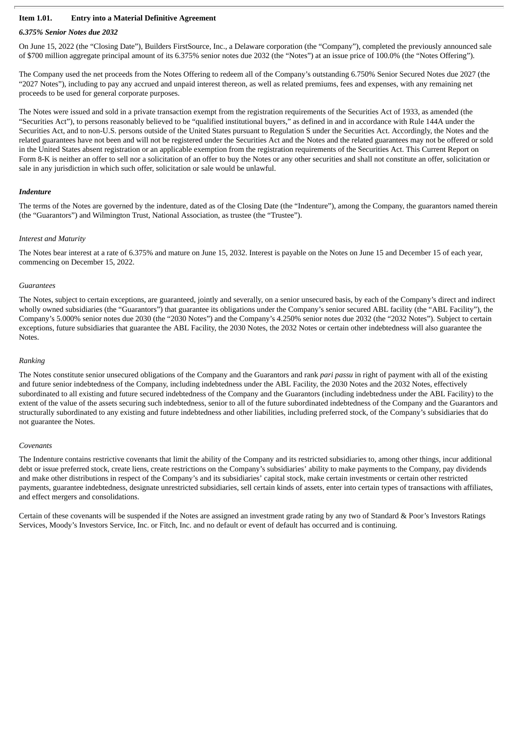**Item 1.01. Entry into a Material Definitive Agreement**

***6.375% Senior Notes due 2032***

On June 15, 2022 (the "Closing Date"), Builders FirstSource, Inc., a Delaware corporation (the "Company"), completed the previously announced sale of $700 million aggregate principal amount of its 6.375% senior notes due 2032 (the "Notes") at an issue price of 100.0% (the "Notes Offering").

The Company used the net proceeds from the Notes Offering to redeem all of the Company's outstanding 6.750% Senior Secured Notes due 2027 (the "2027 Notes"), including to pay any accrued and unpaid interest thereon, as well as related premiums, fees and expenses, with any remaining net proceeds to be used for general corporate purposes.

The Notes were issued and sold in a private transaction exempt from the registration requirements of the Securities Act of 1933, as amended (the "Securities Act"), to persons reasonably believed to be "qualified institutional buyers," as defined in and in accordance with Rule 144A under the Securities Act, and to non-U.S. persons outside of the United States pursuant to Regulation S under the Securities Act. Accordingly, the Notes and the related guarantees have not been and will not be registered under the Securities Act and the Notes and the related guarantees may not be offered or sold in the United States absent registration or an applicable exemption from the registration requirements of the Securities Act. This Current Report on Form 8-K is neither an offer to sell nor a solicitation of an offer to buy the Notes or any other securities and shall not constitute an offer, solicitation or sale in any jurisdiction in which such offer, solicitation or sale would be unlawful.

***Indenture***

The terms of the Notes are governed by the indenture, dated as of the Closing Date (the "Indenture"), among the Company, the guarantors named therein (the "Guarantors") and Wilmington Trust, National Association, as trustee (the "Trustee").

*Interest and Maturity*

The Notes bear interest at a rate of 6.375% and mature on June 15, 2032. Interest is payable on the Notes on June 15 and December 15 of each year, commencing on December 15, 2022.

*Guarantees*

The Notes, subject to certain exceptions, are guaranteed, jointly and severally, on a senior unsecured basis, by each of the Company's direct and indirect wholly owned subsidiaries (the "Guarantors") that guarantee its obligations under the Company's senior secured ABL facility (the "ABL Facility"), the Company's 5.000% senior notes due 2030 (the "2030 Notes") and the Company's 4.250% senior notes due 2032 (the "2032 Notes"). Subject to certain exceptions, future subsidiaries that guarantee the ABL Facility, the 2030 Notes, the 2032 Notes or certain other indebtedness will also guarantee the Notes.

*Ranking*

The Notes constitute senior unsecured obligations of the Company and the Guarantors and rank *pari passu* in right of payment with all of the existing and future senior indebtedness of the Company, including indebtedness under the ABL Facility, the 2030 Notes and the 2032 Notes, effectively subordinated to all existing and future secured indebtedness of the Company and the Guarantors (including indebtedness under the ABL Facility) to the extent of the value of the assets securing such indebtedness, senior to all of the future subordinated indebtedness of the Company and the Guarantors and structurally subordinated to any existing and future indebtedness and other liabilities, including preferred stock, of the Company's subsidiaries that do not guarantee the Notes.

*Covenants*

The Indenture contains restrictive covenants that limit the ability of the Company and its restricted subsidiaries to, among other things, incur additional debt or issue preferred stock, create liens, create restrictions on the Company's subsidiaries' ability to make payments to the Company, pay dividends and make other distributions in respect of the Company's and its subsidiaries' capital stock, make certain investments or certain other restricted payments, guarantee indebtedness, designate unrestricted subsidiaries, sell certain kinds of assets, enter into certain types of transactions with affiliates, and effect mergers and consolidations.

Certain of these covenants will be suspended if the Notes are assigned an investment grade rating by any two of Standard & Poor's Investors Ratings Services, Moody's Investors Service, Inc. or Fitch, Inc. and no default or event of default has occurred and is continuing.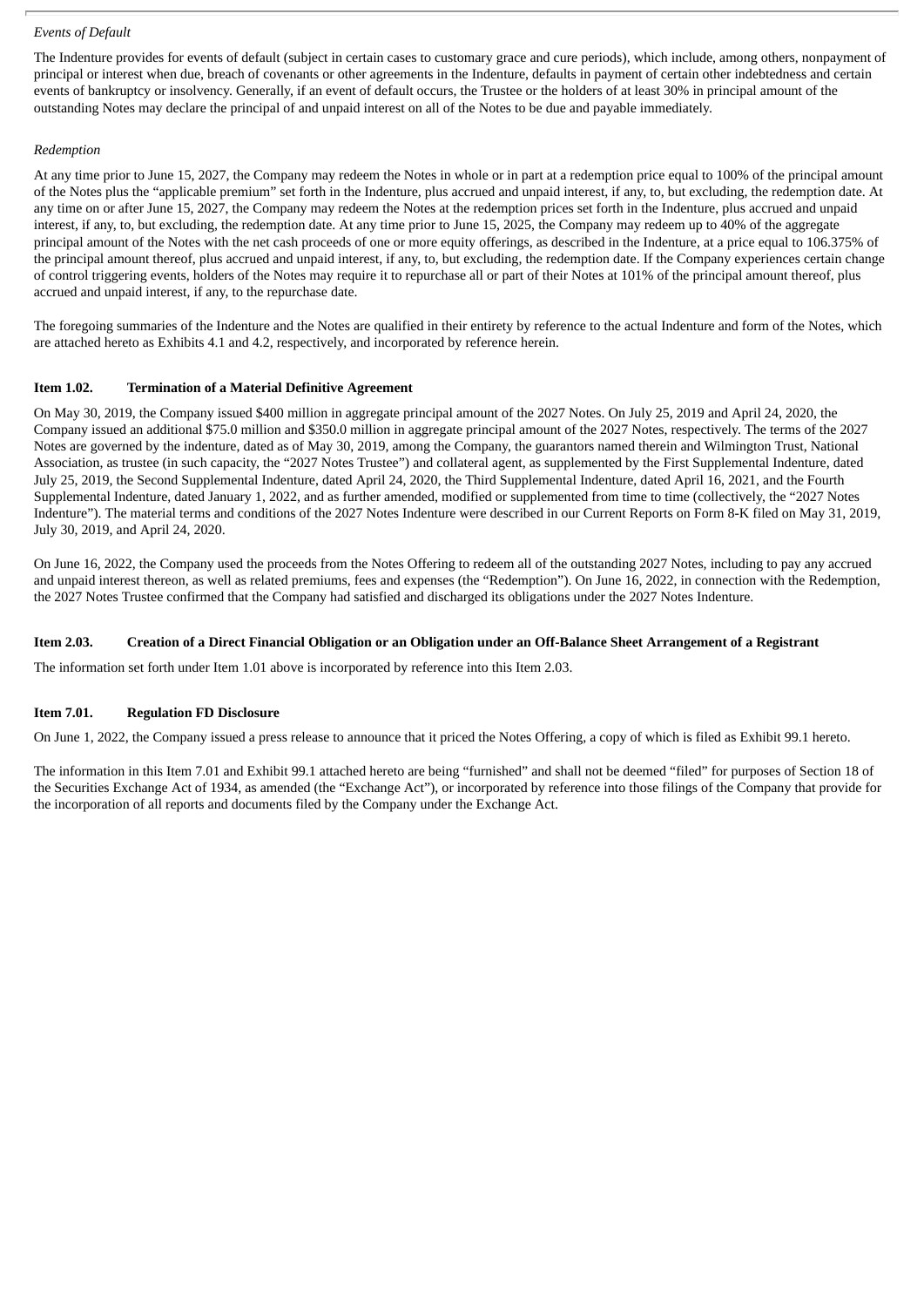*Events of Default*

The Indenture provides for events of default (subject in certain cases to customary grace and cure periods), which include, among others, nonpayment of principal or interest when due, breach of covenants or other agreements in the Indenture, defaults in payment of certain other indebtedness and certain events of bankruptcy or insolvency. Generally, if an event of default occurs, the Trustee or the holders of at least 30% in principal amount of the outstanding Notes may declare the principal of and unpaid interest on all of the Notes to be due and payable immediately.

*Redemption*

At any time prior to June 15, 2027, the Company may redeem the Notes in whole or in part at a redemption price equal to 100% of the principal amount of the Notes plus the "applicable premium" set forth in the Indenture, plus accrued and unpaid interest, if any, to, but excluding, the redemption date. At any time on or after June 15, 2027, the Company may redeem the Notes at the redemption prices set forth in the Indenture, plus accrued and unpaid interest, if any, to, but excluding, the redemption date. At any time prior to June 15, 2025, the Company may redeem up to 40% of the aggregate principal amount of the Notes with the net cash proceeds of one or more equity offerings, as described in the Indenture, at a price equal to 106.375% of the principal amount thereof, plus accrued and unpaid interest, if any, to, but excluding, the redemption date. If the Company experiences certain change of control triggering events, holders of the Notes may require it to repurchase all or part of their Notes at 101% of the principal amount thereof, plus accrued and unpaid interest, if any, to the repurchase date.

The foregoing summaries of the Indenture and the Notes are qualified in their entirety by reference to the actual Indenture and form of the Notes, which are attached hereto as Exhibits 4.1 and 4.2, respectively, and incorporated by reference herein.

**Item 1.02. Termination of a Material Definitive Agreement**

On May 30, 2019, the Company issued $400 million in aggregate principal amount of the 2027 Notes. On July 25, 2019 and April 24, 2020, the Company issued an additional $75.0 million and $350.0 million in aggregate principal amount of the 2027 Notes, respectively. The terms of the 2027 Notes are governed by the indenture, dated as of May 30, 2019, among the Company, the guarantors named therein and Wilmington Trust, National Association, as trustee (in such capacity, the "2027 Notes Trustee") and collateral agent, as supplemented by the First Supplemental Indenture, dated July 25, 2019, the Second Supplemental Indenture, dated April 24, 2020, the Third Supplemental Indenture, dated April 16, 2021, and the Fourth Supplemental Indenture, dated January 1, 2022, and as further amended, modified or supplemented from time to time (collectively, the "2027 Notes Indenture"). The material terms and conditions of the 2027 Notes Indenture were described in our Current Reports on Form 8-K filed on May 31, 2019, July 30, 2019, and April 24, 2020.

On June 16, 2022, the Company used the proceeds from the Notes Offering to redeem all of the outstanding 2027 Notes, including to pay any accrued and unpaid interest thereon, as well as related premiums, fees and expenses (the "Redemption"). On June 16, 2022, in connection with the Redemption, the 2027 Notes Trustee confirmed that the Company had satisfied and discharged its obligations under the 2027 Notes Indenture.

**Item 2.03. Creation of a Direct Financial Obligation or an Obligation under an Off-Balance Sheet Arrangement of a Registrant**

The information set forth under Item 1.01 above is incorporated by reference into this Item 2.03.

**Item 7.01. Regulation FD Disclosure**

On June 1, 2022, the Company issued a press release to announce that it priced the Notes Offering, a copy of which is filed as Exhibit 99.1 hereto.

The information in this Item 7.01 and Exhibit 99.1 attached hereto are being "furnished" and shall not be deemed "filed" for purposes of Section 18 of the Securities Exchange Act of 1934, as amended (the "Exchange Act"), or incorporated by reference into those filings of the Company that provide for the incorporation of all reports and documents filed by the Company under the Exchange Act.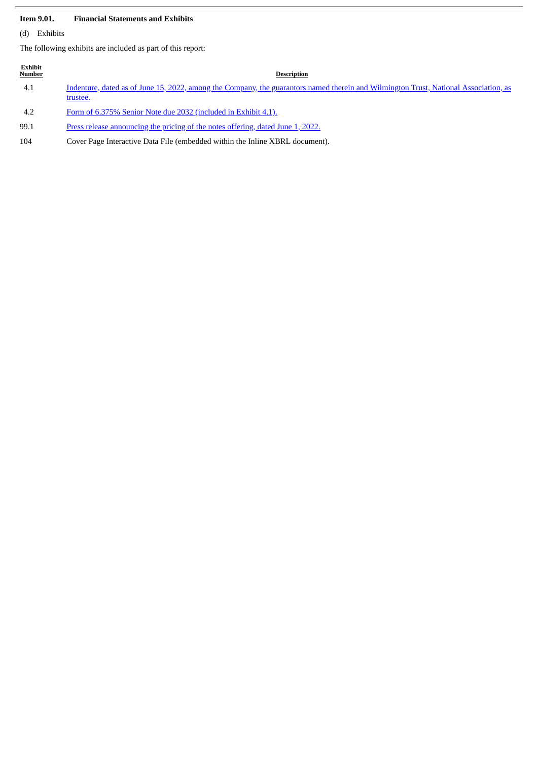**Item 9.01. Financial Statements and Exhibits**

(d) Exhibits

The following exhibits are included as part of this report:

| Exhibit Number | Description |
|---|---|
| 4.1 | Indenture, dated as of June 15, 2022, among the Company, the guarantors named therein and Wilmington Trust, National Association, as trustee. |
| 4.2 | Form of 6.375% Senior Note due 2032 (included in Exhibit 4.1). |
| 99.1 | Press release announcing the pricing of the notes offering, dated June 1, 2022. |
| 104 | Cover Page Interactive Data File (embedded within the Inline XBRL document). |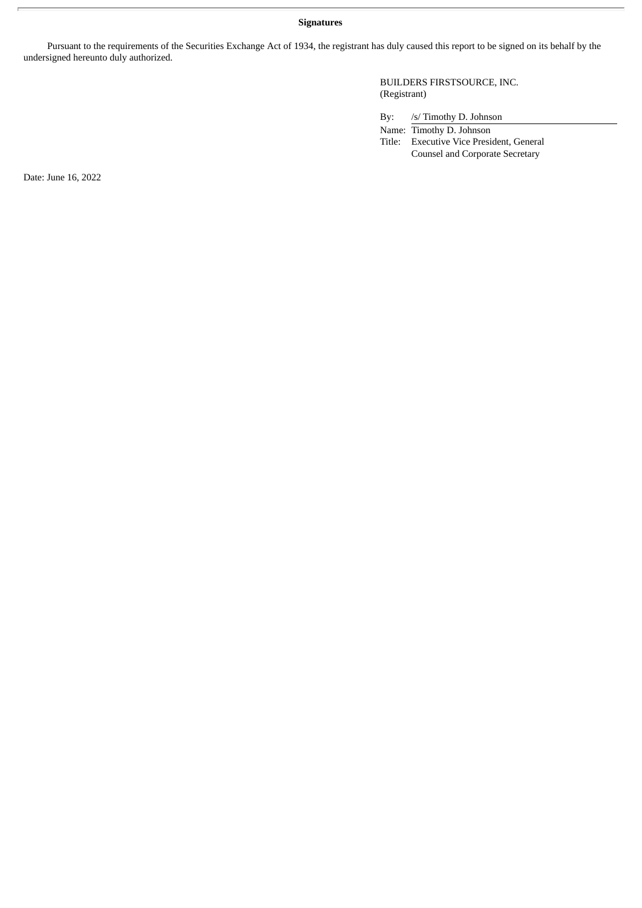**Signatures**

Pursuant to the requirements of the Securities Exchange Act of 1934, the registrant has duly caused this report to be signed on its behalf by the undersigned hereunto duly authorized.

BUILDERS FIRSTSOURCE, INC.
(Registrant)

By: /s/ Timothy D. Johnson

Name: Timothy D. Johnson

Title: Executive Vice President, General Counsel and Corporate Secretary

Date: June 16, 2022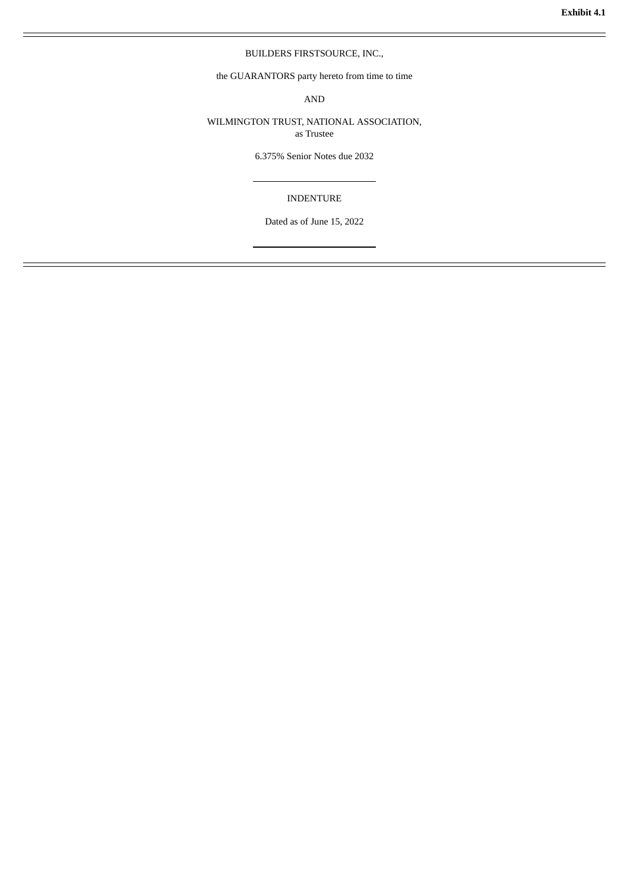**Exhibit 4.1**

---

BUILDERS FIRSTSOURCE, INC.,

the GUARANTORS party hereto from time to time

AND

WILMINGTON TRUST, NATIONAL ASSOCIATION,
as Trustee

6.375% Senior Notes due 2032

---

INDENTURE

Dated as of June 15, 2022

---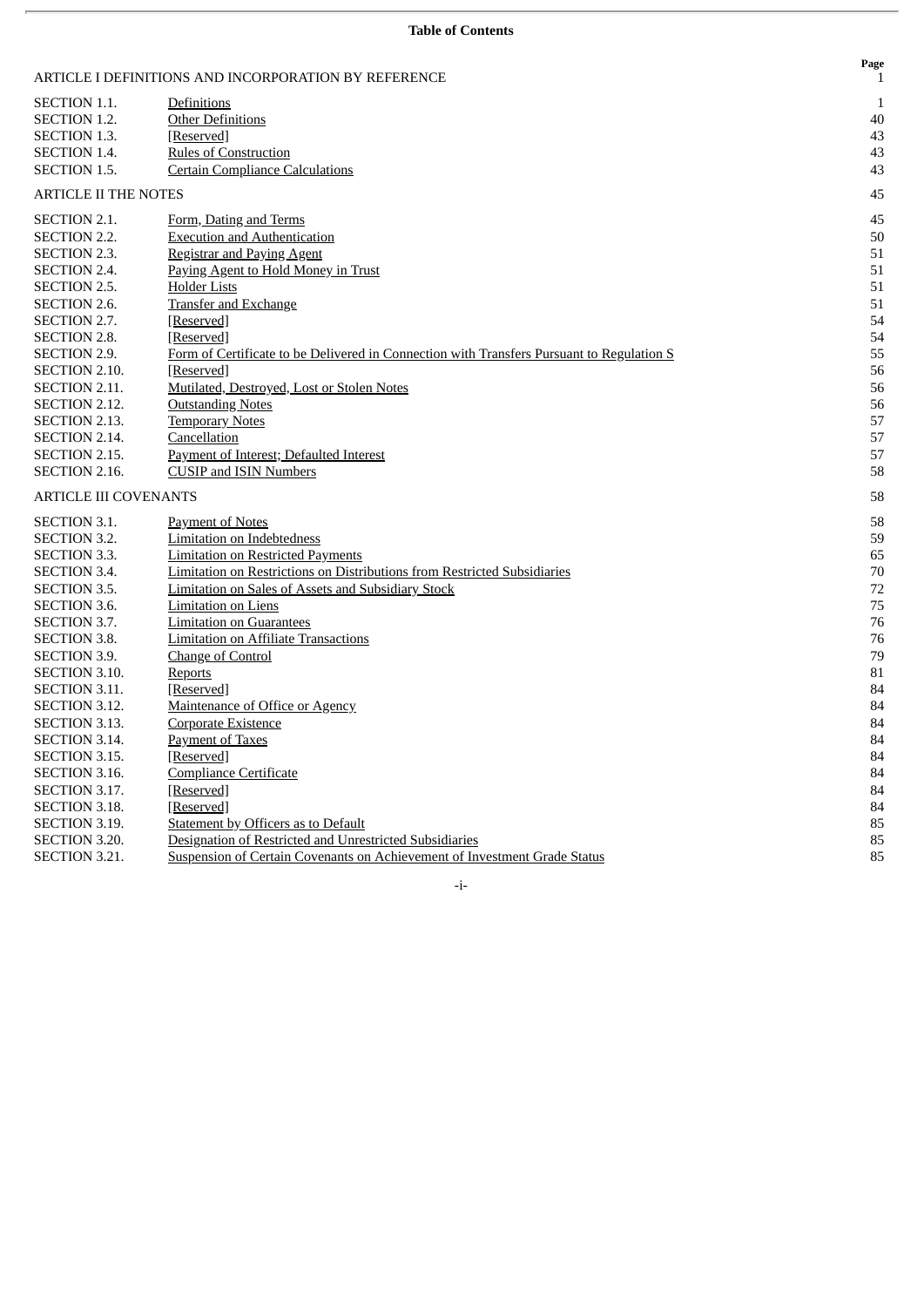**Table of Contents**

| | | Page |
|---|---|---|
| ARTICLE I DEFINITIONS AND INCORPORATION BY REFERENCE | | 1 |
| SECTION 1.1. | Definitions | 1 |
| SECTION 1.2. | Other Definitions | 40 |
| SECTION 1.3. | [Reserved] | 43 |
| SECTION 1.4. | Rules of Construction | 43 |
| SECTION 1.5. | Certain Compliance Calculations | 43 |
| ARTICLE II THE NOTES | | 45 |
| SECTION 2.1. | Form, Dating and Terms | 45 |
| SECTION 2.2. | Execution and Authentication | 50 |
| SECTION 2.3. | Registrar and Paying Agent | 51 |
| SECTION 2.4. | Paying Agent to Hold Money in Trust | 51 |
| SECTION 2.5. | Holder Lists | 51 |
| SECTION 2.6. | Transfer and Exchange | 51 |
| SECTION 2.7. | [Reserved] | 54 |
| SECTION 2.8. | [Reserved] | 54 |
| SECTION 2.9. | Form of Certificate to be Delivered in Connection with Transfers Pursuant to Regulation S | 55 |
| SECTION 2.10. | [Reserved] | 56 |
| SECTION 2.11. | Mutilated, Destroyed, Lost or Stolen Notes | 56 |
| SECTION 2.12. | Outstanding Notes | 56 |
| SECTION 2.13. | Temporary Notes | 57 |
| SECTION 2.14. | Cancellation | 57 |
| SECTION 2.15. | Payment of Interest; Defaulted Interest | 57 |
| SECTION 2.16. | CUSIP and ISIN Numbers | 58 |
| ARTICLE III COVENANTS | | 58 |
| SECTION 3.1. | Payment of Notes | 58 |
| SECTION 3.2. | Limitation on Indebtedness | 59 |
| SECTION 3.3. | Limitation on Restricted Payments | 65 |
| SECTION 3.4. | Limitation on Restrictions on Distributions from Restricted Subsidiaries | 70 |
| SECTION 3.5. | Limitation on Sales of Assets and Subsidiary Stock | 72 |
| SECTION 3.6. | Limitation on Liens | 75 |
| SECTION 3.7. | Limitation on Guarantees | 76 |
| SECTION 3.8. | Limitation on Affiliate Transactions | 76 |
| SECTION 3.9. | Change of Control | 79 |
| SECTION 3.10. | Reports | 81 |
| SECTION 3.11. | [Reserved] | 84 |
| SECTION 3.12. | Maintenance of Office or Agency | 84 |
| SECTION 3.13. | Corporate Existence | 84 |
| SECTION 3.14. | Payment of Taxes | 84 |
| SECTION 3.15. | [Reserved] | 84 |
| SECTION 3.16. | Compliance Certificate | 84 |
| SECTION 3.17. | [Reserved] | 84 |
| SECTION 3.18. | [Reserved] | 84 |
| SECTION 3.19. | Statement by Officers as to Default | 85 |
| SECTION 3.20. | Designation of Restricted and Unrestricted Subsidiaries | 85 |
| SECTION 3.21. | Suspension of Certain Covenants on Achievement of Investment Grade Status | 85 |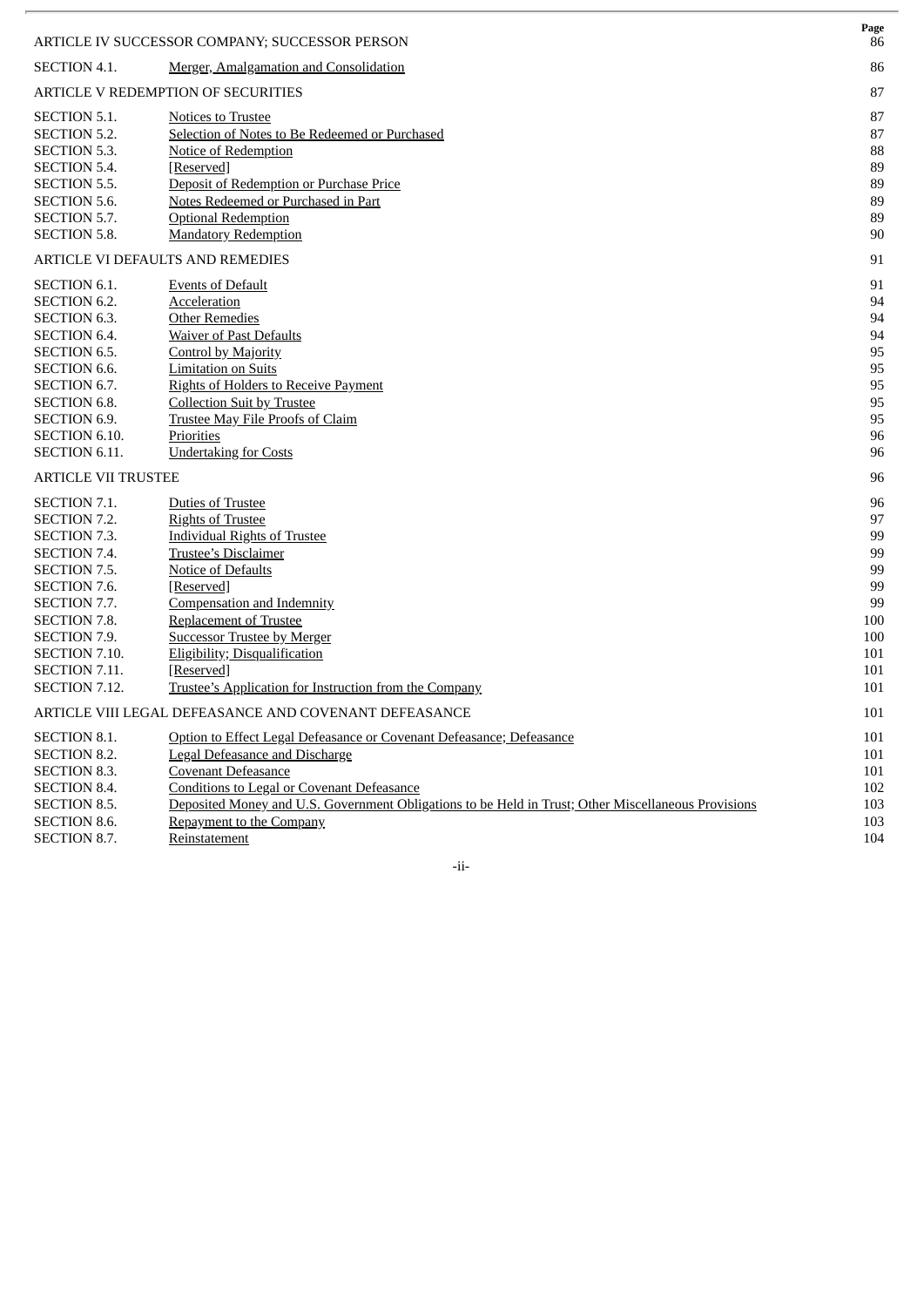| | | Page |
|---|---|---|
| ARTICLE IV SUCCESSOR COMPANY; SUCCESSOR PERSON | | 86 |
| SECTION 4.1. | Merger, Amalgamation and Consolidation | 86 |
| ARTICLE V REDEMPTION OF SECURITIES | | 87 |
| SECTION 5.1. | Notices to Trustee | 87 |
| SECTION 5.2. | Selection of Notes to Be Redeemed or Purchased | 87 |
| SECTION 5.3. | Notice of Redemption | 88 |
| SECTION 5.4. | [Reserved] | 89 |
| SECTION 5.5. | Deposit of Redemption or Purchase Price | 89 |
| SECTION 5.6. | Notes Redeemed or Purchased in Part | 89 |
| SECTION 5.7. | Optional Redemption | 89 |
| SECTION 5.8. | Mandatory Redemption | 90 |
| ARTICLE VI DEFAULTS AND REMEDIES | | 91 |
| SECTION 6.1. | Events of Default | 91 |
| SECTION 6.2. | Acceleration | 94 |
| SECTION 6.3. | Other Remedies | 94 |
| SECTION 6.4. | Waiver of Past Defaults | 94 |
| SECTION 6.5. | Control by Majority | 95 |
| SECTION 6.6. | Limitation on Suits | 95 |
| SECTION 6.7. | Rights of Holders to Receive Payment | 95 |
| SECTION 6.8. | Collection Suit by Trustee | 95 |
| SECTION 6.9. | Trustee May File Proofs of Claim | 95 |
| SECTION 6.10. | Priorities | 96 |
| SECTION 6.11. | Undertaking for Costs | 96 |
| ARTICLE VII TRUSTEE | | 96 |
| SECTION 7.1. | Duties of Trustee | 96 |
| SECTION 7.2. | Rights of Trustee | 97 |
| SECTION 7.3. | Individual Rights of Trustee | 99 |
| SECTION 7.4. | Trustee's Disclaimer | 99 |
| SECTION 7.5. | Notice of Defaults | 99 |
| SECTION 7.6. | [Reserved] | 99 |
| SECTION 7.7. | Compensation and Indemnity | 99 |
| SECTION 7.8. | Replacement of Trustee | 100 |
| SECTION 7.9. | Successor Trustee by Merger | 100 |
| SECTION 7.10. | Eligibility; Disqualification | 101 |
| SECTION 7.11. | [Reserved] | 101 |
| SECTION 7.12. | Trustee's Application for Instruction from the Company | 101 |
| ARTICLE VIII LEGAL DEFEASANCE AND COVENANT DEFEASANCE | | 101 |
| SECTION 8.1. | Option to Effect Legal Defeasance or Covenant Defeasance; Defeasance | 101 |
| SECTION 8.2. | Legal Defeasance and Discharge | 101 |
| SECTION 8.3. | Covenant Defeasance | 101 |
| SECTION 8.4. | Conditions to Legal or Covenant Defeasance | 102 |
| SECTION 8.5. | Deposited Money and U.S. Government Obligations to be Held in Trust; Other Miscellaneous Provisions | 103 |
| SECTION 8.6. | Repayment to the Company | 103 |
| SECTION 8.7. | Reinstatement | 104 |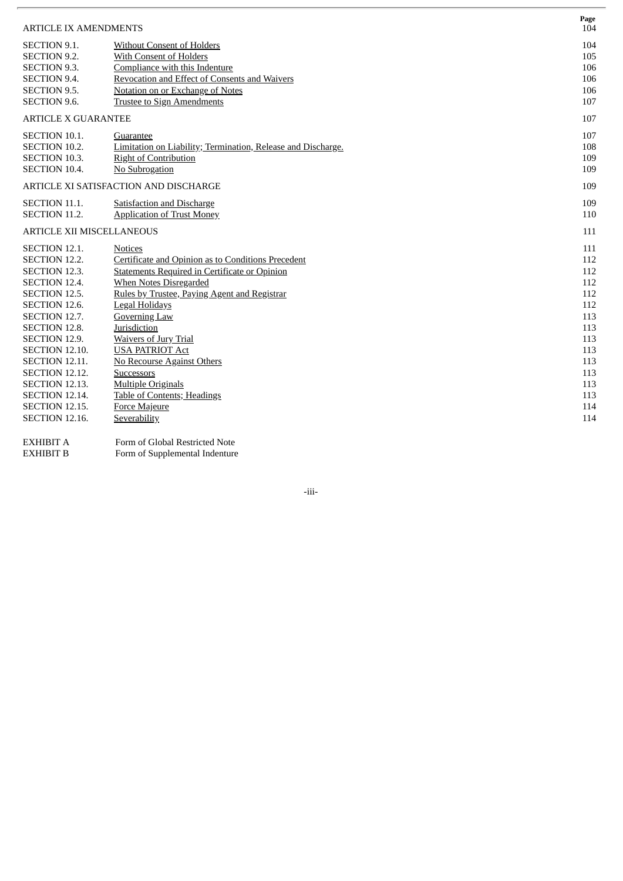| | | Page |
|---|---|---|
| ARTICLE IX AMENDMENTS | | 104 |
| SECTION 9.1. | Without Consent of Holders | 104 |
| SECTION 9.2. | With Consent of Holders | 105 |
| SECTION 9.3. | Compliance with this Indenture | 106 |
| SECTION 9.4. | Revocation and Effect of Consents and Waivers | 106 |
| SECTION 9.5. | Notation on or Exchange of Notes | 106 |
| SECTION 9.6. | Trustee to Sign Amendments | 107 |
| ARTICLE X GUARANTEE | | 107 |
| SECTION 10.1. | Guarantee | 107 |
| SECTION 10.2. | Limitation on Liability; Termination, Release and Discharge. | 108 |
| SECTION 10.3. | Right of Contribution | 109 |
| SECTION 10.4. | No Subrogation | 109 |
| ARTICLE XI SATISFACTION AND DISCHARGE | | 109 |
| SECTION 11.1. | Satisfaction and Discharge | 109 |
| SECTION 11.2. | Application of Trust Money | 110 |
| ARTICLE XII MISCELLANEOUS | | 111 |
| SECTION 12.1. | Notices | 111 |
| SECTION 12.2. | Certificate and Opinion as to Conditions Precedent | 112 |
| SECTION 12.3. | Statements Required in Certificate or Opinion | 112 |
| SECTION 12.4. | When Notes Disregarded | 112 |
| SECTION 12.5. | Rules by Trustee, Paying Agent and Registrar | 112 |
| SECTION 12.6. | Legal Holidays | 112 |
| SECTION 12.7. | Governing Law | 113 |
| SECTION 12.8. | Jurisdiction | 113 |
| SECTION 12.9. | Waivers of Jury Trial | 113 |
| SECTION 12.10. | USA PATRIOT Act | 113 |
| SECTION 12.11. | No Recourse Against Others | 113 |
| SECTION 12.12. | Successors | 113 |
| SECTION 12.13. | Multiple Originals | 113 |
| SECTION 12.14. | Table of Contents; Headings | 113 |
| SECTION 12.15. | Force Majeure | 114 |
| SECTION 12.16. | Severability | 114 |

| | |
|---|---|
| EXHIBIT A | Form of Global Restricted Note |
| EXHIBIT B | Form of Supplemental Indenture |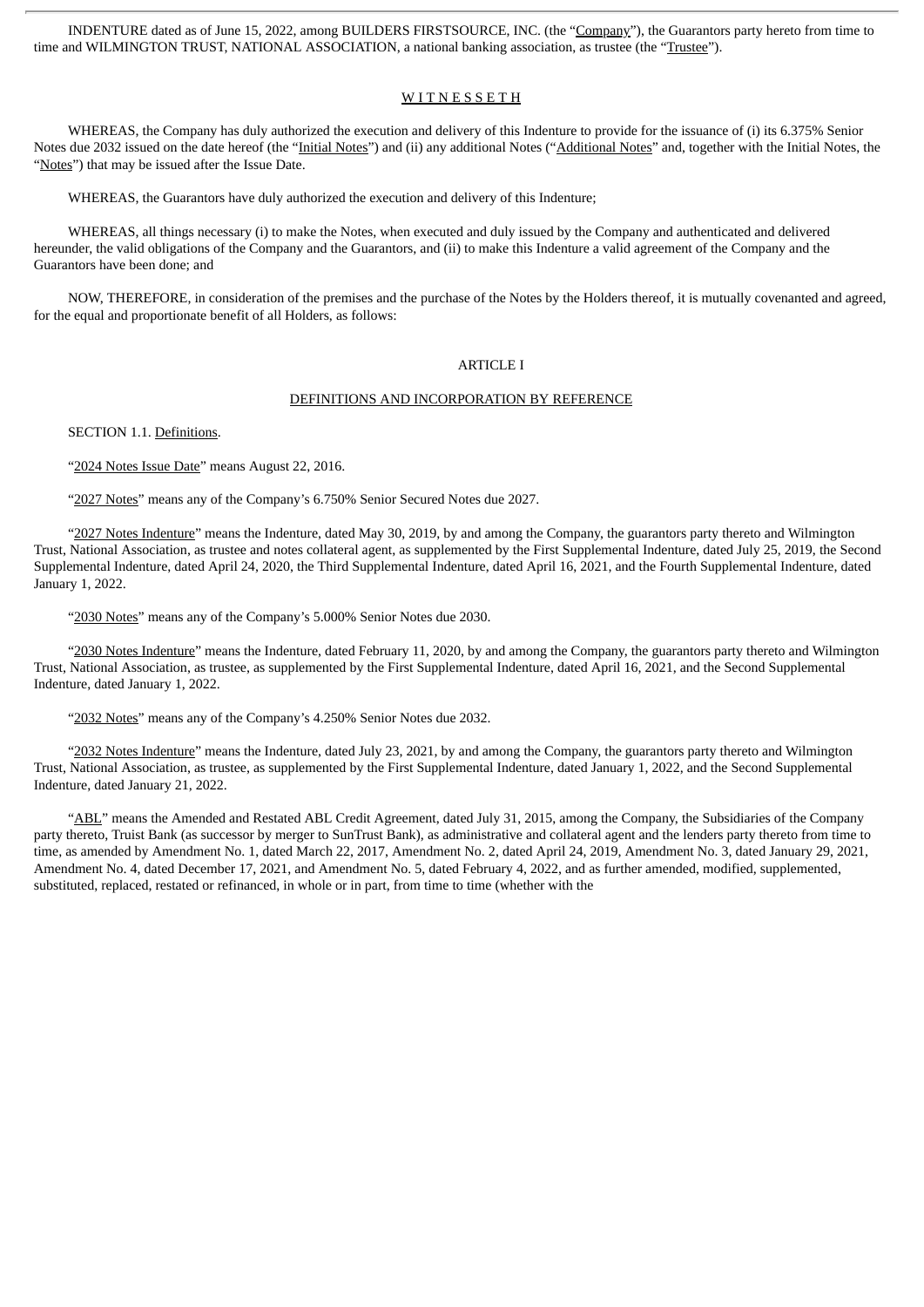INDENTURE dated as of June 15, 2022, among BUILDERS FIRSTSOURCE, INC. (the "Company"), the Guarantors party hereto from time to time and WILMINGTON TRUST, NATIONAL ASSOCIATION, a national banking association, as trustee (the "Trustee").

W I T N E S S E T H

WHEREAS, the Company has duly authorized the execution and delivery of this Indenture to provide for the issuance of (i) its 6.375% Senior Notes due 2032 issued on the date hereof (the "Initial Notes") and (ii) any additional Notes ("Additional Notes" and, together with the Initial Notes, the "Notes") that may be issued after the Issue Date.

WHEREAS, the Guarantors have duly authorized the execution and delivery of this Indenture;

WHEREAS, all things necessary (i) to make the Notes, when executed and duly issued by the Company and authenticated and delivered hereunder, the valid obligations of the Company and the Guarantors, and (ii) to make this Indenture a valid agreement of the Company and the Guarantors have been done; and

NOW, THEREFORE, in consideration of the premises and the purchase of the Notes by the Holders thereof, it is mutually covenanted and agreed, for the equal and proportionate benefit of all Holders, as follows:

ARTICLE I

DEFINITIONS AND INCORPORATION BY REFERENCE

SECTION 1.1. Definitions.

"2024 Notes Issue Date" means August 22, 2016.

"2027 Notes" means any of the Company's 6.750% Senior Secured Notes due 2027.

"2027 Notes Indenture" means the Indenture, dated May 30, 2019, by and among the Company, the guarantors party thereto and Wilmington Trust, National Association, as trustee and notes collateral agent, as supplemented by the First Supplemental Indenture, dated July 25, 2019, the Second Supplemental Indenture, dated April 24, 2020, the Third Supplemental Indenture, dated April 16, 2021, and the Fourth Supplemental Indenture, dated January 1, 2022.

"2030 Notes" means any of the Company's 5.000% Senior Notes due 2030.

"2030 Notes Indenture" means the Indenture, dated February 11, 2020, by and among the Company, the guarantors party thereto and Wilmington Trust, National Association, as trustee, as supplemented by the First Supplemental Indenture, dated April 16, 2021, and the Second Supplemental Indenture, dated January 1, 2022.

"2032 Notes" means any of the Company's 4.250% Senior Notes due 2032.

"2032 Notes Indenture" means the Indenture, dated July 23, 2021, by and among the Company, the guarantors party thereto and Wilmington Trust, National Association, as trustee, as supplemented by the First Supplemental Indenture, dated January 1, 2022, and the Second Supplemental Indenture, dated January 21, 2022.

"ABL" means the Amended and Restated ABL Credit Agreement, dated July 31, 2015, among the Company, the Subsidiaries of the Company party thereto, Truist Bank (as successor by merger to SunTrust Bank), as administrative and collateral agent and the lenders party thereto from time to time, as amended by Amendment No. 1, dated March 22, 2017, Amendment No. 2, dated April 24, 2019, Amendment No. 3, dated January 29, 2021, Amendment No. 4, dated December 17, 2021, and Amendment No. 5, dated February 4, 2022, and as further amended, modified, supplemented, substituted, replaced, restated or refinanced, in whole or in part, from time to time (whether with the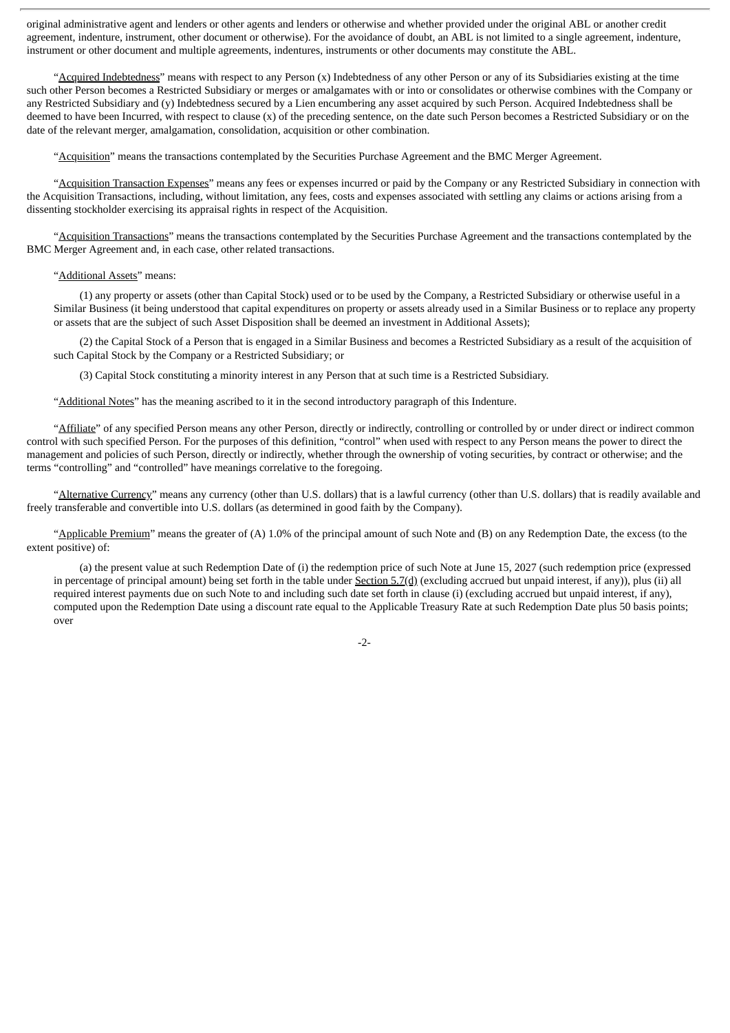original administrative agent and lenders or other agents and lenders or otherwise and whether provided under the original ABL or another credit agreement, indenture, instrument, other document or otherwise). For the avoidance of doubt, an ABL is not limited to a single agreement, indenture, instrument or other document and multiple agreements, indentures, instruments or other documents may constitute the ABL.

"Acquired Indebtedness" means with respect to any Person (x) Indebtedness of any other Person or any of its Subsidiaries existing at the time such other Person becomes a Restricted Subsidiary or merges or amalgamates with or into or consolidates or otherwise combines with the Company or any Restricted Subsidiary and (y) Indebtedness secured by a Lien encumbering any asset acquired by such Person. Acquired Indebtedness shall be deemed to have been Incurred, with respect to clause (x) of the preceding sentence, on the date such Person becomes a Restricted Subsidiary or on the date of the relevant merger, amalgamation, consolidation, acquisition or other combination.

"Acquisition" means the transactions contemplated by the Securities Purchase Agreement and the BMC Merger Agreement.

"Acquisition Transaction Expenses" means any fees or expenses incurred or paid by the Company or any Restricted Subsidiary in connection with the Acquisition Transactions, including, without limitation, any fees, costs and expenses associated with settling any claims or actions arising from a dissenting stockholder exercising its appraisal rights in respect of the Acquisition.

"Acquisition Transactions" means the transactions contemplated by the Securities Purchase Agreement and the transactions contemplated by the BMC Merger Agreement and, in each case, other related transactions.

"Additional Assets" means:

(1) any property or assets (other than Capital Stock) used or to be used by the Company, a Restricted Subsidiary or otherwise useful in a Similar Business (it being understood that capital expenditures on property or assets already used in a Similar Business or to replace any property or assets that are the subject of such Asset Disposition shall be deemed an investment in Additional Assets);

(2) the Capital Stock of a Person that is engaged in a Similar Business and becomes a Restricted Subsidiary as a result of the acquisition of such Capital Stock by the Company or a Restricted Subsidiary; or

(3) Capital Stock constituting a minority interest in any Person that at such time is a Restricted Subsidiary.

"Additional Notes" has the meaning ascribed to it in the second introductory paragraph of this Indenture.

"Affiliate" of any specified Person means any other Person, directly or indirectly, controlling or controlled by or under direct or indirect common control with such specified Person. For the purposes of this definition, "control" when used with respect to any Person means the power to direct the management and policies of such Person, directly or indirectly, whether through the ownership of voting securities, by contract or otherwise; and the terms "controlling" and "controlled" have meanings correlative to the foregoing.

"Alternative Currency" means any currency (other than U.S. dollars) that is a lawful currency (other than U.S. dollars) that is readily available and freely transferable and convertible into U.S. dollars (as determined in good faith by the Company).

"Applicable Premium" means the greater of (A) 1.0% of the principal amount of such Note and (B) on any Redemption Date, the excess (to the extent positive) of:

(a) the present value at such Redemption Date of (i) the redemption price of such Note at June 15, 2027 (such redemption price (expressed in percentage of principal amount) being set forth in the table under Section 5.7(d) (excluding accrued but unpaid interest, if any)), plus (ii) all required interest payments due on such Note to and including such date set forth in clause (i) (excluding accrued but unpaid interest, if any), computed upon the Redemption Date using a discount rate equal to the Applicable Treasury Rate at such Redemption Date plus 50 basis points; over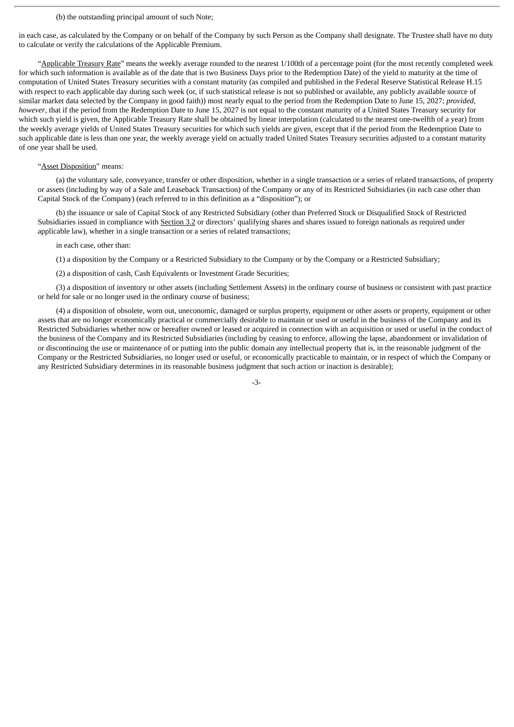(b) the outstanding principal amount of such Note;

in each case, as calculated by the Company or on behalf of the Company by such Person as the Company shall designate. The Trustee shall have no duty to calculate or verify the calculations of the Applicable Premium.

"Applicable Treasury Rate" means the weekly average rounded to the nearest 1/100th of a percentage point (for the most recently completed week for which such information is available as of the date that is two Business Days prior to the Redemption Date) of the yield to maturity at the time of computation of United States Treasury securities with a constant maturity (as compiled and published in the Federal Reserve Statistical Release H.15 with respect to each applicable day during such week (or, if such statistical release is not so published or available, any publicly available source of similar market data selected by the Company in good faith)) most nearly equal to the period from the Redemption Date to June 15, 2027; *provided, however*, that if the period from the Redemption Date to June 15, 2027 is not equal to the constant maturity of a United States Treasury security for which such yield is given, the Applicable Treasury Rate shall be obtained by linear interpolation (calculated to the nearest one-twelfth of a year) from the weekly average yields of United States Treasury securities for which such yields are given, except that if the period from the Redemption Date to such applicable date is less than one year, the weekly average yield on actually traded United States Treasury securities adjusted to a constant maturity of one year shall be used.

"Asset Disposition" means:

(a) the voluntary sale, conveyance, transfer or other disposition, whether in a single transaction or a series of related transactions, of property or assets (including by way of a Sale and Leaseback Transaction) of the Company or any of its Restricted Subsidiaries (in each case other than Capital Stock of the Company) (each referred to in this definition as a "disposition"); or

(b) the issuance or sale of Capital Stock of any Restricted Subsidiary (other than Preferred Stock or Disqualified Stock of Restricted Subsidiaries issued in compliance with Section 3.2 or directors' qualifying shares and shares issued to foreign nationals as required under applicable law), whether in a single transaction or a series of related transactions;

in each case, other than:

(1) a disposition by the Company or a Restricted Subsidiary to the Company or by the Company or a Restricted Subsidiary;

(2) a disposition of cash, Cash Equivalents or Investment Grade Securities;

(3) a disposition of inventory or other assets (including Settlement Assets) in the ordinary course of business or consistent with past practice or held for sale or no longer used in the ordinary course of business;

(4) a disposition of obsolete, worn out, uneconomic, damaged or surplus property, equipment or other assets or property, equipment or other assets that are no longer economically practical or commercially desirable to maintain or used or useful in the business of the Company and its Restricted Subsidiaries whether now or hereafter owned or leased or acquired in connection with an acquisition or used or useful in the conduct of the business of the Company and its Restricted Subsidiaries (including by ceasing to enforce, allowing the lapse, abandonment or invalidation of or discontinuing the use or maintenance of or putting into the public domain any intellectual property that is, in the reasonable judgment of the Company or the Restricted Subsidiaries, no longer used or useful, or economically practicable to maintain, or in respect of which the Company or any Restricted Subsidiary determines in its reasonable business judgment that such action or inaction is desirable);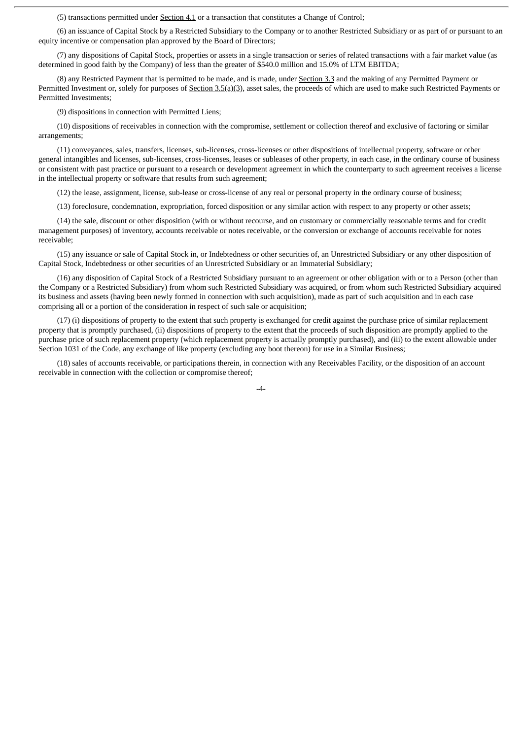(5) transactions permitted under Section 4.1 or a transaction that constitutes a Change of Control;

(6) an issuance of Capital Stock by a Restricted Subsidiary to the Company or to another Restricted Subsidiary or as part of or pursuant to an equity incentive or compensation plan approved by the Board of Directors;

(7) any dispositions of Capital Stock, properties or assets in a single transaction or series of related transactions with a fair market value (as determined in good faith by the Company) of less than the greater of $540.0 million and 15.0% of LTM EBITDA;

(8) any Restricted Payment that is permitted to be made, and is made, under Section 3.3 and the making of any Permitted Payment or Permitted Investment or, solely for purposes of Section 3.5(a)(3), asset sales, the proceeds of which are used to make such Restricted Payments or Permitted Investments;

(9) dispositions in connection with Permitted Liens;

(10) dispositions of receivables in connection with the compromise, settlement or collection thereof and exclusive of factoring or similar arrangements;

(11) conveyances, sales, transfers, licenses, sub-licenses, cross-licenses or other dispositions of intellectual property, software or other general intangibles and licenses, sub-licenses, cross-licenses, leases or subleases of other property, in each case, in the ordinary course of business or consistent with past practice or pursuant to a research or development agreement in which the counterparty to such agreement receives a license in the intellectual property or software that results from such agreement;

(12) the lease, assignment, license, sub-lease or cross-license of any real or personal property in the ordinary course of business;

(13) foreclosure, condemnation, expropriation, forced disposition or any similar action with respect to any property or other assets;

(14) the sale, discount or other disposition (with or without recourse, and on customary or commercially reasonable terms and for credit management purposes) of inventory, accounts receivable or notes receivable, or the conversion or exchange of accounts receivable for notes receivable;

(15) any issuance or sale of Capital Stock in, or Indebtedness or other securities of, an Unrestricted Subsidiary or any other disposition of Capital Stock, Indebtedness or other securities of an Unrestricted Subsidiary or an Immaterial Subsidiary;

(16) any disposition of Capital Stock of a Restricted Subsidiary pursuant to an agreement or other obligation with or to a Person (other than the Company or a Restricted Subsidiary) from whom such Restricted Subsidiary was acquired, or from whom such Restricted Subsidiary acquired its business and assets (having been newly formed in connection with such acquisition), made as part of such acquisition and in each case comprising all or a portion of the consideration in respect of such sale or acquisition;

(17) (i) dispositions of property to the extent that such property is exchanged for credit against the purchase price of similar replacement property that is promptly purchased, (ii) dispositions of property to the extent that the proceeds of such disposition are promptly applied to the purchase price of such replacement property (which replacement property is actually promptly purchased), and (iii) to the extent allowable under Section 1031 of the Code, any exchange of like property (excluding any boot thereon) for use in a Similar Business;

(18) sales of accounts receivable, or participations therein, in connection with any Receivables Facility, or the disposition of an account receivable in connection with the collection or compromise thereof;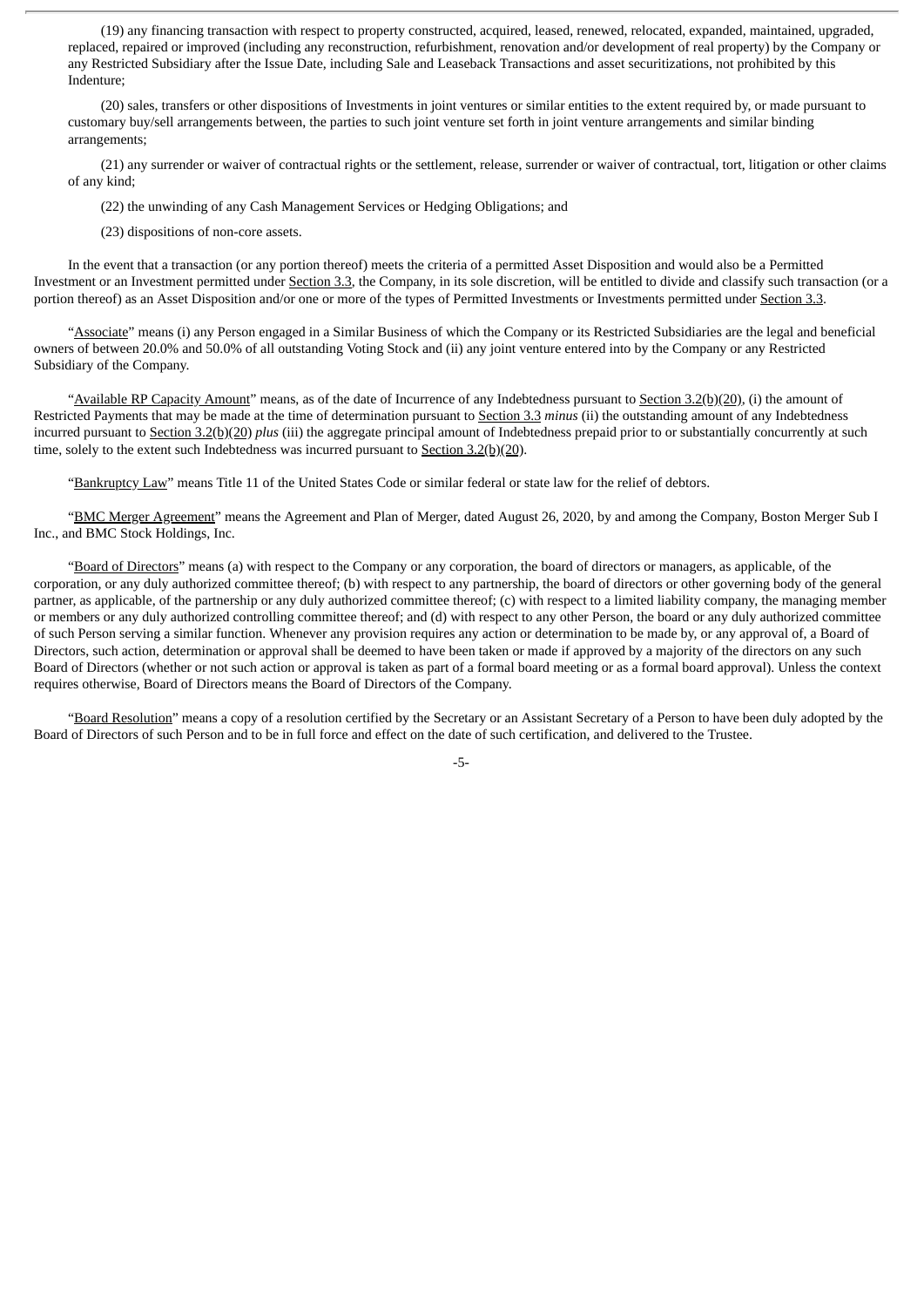(19) any financing transaction with respect to property constructed, acquired, leased, renewed, relocated, expanded, maintained, upgraded, replaced, repaired or improved (including any reconstruction, refurbishment, renovation and/or development of real property) by the Company or any Restricted Subsidiary after the Issue Date, including Sale and Leaseback Transactions and asset securitizations, not prohibited by this Indenture;

(20) sales, transfers or other dispositions of Investments in joint ventures or similar entities to the extent required by, or made pursuant to customary buy/sell arrangements between, the parties to such joint venture set forth in joint venture arrangements and similar binding arrangements;

(21) any surrender or waiver of contractual rights or the settlement, release, surrender or waiver of contractual, tort, litigation or other claims of any kind;

(22) the unwinding of any Cash Management Services or Hedging Obligations; and

(23) dispositions of non-core assets.

In the event that a transaction (or any portion thereof) meets the criteria of a permitted Asset Disposition and would also be a Permitted Investment or an Investment permitted under Section 3.3, the Company, in its sole discretion, will be entitled to divide and classify such transaction (or a portion thereof) as an Asset Disposition and/or one or more of the types of Permitted Investments or Investments permitted under Section 3.3.

"Associate" means (i) any Person engaged in a Similar Business of which the Company or its Restricted Subsidiaries are the legal and beneficial owners of between 20.0% and 50.0% of all outstanding Voting Stock and (ii) any joint venture entered into by the Company or any Restricted Subsidiary of the Company.

"Available RP Capacity Amount" means, as of the date of Incurrence of any Indebtedness pursuant to Section 3.2(b)(20), (i) the amount of Restricted Payments that may be made at the time of determination pursuant to Section 3.3 *minus* (ii) the outstanding amount of any Indebtedness incurred pursuant to Section 3.2(b)(20) *plus* (iii) the aggregate principal amount of Indebtedness prepaid prior to or substantially concurrently at such time, solely to the extent such Indebtedness was incurred pursuant to Section 3.2(b)(20).

"Bankruptcy Law" means Title 11 of the United States Code or similar federal or state law for the relief of debtors.

"BMC Merger Agreement" means the Agreement and Plan of Merger, dated August 26, 2020, by and among the Company, Boston Merger Sub I Inc., and BMC Stock Holdings, Inc.

"Board of Directors" means (a) with respect to the Company or any corporation, the board of directors or managers, as applicable, of the corporation, or any duly authorized committee thereof; (b) with respect to any partnership, the board of directors or other governing body of the general partner, as applicable, of the partnership or any duly authorized committee thereof; (c) with respect to a limited liability company, the managing member or members or any duly authorized controlling committee thereof; and (d) with respect to any other Person, the board or any duly authorized committee of such Person serving a similar function. Whenever any provision requires any action or determination to be made by, or any approval of, a Board of Directors, such action, determination or approval shall be deemed to have been taken or made if approved by a majority of the directors on any such Board of Directors (whether or not such action or approval is taken as part of a formal board meeting or as a formal board approval). Unless the context requires otherwise, Board of Directors means the Board of Directors of the Company.

"Board Resolution" means a copy of a resolution certified by the Secretary or an Assistant Secretary of a Person to have been duly adopted by the Board of Directors of such Person and to be in full force and effect on the date of such certification, and delivered to the Trustee.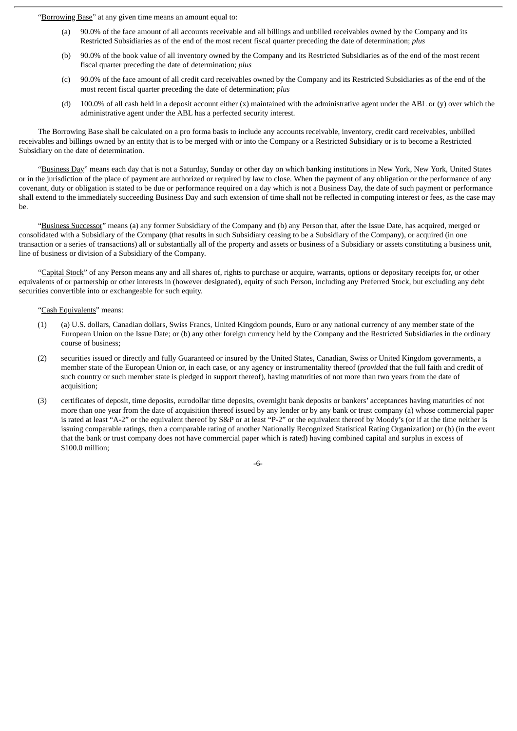"Borrowing Base" at any given time means an amount equal to:

(a) 90.0% of the face amount of all accounts receivable and all billings and unbilled receivables owned by the Company and its Restricted Subsidiaries as of the end of the most recent fiscal quarter preceding the date of determination; *plus*

(b) 90.0% of the book value of all inventory owned by the Company and its Restricted Subsidiaries as of the end of the most recent fiscal quarter preceding the date of determination; *plus*

(c) 90.0% of the face amount of all credit card receivables owned by the Company and its Restricted Subsidiaries as of the end of the most recent fiscal quarter preceding the date of determination; *plus*

(d) 100.0% of all cash held in a deposit account either (x) maintained with the administrative agent under the ABL or (y) over which the administrative agent under the ABL has a perfected security interest.

The Borrowing Base shall be calculated on a pro forma basis to include any accounts receivable, inventory, credit card receivables, unbilled receivables and billings owned by an entity that is to be merged with or into the Company or a Restricted Subsidiary or is to become a Restricted Subsidiary on the date of determination.

"Business Day" means each day that is not a Saturday, Sunday or other day on which banking institutions in New York, New York, United States or in the jurisdiction of the place of payment are authorized or required by law to close. When the payment of any obligation or the performance of any covenant, duty or obligation is stated to be due or performance required on a day which is not a Business Day, the date of such payment or performance shall extend to the immediately succeeding Business Day and such extension of time shall not be reflected in computing interest or fees, as the case may be.

"Business Successor" means (a) any former Subsidiary of the Company and (b) any Person that, after the Issue Date, has acquired, merged or consolidated with a Subsidiary of the Company (that results in such Subsidiary ceasing to be a Subsidiary of the Company), or acquired (in one transaction or a series of transactions) all or substantially all of the property and assets or business of a Subsidiary or assets constituting a business unit, line of business or division of a Subsidiary of the Company.

"Capital Stock" of any Person means any and all shares of, rights to purchase or acquire, warrants, options or depositary receipts for, or other equivalents of or partnership or other interests in (however designated), equity of such Person, including any Preferred Stock, but excluding any debt securities convertible into or exchangeable for such equity.

"Cash Equivalents" means:

(1) (a) U.S. dollars, Canadian dollars, Swiss Francs, United Kingdom pounds, Euro or any national currency of any member state of the European Union on the Issue Date; or (b) any other foreign currency held by the Company and the Restricted Subsidiaries in the ordinary course of business;

(2) securities issued or directly and fully Guaranteed or insured by the United States, Canadian, Swiss or United Kingdom governments, a member state of the European Union or, in each case, or any agency or instrumentality thereof (*provided* that the full faith and credit of such country or such member state is pledged in support thereof), having maturities of not more than two years from the date of acquisition;

(3) certificates of deposit, time deposits, eurodollar time deposits, overnight bank deposits or bankers' acceptances having maturities of not more than one year from the date of acquisition thereof issued by any lender or by any bank or trust company (a) whose commercial paper is rated at least "A-2" or the equivalent thereof by S&P or at least "P-2" or the equivalent thereof by Moody's (or if at the time neither is issuing comparable ratings, then a comparable rating of another Nationally Recognized Statistical Rating Organization) or (b) (in the event that the bank or trust company does not have commercial paper which is rated) having combined capital and surplus in excess of $100.0 million;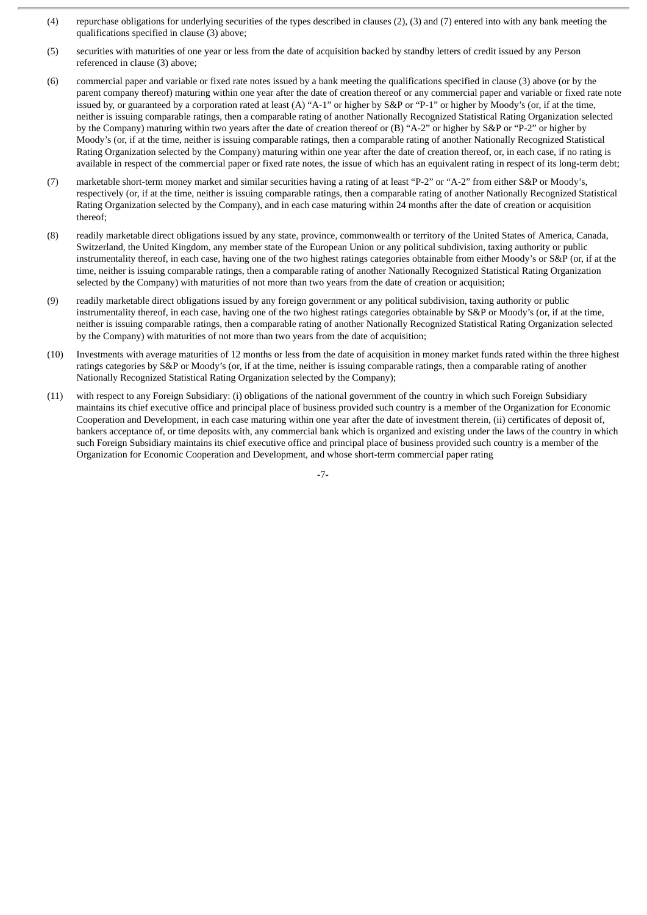(4) repurchase obligations for underlying securities of the types described in clauses (2), (3) and (7) entered into with any bank meeting the qualifications specified in clause (3) above;

(5) securities with maturities of one year or less from the date of acquisition backed by standby letters of credit issued by any Person referenced in clause (3) above;

(6) commercial paper and variable or fixed rate notes issued by a bank meeting the qualifications specified in clause (3) above (or by the parent company thereof) maturing within one year after the date of creation thereof or any commercial paper and variable or fixed rate note issued by, or guaranteed by a corporation rated at least (A) "A-1" or higher by S&P or "P-1" or higher by Moody's (or, if at the time, neither is issuing comparable ratings, then a comparable rating of another Nationally Recognized Statistical Rating Organization selected by the Company) maturing within two years after the date of creation thereof or (B) "A-2" or higher by S&P or "P-2" or higher by Moody's (or, if at the time, neither is issuing comparable ratings, then a comparable rating of another Nationally Recognized Statistical Rating Organization selected by the Company) maturing within one year after the date of creation thereof, or, in each case, if no rating is available in respect of the commercial paper or fixed rate notes, the issue of which has an equivalent rating in respect of its long-term debt;

(7) marketable short-term money market and similar securities having a rating of at least "P-2" or "A-2" from either S&P or Moody's, respectively (or, if at the time, neither is issuing comparable ratings, then a comparable rating of another Nationally Recognized Statistical Rating Organization selected by the Company), and in each case maturing within 24 months after the date of creation or acquisition thereof;

(8) readily marketable direct obligations issued by any state, province, commonwealth or territory of the United States of America, Canada, Switzerland, the United Kingdom, any member state of the European Union or any political subdivision, taxing authority or public instrumentality thereof, in each case, having one of the two highest ratings categories obtainable from either Moody's or S&P (or, if at the time, neither is issuing comparable ratings, then a comparable rating of another Nationally Recognized Statistical Rating Organization selected by the Company) with maturities of not more than two years from the date of creation or acquisition;

(9) readily marketable direct obligations issued by any foreign government or any political subdivision, taxing authority or public instrumentality thereof, in each case, having one of the two highest ratings categories obtainable by S&P or Moody's (or, if at the time, neither is issuing comparable ratings, then a comparable rating of another Nationally Recognized Statistical Rating Organization selected by the Company) with maturities of not more than two years from the date of acquisition;

(10) Investments with average maturities of 12 months or less from the date of acquisition in money market funds rated within the three highest ratings categories by S&P or Moody's (or, if at the time, neither is issuing comparable ratings, then a comparable rating of another Nationally Recognized Statistical Rating Organization selected by the Company);

(11) with respect to any Foreign Subsidiary: (i) obligations of the national government of the country in which such Foreign Subsidiary maintains its chief executive office and principal place of business provided such country is a member of the Organization for Economic Cooperation and Development, in each case maturing within one year after the date of investment therein, (ii) certificates of deposit of, bankers acceptance of, or time deposits with, any commercial bank which is organized and existing under the laws of the country in which such Foreign Subsidiary maintains its chief executive office and principal place of business provided such country is a member of the Organization for Economic Cooperation and Development, and whose short-term commercial paper rating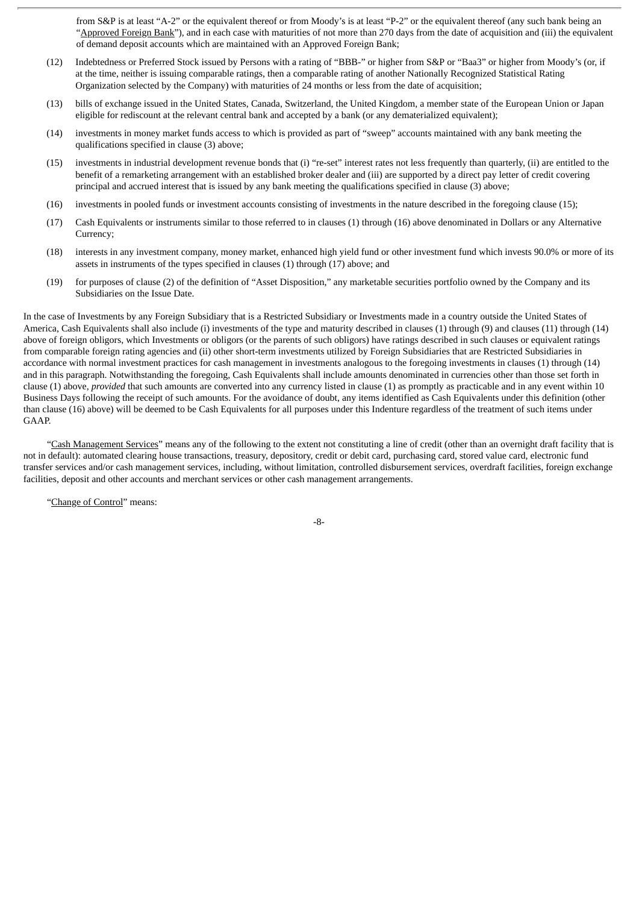from S&P is at least "A-2" or the equivalent thereof or from Moody's is at least "P-2" or the equivalent thereof (any such bank being an "Approved Foreign Bank"), and in each case with maturities of not more than 270 days from the date of acquisition and (iii) the equivalent of demand deposit accounts which are maintained with an Approved Foreign Bank;

(12) Indebtedness or Preferred Stock issued by Persons with a rating of "BBB-" or higher from S&P or "Baa3" or higher from Moody's (or, if at the time, neither is issuing comparable ratings, then a comparable rating of another Nationally Recognized Statistical Rating Organization selected by the Company) with maturities of 24 months or less from the date of acquisition;

(13) bills of exchange issued in the United States, Canada, Switzerland, the United Kingdom, a member state of the European Union or Japan eligible for rediscount at the relevant central bank and accepted by a bank (or any dematerialized equivalent);

(14) investments in money market funds access to which is provided as part of "sweep" accounts maintained with any bank meeting the qualifications specified in clause (3) above;

(15) investments in industrial development revenue bonds that (i) "re-set" interest rates not less frequently than quarterly, (ii) are entitled to the benefit of a remarketing arrangement with an established broker dealer and (iii) are supported by a direct pay letter of credit covering principal and accrued interest that is issued by any bank meeting the qualifications specified in clause (3) above;

(16) investments in pooled funds or investment accounts consisting of investments in the nature described in the foregoing clause (15);

(17) Cash Equivalents or instruments similar to those referred to in clauses (1) through (16) above denominated in Dollars or any Alternative Currency;

(18) interests in any investment company, money market, enhanced high yield fund or other investment fund which invests 90.0% or more of its assets in instruments of the types specified in clauses (1) through (17) above; and

(19) for purposes of clause (2) of the definition of "Asset Disposition," any marketable securities portfolio owned by the Company and its Subsidiaries on the Issue Date.

In the case of Investments by any Foreign Subsidiary that is a Restricted Subsidiary or Investments made in a country outside the United States of America, Cash Equivalents shall also include (i) investments of the type and maturity described in clauses (1) through (9) and clauses (11) through (14) above of foreign obligors, which Investments or obligors (or the parents of such obligors) have ratings described in such clauses or equivalent ratings from comparable foreign rating agencies and (ii) other short-term investments utilized by Foreign Subsidiaries that are Restricted Subsidiaries in accordance with normal investment practices for cash management in investments analogous to the foregoing investments in clauses (1) through (14) and in this paragraph. Notwithstanding the foregoing, Cash Equivalents shall include amounts denominated in currencies other than those set forth in clause (1) above, *provided* that such amounts are converted into any currency listed in clause (1) as promptly as practicable and in any event within 10 Business Days following the receipt of such amounts. For the avoidance of doubt, any items identified as Cash Equivalents under this definition (other than clause (16) above) will be deemed to be Cash Equivalents for all purposes under this Indenture regardless of the treatment of such items under GAAP.

"Cash Management Services" means any of the following to the extent not constituting a line of credit (other than an overnight draft facility that is not in default): automated clearing house transactions, treasury, depository, credit or debit card, purchasing card, stored value card, electronic fund transfer services and/or cash management services, including, without limitation, controlled disbursement services, overdraft facilities, foreign exchange facilities, deposit and other accounts and merchant services or other cash management arrangements.

"Change of Control" means: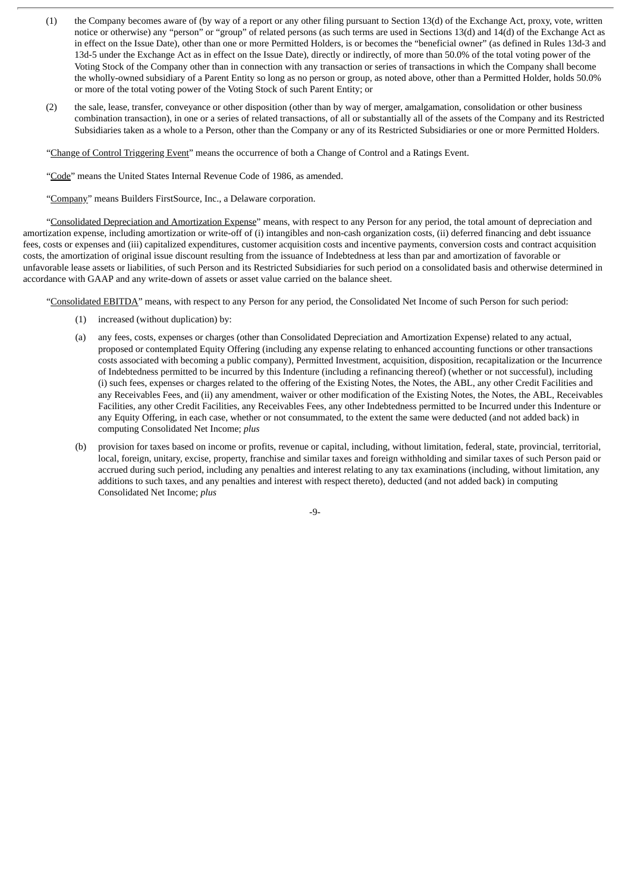(1) the Company becomes aware of (by way of a report or any other filing pursuant to Section 13(d) of the Exchange Act, proxy, vote, written notice or otherwise) any "person" or "group" of related persons (as such terms are used in Sections 13(d) and 14(d) of the Exchange Act as in effect on the Issue Date), other than one or more Permitted Holders, is or becomes the "beneficial owner" (as defined in Rules 13d-3 and 13d-5 under the Exchange Act as in effect on the Issue Date), directly or indirectly, of more than 50.0% of the total voting power of the Voting Stock of the Company other than in connection with any transaction or series of transactions in which the Company shall become the wholly-owned subsidiary of a Parent Entity so long as no person or group, as noted above, other than a Permitted Holder, holds 50.0% or more of the total voting power of the Voting Stock of such Parent Entity; or

(2) the sale, lease, transfer, conveyance or other disposition (other than by way of merger, amalgamation, consolidation or other business combination transaction), in one or a series of related transactions, of all or substantially all of the assets of the Company and its Restricted Subsidiaries taken as a whole to a Person, other than the Company or any of its Restricted Subsidiaries or one or more Permitted Holders.

"Change of Control Triggering Event" means the occurrence of both a Change of Control and a Ratings Event.

"Code" means the United States Internal Revenue Code of 1986, as amended.

"Company" means Builders FirstSource, Inc., a Delaware corporation.

"Consolidated Depreciation and Amortization Expense" means, with respect to any Person for any period, the total amount of depreciation and amortization expense, including amortization or write-off of (i) intangibles and non-cash organization costs, (ii) deferred financing and debt issuance fees, costs or expenses and (iii) capitalized expenditures, customer acquisition costs and incentive payments, conversion costs and contract acquisition costs, the amortization of original issue discount resulting from the issuance of Indebtedness at less than par and amortization of favorable or unfavorable lease assets or liabilities, of such Person and its Restricted Subsidiaries for such period on a consolidated basis and otherwise determined in accordance with GAAP and any write-down of assets or asset value carried on the balance sheet.

"Consolidated EBITDA" means, with respect to any Person for any period, the Consolidated Net Income of such Person for such period:

(1) increased (without duplication) by:

(a) any fees, costs, expenses or charges (other than Consolidated Depreciation and Amortization Expense) related to any actual, proposed or contemplated Equity Offering (including any expense relating to enhanced accounting functions or other transactions costs associated with becoming a public company), Permitted Investment, acquisition, disposition, recapitalization or the Incurrence of Indebtedness permitted to be incurred by this Indenture (including a refinancing thereof) (whether or not successful), including (i) such fees, expenses or charges related to the offering of the Existing Notes, the Notes, the ABL, any other Credit Facilities and any Receivables Fees, and (ii) any amendment, waiver or other modification of the Existing Notes, the Notes, the ABL, Receivables Facilities, any other Credit Facilities, any Receivables Fees, any other Indebtedness permitted to be Incurred under this Indenture or any Equity Offering, in each case, whether or not consummated, to the extent the same were deducted (and not added back) in computing Consolidated Net Income; *plus*

(b) provision for taxes based on income or profits, revenue or capital, including, without limitation, federal, state, provincial, territorial, local, foreign, unitary, excise, property, franchise and similar taxes and foreign withholding and similar taxes of such Person paid or accrued during such period, including any penalties and interest relating to any tax examinations (including, without limitation, any additions to such taxes, and any penalties and interest with respect thereto), deducted (and not added back) in computing Consolidated Net Income; *plus*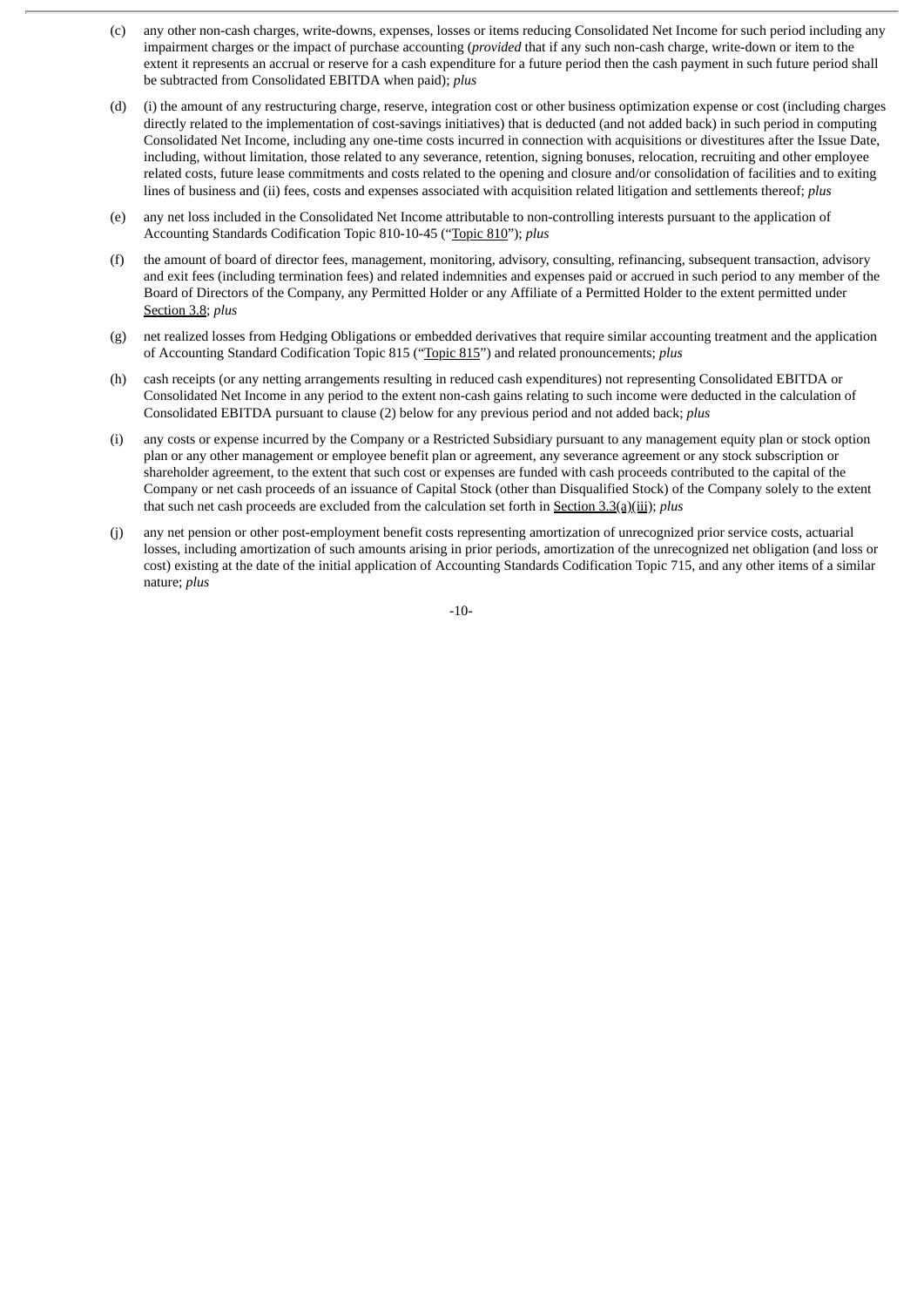(c) any other non-cash charges, write-downs, expenses, losses or items reducing Consolidated Net Income for such period including any impairment charges or the impact of purchase accounting (*provided* that if any such non-cash charge, write-down or item to the extent it represents an accrual or reserve for a cash expenditure for a future period then the cash payment in such future period shall be subtracted from Consolidated EBITDA when paid); *plus*

(d) (i) the amount of any restructuring charge, reserve, integration cost or other business optimization expense or cost (including charges directly related to the implementation of cost-savings initiatives) that is deducted (and not added back) in such period in computing Consolidated Net Income, including any one-time costs incurred in connection with acquisitions or divestitures after the Issue Date, including, without limitation, those related to any severance, retention, signing bonuses, relocation, recruiting and other employee related costs, future lease commitments and costs related to the opening and closure and/or consolidation of facilities and to exiting lines of business and (ii) fees, costs and expenses associated with acquisition related litigation and settlements thereof; *plus*

(e) any net loss included in the Consolidated Net Income attributable to non-controlling interests pursuant to the application of Accounting Standards Codification Topic 810-10-45 ("Topic 810"); *plus*

(f) the amount of board of director fees, management, monitoring, advisory, consulting, refinancing, subsequent transaction, advisory and exit fees (including termination fees) and related indemnities and expenses paid or accrued in such period to any member of the Board of Directors of the Company, any Permitted Holder or any Affiliate of a Permitted Holder to the extent permitted under Section 3.8; *plus*

(g) net realized losses from Hedging Obligations or embedded derivatives that require similar accounting treatment and the application of Accounting Standard Codification Topic 815 ("Topic 815") and related pronouncements; *plus*

(h) cash receipts (or any netting arrangements resulting in reduced cash expenditures) not representing Consolidated EBITDA or Consolidated Net Income in any period to the extent non-cash gains relating to such income were deducted in the calculation of Consolidated EBITDA pursuant to clause (2) below for any previous period and not added back; *plus*

(i) any costs or expense incurred by the Company or a Restricted Subsidiary pursuant to any management equity plan or stock option plan or any other management or employee benefit plan or agreement, any severance agreement or any stock subscription or shareholder agreement, to the extent that such cost or expenses are funded with cash proceeds contributed to the capital of the Company or net cash proceeds of an issuance of Capital Stock (other than Disqualified Stock) of the Company solely to the extent that such net cash proceeds are excluded from the calculation set forth in Section 3.3(a)(iii); *plus*

(j) any net pension or other post-employment benefit costs representing amortization of unrecognized prior service costs, actuarial losses, including amortization of such amounts arising in prior periods, amortization of the unrecognized net obligation (and loss or cost) existing at the date of the initial application of Accounting Standards Codification Topic 715, and any other items of a similar nature; *plus*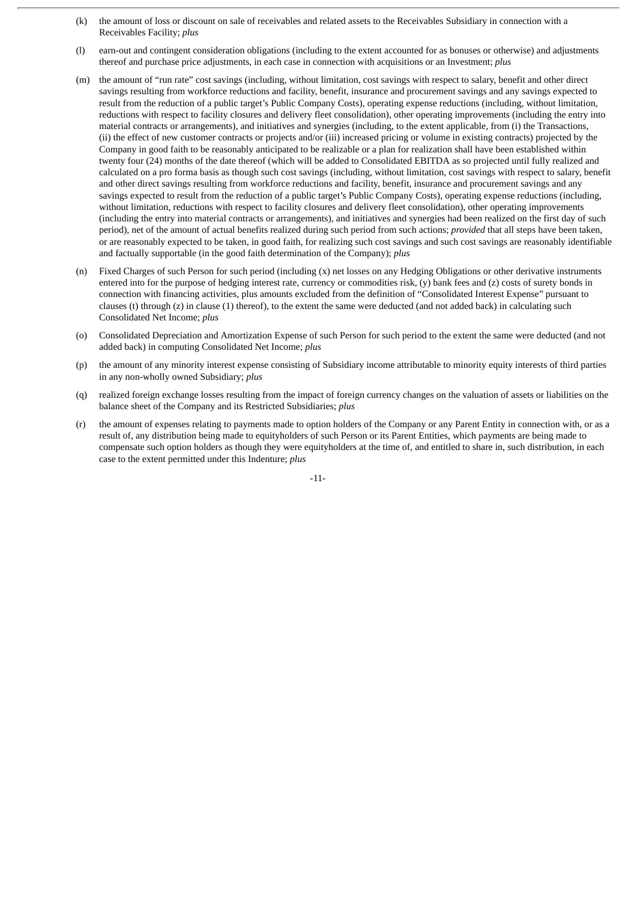(k) the amount of loss or discount on sale of receivables and related assets to the Receivables Subsidiary in connection with a Receivables Facility; *plus*

(l) earn-out and contingent consideration obligations (including to the extent accounted for as bonuses or otherwise) and adjustments thereof and purchase price adjustments, in each case in connection with acquisitions or an Investment; *plus*

(m) the amount of "run rate" cost savings (including, without limitation, cost savings with respect to salary, benefit and other direct savings resulting from workforce reductions and facility, benefit, insurance and procurement savings and any savings expected to result from the reduction of a public target's Public Company Costs), operating expense reductions (including, without limitation, reductions with respect to facility closures and delivery fleet consolidation), other operating improvements (including the entry into material contracts or arrangements), and initiatives and synergies (including, to the extent applicable, from (i) the Transactions, (ii) the effect of new customer contracts or projects and/or (iii) increased pricing or volume in existing contracts) projected by the Company in good faith to be reasonably anticipated to be realizable or a plan for realization shall have been established within twenty four (24) months of the date thereof (which will be added to Consolidated EBITDA as so projected until fully realized and calculated on a pro forma basis as though such cost savings (including, without limitation, cost savings with respect to salary, benefit and other direct savings resulting from workforce reductions and facility, benefit, insurance and procurement savings and any savings expected to result from the reduction of a public target's Public Company Costs), operating expense reductions (including, without limitation, reductions with respect to facility closures and delivery fleet consolidation), other operating improvements (including the entry into material contracts or arrangements), and initiatives and synergies had been realized on the first day of such period), net of the amount of actual benefits realized during such period from such actions; *provided* that all steps have been taken, or are reasonably expected to be taken, in good faith, for realizing such cost savings and such cost savings are reasonably identifiable and factually supportable (in the good faith determination of the Company); *plus*

(n) Fixed Charges of such Person for such period (including (x) net losses on any Hedging Obligations or other derivative instruments entered into for the purpose of hedging interest rate, currency or commodities risk, (y) bank fees and (z) costs of surety bonds in connection with financing activities, plus amounts excluded from the definition of "Consolidated Interest Expense" pursuant to clauses (t) through (z) in clause (1) thereof), to the extent the same were deducted (and not added back) in calculating such Consolidated Net Income; *plus*

(o) Consolidated Depreciation and Amortization Expense of such Person for such period to the extent the same were deducted (and not added back) in computing Consolidated Net Income; *plus*

(p) the amount of any minority interest expense consisting of Subsidiary income attributable to minority equity interests of third parties in any non-wholly owned Subsidiary; *plus*

(q) realized foreign exchange losses resulting from the impact of foreign currency changes on the valuation of assets or liabilities on the balance sheet of the Company and its Restricted Subsidiaries; *plus*

(r) the amount of expenses relating to payments made to option holders of the Company or any Parent Entity in connection with, or as a result of, any distribution being made to equityholders of such Person or its Parent Entities, which payments are being made to compensate such option holders as though they were equityholders at the time of, and entitled to share in, such distribution, in each case to the extent permitted under this Indenture; *plus*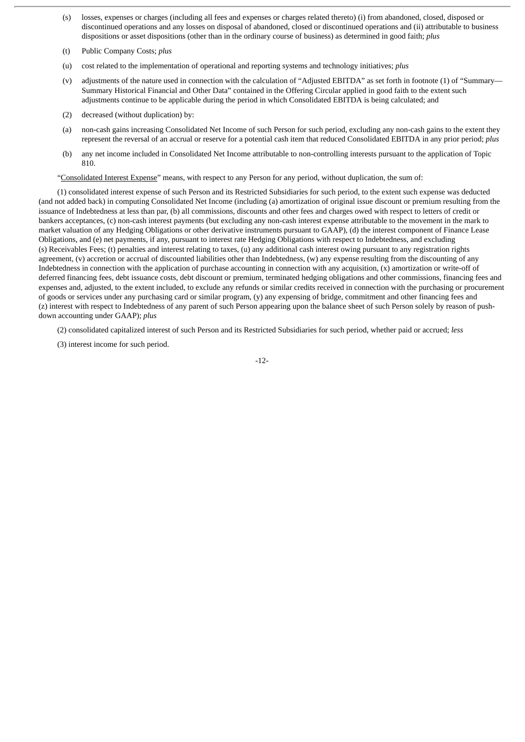(s) losses, expenses or charges (including all fees and expenses or charges related thereto) (i) from abandoned, closed, disposed or discontinued operations and any losses on disposal of abandoned, closed or discontinued operations and (ii) attributable to business dispositions or asset dispositions (other than in the ordinary course of business) as determined in good faith; *plus*

(t) Public Company Costs; *plus*

(u) cost related to the implementation of operational and reporting systems and technology initiatives; *plus*

(v) adjustments of the nature used in connection with the calculation of "Adjusted EBITDA" as set forth in footnote (1) of "Summary—Summary Historical Financial and Other Data" contained in the Offering Circular applied in good faith to the extent such adjustments continue to be applicable during the period in which Consolidated EBITDA is being calculated; and

(2) decreased (without duplication) by:

(a) non-cash gains increasing Consolidated Net Income of such Person for such period, excluding any non-cash gains to the extent they represent the reversal of an accrual or reserve for a potential cash item that reduced Consolidated EBITDA in any prior period; *plus*

(b) any net income included in Consolidated Net Income attributable to non-controlling interests pursuant to the application of Topic 810.

"Consolidated Interest Expense" means, with respect to any Person for any period, without duplication, the sum of:

(1) consolidated interest expense of such Person and its Restricted Subsidiaries for such period, to the extent such expense was deducted (and not added back) in computing Consolidated Net Income (including (a) amortization of original issue discount or premium resulting from the issuance of Indebtedness at less than par, (b) all commissions, discounts and other fees and charges owed with respect to letters of credit or bankers acceptances, (c) non-cash interest payments (but excluding any non-cash interest expense attributable to the movement in the mark to market valuation of any Hedging Obligations or other derivative instruments pursuant to GAAP), (d) the interest component of Finance Lease Obligations, and (e) net payments, if any, pursuant to interest rate Hedging Obligations with respect to Indebtedness, and excluding (s) Receivables Fees; (t) penalties and interest relating to taxes, (u) any additional cash interest owing pursuant to any registration rights agreement, (v) accretion or accrual of discounted liabilities other than Indebtedness, (w) any expense resulting from the discounting of any Indebtedness in connection with the application of purchase accounting in connection with any acquisition, (x) amortization or write-off of deferred financing fees, debt issuance costs, debt discount or premium, terminated hedging obligations and other commissions, financing fees and expenses and, adjusted, to the extent included, to exclude any refunds or similar credits received in connection with the purchasing or procurement of goods or services under any purchasing card or similar program, (y) any expensing of bridge, commitment and other financing fees and (z) interest with respect to Indebtedness of any parent of such Person appearing upon the balance sheet of such Person solely by reason of push-down accounting under GAAP); *plus*

(2) consolidated capitalized interest of such Person and its Restricted Subsidiaries for such period, whether paid or accrued; *less*

(3) interest income for such period.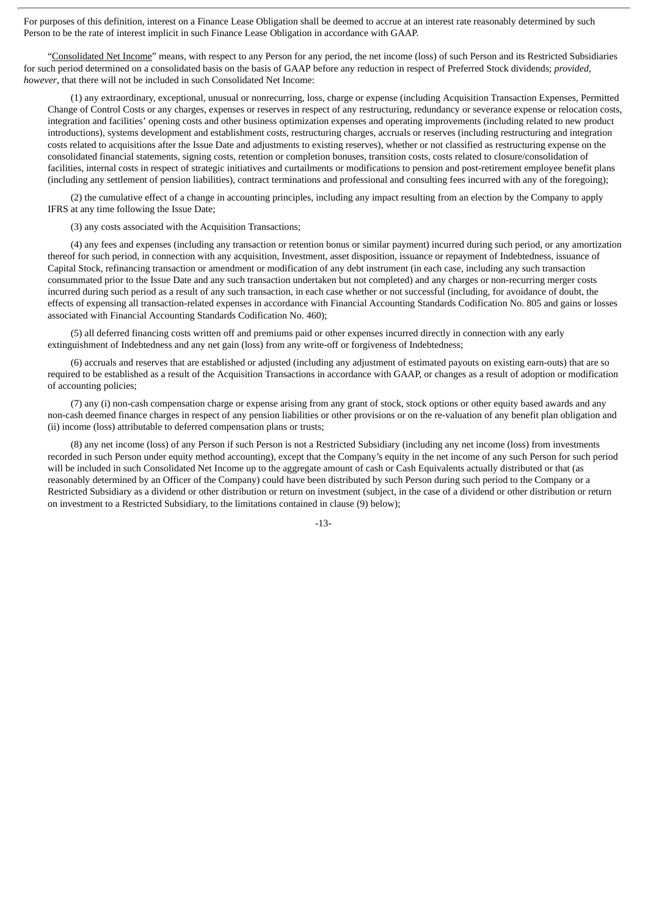For purposes of this definition, interest on a Finance Lease Obligation shall be deemed to accrue at an interest rate reasonably determined by such Person to be the rate of interest implicit in such Finance Lease Obligation in accordance with GAAP.

"Consolidated Net Income" means, with respect to any Person for any period, the net income (loss) of such Person and its Restricted Subsidiaries for such period determined on a consolidated basis on the basis of GAAP before any reduction in respect of Preferred Stock dividends; *provided*, *however*, that there will not be included in such Consolidated Net Income:

(1) any extraordinary, exceptional, unusual or nonrecurring, loss, charge or expense (including Acquisition Transaction Expenses, Permitted Change of Control Costs or any charges, expenses or reserves in respect of any restructuring, redundancy or severance expense or relocation costs, integration and facilities' opening costs and other business optimization expenses and operating improvements (including related to new product introductions), systems development and establishment costs, restructuring charges, accruals or reserves (including restructuring and integration costs related to acquisitions after the Issue Date and adjustments to existing reserves), whether or not classified as restructuring expense on the consolidated financial statements, signing costs, retention or completion bonuses, transition costs, costs related to closure/consolidation of facilities, internal costs in respect of strategic initiatives and curtailments or modifications to pension and post-retirement employee benefit plans (including any settlement of pension liabilities), contract terminations and professional and consulting fees incurred with any of the foregoing);

(2) the cumulative effect of a change in accounting principles, including any impact resulting from an election by the Company to apply IFRS at any time following the Issue Date;

(3) any costs associated with the Acquisition Transactions;

(4) any fees and expenses (including any transaction or retention bonus or similar payment) incurred during such period, or any amortization thereof for such period, in connection with any acquisition, Investment, asset disposition, issuance or repayment of Indebtedness, issuance of Capital Stock, refinancing transaction or amendment or modification of any debt instrument (in each case, including any such transaction consummated prior to the Issue Date and any such transaction undertaken but not completed) and any charges or non-recurring merger costs incurred during such period as a result of any such transaction, in each case whether or not successful (including, for avoidance of doubt, the effects of expensing all transaction-related expenses in accordance with Financial Accounting Standards Codification No. 805 and gains or losses associated with Financial Accounting Standards Codification No. 460);

(5) all deferred financing costs written off and premiums paid or other expenses incurred directly in connection with any early extinguishment of Indebtedness and any net gain (loss) from any write-off or forgiveness of Indebtedness;

(6) accruals and reserves that are established or adjusted (including any adjustment of estimated payouts on existing earn-outs) that are so required to be established as a result of the Acquisition Transactions in accordance with GAAP, or changes as a result of adoption or modification of accounting policies;

(7) any (i) non-cash compensation charge or expense arising from any grant of stock, stock options or other equity based awards and any non-cash deemed finance charges in respect of any pension liabilities or other provisions or on the re-valuation of any benefit plan obligation and (ii) income (loss) attributable to deferred compensation plans or trusts;

(8) any net income (loss) of any Person if such Person is not a Restricted Subsidiary (including any net income (loss) from investments recorded in such Person under equity method accounting), except that the Company's equity in the net income of any such Person for such period will be included in such Consolidated Net Income up to the aggregate amount of cash or Cash Equivalents actually distributed or that (as reasonably determined by an Officer of the Company) could have been distributed by such Person during such period to the Company or a Restricted Subsidiary as a dividend or other distribution or return on investment (subject, in the case of a dividend or other distribution or return on investment to a Restricted Subsidiary, to the limitations contained in clause (9) below);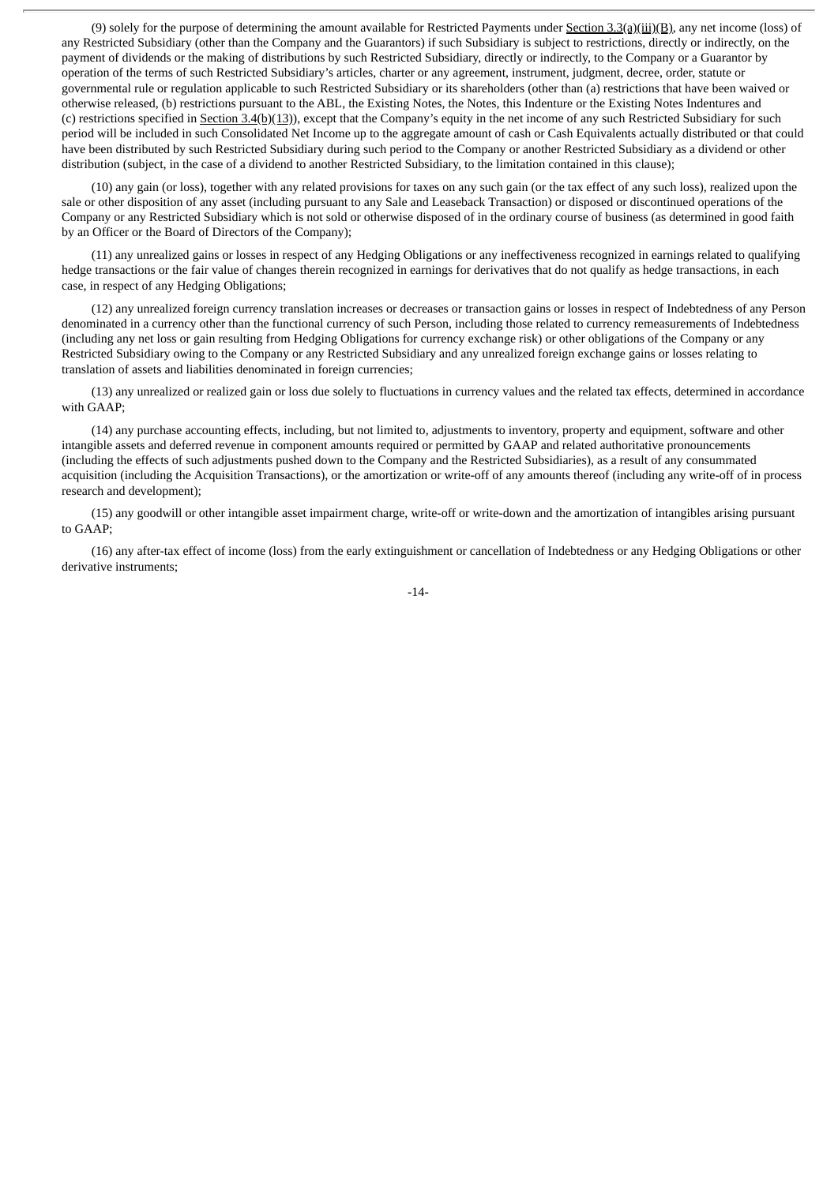(9) solely for the purpose of determining the amount available for Restricted Payments under Section 3.3(a)(iii)(B), any net income (loss) of any Restricted Subsidiary (other than the Company and the Guarantors) if such Subsidiary is subject to restrictions, directly or indirectly, on the payment of dividends or the making of distributions by such Restricted Subsidiary, directly or indirectly, to the Company or a Guarantor by operation of the terms of such Restricted Subsidiary's articles, charter or any agreement, instrument, judgment, decree, order, statute or governmental rule or regulation applicable to such Restricted Subsidiary or its shareholders (other than (a) restrictions that have been waived or otherwise released, (b) restrictions pursuant to the ABL, the Existing Notes, the Notes, this Indenture or the Existing Notes Indentures and (c) restrictions specified in Section 3.4(b)(13)), except that the Company's equity in the net income of any such Restricted Subsidiary for such period will be included in such Consolidated Net Income up to the aggregate amount of cash or Cash Equivalents actually distributed or that could have been distributed by such Restricted Subsidiary during such period to the Company or another Restricted Subsidiary as a dividend or other distribution (subject, in the case of a dividend to another Restricted Subsidiary, to the limitation contained in this clause);

(10) any gain (or loss), together with any related provisions for taxes on any such gain (or the tax effect of any such loss), realized upon the sale or other disposition of any asset (including pursuant to any Sale and Leaseback Transaction) or disposed or discontinued operations of the Company or any Restricted Subsidiary which is not sold or otherwise disposed of in the ordinary course of business (as determined in good faith by an Officer or the Board of Directors of the Company);

(11) any unrealized gains or losses in respect of any Hedging Obligations or any ineffectiveness recognized in earnings related to qualifying hedge transactions or the fair value of changes therein recognized in earnings for derivatives that do not qualify as hedge transactions, in each case, in respect of any Hedging Obligations;

(12) any unrealized foreign currency translation increases or decreases or transaction gains or losses in respect of Indebtedness of any Person denominated in a currency other than the functional currency of such Person, including those related to currency remeasurements of Indebtedness (including any net loss or gain resulting from Hedging Obligations for currency exchange risk) or other obligations of the Company or any Restricted Subsidiary owing to the Company or any Restricted Subsidiary and any unrealized foreign exchange gains or losses relating to translation of assets and liabilities denominated in foreign currencies;

(13) any unrealized or realized gain or loss due solely to fluctuations in currency values and the related tax effects, determined in accordance with GAAP;

(14) any purchase accounting effects, including, but not limited to, adjustments to inventory, property and equipment, software and other intangible assets and deferred revenue in component amounts required or permitted by GAAP and related authoritative pronouncements (including the effects of such adjustments pushed down to the Company and the Restricted Subsidiaries), as a result of any consummated acquisition (including the Acquisition Transactions), or the amortization or write-off of any amounts thereof (including any write-off of in process research and development);

(15) any goodwill or other intangible asset impairment charge, write-off or write-down and the amortization of intangibles arising pursuant to GAAP;

(16) any after-tax effect of income (loss) from the early extinguishment or cancellation of Indebtedness or any Hedging Obligations or other derivative instruments;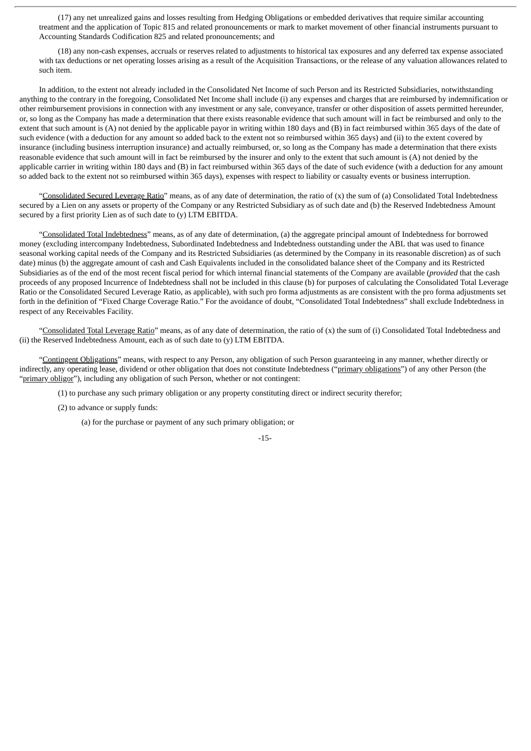(17) any net unrealized gains and losses resulting from Hedging Obligations or embedded derivatives that require similar accounting treatment and the application of Topic 815 and related pronouncements or mark to market movement of other financial instruments pursuant to Accounting Standards Codification 825 and related pronouncements; and

(18) any non-cash expenses, accruals or reserves related to adjustments to historical tax exposures and any deferred tax expense associated with tax deductions or net operating losses arising as a result of the Acquisition Transactions, or the release of any valuation allowances related to such item.

In addition, to the extent not already included in the Consolidated Net Income of such Person and its Restricted Subsidiaries, notwithstanding anything to the contrary in the foregoing, Consolidated Net Income shall include (i) any expenses and charges that are reimbursed by indemnification or other reimbursement provisions in connection with any investment or any sale, conveyance, transfer or other disposition of assets permitted hereunder, or, so long as the Company has made a determination that there exists reasonable evidence that such amount will in fact be reimbursed and only to the extent that such amount is (A) not denied by the applicable payor in writing within 180 days and (B) in fact reimbursed within 365 days of the date of such evidence (with a deduction for any amount so added back to the extent not so reimbursed within 365 days) and (ii) to the extent covered by insurance (including business interruption insurance) and actually reimbursed, or, so long as the Company has made a determination that there exists reasonable evidence that such amount will in fact be reimbursed by the insurer and only to the extent that such amount is (A) not denied by the applicable carrier in writing within 180 days and (B) in fact reimbursed within 365 days of the date of such evidence (with a deduction for any amount so added back to the extent not so reimbursed within 365 days), expenses with respect to liability or casualty events or business interruption.

"Consolidated Secured Leverage Ratio" means, as of any date of determination, the ratio of (x) the sum of (a) Consolidated Total Indebtedness secured by a Lien on any assets or property of the Company or any Restricted Subsidiary as of such date and (b) the Reserved Indebtedness Amount secured by a first priority Lien as of such date to (y) LTM EBITDA.

"Consolidated Total Indebtedness" means, as of any date of determination, (a) the aggregate principal amount of Indebtedness for borrowed money (excluding intercompany Indebtedness, Subordinated Indebtedness and Indebtedness outstanding under the ABL that was used to finance seasonal working capital needs of the Company and its Restricted Subsidiaries (as determined by the Company in its reasonable discretion) as of such date) minus (b) the aggregate amount of cash and Cash Equivalents included in the consolidated balance sheet of the Company and its Restricted Subsidiaries as of the end of the most recent fiscal period for which internal financial statements of the Company are available (*provided* that the cash proceeds of any proposed Incurrence of Indebtedness shall not be included in this clause (b) for purposes of calculating the Consolidated Total Leverage Ratio or the Consolidated Secured Leverage Ratio, as applicable), with such pro forma adjustments as are consistent with the pro forma adjustments set forth in the definition of "Fixed Charge Coverage Ratio." For the avoidance of doubt, "Consolidated Total Indebtedness" shall exclude Indebtedness in respect of any Receivables Facility.

"Consolidated Total Leverage Ratio" means, as of any date of determination, the ratio of (x) the sum of (i) Consolidated Total Indebtedness and (ii) the Reserved Indebtedness Amount, each as of such date to (y) LTM EBITDA.

"Contingent Obligations" means, with respect to any Person, any obligation of such Person guaranteeing in any manner, whether directly or indirectly, any operating lease, dividend or other obligation that does not constitute Indebtedness ("primary obligations") of any other Person (the "primary obligor"), including any obligation of such Person, whether or not contingent:

(1) to purchase any such primary obligation or any property constituting direct or indirect security therefor;

(2) to advance or supply funds:

(a) for the purchase or payment of any such primary obligation; or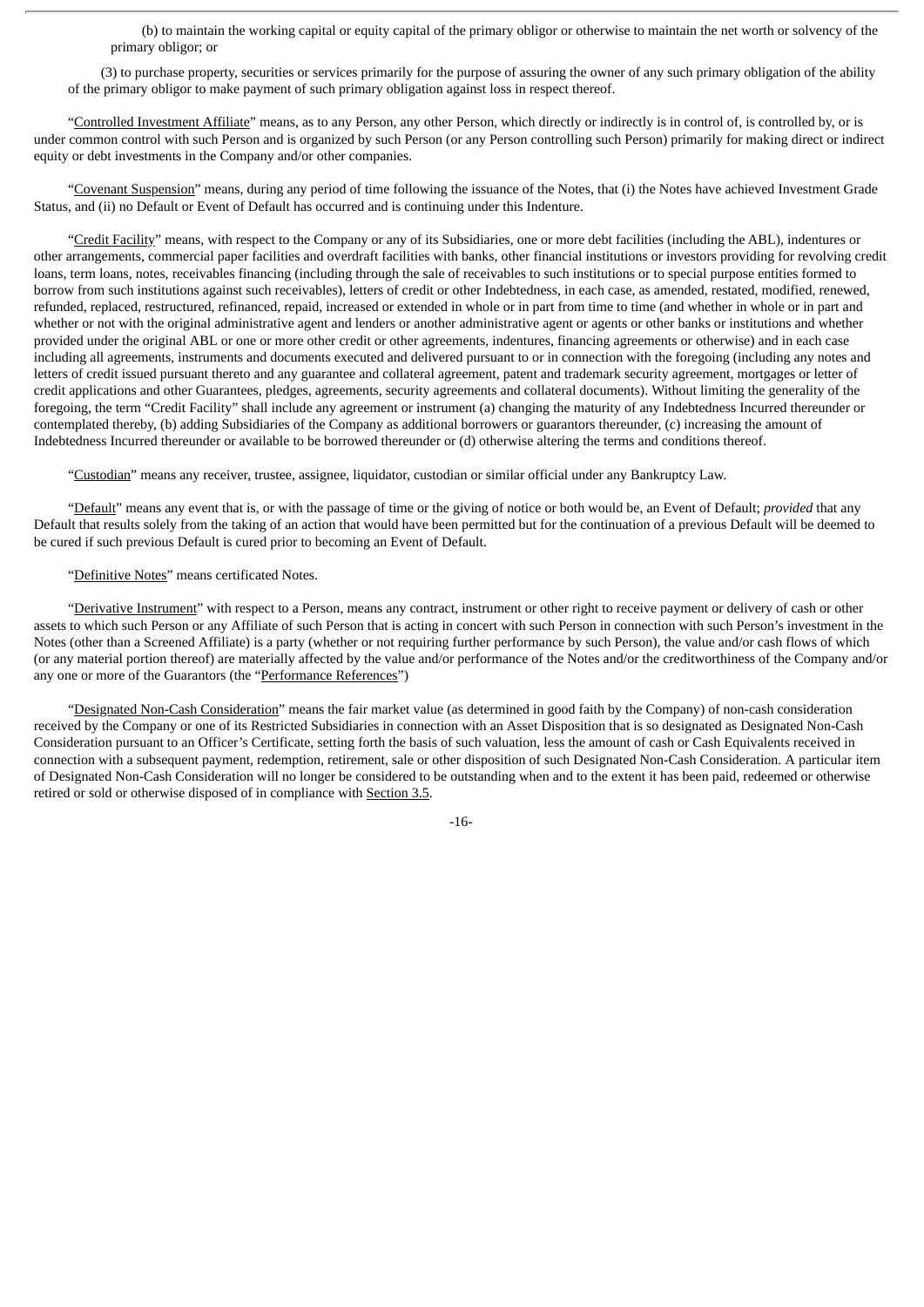(b) to maintain the working capital or equity capital of the primary obligor or otherwise to maintain the net worth or solvency of the primary obligor; or

(3) to purchase property, securities or services primarily for the purpose of assuring the owner of any such primary obligation of the ability of the primary obligor to make payment of such primary obligation against loss in respect thereof.

"Controlled Investment Affiliate" means, as to any Person, any other Person, which directly or indirectly is in control of, is controlled by, or is under common control with such Person and is organized by such Person (or any Person controlling such Person) primarily for making direct or indirect equity or debt investments in the Company and/or other companies.

"Covenant Suspension" means, during any period of time following the issuance of the Notes, that (i) the Notes have achieved Investment Grade Status, and (ii) no Default or Event of Default has occurred and is continuing under this Indenture.

"Credit Facility" means, with respect to the Company or any of its Subsidiaries, one or more debt facilities (including the ABL), indentures or other arrangements, commercial paper facilities and overdraft facilities with banks, other financial institutions or investors providing for revolving credit loans, term loans, notes, receivables financing (including through the sale of receivables to such institutions or to special purpose entities formed to borrow from such institutions against such receivables), letters of credit or other Indebtedness, in each case, as amended, restated, modified, renewed, refunded, replaced, restructured, refinanced, repaid, increased or extended in whole or in part from time to time (and whether in whole or in part and whether or not with the original administrative agent and lenders or another administrative agent or agents or other banks or institutions and whether provided under the original ABL or one or more other credit or other agreements, indentures, financing agreements or otherwise) and in each case including all agreements, instruments and documents executed and delivered pursuant to or in connection with the foregoing (including any notes and letters of credit issued pursuant thereto and any guarantee and collateral agreement, patent and trademark security agreement, mortgages or letter of credit applications and other Guarantees, pledges, agreements, security agreements and collateral documents). Without limiting the generality of the foregoing, the term "Credit Facility" shall include any agreement or instrument (a) changing the maturity of any Indebtedness Incurred thereunder or contemplated thereby, (b) adding Subsidiaries of the Company as additional borrowers or guarantors thereunder, (c) increasing the amount of Indebtedness Incurred thereunder or available to be borrowed thereunder or (d) otherwise altering the terms and conditions thereof.

"Custodian" means any receiver, trustee, assignee, liquidator, custodian or similar official under any Bankruptcy Law.

"Default" means any event that is, or with the passage of time or the giving of notice or both would be, an Event of Default; *provided* that any Default that results solely from the taking of an action that would have been permitted but for the continuation of a previous Default will be deemed to be cured if such previous Default is cured prior to becoming an Event of Default.

"Definitive Notes" means certificated Notes.

"Derivative Instrument" with respect to a Person, means any contract, instrument or other right to receive payment or delivery of cash or other assets to which such Person or any Affiliate of such Person that is acting in concert with such Person in connection with such Person's investment in the Notes (other than a Screened Affiliate) is a party (whether or not requiring further performance by such Person), the value and/or cash flows of which (or any material portion thereof) are materially affected by the value and/or performance of the Notes and/or the creditworthiness of the Company and/or any one or more of the Guarantors (the "Performance References")

"Designated Non-Cash Consideration" means the fair market value (as determined in good faith by the Company) of non-cash consideration received by the Company or one of its Restricted Subsidiaries in connection with an Asset Disposition that is so designated as Designated Non-Cash Consideration pursuant to an Officer's Certificate, setting forth the basis of such valuation, less the amount of cash or Cash Equivalents received in connection with a subsequent payment, redemption, retirement, sale or other disposition of such Designated Non-Cash Consideration. A particular item of Designated Non-Cash Consideration will no longer be considered to be outstanding when and to the extent it has been paid, redeemed or otherwise retired or sold or otherwise disposed of in compliance with Section 3.5.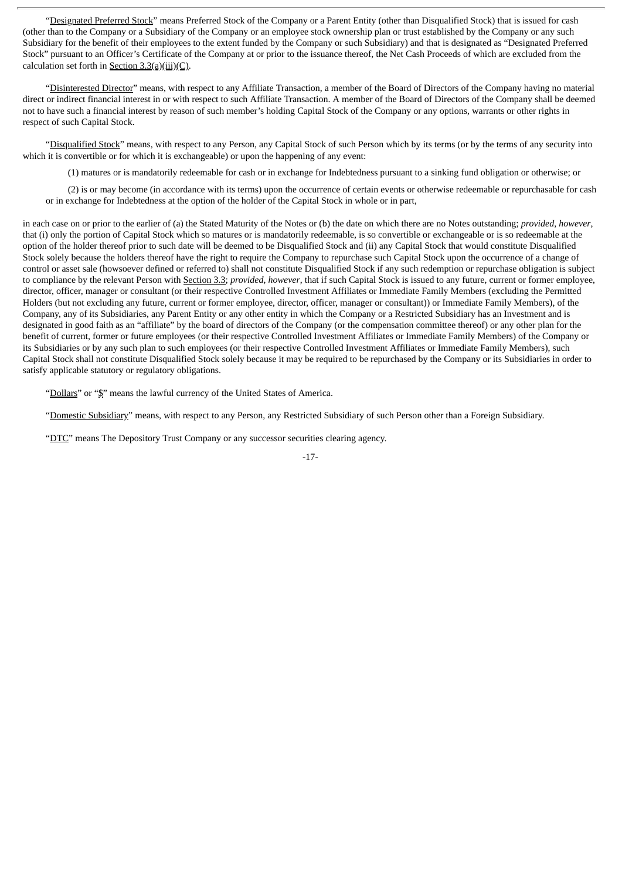"Designated Preferred Stock" means Preferred Stock of the Company or a Parent Entity (other than Disqualified Stock) that is issued for cash (other than to the Company or a Subsidiary of the Company or an employee stock ownership plan or trust established by the Company or any such Subsidiary for the benefit of their employees to the extent funded by the Company or such Subsidiary) and that is designated as "Designated Preferred Stock" pursuant to an Officer's Certificate of the Company at or prior to the issuance thereof, the Net Cash Proceeds of which are excluded from the calculation set forth in Section 3.3(a)(iii)(C).

"Disinterested Director" means, with respect to any Affiliate Transaction, a member of the Board of Directors of the Company having no material direct or indirect financial interest in or with respect to such Affiliate Transaction. A member of the Board of Directors of the Company shall be deemed not to have such a financial interest by reason of such member's holding Capital Stock of the Company or any options, warrants or other rights in respect of such Capital Stock.

"Disqualified Stock" means, with respect to any Person, any Capital Stock of such Person which by its terms (or by the terms of any security into which it is convertible or for which it is exchangeable) or upon the happening of any event:

(1) matures or is mandatorily redeemable for cash or in exchange for Indebtedness pursuant to a sinking fund obligation or otherwise; or

(2) is or may become (in accordance with its terms) upon the occurrence of certain events or otherwise redeemable or repurchasable for cash or in exchange for Indebtedness at the option of the holder of the Capital Stock in whole or in part,

in each case on or prior to the earlier of (a) the Stated Maturity of the Notes or (b) the date on which there are no Notes outstanding; *provided*, *however*, that (i) only the portion of Capital Stock which so matures or is mandatorily redeemable, is so convertible or exchangeable or is so redeemable at the option of the holder thereof prior to such date will be deemed to be Disqualified Stock and (ii) any Capital Stock that would constitute Disqualified Stock solely because the holders thereof have the right to require the Company to repurchase such Capital Stock upon the occurrence of a change of control or asset sale (howsoever defined or referred to) shall not constitute Disqualified Stock if any such redemption or repurchase obligation is subject to compliance by the relevant Person with Section 3.3; *provided*, *however*, that if such Capital Stock is issued to any future, current or former employee, director, officer, manager or consultant (or their respective Controlled Investment Affiliates or Immediate Family Members (excluding the Permitted Holders (but not excluding any future, current or former employee, director, officer, manager or consultant)) or Immediate Family Members), of the Company, any of its Subsidiaries, any Parent Entity or any other entity in which the Company or a Restricted Subsidiary has an Investment and is designated in good faith as an "affiliate" by the board of directors of the Company (or the compensation committee thereof) or any other plan for the benefit of current, former or future employees (or their respective Controlled Investment Affiliates or Immediate Family Members) of the Company or its Subsidiaries or by any such plan to such employees (or their respective Controlled Investment Affiliates or Immediate Family Members), such Capital Stock shall not constitute Disqualified Stock solely because it may be required to be repurchased by the Company or its Subsidiaries in order to satisfy applicable statutory or regulatory obligations.

"Dollars" or "$" means the lawful currency of the United States of America.

"Domestic Subsidiary" means, with respect to any Person, any Restricted Subsidiary of such Person other than a Foreign Subsidiary.

"DTC" means The Depository Trust Company or any successor securities clearing agency.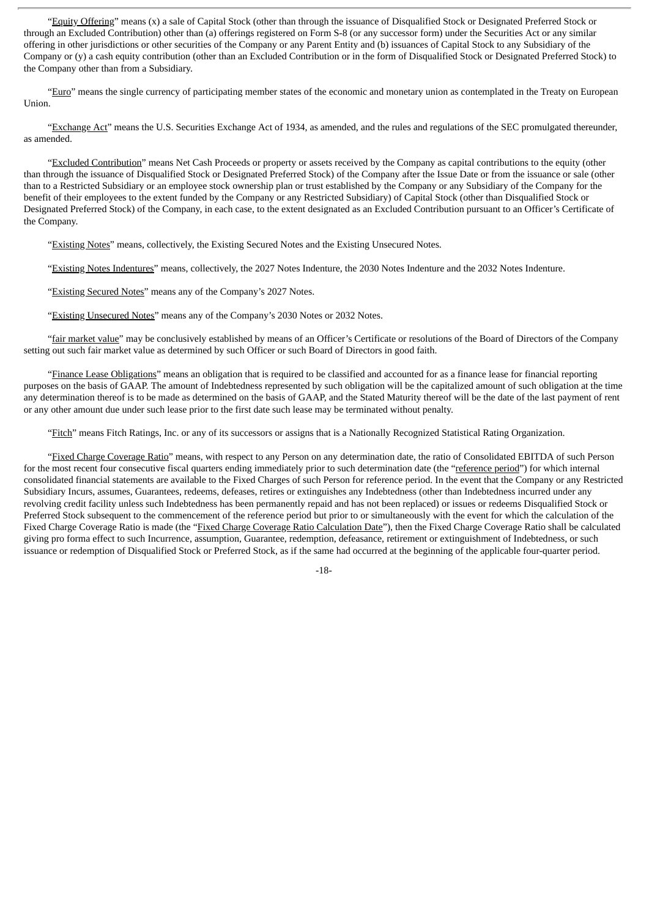"Equity Offering" means (x) a sale of Capital Stock (other than through the issuance of Disqualified Stock or Designated Preferred Stock or through an Excluded Contribution) other than (a) offerings registered on Form S-8 (or any successor form) under the Securities Act or any similar offering in other jurisdictions or other securities of the Company or any Parent Entity and (b) issuances of Capital Stock to any Subsidiary of the Company or (y) a cash equity contribution (other than an Excluded Contribution or in the form of Disqualified Stock or Designated Preferred Stock) to the Company other than from a Subsidiary.

"Euro" means the single currency of participating member states of the economic and monetary union as contemplated in the Treaty on European Union.

"Exchange Act" means the U.S. Securities Exchange Act of 1934, as amended, and the rules and regulations of the SEC promulgated thereunder, as amended.

"Excluded Contribution" means Net Cash Proceeds or property or assets received by the Company as capital contributions to the equity (other than through the issuance of Disqualified Stock or Designated Preferred Stock) of the Company after the Issue Date or from the issuance or sale (other than to a Restricted Subsidiary or an employee stock ownership plan or trust established by the Company or any Subsidiary of the Company for the benefit of their employees to the extent funded by the Company or any Restricted Subsidiary) of Capital Stock (other than Disqualified Stock or Designated Preferred Stock) of the Company, in each case, to the extent designated as an Excluded Contribution pursuant to an Officer's Certificate of the Company.

"Existing Notes" means, collectively, the Existing Secured Notes and the Existing Unsecured Notes.

"Existing Notes Indentures" means, collectively, the 2027 Notes Indenture, the 2030 Notes Indenture and the 2032 Notes Indenture.

"Existing Secured Notes" means any of the Company's 2027 Notes.

"Existing Unsecured Notes" means any of the Company's 2030 Notes or 2032 Notes.

"fair market value" may be conclusively established by means of an Officer's Certificate or resolutions of the Board of Directors of the Company setting out such fair market value as determined by such Officer or such Board of Directors in good faith.

"Finance Lease Obligations" means an obligation that is required to be classified and accounted for as a finance lease for financial reporting purposes on the basis of GAAP. The amount of Indebtedness represented by such obligation will be the capitalized amount of such obligation at the time any determination thereof is to be made as determined on the basis of GAAP, and the Stated Maturity thereof will be the date of the last payment of rent or any other amount due under such lease prior to the first date such lease may be terminated without penalty.

"Fitch" means Fitch Ratings, Inc. or any of its successors or assigns that is a Nationally Recognized Statistical Rating Organization.

"Fixed Charge Coverage Ratio" means, with respect to any Person on any determination date, the ratio of Consolidated EBITDA of such Person for the most recent four consecutive fiscal quarters ending immediately prior to such determination date (the "reference period") for which internal consolidated financial statements are available to the Fixed Charges of such Person for reference period. In the event that the Company or any Restricted Subsidiary Incurs, assumes, Guarantees, redeems, defeases, retires or extinguishes any Indebtedness (other than Indebtedness incurred under any revolving credit facility unless such Indebtedness has been permanently repaid and has not been replaced) or issues or redeems Disqualified Stock or Preferred Stock subsequent to the commencement of the reference period but prior to or simultaneously with the event for which the calculation of the Fixed Charge Coverage Ratio is made (the "Fixed Charge Coverage Ratio Calculation Date"), then the Fixed Charge Coverage Ratio shall be calculated giving pro forma effect to such Incurrence, assumption, Guarantee, redemption, defeasance, retirement or extinguishment of Indebtedness, or such issuance or redemption of Disqualified Stock or Preferred Stock, as if the same had occurred at the beginning of the applicable four-quarter period.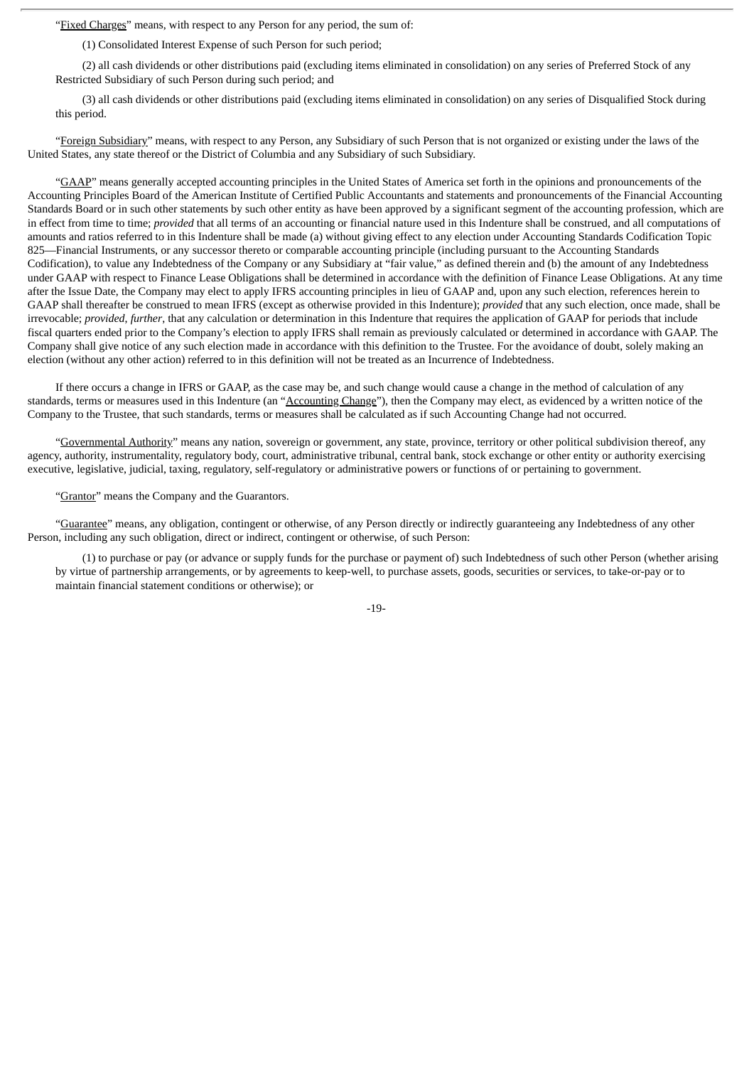"Fixed Charges" means, with respect to any Person for any period, the sum of:

(1) Consolidated Interest Expense of such Person for such period;

(2) all cash dividends or other distributions paid (excluding items eliminated in consolidation) on any series of Preferred Stock of any Restricted Subsidiary of such Person during such period; and

(3) all cash dividends or other distributions paid (excluding items eliminated in consolidation) on any series of Disqualified Stock during this period.

"Foreign Subsidiary" means, with respect to any Person, any Subsidiary of such Person that is not organized or existing under the laws of the United States, any state thereof or the District of Columbia and any Subsidiary of such Subsidiary.

"GAAP" means generally accepted accounting principles in the United States of America set forth in the opinions and pronouncements of the Accounting Principles Board of the American Institute of Certified Public Accountants and statements and pronouncements of the Financial Accounting Standards Board or in such other statements by such other entity as have been approved by a significant segment of the accounting profession, which are in effect from time to time; *provided* that all terms of an accounting or financial nature used in this Indenture shall be construed, and all computations of amounts and ratios referred to in this Indenture shall be made (a) without giving effect to any election under Accounting Standards Codification Topic 825—Financial Instruments, or any successor thereto or comparable accounting principle (including pursuant to the Accounting Standards Codification), to value any Indebtedness of the Company or any Subsidiary at "fair value," as defined therein and (b) the amount of any Indebtedness under GAAP with respect to Finance Lease Obligations shall be determined in accordance with the definition of Finance Lease Obligations. At any time after the Issue Date, the Company may elect to apply IFRS accounting principles in lieu of GAAP and, upon any such election, references herein to GAAP shall thereafter be construed to mean IFRS (except as otherwise provided in this Indenture); *provided* that any such election, once made, shall be irrevocable; *provided*, *further*, that any calculation or determination in this Indenture that requires the application of GAAP for periods that include fiscal quarters ended prior to the Company's election to apply IFRS shall remain as previously calculated or determined in accordance with GAAP. The Company shall give notice of any such election made in accordance with this definition to the Trustee. For the avoidance of doubt, solely making an election (without any other action) referred to in this definition will not be treated as an Incurrence of Indebtedness.

If there occurs a change in IFRS or GAAP, as the case may be, and such change would cause a change in the method of calculation of any standards, terms or measures used in this Indenture (an "Accounting Change"), then the Company may elect, as evidenced by a written notice of the Company to the Trustee, that such standards, terms or measures shall be calculated as if such Accounting Change had not occurred.

"Governmental Authority" means any nation, sovereign or government, any state, province, territory or other political subdivision thereof, any agency, authority, instrumentality, regulatory body, court, administrative tribunal, central bank, stock exchange or other entity or authority exercising executive, legislative, judicial, taxing, regulatory, self-regulatory or administrative powers or functions of or pertaining to government.

"Grantor" means the Company and the Guarantors.

"Guarantee" means, any obligation, contingent or otherwise, of any Person directly or indirectly guaranteeing any Indebtedness of any other Person, including any such obligation, direct or indirect, contingent or otherwise, of such Person:

(1) to purchase or pay (or advance or supply funds for the purchase or payment of) such Indebtedness of such other Person (whether arising by virtue of partnership arrangements, or by agreements to keep-well, to purchase assets, goods, securities or services, to take-or-pay or to maintain financial statement conditions or otherwise); or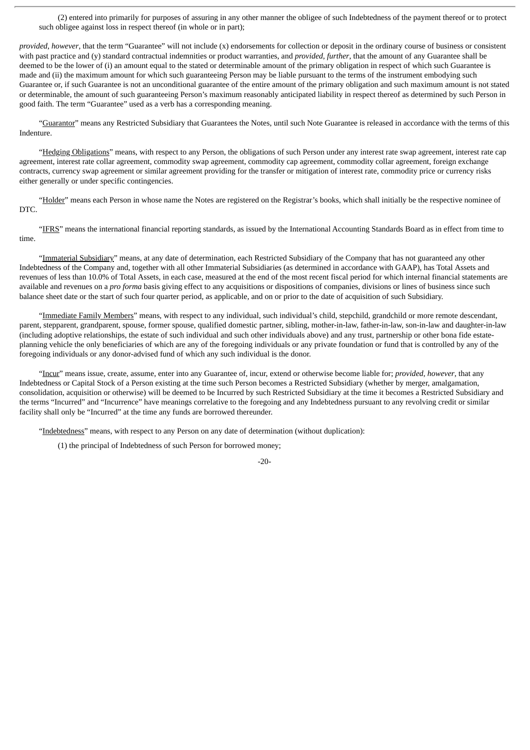(2) entered into primarily for purposes of assuring in any other manner the obligee of such Indebtedness of the payment thereof or to protect such obligee against loss in respect thereof (in whole or in part);

*provided*, *however*, that the term "Guarantee" will not include (x) endorsements for collection or deposit in the ordinary course of business or consistent with past practice and (y) standard contractual indemnities or product warranties, and *provided*, *further*, that the amount of any Guarantee shall be deemed to be the lower of (i) an amount equal to the stated or determinable amount of the primary obligation in respect of which such Guarantee is made and (ii) the maximum amount for which such guaranteeing Person may be liable pursuant to the terms of the instrument embodying such Guarantee or, if such Guarantee is not an unconditional guarantee of the entire amount of the primary obligation and such maximum amount is not stated or determinable, the amount of such guaranteeing Person's maximum reasonably anticipated liability in respect thereof as determined by such Person in good faith. The term "Guarantee" used as a verb has a corresponding meaning.

"Guarantor" means any Restricted Subsidiary that Guarantees the Notes, until such Note Guarantee is released in accordance with the terms of this Indenture.

"Hedging Obligations" means, with respect to any Person, the obligations of such Person under any interest rate swap agreement, interest rate cap agreement, interest rate collar agreement, commodity swap agreement, commodity cap agreement, commodity collar agreement, foreign exchange contracts, currency swap agreement or similar agreement providing for the transfer or mitigation of interest rate, commodity price or currency risks either generally or under specific contingencies.

"Holder" means each Person in whose name the Notes are registered on the Registrar's books, which shall initially be the respective nominee of DTC.

"IFRS" means the international financial reporting standards, as issued by the International Accounting Standards Board as in effect from time to time.

"Immaterial Subsidiary" means, at any date of determination, each Restricted Subsidiary of the Company that has not guaranteed any other Indebtedness of the Company and, together with all other Immaterial Subsidiaries (as determined in accordance with GAAP), has Total Assets and revenues of less than 10.0% of Total Assets, in each case, measured at the end of the most recent fiscal period for which internal financial statements are available and revenues on a *pro forma* basis giving effect to any acquisitions or dispositions of companies, divisions or lines of business since such balance sheet date or the start of such four quarter period, as applicable, and on or prior to the date of acquisition of such Subsidiary.

"Immediate Family Members" means, with respect to any individual, such individual's child, stepchild, grandchild or more remote descendant, parent, stepparent, grandparent, spouse, former spouse, qualified domestic partner, sibling, mother-in-law, father-in-law, son-in-law and daughter-in-law (including adoptive relationships, the estate of such individual and such other individuals above) and any trust, partnership or other bona fide estate-planning vehicle the only beneficiaries of which are any of the foregoing individuals or any private foundation or fund that is controlled by any of the foregoing individuals or any donor-advised fund of which any such individual is the donor.

"Incur" means issue, create, assume, enter into any Guarantee of, incur, extend or otherwise become liable for; *provided*, *however*, that any Indebtedness or Capital Stock of a Person existing at the time such Person becomes a Restricted Subsidiary (whether by merger, amalgamation, consolidation, acquisition or otherwise) will be deemed to be Incurred by such Restricted Subsidiary at the time it becomes a Restricted Subsidiary and the terms "Incurred" and "Incurrence" have meanings correlative to the foregoing and any Indebtedness pursuant to any revolving credit or similar facility shall only be "Incurred" at the time any funds are borrowed thereunder.

"Indebtedness" means, with respect to any Person on any date of determination (without duplication):

(1) the principal of Indebtedness of such Person for borrowed money;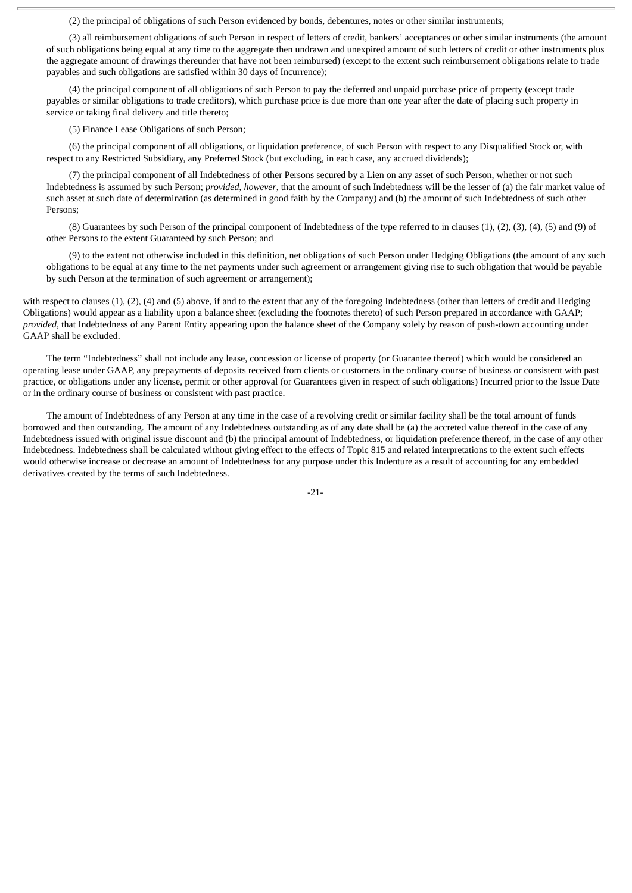(2) the principal of obligations of such Person evidenced by bonds, debentures, notes or other similar instruments;

(3) all reimbursement obligations of such Person in respect of letters of credit, bankers' acceptances or other similar instruments (the amount of such obligations being equal at any time to the aggregate then undrawn and unexpired amount of such letters of credit or other instruments plus the aggregate amount of drawings thereunder that have not been reimbursed) (except to the extent such reimbursement obligations relate to trade payables and such obligations are satisfied within 30 days of Incurrence);

(4) the principal component of all obligations of such Person to pay the deferred and unpaid purchase price of property (except trade payables or similar obligations to trade creditors), which purchase price is due more than one year after the date of placing such property in service or taking final delivery and title thereto;

(5) Finance Lease Obligations of such Person;

(6) the principal component of all obligations, or liquidation preference, of such Person with respect to any Disqualified Stock or, with respect to any Restricted Subsidiary, any Preferred Stock (but excluding, in each case, any accrued dividends);

(7) the principal component of all Indebtedness of other Persons secured by a Lien on any asset of such Person, whether or not such Indebtedness is assumed by such Person; *provided, however*, that the amount of such Indebtedness will be the lesser of (a) the fair market value of such asset at such date of determination (as determined in good faith by the Company) and (b) the amount of such Indebtedness of such other Persons;

(8) Guarantees by such Person of the principal component of Indebtedness of the type referred to in clauses (1), (2), (3), (4), (5) and (9) of other Persons to the extent Guaranteed by such Person; and

(9) to the extent not otherwise included in this definition, net obligations of such Person under Hedging Obligations (the amount of any such obligations to be equal at any time to the net payments under such agreement or arrangement giving rise to such obligation that would be payable by such Person at the termination of such agreement or arrangement);

with respect to clauses (1), (2), (4) and (5) above, if and to the extent that any of the foregoing Indebtedness (other than letters of credit and Hedging Obligations) would appear as a liability upon a balance sheet (excluding the footnotes thereto) of such Person prepared in accordance with GAAP; *provided*, that Indebtedness of any Parent Entity appearing upon the balance sheet of the Company solely by reason of push-down accounting under GAAP shall be excluded.

The term "Indebtedness" shall not include any lease, concession or license of property (or Guarantee thereof) which would be considered an operating lease under GAAP, any prepayments of deposits received from clients or customers in the ordinary course of business or consistent with past practice, or obligations under any license, permit or other approval (or Guarantees given in respect of such obligations) Incurred prior to the Issue Date or in the ordinary course of business or consistent with past practice.

The amount of Indebtedness of any Person at any time in the case of a revolving credit or similar facility shall be the total amount of funds borrowed and then outstanding. The amount of any Indebtedness outstanding as of any date shall be (a) the accreted value thereof in the case of any Indebtedness issued with original issue discount and (b) the principal amount of Indebtedness, or liquidation preference thereof, in the case of any other Indebtedness. Indebtedness shall be calculated without giving effect to the effects of Topic 815 and related interpretations to the extent such effects would otherwise increase or decrease an amount of Indebtedness for any purpose under this Indenture as a result of accounting for any embedded derivatives created by the terms of such Indebtedness.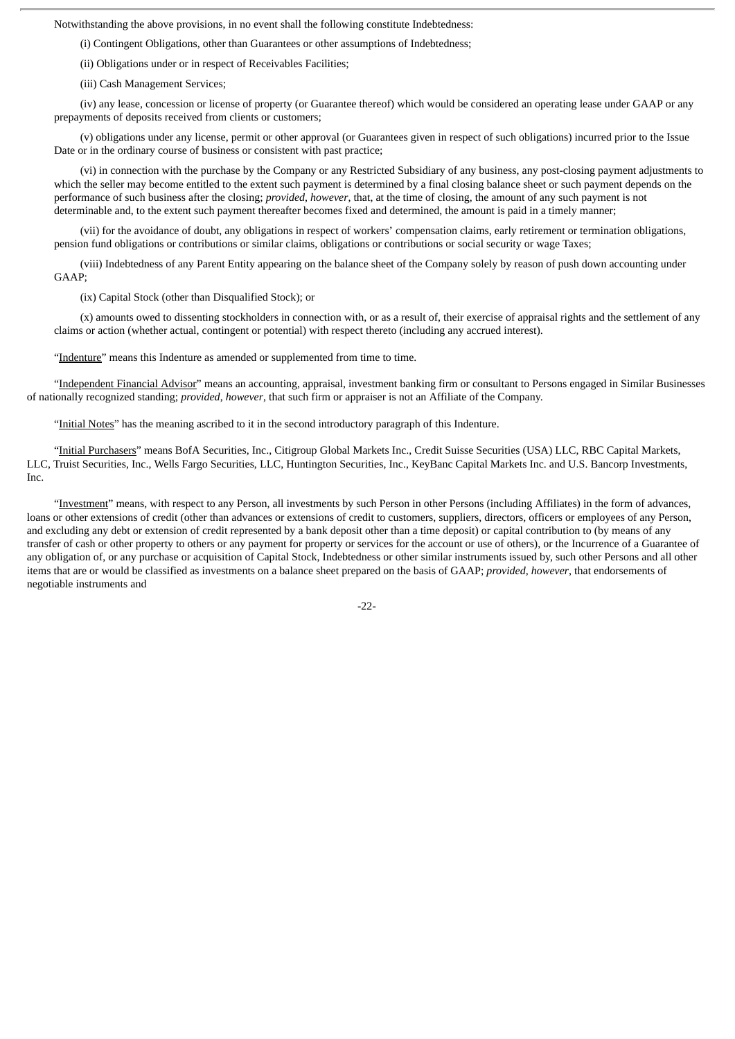Notwithstanding the above provisions, in no event shall the following constitute Indebtedness:

(i) Contingent Obligations, other than Guarantees or other assumptions of Indebtedness;

(ii) Obligations under or in respect of Receivables Facilities;

(iii) Cash Management Services;

(iv) any lease, concession or license of property (or Guarantee thereof) which would be considered an operating lease under GAAP or any prepayments of deposits received from clients or customers;

(v) obligations under any license, permit or other approval (or Guarantees given in respect of such obligations) incurred prior to the Issue Date or in the ordinary course of business or consistent with past practice;

(vi) in connection with the purchase by the Company or any Restricted Subsidiary of any business, any post-closing payment adjustments to which the seller may become entitled to the extent such payment is determined by a final closing balance sheet or such payment depends on the performance of such business after the closing; *provided*, *however*, that, at the time of closing, the amount of any such payment is not determinable and, to the extent such payment thereafter becomes fixed and determined, the amount is paid in a timely manner;

(vii) for the avoidance of doubt, any obligations in respect of workers' compensation claims, early retirement or termination obligations, pension fund obligations or contributions or similar claims, obligations or contributions or social security or wage Taxes;

(viii) Indebtedness of any Parent Entity appearing on the balance sheet of the Company solely by reason of push down accounting under GAAP;

(ix) Capital Stock (other than Disqualified Stock); or

(x) amounts owed to dissenting stockholders in connection with, or as a result of, their exercise of appraisal rights and the settlement of any claims or action (whether actual, contingent or potential) with respect thereto (including any accrued interest).

"Indenture" means this Indenture as amended or supplemented from time to time.

"Independent Financial Advisor" means an accounting, appraisal, investment banking firm or consultant to Persons engaged in Similar Businesses of nationally recognized standing; *provided*, *however*, that such firm or appraiser is not an Affiliate of the Company.

"Initial Notes" has the meaning ascribed to it in the second introductory paragraph of this Indenture.

"Initial Purchasers" means BofA Securities, Inc., Citigroup Global Markets Inc., Credit Suisse Securities (USA) LLC, RBC Capital Markets, LLC, Truist Securities, Inc., Wells Fargo Securities, LLC, Huntington Securities, Inc., KeyBanc Capital Markets Inc. and U.S. Bancorp Investments, Inc.

"Investment" means, with respect to any Person, all investments by such Person in other Persons (including Affiliates) in the form of advances, loans or other extensions of credit (other than advances or extensions of credit to customers, suppliers, directors, officers or employees of any Person, and excluding any debt or extension of credit represented by a bank deposit other than a time deposit) or capital contribution to (by means of any transfer of cash or other property to others or any payment for property or services for the account or use of others), or the Incurrence of a Guarantee of any obligation of, or any purchase or acquisition of Capital Stock, Indebtedness or other similar instruments issued by, such other Persons and all other items that are or would be classified as investments on a balance sheet prepared on the basis of GAAP; *provided*, *however*, that endorsements of negotiable instruments and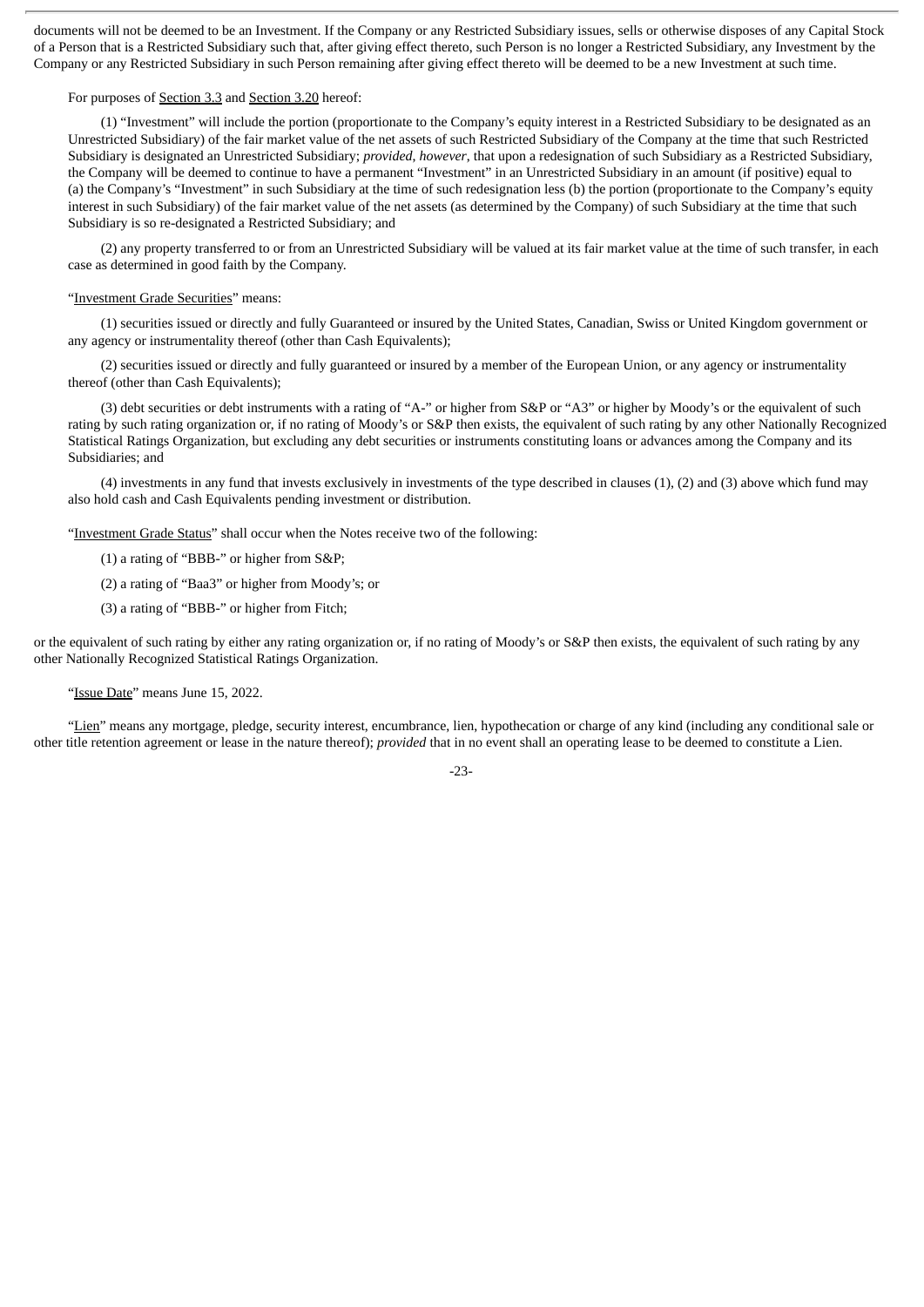documents will not be deemed to be an Investment. If the Company or any Restricted Subsidiary issues, sells or otherwise disposes of any Capital Stock of a Person that is a Restricted Subsidiary such that, after giving effect thereto, such Person is no longer a Restricted Subsidiary, any Investment by the Company or any Restricted Subsidiary in such Person remaining after giving effect thereto will be deemed to be a new Investment at such time.

For purposes of Section 3.3 and Section 3.20 hereof:

(1) "Investment" will include the portion (proportionate to the Company's equity interest in a Restricted Subsidiary to be designated as an Unrestricted Subsidiary) of the fair market value of the net assets of such Restricted Subsidiary of the Company at the time that such Restricted Subsidiary is designated an Unrestricted Subsidiary; *provided*, *however*, that upon a redesignation of such Subsidiary as a Restricted Subsidiary, the Company will be deemed to continue to have a permanent "Investment" in an Unrestricted Subsidiary in an amount (if positive) equal to (a) the Company's "Investment" in such Subsidiary at the time of such redesignation less (b) the portion (proportionate to the Company's equity interest in such Subsidiary) of the fair market value of the net assets (as determined by the Company) of such Subsidiary at the time that such Subsidiary is so re-designated a Restricted Subsidiary; and

(2) any property transferred to or from an Unrestricted Subsidiary will be valued at its fair market value at the time of such transfer, in each case as determined in good faith by the Company.

"Investment Grade Securities" means:

(1) securities issued or directly and fully Guaranteed or insured by the United States, Canadian, Swiss or United Kingdom government or any agency or instrumentality thereof (other than Cash Equivalents);

(2) securities issued or directly and fully guaranteed or insured by a member of the European Union, or any agency or instrumentality thereof (other than Cash Equivalents);

(3) debt securities or debt instruments with a rating of "A-" or higher from S&P or "A3" or higher by Moody's or the equivalent of such rating by such rating organization or, if no rating of Moody's or S&P then exists, the equivalent of such rating by any other Nationally Recognized Statistical Ratings Organization, but excluding any debt securities or instruments constituting loans or advances among the Company and its Subsidiaries; and

(4) investments in any fund that invests exclusively in investments of the type described in clauses (1), (2) and (3) above which fund may also hold cash and Cash Equivalents pending investment or distribution.

"Investment Grade Status" shall occur when the Notes receive two of the following:

(1) a rating of "BBB-" or higher from S&P;

(2) a rating of "Baa3" or higher from Moody's; or

(3) a rating of "BBB-" or higher from Fitch;

or the equivalent of such rating by either any rating organization or, if no rating of Moody's or S&P then exists, the equivalent of such rating by any other Nationally Recognized Statistical Ratings Organization.

"Issue Date" means June 15, 2022.

"Lien" means any mortgage, pledge, security interest, encumbrance, lien, hypothecation or charge of any kind (including any conditional sale or other title retention agreement or lease in the nature thereof); *provided* that in no event shall an operating lease to be deemed to constitute a Lien.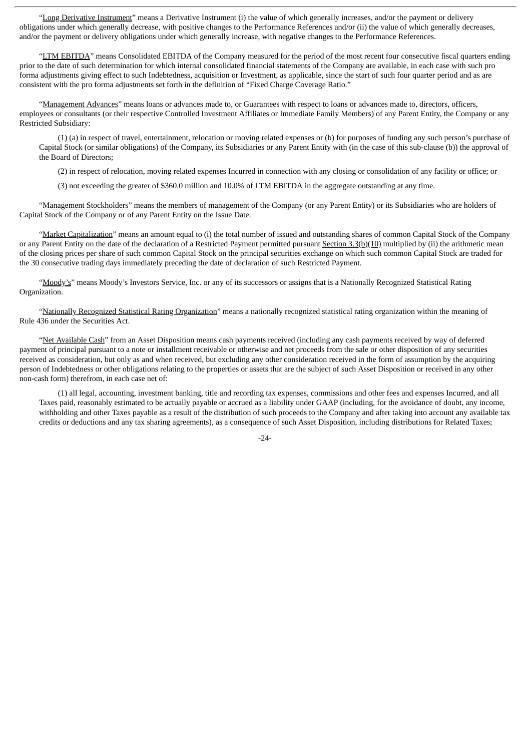"Long Derivative Instrument" means a Derivative Instrument (i) the value of which generally increases, and/or the payment or delivery obligations under which generally decrease, with positive changes to the Performance References and/or (ii) the value of which generally decreases, and/or the payment or delivery obligations under which generally increase, with negative changes to the Performance References.

"LTM EBITDA" means Consolidated EBITDA of the Company measured for the period of the most recent four consecutive fiscal quarters ending prior to the date of such determination for which internal consolidated financial statements of the Company are available, in each case with such pro forma adjustments giving effect to such Indebtedness, acquisition or Investment, as applicable, since the start of such four quarter period and as are consistent with the pro forma adjustments set forth in the definition of "Fixed Charge Coverage Ratio."

"Management Advances" means loans or advances made to, or Guarantees with respect to loans or advances made to, directors, officers, employees or consultants (or their respective Controlled Investment Affiliates or Immediate Family Members) of any Parent Entity, the Company or any Restricted Subsidiary:

(1) (a) in respect of travel, entertainment, relocation or moving related expenses or (b) for purposes of funding any such person's purchase of Capital Stock (or similar obligations) of the Company, its Subsidiaries or any Parent Entity with (in the case of this sub-clause (b)) the approval of the Board of Directors;

(2) in respect of relocation, moving related expenses Incurred in connection with any closing or consolidation of any facility or office; or

(3) not exceeding the greater of $360.0 million and 10.0% of LTM EBITDA in the aggregate outstanding at any time.

"Management Stockholders" means the members of management of the Company (or any Parent Entity) or its Subsidiaries who are holders of Capital Stock of the Company or of any Parent Entity on the Issue Date.

"Market Capitalization" means an amount equal to (i) the total number of issued and outstanding shares of common Capital Stock of the Company or any Parent Entity on the date of the declaration of a Restricted Payment permitted pursuant Section 3.3(b)(10) multiplied by (ii) the arithmetic mean of the closing prices per share of such common Capital Stock on the principal securities exchange on which such common Capital Stock are traded for the 30 consecutive trading days immediately preceding the date of declaration of such Restricted Payment.

"Moody's" means Moody's Investors Service, Inc. or any of its successors or assigns that is a Nationally Recognized Statistical Rating Organization.

"Nationally Recognized Statistical Rating Organization" means a nationally recognized statistical rating organization within the meaning of Rule 436 under the Securities Act.

"Net Available Cash" from an Asset Disposition means cash payments received (including any cash payments received by way of deferred payment of principal pursuant to a note or installment receivable or otherwise and net proceeds from the sale or other disposition of any securities received as consideration, but only as and when received, but excluding any other consideration received in the form of assumption by the acquiring person of Indebtedness or other obligations relating to the properties or assets that are the subject of such Asset Disposition or received in any other non-cash form) therefrom, in each case net of:

(1) all legal, accounting, investment banking, title and recording tax expenses, commissions and other fees and expenses Incurred, and all Taxes paid, reasonably estimated to be actually payable or accrued as a liability under GAAP (including, for the avoidance of doubt, any income, withholding and other Taxes payable as a result of the distribution of such proceeds to the Company and after taking into account any available tax credits or deductions and any tax sharing agreements), as a consequence of such Asset Disposition, including distributions for Related Taxes;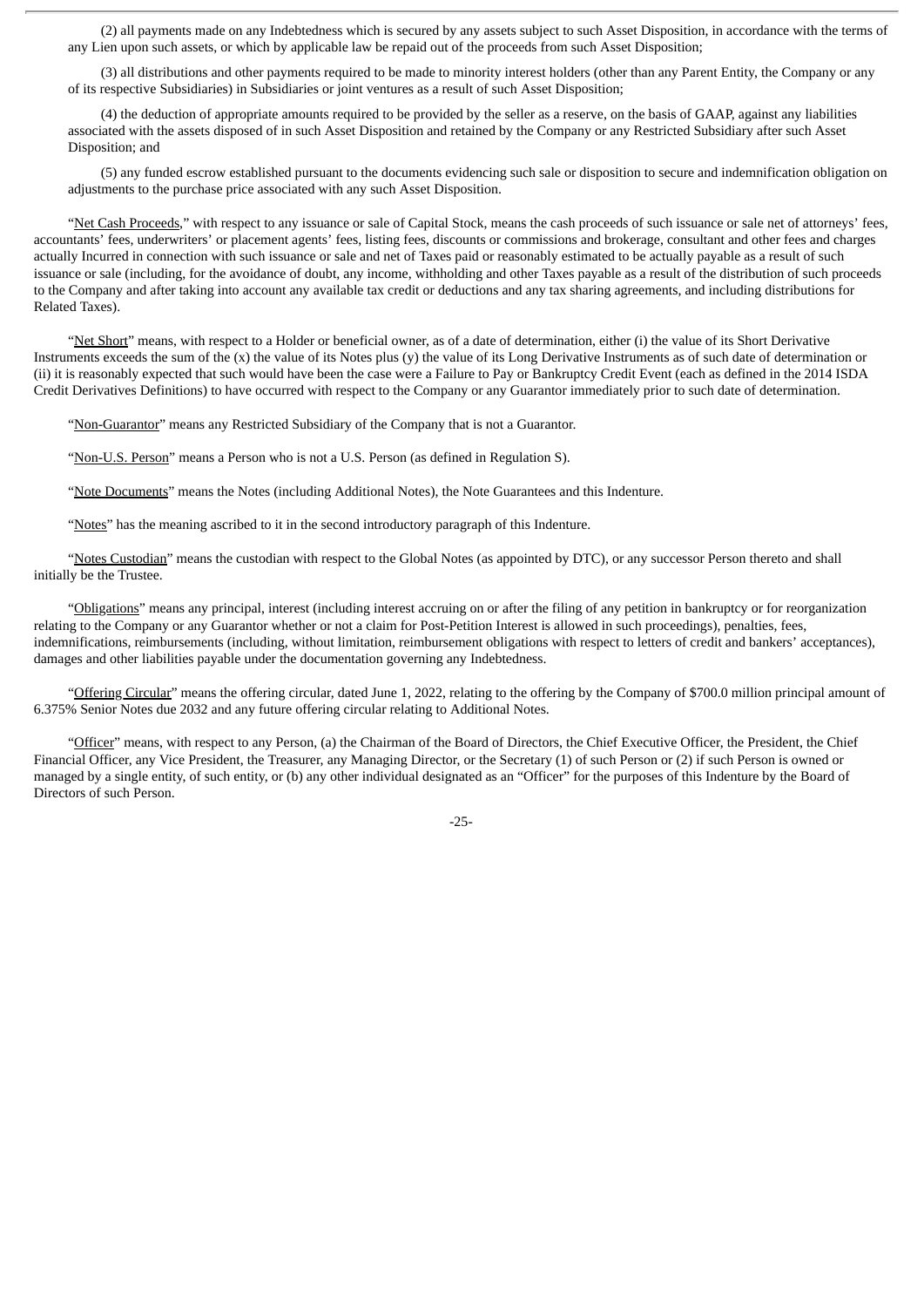(2) all payments made on any Indebtedness which is secured by any assets subject to such Asset Disposition, in accordance with the terms of any Lien upon such assets, or which by applicable law be repaid out of the proceeds from such Asset Disposition;

(3) all distributions and other payments required to be made to minority interest holders (other than any Parent Entity, the Company or any of its respective Subsidiaries) in Subsidiaries or joint ventures as a result of such Asset Disposition;

(4) the deduction of appropriate amounts required to be provided by the seller as a reserve, on the basis of GAAP, against any liabilities associated with the assets disposed of in such Asset Disposition and retained by the Company or any Restricted Subsidiary after such Asset Disposition; and

(5) any funded escrow established pursuant to the documents evidencing such sale or disposition to secure and indemnification obligation on adjustments to the purchase price associated with any such Asset Disposition.

"Net Cash Proceeds," with respect to any issuance or sale of Capital Stock, means the cash proceeds of such issuance or sale net of attorneys' fees, accountants' fees, underwriters' or placement agents' fees, listing fees, discounts or commissions and brokerage, consultant and other fees and charges actually Incurred in connection with such issuance or sale and net of Taxes paid or reasonably estimated to be actually payable as a result of such issuance or sale (including, for the avoidance of doubt, any income, withholding and other Taxes payable as a result of the distribution of such proceeds to the Company and after taking into account any available tax credit or deductions and any tax sharing agreements, and including distributions for Related Taxes).

"Net Short" means, with respect to a Holder or beneficial owner, as of a date of determination, either (i) the value of its Short Derivative Instruments exceeds the sum of the (x) the value of its Notes plus (y) the value of its Long Derivative Instruments as of such date of determination or (ii) it is reasonably expected that such would have been the case were a Failure to Pay or Bankruptcy Credit Event (each as defined in the 2014 ISDA Credit Derivatives Definitions) to have occurred with respect to the Company or any Guarantor immediately prior to such date of determination.

"Non-Guarantor" means any Restricted Subsidiary of the Company that is not a Guarantor.

"Non-U.S. Person" means a Person who is not a U.S. Person (as defined in Regulation S).

"Note Documents" means the Notes (including Additional Notes), the Note Guarantees and this Indenture.

"Notes" has the meaning ascribed to it in the second introductory paragraph of this Indenture.

"Notes Custodian" means the custodian with respect to the Global Notes (as appointed by DTC), or any successor Person thereto and shall initially be the Trustee.

"Obligations" means any principal, interest (including interest accruing on or after the filing of any petition in bankruptcy or for reorganization relating to the Company or any Guarantor whether or not a claim for Post-Petition Interest is allowed in such proceedings), penalties, fees, indemnifications, reimbursements (including, without limitation, reimbursement obligations with respect to letters of credit and bankers' acceptances), damages and other liabilities payable under the documentation governing any Indebtedness.

"Offering Circular" means the offering circular, dated June 1, 2022, relating to the offering by the Company of $700.0 million principal amount of 6.375% Senior Notes due 2032 and any future offering circular relating to Additional Notes.

"Officer" means, with respect to any Person, (a) the Chairman of the Board of Directors, the Chief Executive Officer, the President, the Chief Financial Officer, any Vice President, the Treasurer, any Managing Director, or the Secretary (1) of such Person or (2) if such Person is owned or managed by a single entity, of such entity, or (b) any other individual designated as an "Officer" for the purposes of this Indenture by the Board of Directors of such Person.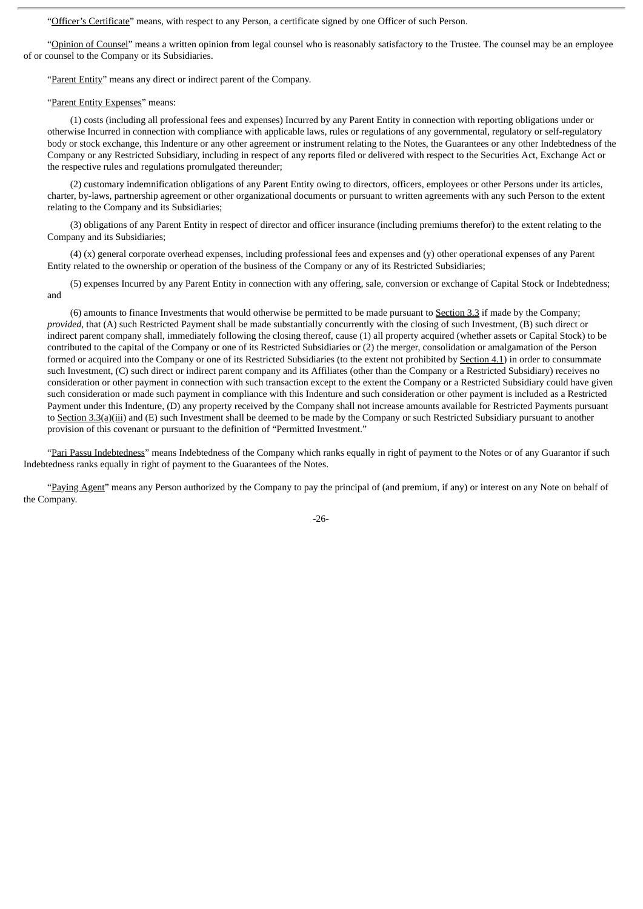"Officer's Certificate" means, with respect to any Person, a certificate signed by one Officer of such Person.

"Opinion of Counsel" means a written opinion from legal counsel who is reasonably satisfactory to the Trustee. The counsel may be an employee of or counsel to the Company or its Subsidiaries.

"Parent Entity" means any direct or indirect parent of the Company.

"Parent Entity Expenses" means:

(1) costs (including all professional fees and expenses) Incurred by any Parent Entity in connection with reporting obligations under or otherwise Incurred in connection with compliance with applicable laws, rules or regulations of any governmental, regulatory or self-regulatory body or stock exchange, this Indenture or any other agreement or instrument relating to the Notes, the Guarantees or any other Indebtedness of the Company or any Restricted Subsidiary, including in respect of any reports filed or delivered with respect to the Securities Act, Exchange Act or the respective rules and regulations promulgated thereunder;

(2) customary indemnification obligations of any Parent Entity owing to directors, officers, employees or other Persons under its articles, charter, by-laws, partnership agreement or other organizational documents or pursuant to written agreements with any such Person to the extent relating to the Company and its Subsidiaries;

(3) obligations of any Parent Entity in respect of director and officer insurance (including premiums therefor) to the extent relating to the Company and its Subsidiaries;

(4) (x) general corporate overhead expenses, including professional fees and expenses and (y) other operational expenses of any Parent Entity related to the ownership or operation of the business of the Company or any of its Restricted Subsidiaries;

(5) expenses Incurred by any Parent Entity in connection with any offering, sale, conversion or exchange of Capital Stock or Indebtedness; and

(6) amounts to finance Investments that would otherwise be permitted to be made pursuant to Section 3.3 if made by the Company; *provided*, that (A) such Restricted Payment shall be made substantially concurrently with the closing of such Investment, (B) such direct or indirect parent company shall, immediately following the closing thereof, cause (1) all property acquired (whether assets or Capital Stock) to be contributed to the capital of the Company or one of its Restricted Subsidiaries or (2) the merger, consolidation or amalgamation of the Person formed or acquired into the Company or one of its Restricted Subsidiaries (to the extent not prohibited by Section 4.1) in order to consummate such Investment, (C) such direct or indirect parent company and its Affiliates (other than the Company or a Restricted Subsidiary) receives no consideration or other payment in connection with such transaction except to the extent the Company or a Restricted Subsidiary could have given such consideration or made such payment in compliance with this Indenture and such consideration or other payment is included as a Restricted Payment under this Indenture, (D) any property received by the Company shall not increase amounts available for Restricted Payments pursuant to Section 3.3(a)(iii) and (E) such Investment shall be deemed to be made by the Company or such Restricted Subsidiary pursuant to another provision of this covenant or pursuant to the definition of "Permitted Investment."

"Pari Passu Indebtedness" means Indebtedness of the Company which ranks equally in right of payment to the Notes or of any Guarantor if such Indebtedness ranks equally in right of payment to the Guarantees of the Notes.

"Paying Agent" means any Person authorized by the Company to pay the principal of (and premium, if any) or interest on any Note on behalf of the Company.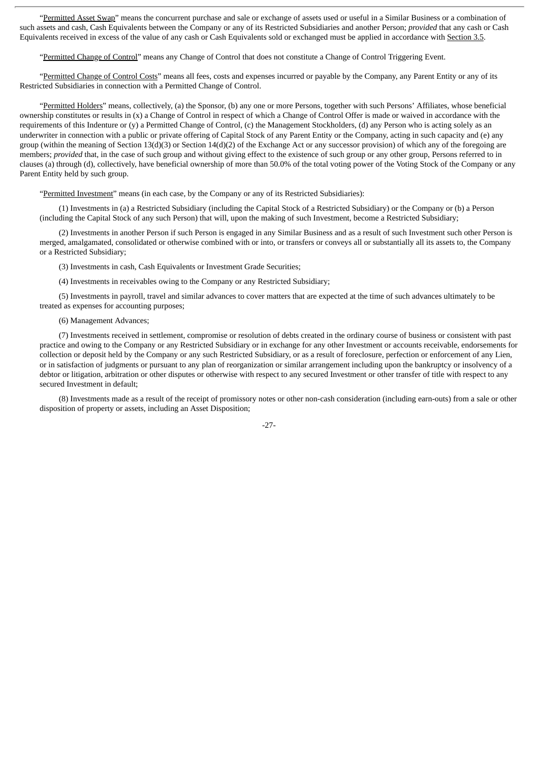"Permitted Asset Swap" means the concurrent purchase and sale or exchange of assets used or useful in a Similar Business or a combination of such assets and cash, Cash Equivalents between the Company or any of its Restricted Subsidiaries and another Person; *provided* that any cash or Cash Equivalents received in excess of the value of any cash or Cash Equivalents sold or exchanged must be applied in accordance with Section 3.5.

"Permitted Change of Control" means any Change of Control that does not constitute a Change of Control Triggering Event.

"Permitted Change of Control Costs" means all fees, costs and expenses incurred or payable by the Company, any Parent Entity or any of its Restricted Subsidiaries in connection with a Permitted Change of Control.

"Permitted Holders" means, collectively, (a) the Sponsor, (b) any one or more Persons, together with such Persons' Affiliates, whose beneficial ownership constitutes or results in (x) a Change of Control in respect of which a Change of Control Offer is made or waived in accordance with the requirements of this Indenture or (y) a Permitted Change of Control, (c) the Management Stockholders, (d) any Person who is acting solely as an underwriter in connection with a public or private offering of Capital Stock of any Parent Entity or the Company, acting in such capacity and (e) any group (within the meaning of Section 13(d)(3) or Section 14(d)(2) of the Exchange Act or any successor provision) of which any of the foregoing are members; *provided* that, in the case of such group and without giving effect to the existence of such group or any other group, Persons referred to in clauses (a) through (d), collectively, have beneficial ownership of more than 50.0% of the total voting power of the Voting Stock of the Company or any Parent Entity held by such group.

"Permitted Investment" means (in each case, by the Company or any of its Restricted Subsidiaries):

(1) Investments in (a) a Restricted Subsidiary (including the Capital Stock of a Restricted Subsidiary) or the Company or (b) a Person (including the Capital Stock of any such Person) that will, upon the making of such Investment, become a Restricted Subsidiary;

(2) Investments in another Person if such Person is engaged in any Similar Business and as a result of such Investment such other Person is merged, amalgamated, consolidated or otherwise combined with or into, or transfers or conveys all or substantially all its assets to, the Company or a Restricted Subsidiary;

(3) Investments in cash, Cash Equivalents or Investment Grade Securities;

(4) Investments in receivables owing to the Company or any Restricted Subsidiary;

(5) Investments in payroll, travel and similar advances to cover matters that are expected at the time of such advances ultimately to be treated as expenses for accounting purposes;

(6) Management Advances;

(7) Investments received in settlement, compromise or resolution of debts created in the ordinary course of business or consistent with past practice and owing to the Company or any Restricted Subsidiary or in exchange for any other Investment or accounts receivable, endorsements for collection or deposit held by the Company or any such Restricted Subsidiary, or as a result of foreclosure, perfection or enforcement of any Lien, or in satisfaction of judgments or pursuant to any plan of reorganization or similar arrangement including upon the bankruptcy or insolvency of a debtor or litigation, arbitration or other disputes or otherwise with respect to any secured Investment or other transfer of title with respect to any secured Investment in default;

(8) Investments made as a result of the receipt of promissory notes or other non-cash consideration (including earn-outs) from a sale or other disposition of property or assets, including an Asset Disposition;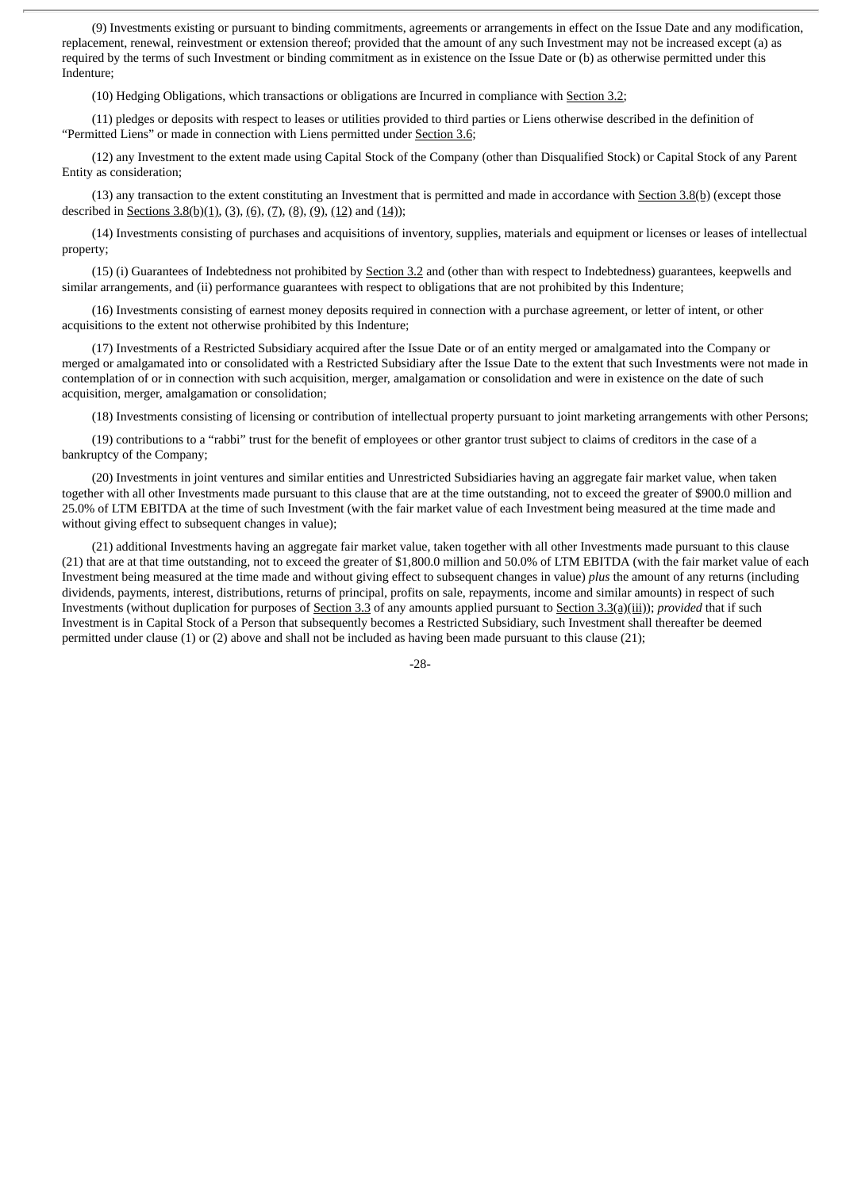(9) Investments existing or pursuant to binding commitments, agreements or arrangements in effect on the Issue Date and any modification, replacement, renewal, reinvestment or extension thereof; provided that the amount of any such Investment may not be increased except (a) as required by the terms of such Investment or binding commitment as in existence on the Issue Date or (b) as otherwise permitted under this Indenture;

(10) Hedging Obligations, which transactions or obligations are Incurred in compliance with Section 3.2;

(11) pledges or deposits with respect to leases or utilities provided to third parties or Liens otherwise described in the definition of "Permitted Liens" or made in connection with Liens permitted under Section 3.6;

(12) any Investment to the extent made using Capital Stock of the Company (other than Disqualified Stock) or Capital Stock of any Parent Entity as consideration;

(13) any transaction to the extent constituting an Investment that is permitted and made in accordance with Section 3.8(b) (except those described in Sections 3.8(b)(1), (3), (6), (7), (8), (9), (12) and (14));

(14) Investments consisting of purchases and acquisitions of inventory, supplies, materials and equipment or licenses or leases of intellectual property;

(15) (i) Guarantees of Indebtedness not prohibited by Section 3.2 and (other than with respect to Indebtedness) guarantees, keepwells and similar arrangements, and (ii) performance guarantees with respect to obligations that are not prohibited by this Indenture;

(16) Investments consisting of earnest money deposits required in connection with a purchase agreement, or letter of intent, or other acquisitions to the extent not otherwise prohibited by this Indenture;

(17) Investments of a Restricted Subsidiary acquired after the Issue Date or of an entity merged or amalgamated into the Company or merged or amalgamated into or consolidated with a Restricted Subsidiary after the Issue Date to the extent that such Investments were not made in contemplation of or in connection with such acquisition, merger, amalgamation or consolidation and were in existence on the date of such acquisition, merger, amalgamation or consolidation;

(18) Investments consisting of licensing or contribution of intellectual property pursuant to joint marketing arrangements with other Persons;

(19) contributions to a "rabbi" trust for the benefit of employees or other grantor trust subject to claims of creditors in the case of a bankruptcy of the Company;

(20) Investments in joint ventures and similar entities and Unrestricted Subsidiaries having an aggregate fair market value, when taken together with all other Investments made pursuant to this clause that are at the time outstanding, not to exceed the greater of $900.0 million and 25.0% of LTM EBITDA at the time of such Investment (with the fair market value of each Investment being measured at the time made and without giving effect to subsequent changes in value);

(21) additional Investments having an aggregate fair market value, taken together with all other Investments made pursuant to this clause (21) that are at that time outstanding, not to exceed the greater of $1,800.0 million and 50.0% of LTM EBITDA (with the fair market value of each Investment being measured at the time made and without giving effect to subsequent changes in value) *plus* the amount of any returns (including dividends, payments, interest, distributions, returns of principal, profits on sale, repayments, income and similar amounts) in respect of such Investments (without duplication for purposes of Section 3.3 of any amounts applied pursuant to Section 3.3(a)(iii)); *provided* that if such Investment is in Capital Stock of a Person that subsequently becomes a Restricted Subsidiary, such Investment shall thereafter be deemed permitted under clause (1) or (2) above and shall not be included as having been made pursuant to this clause (21);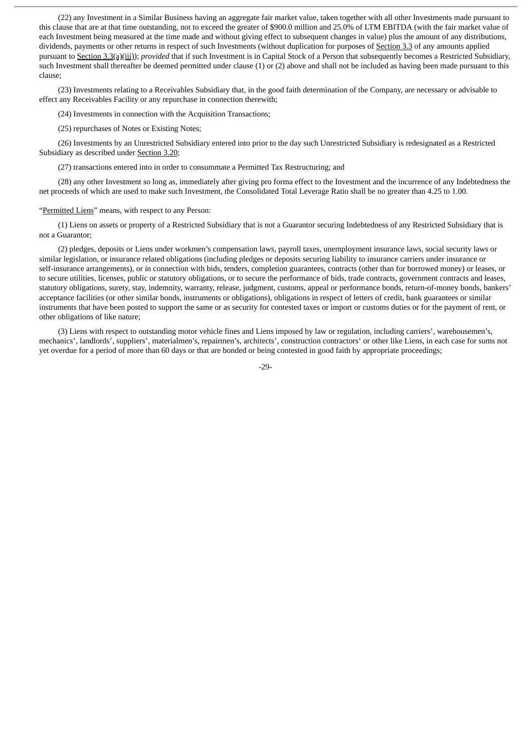(22) any Investment in a Similar Business having an aggregate fair market value, taken together with all other Investments made pursuant to this clause that are at that time outstanding, not to exceed the greater of $900.0 million and 25.0% of LTM EBITDA (with the fair market value of each Investment being measured at the time made and without giving effect to subsequent changes in value) plus the amount of any distributions, dividends, payments or other returns in respect of such Investments (without duplication for purposes of Section 3.3 of any amounts applied pursuant to Section 3.3(a)(iii)); *provided* that if such Investment is in Capital Stock of a Person that subsequently becomes a Restricted Subsidiary, such Investment shall thereafter be deemed permitted under clause (1) or (2) above and shall not be included as having been made pursuant to this clause;

(23) Investments relating to a Receivables Subsidiary that, in the good faith determination of the Company, are necessary or advisable to effect any Receivables Facility or any repurchase in connection therewith;

(24) Investments in connection with the Acquisition Transactions;

(25) repurchases of Notes or Existing Notes;

(26) Investments by an Unrestricted Subsidiary entered into prior to the day such Unrestricted Subsidiary is redesignated as a Restricted Subsidiary as described under Section 3.20;

(27) transactions entered into in order to consummate a Permitted Tax Restructuring; and

(28) any other Investment so long as, immediately after giving pro forma effect to the Investment and the incurrence of any Indebtedness the net proceeds of which are used to make such Investment, the Consolidated Total Leverage Ratio shall be no greater than 4.25 to 1.00.

"Permitted Liens" means, with respect to any Person:

(1) Liens on assets or property of a Restricted Subsidiary that is not a Guarantor securing Indebtedness of any Restricted Subsidiary that is not a Guarantor;

(2) pledges, deposits or Liens under workmen's compensation laws, payroll taxes, unemployment insurance laws, social security laws or similar legislation, or insurance related obligations (including pledges or deposits securing liability to insurance carriers under insurance or self-insurance arrangements), or in connection with bids, tenders, completion guarantees, contracts (other than for borrowed money) or leases, or to secure utilities, licenses, public or statutory obligations, or to secure the performance of bids, trade contracts, government contracts and leases, statutory obligations, surety, stay, indemnity, warranty, release, judgment, customs, appeal or performance bonds, return-of-money bonds, bankers' acceptance facilities (or other similar bonds, instruments or obligations), obligations in respect of letters of credit, bank guarantees or similar instruments that have been posted to support the same or as security for contested taxes or import or customs duties or for the payment of rent, or other obligations of like nature;

(3) Liens with respect to outstanding motor vehicle fines and Liens imposed by law or regulation, including carriers', warehousemen's, mechanics', landlords', suppliers', materialmen's, repairmen's, architects', construction contractors' or other like Liens, in each case for sums not yet overdue for a period of more than 60 days or that are bonded or being contested in good faith by appropriate proceedings;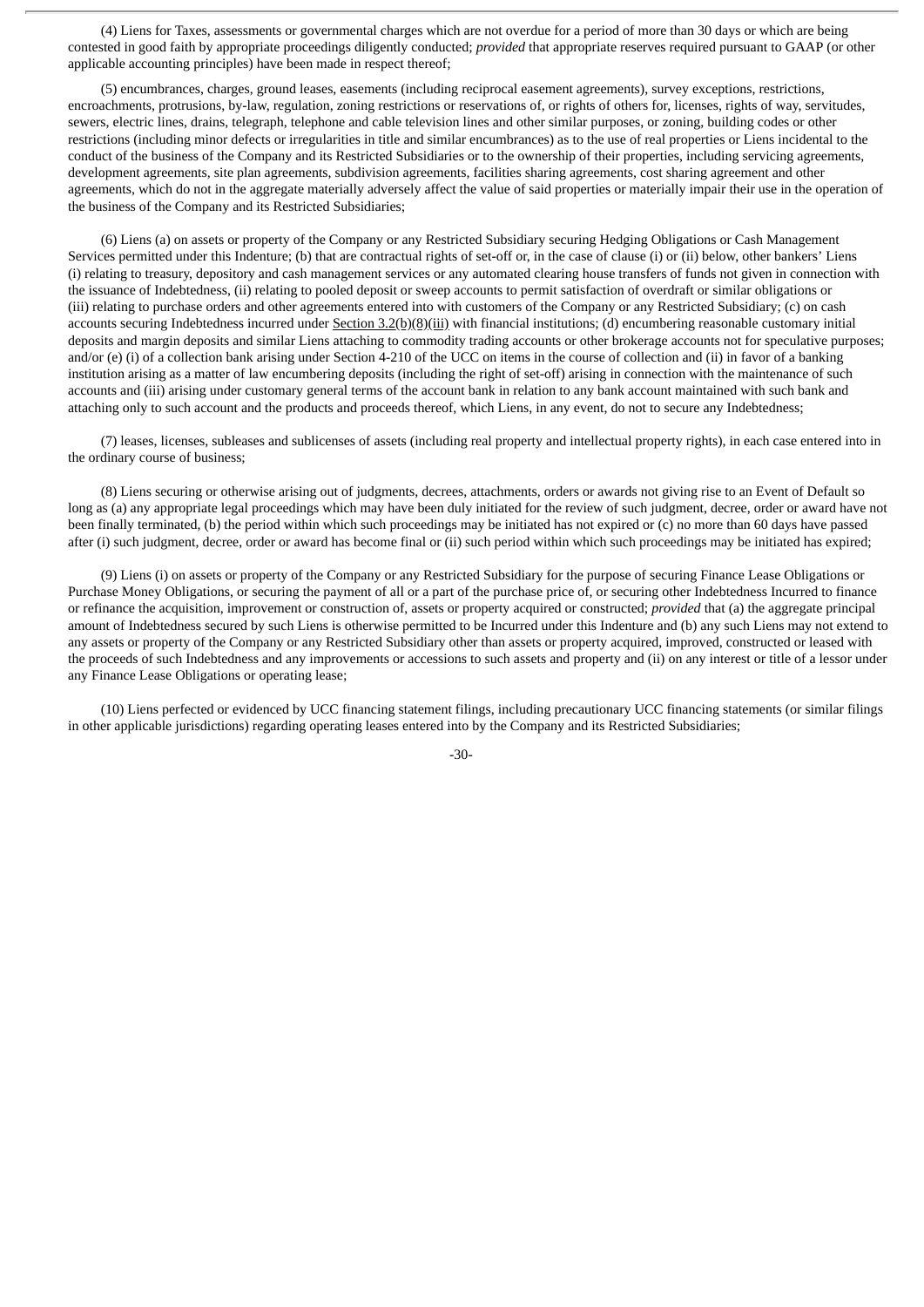(4) Liens for Taxes, assessments or governmental charges which are not overdue for a period of more than 30 days or which are being contested in good faith by appropriate proceedings diligently conducted; *provided* that appropriate reserves required pursuant to GAAP (or other applicable accounting principles) have been made in respect thereof;

(5) encumbrances, charges, ground leases, easements (including reciprocal easement agreements), survey exceptions, restrictions, encroachments, protrusions, by-law, regulation, zoning restrictions or reservations of, or rights of others for, licenses, rights of way, servitudes, sewers, electric lines, drains, telegraph, telephone and cable television lines and other similar purposes, or zoning, building codes or other restrictions (including minor defects or irregularities in title and similar encumbrances) as to the use of real properties or Liens incidental to the conduct of the business of the Company and its Restricted Subsidiaries or to the ownership of their properties, including servicing agreements, development agreements, site plan agreements, subdivision agreements, facilities sharing agreements, cost sharing agreement and other agreements, which do not in the aggregate materially adversely affect the value of said properties or materially impair their use in the operation of the business of the Company and its Restricted Subsidiaries;

(6) Liens (a) on assets or property of the Company or any Restricted Subsidiary securing Hedging Obligations or Cash Management Services permitted under this Indenture; (b) that are contractual rights of set-off or, in the case of clause (i) or (ii) below, other bankers' Liens (i) relating to treasury, depository and cash management services or any automated clearing house transfers of funds not given in connection with the issuance of Indebtedness, (ii) relating to pooled deposit or sweep accounts to permit satisfaction of overdraft or similar obligations or (iii) relating to purchase orders and other agreements entered into with customers of the Company or any Restricted Subsidiary; (c) on cash accounts securing Indebtedness incurred under Section 3.2(b)(8)(iii) with financial institutions; (d) encumbering reasonable customary initial deposits and margin deposits and similar Liens attaching to commodity trading accounts or other brokerage accounts not for speculative purposes; and/or (e) (i) of a collection bank arising under Section 4-210 of the UCC on items in the course of collection and (ii) in favor of a banking institution arising as a matter of law encumbering deposits (including the right of set-off) arising in connection with the maintenance of such accounts and (iii) arising under customary general terms of the account bank in relation to any bank account maintained with such bank and attaching only to such account and the products and proceeds thereof, which Liens, in any event, do not to secure any Indebtedness;

(7) leases, licenses, subleases and sublicenses of assets (including real property and intellectual property rights), in each case entered into in the ordinary course of business;

(8) Liens securing or otherwise arising out of judgments, decrees, attachments, orders or awards not giving rise to an Event of Default so long as (a) any appropriate legal proceedings which may have been duly initiated for the review of such judgment, decree, order or award have not been finally terminated, (b) the period within which such proceedings may be initiated has not expired or (c) no more than 60 days have passed after (i) such judgment, decree, order or award has become final or (ii) such period within which such proceedings may be initiated has expired;

(9) Liens (i) on assets or property of the Company or any Restricted Subsidiary for the purpose of securing Finance Lease Obligations or Purchase Money Obligations, or securing the payment of all or a part of the purchase price of, or securing other Indebtedness Incurred to finance or refinance the acquisition, improvement or construction of, assets or property acquired or constructed; *provided* that (a) the aggregate principal amount of Indebtedness secured by such Liens is otherwise permitted to be Incurred under this Indenture and (b) any such Liens may not extend to any assets or property of the Company or any Restricted Subsidiary other than assets or property acquired, improved, constructed or leased with the proceeds of such Indebtedness and any improvements or accessions to such assets and property and (ii) on any interest or title of a lessor under any Finance Lease Obligations or operating lease;

(10) Liens perfected or evidenced by UCC financing statement filings, including precautionary UCC financing statements (or similar filings in other applicable jurisdictions) regarding operating leases entered into by the Company and its Restricted Subsidiaries;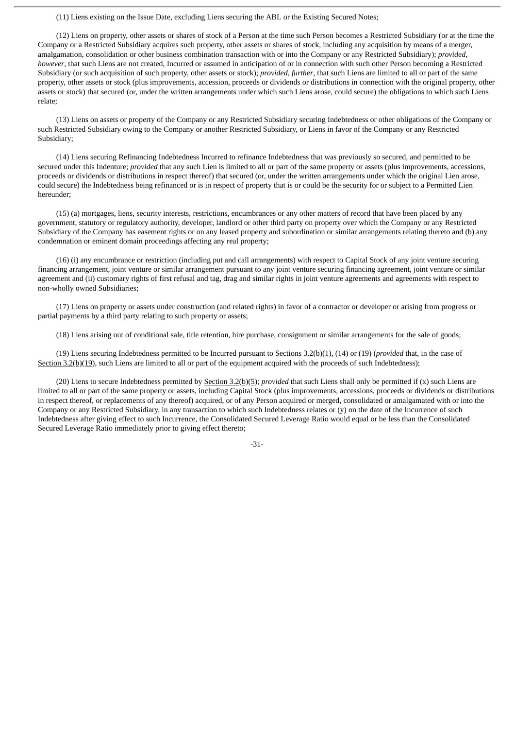(11) Liens existing on the Issue Date, excluding Liens securing the ABL or the Existing Secured Notes;

(12) Liens on property, other assets or shares of stock of a Person at the time such Person becomes a Restricted Subsidiary (or at the time the Company or a Restricted Subsidiary acquires such property, other assets or shares of stock, including any acquisition by means of a merger, amalgamation, consolidation or other business combination transaction with or into the Company or any Restricted Subsidiary); *provided, however*, that such Liens are not created, Incurred or assumed in anticipation of or in connection with such other Person becoming a Restricted Subsidiary (or such acquisition of such property, other assets or stock); *provided, further*, that such Liens are limited to all or part of the same property, other assets or stock (plus improvements, accession, proceeds or dividends or distributions in connection with the original property, other assets or stock) that secured (or, under the written arrangements under which such Liens arose, could secure) the obligations to which such Liens relate;

(13) Liens on assets or property of the Company or any Restricted Subsidiary securing Indebtedness or other obligations of the Company or such Restricted Subsidiary owing to the Company or another Restricted Subsidiary, or Liens in favor of the Company or any Restricted Subsidiary;

(14) Liens securing Refinancing Indebtedness Incurred to refinance Indebtedness that was previously so secured, and permitted to be secured under this Indenture; *provided* that any such Lien is limited to all or part of the same property or assets (plus improvements, accessions, proceeds or dividends or distributions in respect thereof) that secured (or, under the written arrangements under which the original Lien arose, could secure) the Indebtedness being refinanced or is in respect of property that is or could be the security for or subject to a Permitted Lien hereunder;

(15) (a) mortgages, liens, security interests, restrictions, encumbrances or any other matters of record that have been placed by any government, statutory or regulatory authority, developer, landlord or other third party on property over which the Company or any Restricted Subsidiary of the Company has easement rights or on any leased property and subordination or similar arrangements relating thereto and (b) any condemnation or eminent domain proceedings affecting any real property;

(16) (i) any encumbrance or restriction (including put and call arrangements) with respect to Capital Stock of any joint venture securing financing arrangement, joint venture or similar arrangement pursuant to any joint venture securing financing agreement, joint venture or similar agreement and (ii) customary rights of first refusal and tag, drag and similar rights in joint venture agreements and agreements with respect to non-wholly owned Subsidiaries;

(17) Liens on property or assets under construction (and related rights) in favor of a contractor or developer or arising from progress or partial payments by a third party relating to such property or assets;

(18) Liens arising out of conditional sale, title retention, hire purchase, consignment or similar arrangements for the sale of goods;

(19) Liens securing Indebtedness permitted to be Incurred pursuant to Sections 3.2(b)(1), (14) or (19) (*provided* that, in the case of Section 3.2(b)(19), such Liens are limited to all or part of the equipment acquired with the proceeds of such Indebtedness);

(20) Liens to secure Indebtedness permitted by Section 3.2(b)(5); *provided* that such Liens shall only be permitted if (x) such Liens are limited to all or part of the same property or assets, including Capital Stock (plus improvements, accessions, proceeds or dividends or distributions in respect thereof, or replacements of any thereof) acquired, or of any Person acquired or merged, consolidated or amalgamated with or into the Company or any Restricted Subsidiary, in any transaction to which such Indebtedness relates or (y) on the date of the Incurrence of such Indebtedness after giving effect to such Incurrence, the Consolidated Secured Leverage Ratio would equal or be less than the Consolidated Secured Leverage Ratio immediately prior to giving effect thereto;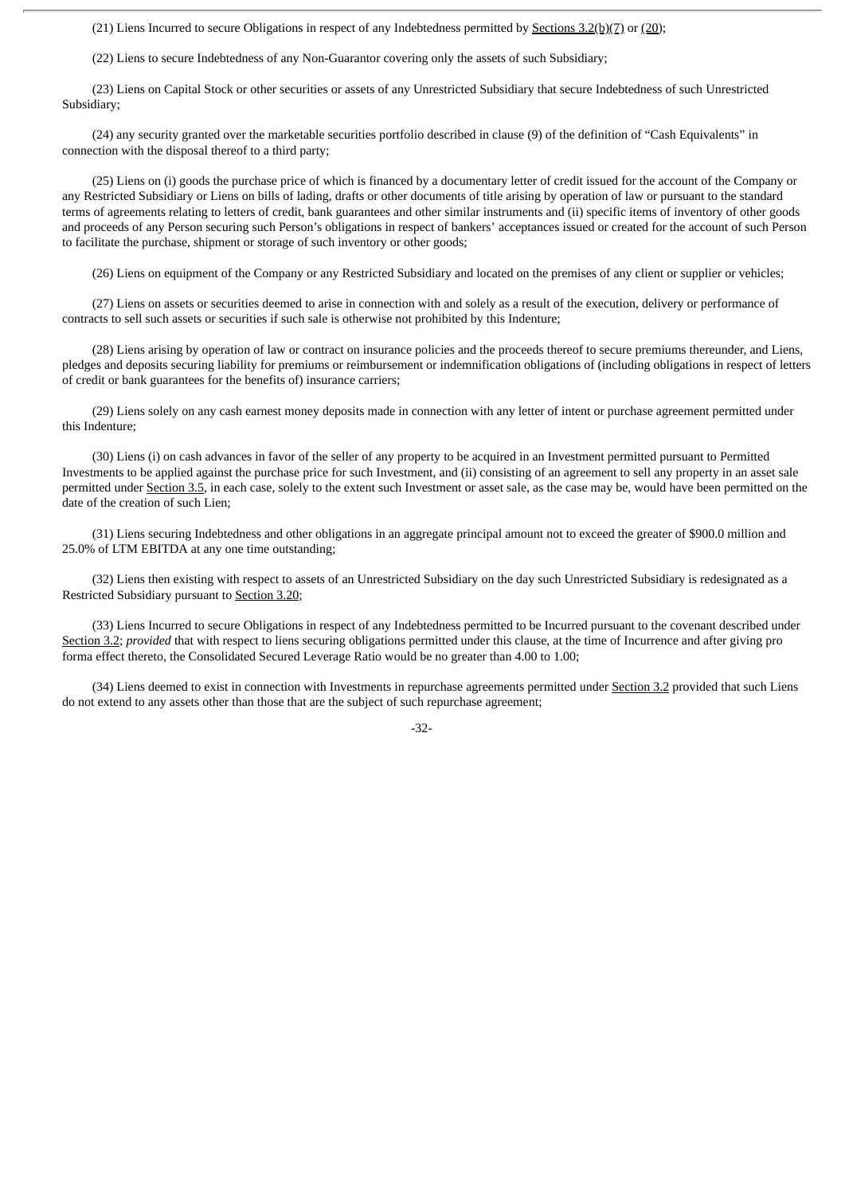(21) Liens Incurred to secure Obligations in respect of any Indebtedness permitted by Sections 3.2(b)(7) or (20);

(22) Liens to secure Indebtedness of any Non-Guarantor covering only the assets of such Subsidiary;

(23) Liens on Capital Stock or other securities or assets of any Unrestricted Subsidiary that secure Indebtedness of such Unrestricted Subsidiary;

(24) any security granted over the marketable securities portfolio described in clause (9) of the definition of "Cash Equivalents" in connection with the disposal thereof to a third party;

(25) Liens on (i) goods the purchase price of which is financed by a documentary letter of credit issued for the account of the Company or any Restricted Subsidiary or Liens on bills of lading, drafts or other documents of title arising by operation of law or pursuant to the standard terms of agreements relating to letters of credit, bank guarantees and other similar instruments and (ii) specific items of inventory of other goods and proceeds of any Person securing such Person's obligations in respect of bankers' acceptances issued or created for the account of such Person to facilitate the purchase, shipment or storage of such inventory or other goods;

(26) Liens on equipment of the Company or any Restricted Subsidiary and located on the premises of any client or supplier or vehicles;

(27) Liens on assets or securities deemed to arise in connection with and solely as a result of the execution, delivery or performance of contracts to sell such assets or securities if such sale is otherwise not prohibited by this Indenture;

(28) Liens arising by operation of law or contract on insurance policies and the proceeds thereof to secure premiums thereunder, and Liens, pledges and deposits securing liability for premiums or reimbursement or indemnification obligations of (including obligations in respect of letters of credit or bank guarantees for the benefits of) insurance carriers;

(29) Liens solely on any cash earnest money deposits made in connection with any letter of intent or purchase agreement permitted under this Indenture;

(30) Liens (i) on cash advances in favor of the seller of any property to be acquired in an Investment permitted pursuant to Permitted Investments to be applied against the purchase price for such Investment, and (ii) consisting of an agreement to sell any property in an asset sale permitted under Section 3.5, in each case, solely to the extent such Investment or asset sale, as the case may be, would have been permitted on the date of the creation of such Lien;

(31) Liens securing Indebtedness and other obligations in an aggregate principal amount not to exceed the greater of $900.0 million and 25.0% of LTM EBITDA at any one time outstanding;

(32) Liens then existing with respect to assets of an Unrestricted Subsidiary on the day such Unrestricted Subsidiary is redesignated as a Restricted Subsidiary pursuant to Section 3.20;

(33) Liens Incurred to secure Obligations in respect of any Indebtedness permitted to be Incurred pursuant to the covenant described under Section 3.2; *provided* that with respect to liens securing obligations permitted under this clause, at the time of Incurrence and after giving pro forma effect thereto, the Consolidated Secured Leverage Ratio would be no greater than 4.00 to 1.00;

(34) Liens deemed to exist in connection with Investments in repurchase agreements permitted under Section 3.2 provided that such Liens do not extend to any assets other than those that are the subject of such repurchase agreement;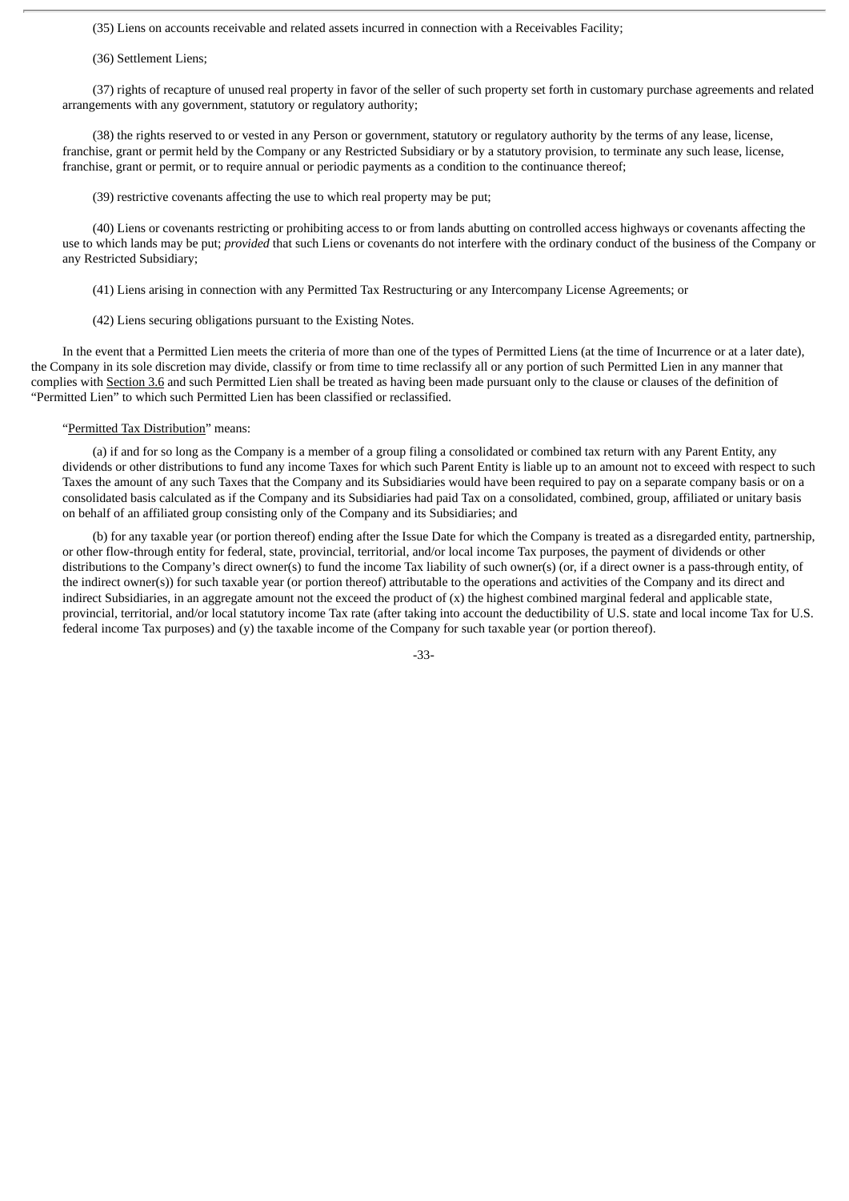(35) Liens on accounts receivable and related assets incurred in connection with a Receivables Facility;

(36) Settlement Liens;

(37) rights of recapture of unused real property in favor of the seller of such property set forth in customary purchase agreements and related arrangements with any government, statutory or regulatory authority;

(38) the rights reserved to or vested in any Person or government, statutory or regulatory authority by the terms of any lease, license, franchise, grant or permit held by the Company or any Restricted Subsidiary or by a statutory provision, to terminate any such lease, license, franchise, grant or permit, or to require annual or periodic payments as a condition to the continuance thereof;

(39) restrictive covenants affecting the use to which real property may be put;

(40) Liens or covenants restricting or prohibiting access to or from lands abutting on controlled access highways or covenants affecting the use to which lands may be put; *provided* that such Liens or covenants do not interfere with the ordinary conduct of the business of the Company or any Restricted Subsidiary;

(41) Liens arising in connection with any Permitted Tax Restructuring or any Intercompany License Agreements; or

(42) Liens securing obligations pursuant to the Existing Notes.

In the event that a Permitted Lien meets the criteria of more than one of the types of Permitted Liens (at the time of Incurrence or at a later date), the Company in its sole discretion may divide, classify or from time to time reclassify all or any portion of such Permitted Lien in any manner that complies with Section 3.6 and such Permitted Lien shall be treated as having been made pursuant only to the clause or clauses of the definition of "Permitted Lien" to which such Permitted Lien has been classified or reclassified.

"Permitted Tax Distribution" means:

(a) if and for so long as the Company is a member of a group filing a consolidated or combined tax return with any Parent Entity, any dividends or other distributions to fund any income Taxes for which such Parent Entity is liable up to an amount not to exceed with respect to such Taxes the amount of any such Taxes that the Company and its Subsidiaries would have been required to pay on a separate company basis or on a consolidated basis calculated as if the Company and its Subsidiaries had paid Tax on a consolidated, combined, group, affiliated or unitary basis on behalf of an affiliated group consisting only of the Company and its Subsidiaries; and

(b) for any taxable year (or portion thereof) ending after the Issue Date for which the Company is treated as a disregarded entity, partnership, or other flow-through entity for federal, state, provincial, territorial, and/or local income Tax purposes, the payment of dividends or other distributions to the Company's direct owner(s) to fund the income Tax liability of such owner(s) (or, if a direct owner is a pass-through entity, of the indirect owner(s)) for such taxable year (or portion thereof) attributable to the operations and activities of the Company and its direct and indirect Subsidiaries, in an aggregate amount not the exceed the product of (x) the highest combined marginal federal and applicable state, provincial, territorial, and/or local statutory income Tax rate (after taking into account the deductibility of U.S. state and local income Tax for U.S. federal income Tax purposes) and (y) the taxable income of the Company for such taxable year (or portion thereof).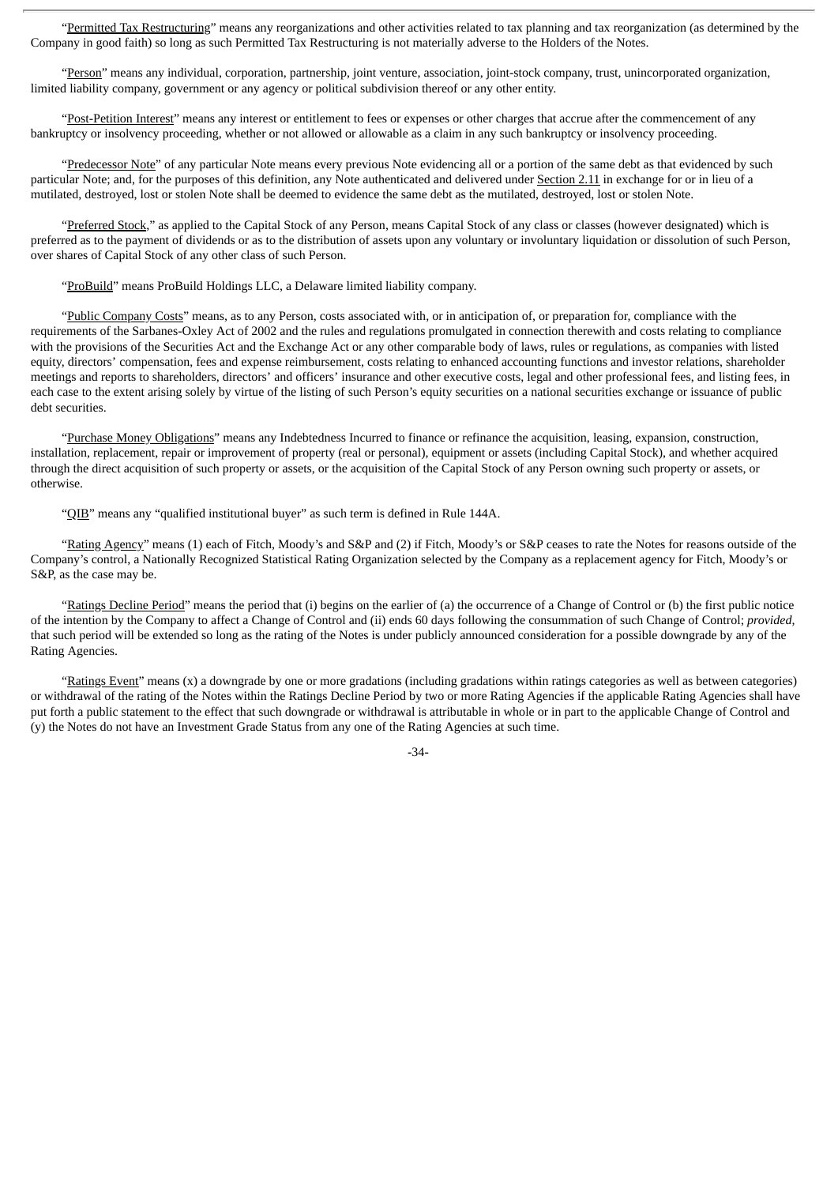"Permitted Tax Restructuring" means any reorganizations and other activities related to tax planning and tax reorganization (as determined by the Company in good faith) so long as such Permitted Tax Restructuring is not materially adverse to the Holders of the Notes.

"Person" means any individual, corporation, partnership, joint venture, association, joint-stock company, trust, unincorporated organization, limited liability company, government or any agency or political subdivision thereof or any other entity.

"Post-Petition Interest" means any interest or entitlement to fees or expenses or other charges that accrue after the commencement of any bankruptcy or insolvency proceeding, whether or not allowed or allowable as a claim in any such bankruptcy or insolvency proceeding.

"Predecessor Note" of any particular Note means every previous Note evidencing all or a portion of the same debt as that evidenced by such particular Note; and, for the purposes of this definition, any Note authenticated and delivered under Section 2.11 in exchange for or in lieu of a mutilated, destroyed, lost or stolen Note shall be deemed to evidence the same debt as the mutilated, destroyed, lost or stolen Note.

"Preferred Stock," as applied to the Capital Stock of any Person, means Capital Stock of any class or classes (however designated) which is preferred as to the payment of dividends or as to the distribution of assets upon any voluntary or involuntary liquidation or dissolution of such Person, over shares of Capital Stock of any other class of such Person.

"ProBuild" means ProBuild Holdings LLC, a Delaware limited liability company.

"Public Company Costs" means, as to any Person, costs associated with, or in anticipation of, or preparation for, compliance with the requirements of the Sarbanes-Oxley Act of 2002 and the rules and regulations promulgated in connection therewith and costs relating to compliance with the provisions of the Securities Act and the Exchange Act or any other comparable body of laws, rules or regulations, as companies with listed equity, directors' compensation, fees and expense reimbursement, costs relating to enhanced accounting functions and investor relations, shareholder meetings and reports to shareholders, directors' and officers' insurance and other executive costs, legal and other professional fees, and listing fees, in each case to the extent arising solely by virtue of the listing of such Person's equity securities on a national securities exchange or issuance of public debt securities.

"Purchase Money Obligations" means any Indebtedness Incurred to finance or refinance the acquisition, leasing, expansion, construction, installation, replacement, repair or improvement of property (real or personal), equipment or assets (including Capital Stock), and whether acquired through the direct acquisition of such property or assets, or the acquisition of the Capital Stock of any Person owning such property or assets, or otherwise.

"QIB" means any "qualified institutional buyer" as such term is defined in Rule 144A.

"Rating Agency" means (1) each of Fitch, Moody's and S&P and (2) if Fitch, Moody's or S&P ceases to rate the Notes for reasons outside of the Company's control, a Nationally Recognized Statistical Rating Organization selected by the Company as a replacement agency for Fitch, Moody's or S&P, as the case may be.

"Ratings Decline Period" means the period that (i) begins on the earlier of (a) the occurrence of a Change of Control or (b) the first public notice of the intention by the Company to affect a Change of Control and (ii) ends 60 days following the consummation of such Change of Control; *provided*, that such period will be extended so long as the rating of the Notes is under publicly announced consideration for a possible downgrade by any of the Rating Agencies.

"Ratings Event" means (x) a downgrade by one or more gradations (including gradations within ratings categories as well as between categories) or withdrawal of the rating of the Notes within the Ratings Decline Period by two or more Rating Agencies if the applicable Rating Agencies shall have put forth a public statement to the effect that such downgrade or withdrawal is attributable in whole or in part to the applicable Change of Control and (y) the Notes do not have an Investment Grade Status from any one of the Rating Agencies at such time.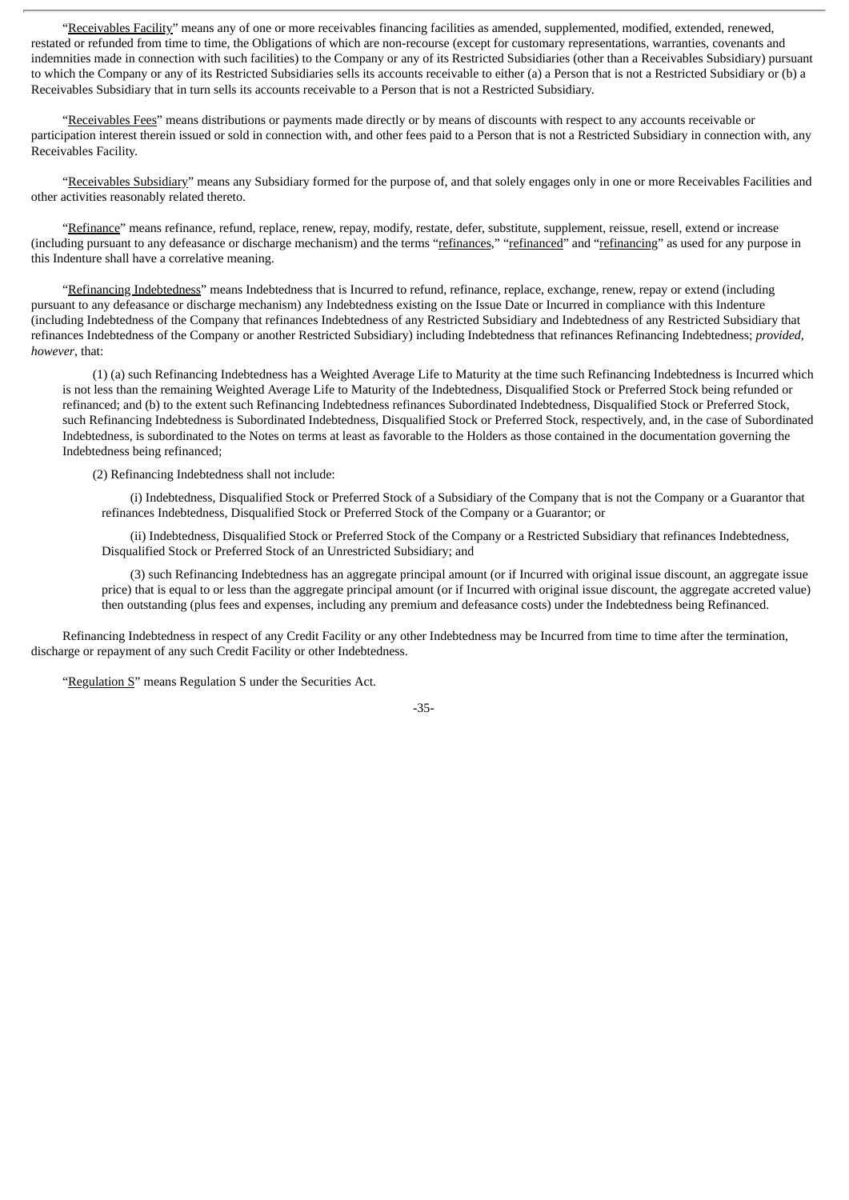"Receivables Facility" means any of one or more receivables financing facilities as amended, supplemented, modified, extended, renewed, restated or refunded from time to time, the Obligations of which are non-recourse (except for customary representations, warranties, covenants and indemnities made in connection with such facilities) to the Company or any of its Restricted Subsidiaries (other than a Receivables Subsidiary) pursuant to which the Company or any of its Restricted Subsidiaries sells its accounts receivable to either (a) a Person that is not a Restricted Subsidiary or (b) a Receivables Subsidiary that in turn sells its accounts receivable to a Person that is not a Restricted Subsidiary.

"Receivables Fees" means distributions or payments made directly or by means of discounts with respect to any accounts receivable or participation interest therein issued or sold in connection with, and other fees paid to a Person that is not a Restricted Subsidiary in connection with, any Receivables Facility.

"Receivables Subsidiary" means any Subsidiary formed for the purpose of, and that solely engages only in one or more Receivables Facilities and other activities reasonably related thereto.

"Refinance" means refinance, refund, replace, renew, repay, modify, restate, defer, substitute, supplement, reissue, resell, extend or increase (including pursuant to any defeasance or discharge mechanism) and the terms "refinances," "refinanced" and "refinancing" as used for any purpose in this Indenture shall have a correlative meaning.

"Refinancing Indebtedness" means Indebtedness that is Incurred to refund, refinance, replace, exchange, renew, repay or extend (including pursuant to any defeasance or discharge mechanism) any Indebtedness existing on the Issue Date or Incurred in compliance with this Indenture (including Indebtedness of the Company that refinances Indebtedness of any Restricted Subsidiary and Indebtedness of any Restricted Subsidiary that refinances Indebtedness of the Company or another Restricted Subsidiary) including Indebtedness that refinances Refinancing Indebtedness; *provided, however*, that:

(1) (a) such Refinancing Indebtedness has a Weighted Average Life to Maturity at the time such Refinancing Indebtedness is Incurred which is not less than the remaining Weighted Average Life to Maturity of the Indebtedness, Disqualified Stock or Preferred Stock being refunded or refinanced; and (b) to the extent such Refinancing Indebtedness refinances Subordinated Indebtedness, Disqualified Stock or Preferred Stock, such Refinancing Indebtedness is Subordinated Indebtedness, Disqualified Stock or Preferred Stock, respectively, and, in the case of Subordinated Indebtedness, is subordinated to the Notes on terms at least as favorable to the Holders as those contained in the documentation governing the Indebtedness being refinanced;

(2) Refinancing Indebtedness shall not include:

(i) Indebtedness, Disqualified Stock or Preferred Stock of a Subsidiary of the Company that is not the Company or a Guarantor that refinances Indebtedness, Disqualified Stock or Preferred Stock of the Company or a Guarantor; or

(ii) Indebtedness, Disqualified Stock or Preferred Stock of the Company or a Restricted Subsidiary that refinances Indebtedness, Disqualified Stock or Preferred Stock of an Unrestricted Subsidiary; and

(3) such Refinancing Indebtedness has an aggregate principal amount (or if Incurred with original issue discount, an aggregate issue price) that is equal to or less than the aggregate principal amount (or if Incurred with original issue discount, the aggregate accreted value) then outstanding (plus fees and expenses, including any premium and defeasance costs) under the Indebtedness being Refinanced.

Refinancing Indebtedness in respect of any Credit Facility or any other Indebtedness may be Incurred from time to time after the termination, discharge or repayment of any such Credit Facility or other Indebtedness.

"Regulation S" means Regulation S under the Securities Act.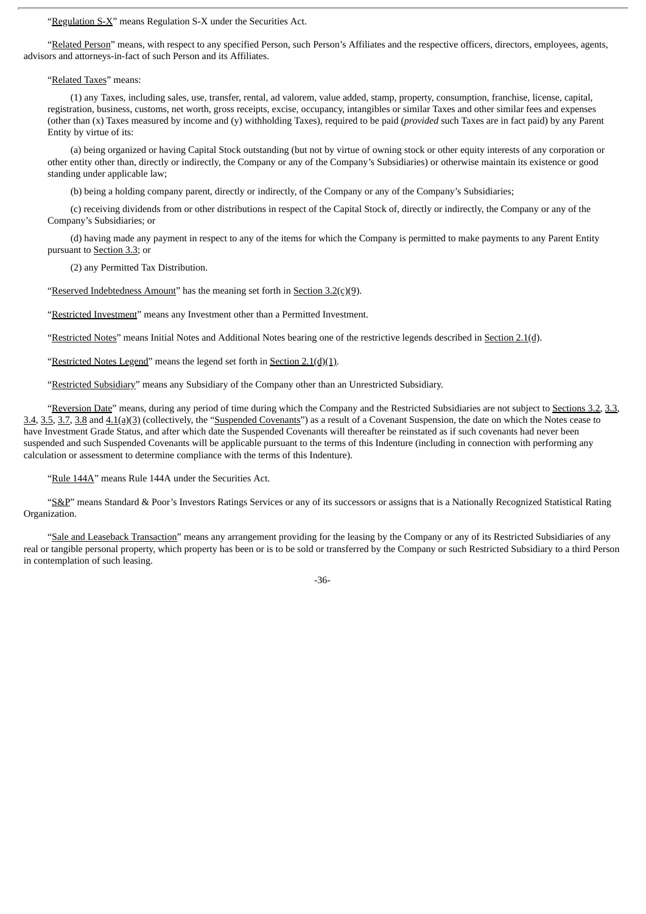"Regulation S-X" means Regulation S-X under the Securities Act.

"Related Person" means, with respect to any specified Person, such Person's Affiliates and the respective officers, directors, employees, agents, advisors and attorneys-in-fact of such Person and its Affiliates.

"Related Taxes" means:

(1) any Taxes, including sales, use, transfer, rental, ad valorem, value added, stamp, property, consumption, franchise, license, capital, registration, business, customs, net worth, gross receipts, excise, occupancy, intangibles or similar Taxes and other similar fees and expenses (other than (x) Taxes measured by income and (y) withholding Taxes), required to be paid (*provided* such Taxes are in fact paid) by any Parent Entity by virtue of its:

(a) being organized or having Capital Stock outstanding (but not by virtue of owning stock or other equity interests of any corporation or other entity other than, directly or indirectly, the Company or any of the Company's Subsidiaries) or otherwise maintain its existence or good standing under applicable law;

(b) being a holding company parent, directly or indirectly, of the Company or any of the Company's Subsidiaries;

(c) receiving dividends from or other distributions in respect of the Capital Stock of, directly or indirectly, the Company or any of the Company's Subsidiaries; or

(d) having made any payment in respect to any of the items for which the Company is permitted to make payments to any Parent Entity pursuant to Section 3.3; or

(2) any Permitted Tax Distribution.

"Reserved Indebtedness Amount" has the meaning set forth in Section 3.2(c)(9).

"Restricted Investment" means any Investment other than a Permitted Investment.

"Restricted Notes" means Initial Notes and Additional Notes bearing one of the restrictive legends described in Section 2.1(d).

"Restricted Notes Legend" means the legend set forth in Section 2.1(d)(1).

"Restricted Subsidiary" means any Subsidiary of the Company other than an Unrestricted Subsidiary.

"Reversion Date" means, during any period of time during which the Company and the Restricted Subsidiaries are not subject to Sections 3.2, 3.3, 3.4, 3.5, 3.7, 3.8 and 4.1(a)(3) (collectively, the "Suspended Covenants") as a result of a Covenant Suspension, the date on which the Notes cease to have Investment Grade Status, and after which date the Suspended Covenants will thereafter be reinstated as if such covenants had never been suspended and such Suspended Covenants will be applicable pursuant to the terms of this Indenture (including in connection with performing any calculation or assessment to determine compliance with the terms of this Indenture).

"Rule 144A" means Rule 144A under the Securities Act.

"S&P" means Standard & Poor's Investors Ratings Services or any of its successors or assigns that is a Nationally Recognized Statistical Rating Organization.

"Sale and Leaseback Transaction" means any arrangement providing for the leasing by the Company or any of its Restricted Subsidiaries of any real or tangible personal property, which property has been or is to be sold or transferred by the Company or such Restricted Subsidiary to a third Person in contemplation of such leasing.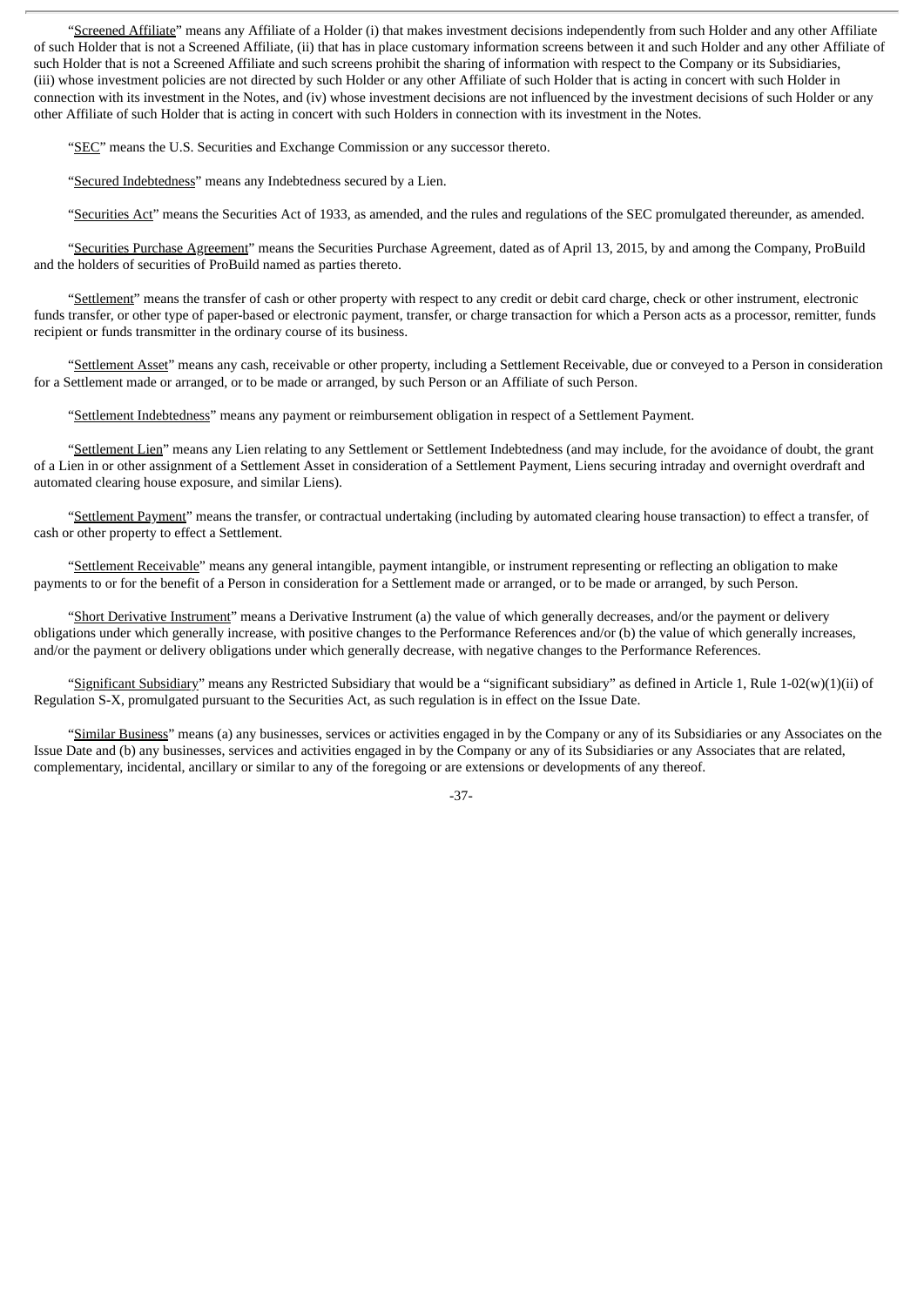"Screened Affiliate" means any Affiliate of a Holder (i) that makes investment decisions independently from such Holder and any other Affiliate of such Holder that is not a Screened Affiliate, (ii) that has in place customary information screens between it and such Holder and any other Affiliate of such Holder that is not a Screened Affiliate and such screens prohibit the sharing of information with respect to the Company or its Subsidiaries, (iii) whose investment policies are not directed by such Holder or any other Affiliate of such Holder that is acting in concert with such Holder in connection with its investment in the Notes, and (iv) whose investment decisions are not influenced by the investment decisions of such Holder or any other Affiliate of such Holder that is acting in concert with such Holders in connection with its investment in the Notes.

"SEC" means the U.S. Securities and Exchange Commission or any successor thereto.

"Secured Indebtedness" means any Indebtedness secured by a Lien.

"Securities Act" means the Securities Act of 1933, as amended, and the rules and regulations of the SEC promulgated thereunder, as amended.

"Securities Purchase Agreement" means the Securities Purchase Agreement, dated as of April 13, 2015, by and among the Company, ProBuild and the holders of securities of ProBuild named as parties thereto.

"Settlement" means the transfer of cash or other property with respect to any credit or debit card charge, check or other instrument, electronic funds transfer, or other type of paper-based or electronic payment, transfer, or charge transaction for which a Person acts as a processor, remitter, funds recipient or funds transmitter in the ordinary course of its business.

"Settlement Asset" means any cash, receivable or other property, including a Settlement Receivable, due or conveyed to a Person in consideration for a Settlement made or arranged, or to be made or arranged, by such Person or an Affiliate of such Person.

"Settlement Indebtedness" means any payment or reimbursement obligation in respect of a Settlement Payment.

"Settlement Lien" means any Lien relating to any Settlement or Settlement Indebtedness (and may include, for the avoidance of doubt, the grant of a Lien in or other assignment of a Settlement Asset in consideration of a Settlement Payment, Liens securing intraday and overnight overdraft and automated clearing house exposure, and similar Liens).

"Settlement Payment" means the transfer, or contractual undertaking (including by automated clearing house transaction) to effect a transfer, of cash or other property to effect a Settlement.

"Settlement Receivable" means any general intangible, payment intangible, or instrument representing or reflecting an obligation to make payments to or for the benefit of a Person in consideration for a Settlement made or arranged, or to be made or arranged, by such Person.

"Short Derivative Instrument" means a Derivative Instrument (a) the value of which generally decreases, and/or the payment or delivery obligations under which generally increase, with positive changes to the Performance References and/or (b) the value of which generally increases, and/or the payment or delivery obligations under which generally decrease, with negative changes to the Performance References.

"Significant Subsidiary" means any Restricted Subsidiary that would be a "significant subsidiary" as defined in Article 1, Rule 1-02(w)(1)(ii) of Regulation S-X, promulgated pursuant to the Securities Act, as such regulation is in effect on the Issue Date.

"Similar Business" means (a) any businesses, services or activities engaged in by the Company or any of its Subsidiaries or any Associates on the Issue Date and (b) any businesses, services and activities engaged in by the Company or any of its Subsidiaries or any Associates that are related, complementary, incidental, ancillary or similar to any of the foregoing or are extensions or developments of any thereof.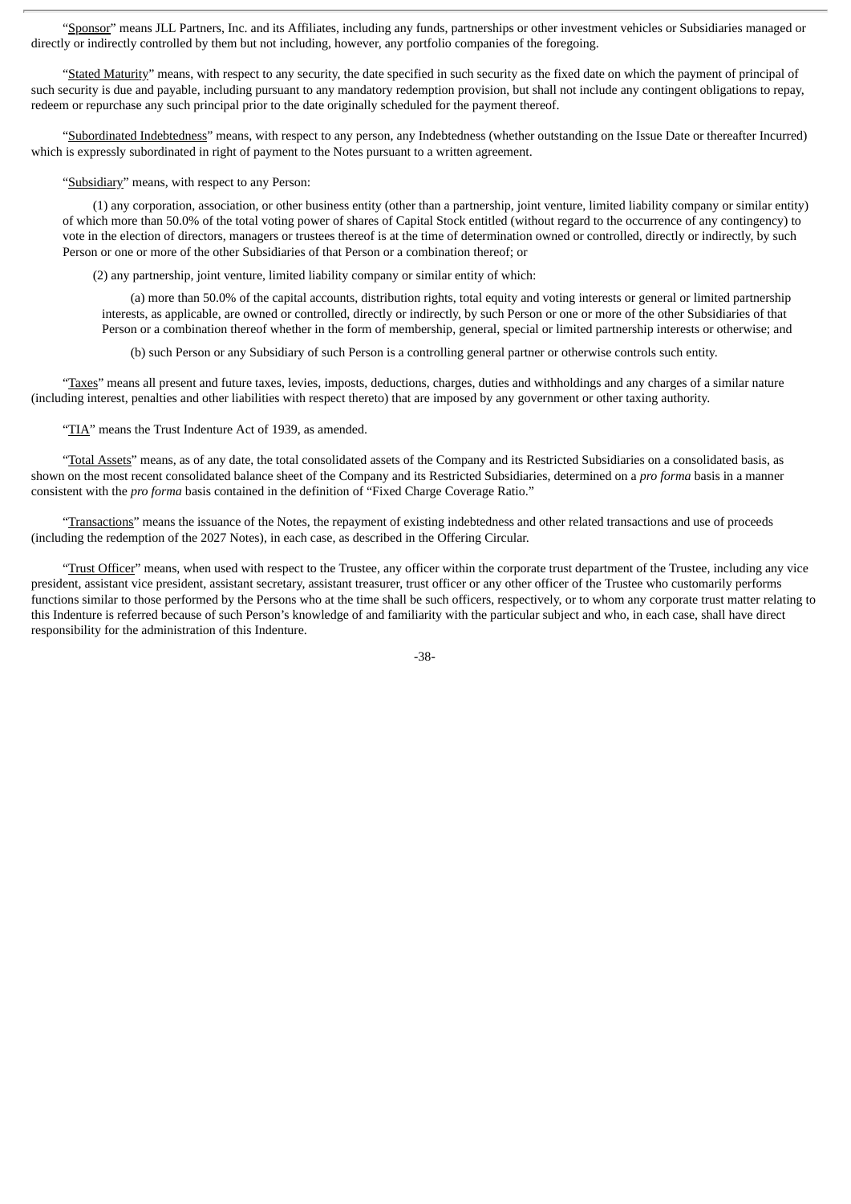"Sponsor" means JLL Partners, Inc. and its Affiliates, including any funds, partnerships or other investment vehicles or Subsidiaries managed or directly or indirectly controlled by them but not including, however, any portfolio companies of the foregoing.

"Stated Maturity" means, with respect to any security, the date specified in such security as the fixed date on which the payment of principal of such security is due and payable, including pursuant to any mandatory redemption provision, but shall not include any contingent obligations to repay, redeem or repurchase any such principal prior to the date originally scheduled for the payment thereof.

"Subordinated Indebtedness" means, with respect to any person, any Indebtedness (whether outstanding on the Issue Date or thereafter Incurred) which is expressly subordinated in right of payment to the Notes pursuant to a written agreement.

"Subsidiary" means, with respect to any Person:

(1) any corporation, association, or other business entity (other than a partnership, joint venture, limited liability company or similar entity) of which more than 50.0% of the total voting power of shares of Capital Stock entitled (without regard to the occurrence of any contingency) to vote in the election of directors, managers or trustees thereof is at the time of determination owned or controlled, directly or indirectly, by such Person or one or more of the other Subsidiaries of that Person or a combination thereof; or

(2) any partnership, joint venture, limited liability company or similar entity of which:

(a) more than 50.0% of the capital accounts, distribution rights, total equity and voting interests or general or limited partnership interests, as applicable, are owned or controlled, directly or indirectly, by such Person or one or more of the other Subsidiaries of that Person or a combination thereof whether in the form of membership, general, special or limited partnership interests or otherwise; and

(b) such Person or any Subsidiary of such Person is a controlling general partner or otherwise controls such entity.

"Taxes" means all present and future taxes, levies, imposts, deductions, charges, duties and withholdings and any charges of a similar nature (including interest, penalties and other liabilities with respect thereto) that are imposed by any government or other taxing authority.

"TIA" means the Trust Indenture Act of 1939, as amended.

"Total Assets" means, as of any date, the total consolidated assets of the Company and its Restricted Subsidiaries on a consolidated basis, as shown on the most recent consolidated balance sheet of the Company and its Restricted Subsidiaries, determined on a *pro forma* basis in a manner consistent with the *pro forma* basis contained in the definition of "Fixed Charge Coverage Ratio."

"Transactions" means the issuance of the Notes, the repayment of existing indebtedness and other related transactions and use of proceeds (including the redemption of the 2027 Notes), in each case, as described in the Offering Circular.

"Trust Officer" means, when used with respect to the Trustee, any officer within the corporate trust department of the Trustee, including any vice president, assistant vice president, assistant secretary, assistant treasurer, trust officer or any other officer of the Trustee who customarily performs functions similar to those performed by the Persons who at the time shall be such officers, respectively, or to whom any corporate trust matter relating to this Indenture is referred because of such Person's knowledge of and familiarity with the particular subject and who, in each case, shall have direct responsibility for the administration of this Indenture.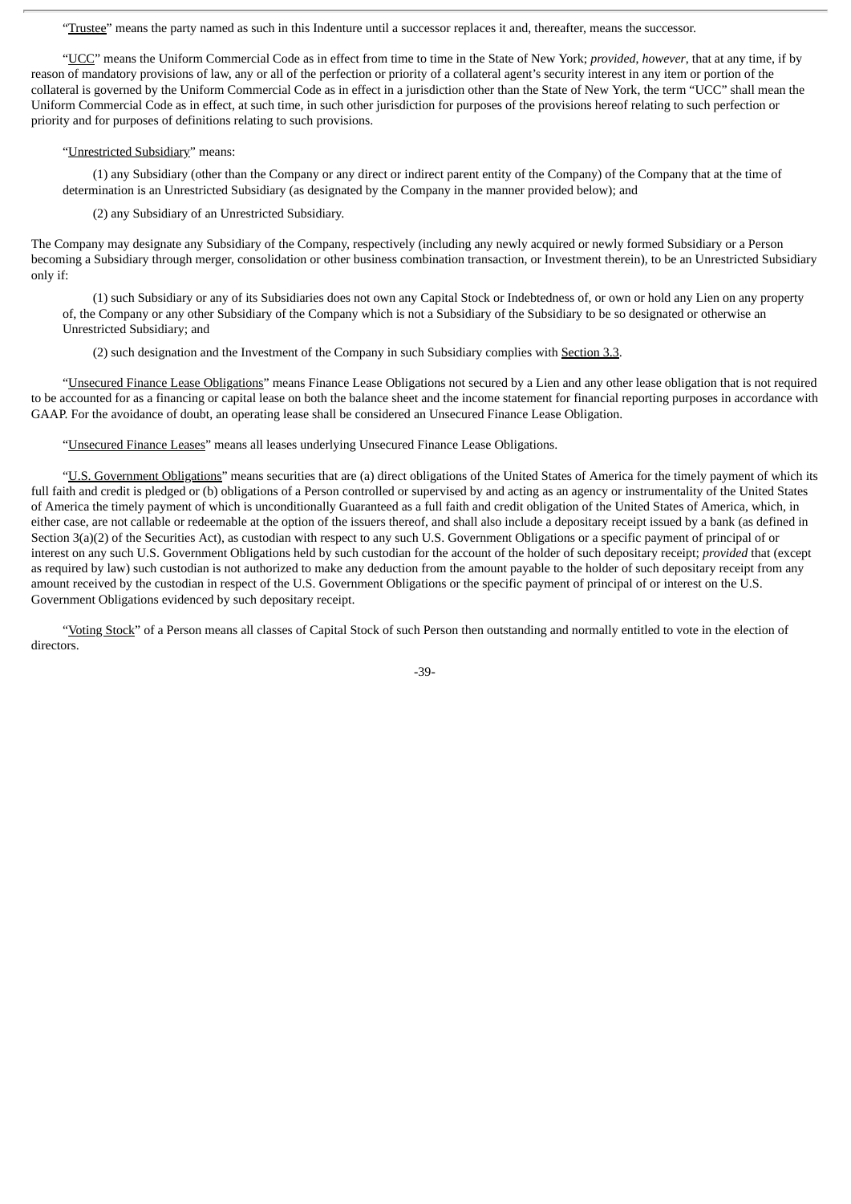"Trustee" means the party named as such in this Indenture until a successor replaces it and, thereafter, means the successor.

"UCC" means the Uniform Commercial Code as in effect from time to time in the State of New York; *provided, however*, that at any time, if by reason of mandatory provisions of law, any or all of the perfection or priority of a collateral agent's security interest in any item or portion of the collateral is governed by the Uniform Commercial Code as in effect in a jurisdiction other than the State of New York, the term "UCC" shall mean the Uniform Commercial Code as in effect, at such time, in such other jurisdiction for purposes of the provisions hereof relating to such perfection or priority and for purposes of definitions relating to such provisions.

"Unrestricted Subsidiary" means:

(1) any Subsidiary (other than the Company or any direct or indirect parent entity of the Company) of the Company that at the time of determination is an Unrestricted Subsidiary (as designated by the Company in the manner provided below); and

(2) any Subsidiary of an Unrestricted Subsidiary.

The Company may designate any Subsidiary of the Company, respectively (including any newly acquired or newly formed Subsidiary or a Person becoming a Subsidiary through merger, consolidation or other business combination transaction, or Investment therein), to be an Unrestricted Subsidiary only if:

(1) such Subsidiary or any of its Subsidiaries does not own any Capital Stock or Indebtedness of, or own or hold any Lien on any property of, the Company or any other Subsidiary of the Company which is not a Subsidiary of the Subsidiary to be so designated or otherwise an Unrestricted Subsidiary; and

(2) such designation and the Investment of the Company in such Subsidiary complies with Section 3.3.

"Unsecured Finance Lease Obligations" means Finance Lease Obligations not secured by a Lien and any other lease obligation that is not required to be accounted for as a financing or capital lease on both the balance sheet and the income statement for financial reporting purposes in accordance with GAAP. For the avoidance of doubt, an operating lease shall be considered an Unsecured Finance Lease Obligation.

"Unsecured Finance Leases" means all leases underlying Unsecured Finance Lease Obligations.

"U.S. Government Obligations" means securities that are (a) direct obligations of the United States of America for the timely payment of which its full faith and credit is pledged or (b) obligations of a Person controlled or supervised by and acting as an agency or instrumentality of the United States of America the timely payment of which is unconditionally Guaranteed as a full faith and credit obligation of the United States of America, which, in either case, are not callable or redeemable at the option of the issuers thereof, and shall also include a depositary receipt issued by a bank (as defined in Section 3(a)(2) of the Securities Act), as custodian with respect to any such U.S. Government Obligations or a specific payment of principal of or interest on any such U.S. Government Obligations held by such custodian for the account of the holder of such depositary receipt; *provided* that (except as required by law) such custodian is not authorized to make any deduction from the amount payable to the holder of such depositary receipt from any amount received by the custodian in respect of the U.S. Government Obligations or the specific payment of principal of or interest on the U.S. Government Obligations evidenced by such depositary receipt.

"Voting Stock" of a Person means all classes of Capital Stock of such Person then outstanding and normally entitled to vote in the election of directors.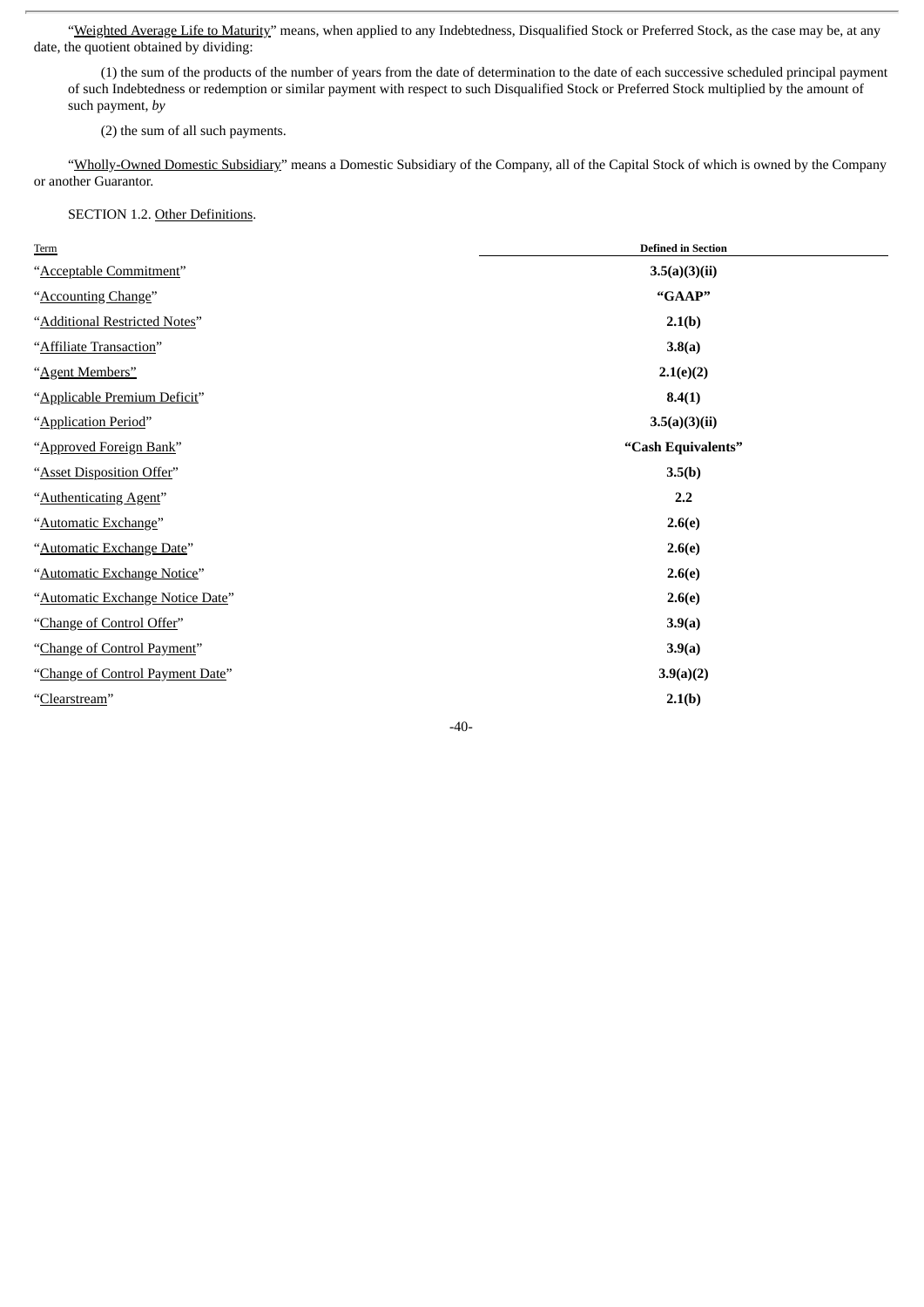"Weighted Average Life to Maturity" means, when applied to any Indebtedness, Disqualified Stock or Preferred Stock, as the case may be, at any date, the quotient obtained by dividing:

(1) the sum of the products of the number of years from the date of determination to the date of each successive scheduled principal payment of such Indebtedness or redemption or similar payment with respect to such Disqualified Stock or Preferred Stock multiplied by the amount of such payment, *by*

(2) the sum of all such payments.

"Wholly-Owned Domestic Subsidiary" means a Domestic Subsidiary of the Company, all of the Capital Stock of which is owned by the Company or another Guarantor.

SECTION 1.2. Other Definitions.

| Term | Defined in Section |
|---|---|
| "Acceptable Commitment" | **3.5(a)(3)(ii)** |
| "Accounting Change" | **"GAAP"** |
| "Additional Restricted Notes" | **2.1(b)** |
| "Affiliate Transaction" | **3.8(a)** |
| "Agent Members" | **2.1(e)(2)** |
| "Applicable Premium Deficit" | **8.4(1)** |
| "Application Period" | **3.5(a)(3)(ii)** |
| "Approved Foreign Bank" | **"Cash Equivalents"** |
| "Asset Disposition Offer" | **3.5(b)** |
| "Authenticating Agent" | **2.2** |
| "Automatic Exchange" | **2.6(e)** |
| "Automatic Exchange Date" | **2.6(e)** |
| "Automatic Exchange Notice" | **2.6(e)** |
| "Automatic Exchange Notice Date" | **2.6(e)** |
| "Change of Control Offer" | **3.9(a)** |
| "Change of Control Payment" | **3.9(a)** |
| "Change of Control Payment Date" | **3.9(a)(2)** |
| "Clearstream" | **2.1(b)** |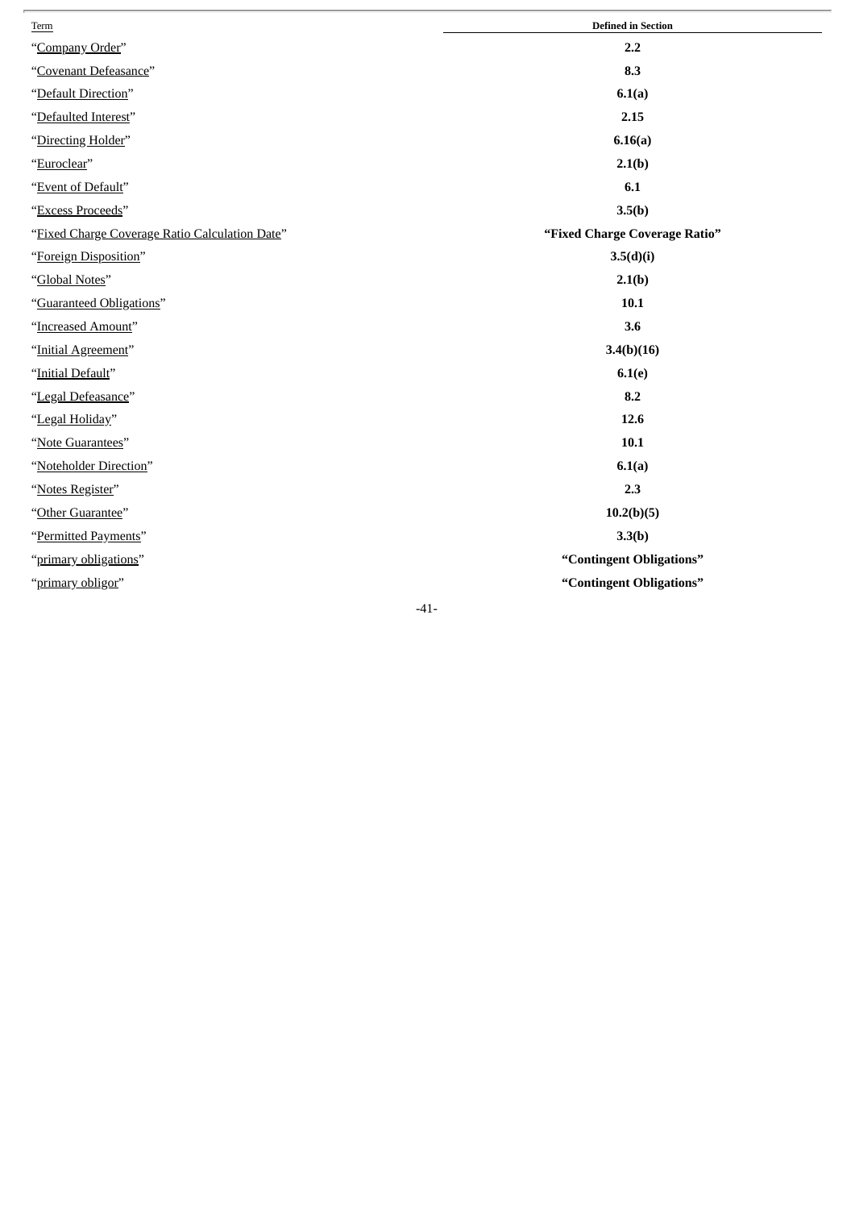| Term | Defined in Section |
|---|---|
| "Company Order" | **2.2** |
| "Covenant Defeasance" | **8.3** |
| "Default Direction" | **6.1(a)** |
| "Defaulted Interest" | **2.15** |
| "Directing Holder" | **6.16(a)** |
| "Euroclear" | **2.1(b)** |
| "Event of Default" | **6.1** |
| "Excess Proceeds" | **3.5(b)** |
| "Fixed Charge Coverage Ratio Calculation Date" | **"Fixed Charge Coverage Ratio"** |
| "Foreign Disposition" | **3.5(d)(i)** |
| "Global Notes" | **2.1(b)** |
| "Guaranteed Obligations" | **10.1** |
| "Increased Amount" | **3.6** |
| "Initial Agreement" | **3.4(b)(16)** |
| "Initial Default" | **6.1(e)** |
| "Legal Defeasance" | **8.2** |
| "Legal Holiday" | **12.6** |
| "Note Guarantees" | **10.1** |
| "Noteholder Direction" | **6.1(a)** |
| "Notes Register" | **2.3** |
| "Other Guarantee" | **10.2(b)(5)** |
| "Permitted Payments" | **3.3(b)** |
| "primary obligations" | **"Contingent Obligations"** |
| "primary obligor" | **"Contingent Obligations"** |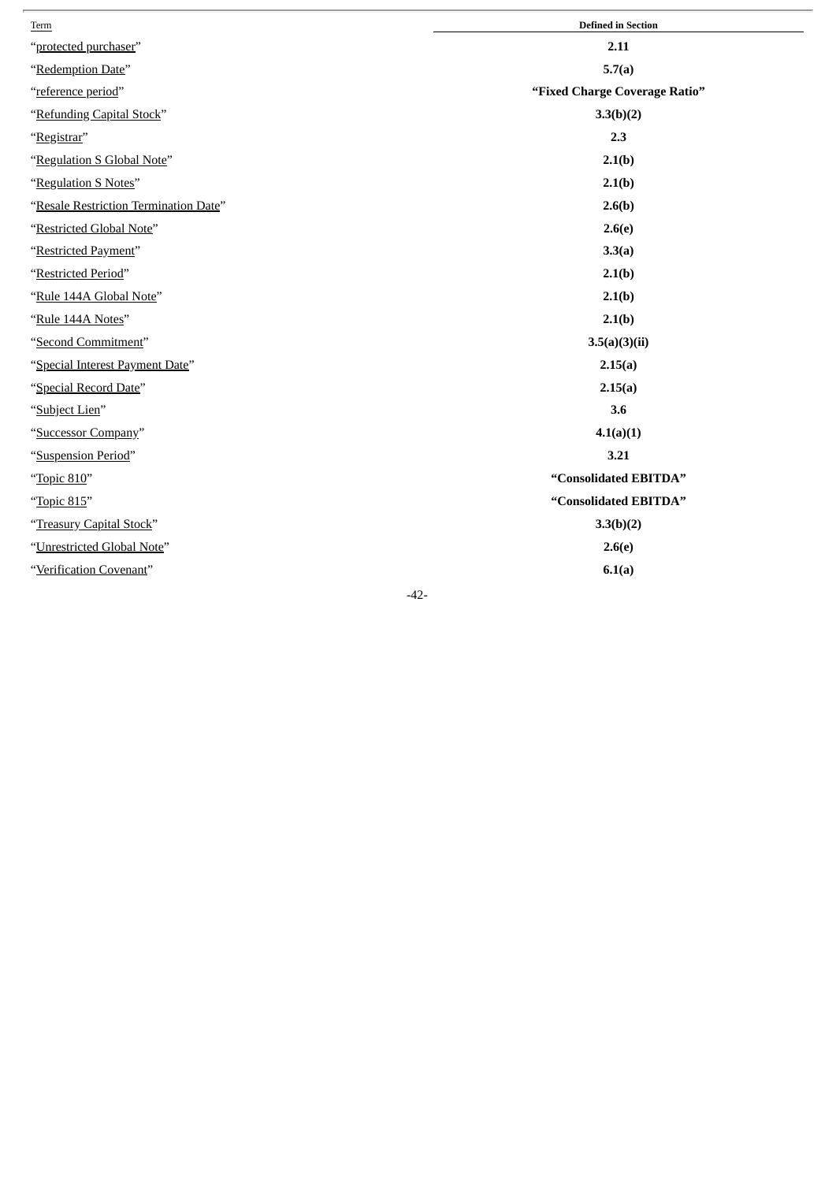| Term | Defined in Section |
|---|---|
| "protected purchaser" | **2.11** |
| "Redemption Date" | **5.7(a)** |
| "reference period" | **"Fixed Charge Coverage Ratio"** |
| "Refunding Capital Stock" | **3.3(b)(2)** |
| "Registrar" | **2.3** |
| "Regulation S Global Note" | **2.1(b)** |
| "Regulation S Notes" | **2.1(b)** |
| "Resale Restriction Termination Date" | **2.6(b)** |
| "Restricted Global Note" | **2.6(e)** |
| "Restricted Payment" | **3.3(a)** |
| "Restricted Period" | **2.1(b)** |
| "Rule 144A Global Note" | **2.1(b)** |
| "Rule 144A Notes" | **2.1(b)** |
| "Second Commitment" | **3.5(a)(3)(ii)** |
| "Special Interest Payment Date" | **2.15(a)** |
| "Special Record Date" | **2.15(a)** |
| "Subject Lien" | **3.6** |
| "Successor Company" | **4.1(a)(1)** |
| "Suspension Period" | **3.21** |
| "Topic 810" | **"Consolidated EBITDA"** |
| "Topic 815" | **"Consolidated EBITDA"** |
| "Treasury Capital Stock" | **3.3(b)(2)** |
| "Unrestricted Global Note" | **2.6(e)** |
| "Verification Covenant" | **6.1(a)** |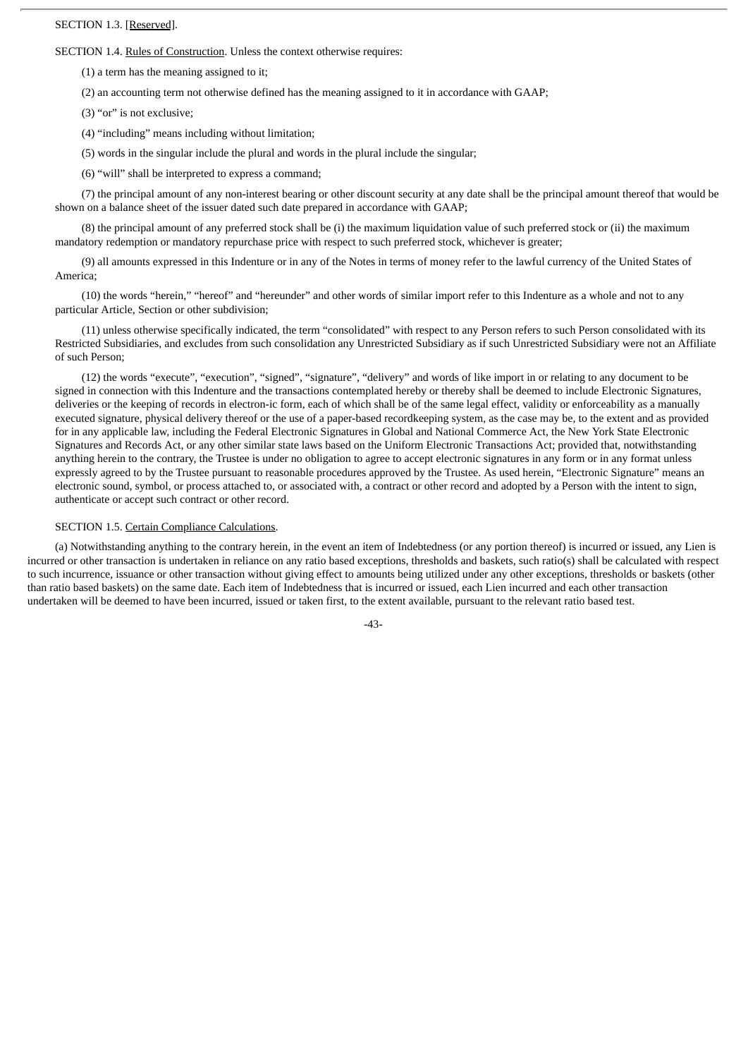SECTION 1.3. [Reserved].

SECTION 1.4. Rules of Construction. Unless the context otherwise requires:

(1) a term has the meaning assigned to it;

(2) an accounting term not otherwise defined has the meaning assigned to it in accordance with GAAP;

(3) "or" is not exclusive;

(4) "including" means including without limitation;

(5) words in the singular include the plural and words in the plural include the singular;

(6) "will" shall be interpreted to express a command;

(7) the principal amount of any non-interest bearing or other discount security at any date shall be the principal amount thereof that would be shown on a balance sheet of the issuer dated such date prepared in accordance with GAAP;

(8) the principal amount of any preferred stock shall be (i) the maximum liquidation value of such preferred stock or (ii) the maximum mandatory redemption or mandatory repurchase price with respect to such preferred stock, whichever is greater;

(9) all amounts expressed in this Indenture or in any of the Notes in terms of money refer to the lawful currency of the United States of America;

(10) the words "herein," "hereof" and "hereunder" and other words of similar import refer to this Indenture as a whole and not to any particular Article, Section or other subdivision;

(11) unless otherwise specifically indicated, the term "consolidated" with respect to any Person refers to such Person consolidated with its Restricted Subsidiaries, and excludes from such consolidation any Unrestricted Subsidiary as if such Unrestricted Subsidiary were not an Affiliate of such Person;

(12) the words "execute", "execution", "signed", "signature", "delivery" and words of like import in or relating to any document to be signed in connection with this Indenture and the transactions contemplated hereby or thereby shall be deemed to include Electronic Signatures, deliveries or the keeping of records in electron-ic form, each of which shall be of the same legal effect, validity or enforceability as a manually executed signature, physical delivery thereof or the use of a paper-based recordkeeping system, as the case may be, to the extent and as provided for in any applicable law, including the Federal Electronic Signatures in Global and National Commerce Act, the New York State Electronic Signatures and Records Act, or any other similar state laws based on the Uniform Electronic Transactions Act; provided that, notwithstanding anything herein to the contrary, the Trustee is under no obligation to agree to accept electronic signatures in any form or in any format unless expressly agreed to by the Trustee pursuant to reasonable procedures approved by the Trustee. As used herein, "Electronic Signature" means an electronic sound, symbol, or process attached to, or associated with, a contract or other record and adopted by a Person with the intent to sign, authenticate or accept such contract or other record.

SECTION 1.5. Certain Compliance Calculations.

(a) Notwithstanding anything to the contrary herein, in the event an item of Indebtedness (or any portion thereof) is incurred or issued, any Lien is incurred or other transaction is undertaken in reliance on any ratio based exceptions, thresholds and baskets, such ratio(s) shall be calculated with respect to such incurrence, issuance or other transaction without giving effect to amounts being utilized under any other exceptions, thresholds or baskets (other than ratio based baskets) on the same date. Each item of Indebtedness that is incurred or issued, each Lien incurred and each other transaction undertaken will be deemed to have been incurred, issued or taken first, to the extent available, pursuant to the relevant ratio based test.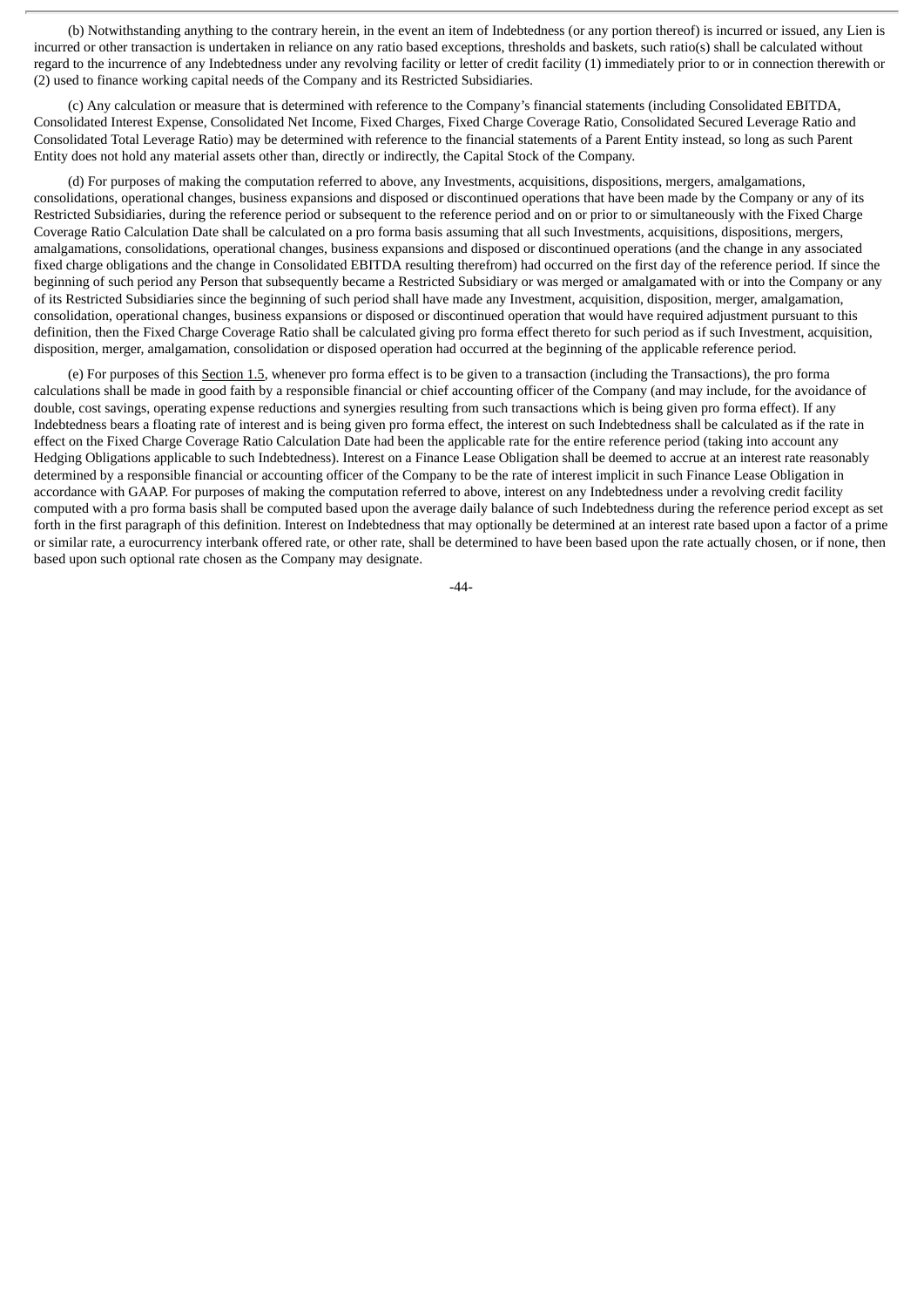(b) Notwithstanding anything to the contrary herein, in the event an item of Indebtedness (or any portion thereof) is incurred or issued, any Lien is incurred or other transaction is undertaken in reliance on any ratio based exceptions, thresholds and baskets, such ratio(s) shall be calculated without regard to the incurrence of any Indebtedness under any revolving facility or letter of credit facility (1) immediately prior to or in connection therewith or (2) used to finance working capital needs of the Company and its Restricted Subsidiaries.

(c) Any calculation or measure that is determined with reference to the Company's financial statements (including Consolidated EBITDA, Consolidated Interest Expense, Consolidated Net Income, Fixed Charges, Fixed Charge Coverage Ratio, Consolidated Secured Leverage Ratio and Consolidated Total Leverage Ratio) may be determined with reference to the financial statements of a Parent Entity instead, so long as such Parent Entity does not hold any material assets other than, directly or indirectly, the Capital Stock of the Company.

(d) For purposes of making the computation referred to above, any Investments, acquisitions, dispositions, mergers, amalgamations, consolidations, operational changes, business expansions and disposed or discontinued operations that have been made by the Company or any of its Restricted Subsidiaries, during the reference period or subsequent to the reference period and on or prior to or simultaneously with the Fixed Charge Coverage Ratio Calculation Date shall be calculated on a pro forma basis assuming that all such Investments, acquisitions, dispositions, mergers, amalgamations, consolidations, operational changes, business expansions and disposed or discontinued operations (and the change in any associated fixed charge obligations and the change in Consolidated EBITDA resulting therefrom) had occurred on the first day of the reference period. If since the beginning of such period any Person that subsequently became a Restricted Subsidiary or was merged or amalgamated with or into the Company or any of its Restricted Subsidiaries since the beginning of such period shall have made any Investment, acquisition, disposition, merger, amalgamation, consolidation, operational changes, business expansions or disposed or discontinued operation that would have required adjustment pursuant to this definition, then the Fixed Charge Coverage Ratio shall be calculated giving pro forma effect thereto for such period as if such Investment, acquisition, disposition, merger, amalgamation, consolidation or disposed operation had occurred at the beginning of the applicable reference period.

(e) For purposes of this Section 1.5, whenever pro forma effect is to be given to a transaction (including the Transactions), the pro forma calculations shall be made in good faith by a responsible financial or chief accounting officer of the Company (and may include, for the avoidance of double, cost savings, operating expense reductions and synergies resulting from such transactions which is being given pro forma effect). If any Indebtedness bears a floating rate of interest and is being given pro forma effect, the interest on such Indebtedness shall be calculated as if the rate in effect on the Fixed Charge Coverage Ratio Calculation Date had been the applicable rate for the entire reference period (taking into account any Hedging Obligations applicable to such Indebtedness). Interest on a Finance Lease Obligation shall be deemed to accrue at an interest rate reasonably determined by a responsible financial or accounting officer of the Company to be the rate of interest implicit in such Finance Lease Obligation in accordance with GAAP. For purposes of making the computation referred to above, interest on any Indebtedness under a revolving credit facility computed with a pro forma basis shall be computed based upon the average daily balance of such Indebtedness during the reference period except as set forth in the first paragraph of this definition. Interest on Indebtedness that may optionally be determined at an interest rate based upon a factor of a prime or similar rate, a eurocurrency interbank offered rate, or other rate, shall be determined to have been based upon the rate actually chosen, or if none, then based upon such optional rate chosen as the Company may designate.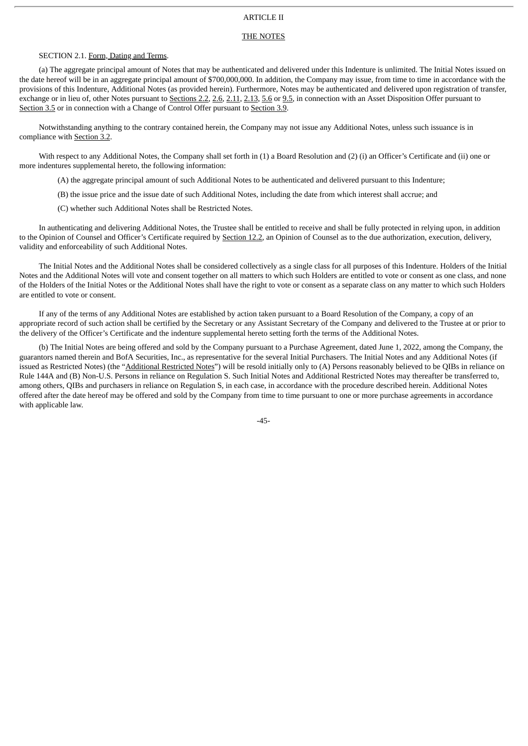# ARTICLE II

## THE NOTES

SECTION 2.1. Form, Dating and Terms.

(a) The aggregate principal amount of Notes that may be authenticated and delivered under this Indenture is unlimited. The Initial Notes issued on the date hereof will be in an aggregate principal amount of $700,000,000. In addition, the Company may issue, from time to time in accordance with the provisions of this Indenture, Additional Notes (as provided herein). Furthermore, Notes may be authenticated and delivered upon registration of transfer, exchange or in lieu of, other Notes pursuant to Sections 2.2, 2.6, 2.11, 2.13, 5.6 or 9.5, in connection with an Asset Disposition Offer pursuant to Section 3.5 or in connection with a Change of Control Offer pursuant to Section 3.9.

Notwithstanding anything to the contrary contained herein, the Company may not issue any Additional Notes, unless such issuance is in compliance with Section 3.2.

With respect to any Additional Notes, the Company shall set forth in (1) a Board Resolution and (2) (i) an Officer's Certificate and (ii) one or more indentures supplemental hereto, the following information:

(A) the aggregate principal amount of such Additional Notes to be authenticated and delivered pursuant to this Indenture;

(B) the issue price and the issue date of such Additional Notes, including the date from which interest shall accrue; and

(C) whether such Additional Notes shall be Restricted Notes.

In authenticating and delivering Additional Notes, the Trustee shall be entitled to receive and shall be fully protected in relying upon, in addition to the Opinion of Counsel and Officer's Certificate required by Section 12.2, an Opinion of Counsel as to the due authorization, execution, delivery, validity and enforceability of such Additional Notes.

The Initial Notes and the Additional Notes shall be considered collectively as a single class for all purposes of this Indenture. Holders of the Initial Notes and the Additional Notes will vote and consent together on all matters to which such Holders are entitled to vote or consent as one class, and none of the Holders of the Initial Notes or the Additional Notes shall have the right to vote or consent as a separate class on any matter to which such Holders are entitled to vote or consent.

If any of the terms of any Additional Notes are established by action taken pursuant to a Board Resolution of the Company, a copy of an appropriate record of such action shall be certified by the Secretary or any Assistant Secretary of the Company and delivered to the Trustee at or prior to the delivery of the Officer's Certificate and the indenture supplemental hereto setting forth the terms of the Additional Notes.

(b) The Initial Notes are being offered and sold by the Company pursuant to a Purchase Agreement, dated June 1, 2022, among the Company, the guarantors named therein and BofA Securities, Inc., as representative for the several Initial Purchasers. The Initial Notes and any Additional Notes (if issued as Restricted Notes) (the "Additional Restricted Notes") will be resold initially only to (A) Persons reasonably believed to be QIBs in reliance on Rule 144A and (B) Non-U.S. Persons in reliance on Regulation S. Such Initial Notes and Additional Restricted Notes may thereafter be transferred to, among others, QIBs and purchasers in reliance on Regulation S, in each case, in accordance with the procedure described herein. Additional Notes offered after the date hereof may be offered and sold by the Company from time to time pursuant to one or more purchase agreements in accordance with applicable law.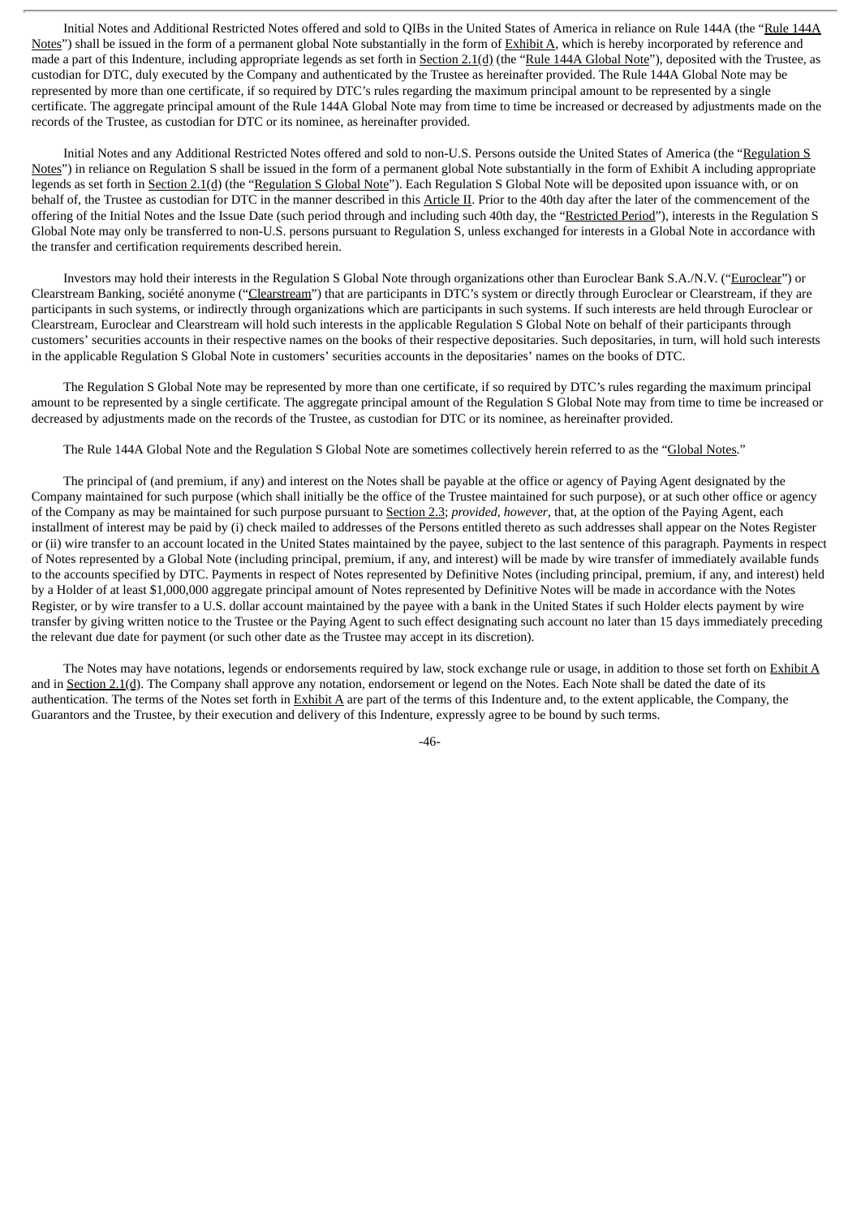Initial Notes and Additional Restricted Notes offered and sold to QIBs in the United States of America in reliance on Rule 144A (the "Rule 144A Notes") shall be issued in the form of a permanent global Note substantially in the form of Exhibit A, which is hereby incorporated by reference and made a part of this Indenture, including appropriate legends as set forth in Section 2.1(d) (the "Rule 144A Global Note"), deposited with the Trustee, as custodian for DTC, duly executed by the Company and authenticated by the Trustee as hereinafter provided. The Rule 144A Global Note may be represented by more than one certificate, if so required by DTC's rules regarding the maximum principal amount to be represented by a single certificate. The aggregate principal amount of the Rule 144A Global Note may from time to time be increased or decreased by adjustments made on the records of the Trustee, as custodian for DTC or its nominee, as hereinafter provided.

Initial Notes and any Additional Restricted Notes offered and sold to non-U.S. Persons outside the United States of America (the "Regulation S Notes") in reliance on Regulation S shall be issued in the form of a permanent global Note substantially in the form of Exhibit A including appropriate legends as set forth in Section 2.1(d) (the "Regulation S Global Note"). Each Regulation S Global Note will be deposited upon issuance with, or on behalf of, the Trustee as custodian for DTC in the manner described in this Article II. Prior to the 40th day after the later of the commencement of the offering of the Initial Notes and the Issue Date (such period through and including such 40th day, the "Restricted Period"), interests in the Regulation S Global Note may only be transferred to non-U.S. persons pursuant to Regulation S, unless exchanged for interests in a Global Note in accordance with the transfer and certification requirements described herein.

Investors may hold their interests in the Regulation S Global Note through organizations other than Euroclear Bank S.A./N.V. ("Euroclear") or Clearstream Banking, société anonyme ("Clearstream") that are participants in DTC's system or directly through Euroclear or Clearstream, if they are participants in such systems, or indirectly through organizations which are participants in such systems. If such interests are held through Euroclear or Clearstream, Euroclear and Clearstream will hold such interests in the applicable Regulation S Global Note on behalf of their participants through customers' securities accounts in their respective names on the books of their respective depositaries. Such depositaries, in turn, will hold such interests in the applicable Regulation S Global Note in customers' securities accounts in the depositaries' names on the books of DTC.

The Regulation S Global Note may be represented by more than one certificate, if so required by DTC's rules regarding the maximum principal amount to be represented by a single certificate. The aggregate principal amount of the Regulation S Global Note may from time to time be increased or decreased by adjustments made on the records of the Trustee, as custodian for DTC or its nominee, as hereinafter provided.

The Rule 144A Global Note and the Regulation S Global Note are sometimes collectively herein referred to as the "Global Notes."

The principal of (and premium, if any) and interest on the Notes shall be payable at the office or agency of Paying Agent designated by the Company maintained for such purpose (which shall initially be the office of the Trustee maintained for such purpose), or at such other office or agency of the Company as may be maintained for such purpose pursuant to Section 2.3; *provided*, *however*, that, at the option of the Paying Agent, each installment of interest may be paid by (i) check mailed to addresses of the Persons entitled thereto as such addresses shall appear on the Notes Register or (ii) wire transfer to an account located in the United States maintained by the payee, subject to the last sentence of this paragraph. Payments in respect of Notes represented by a Global Note (including principal, premium, if any, and interest) will be made by wire transfer of immediately available funds to the accounts specified by DTC. Payments in respect of Notes represented by Definitive Notes (including principal, premium, if any, and interest) held by a Holder of at least $1,000,000 aggregate principal amount of Notes represented by Definitive Notes will be made in accordance with the Notes Register, or by wire transfer to a U.S. dollar account maintained by the payee with a bank in the United States if such Holder elects payment by wire transfer by giving written notice to the Trustee or the Paying Agent to such effect designating such account no later than 15 days immediately preceding the relevant due date for payment (or such other date as the Trustee may accept in its discretion).

The Notes may have notations, legends or endorsements required by law, stock exchange rule or usage, in addition to those set forth on Exhibit A and in Section 2.1(d). The Company shall approve any notation, endorsement or legend on the Notes. Each Note shall be dated the date of its authentication. The terms of the Notes set forth in Exhibit A are part of the terms of this Indenture and, to the extent applicable, the Company, the Guarantors and the Trustee, by their execution and delivery of this Indenture, expressly agree to be bound by such terms.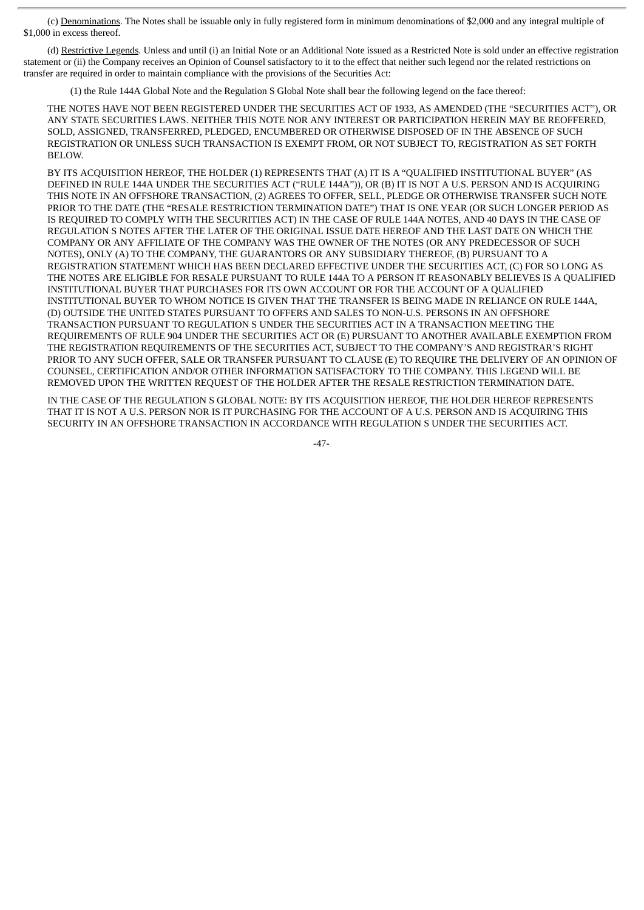(c) Denominations. The Notes shall be issuable only in fully registered form in minimum denominations of $2,000 and any integral multiple of $1,000 in excess thereof.

(d) Restrictive Legends. Unless and until (i) an Initial Note or an Additional Note issued as a Restricted Note is sold under an effective registration statement or (ii) the Company receives an Opinion of Counsel satisfactory to it to the effect that neither such legend nor the related restrictions on transfer are required in order to maintain compliance with the provisions of the Securities Act:

(1) the Rule 144A Global Note and the Regulation S Global Note shall bear the following legend on the face thereof:

THE NOTES HAVE NOT BEEN REGISTERED UNDER THE SECURITIES ACT OF 1933, AS AMENDED (THE "SECURITIES ACT"), OR ANY STATE SECURITIES LAWS. NEITHER THIS NOTE NOR ANY INTEREST OR PARTICIPATION HEREIN MAY BE REOFFERED, SOLD, ASSIGNED, TRANSFERRED, PLEDGED, ENCUMBERED OR OTHERWISE DISPOSED OF IN THE ABSENCE OF SUCH REGISTRATION OR UNLESS SUCH TRANSACTION IS EXEMPT FROM, OR NOT SUBJECT TO, REGISTRATION AS SET FORTH BELOW.

BY ITS ACQUISITION HEREOF, THE HOLDER (1) REPRESENTS THAT (A) IT IS A "QUALIFIED INSTITUTIONAL BUYER" (AS DEFINED IN RULE 144A UNDER THE SECURITIES ACT ("RULE 144A")), OR (B) IT IS NOT A U.S. PERSON AND IS ACQUIRING THIS NOTE IN AN OFFSHORE TRANSACTION, (2) AGREES TO OFFER, SELL, PLEDGE OR OTHERWISE TRANSFER SUCH NOTE PRIOR TO THE DATE (THE "RESALE RESTRICTION TERMINATION DATE") THAT IS ONE YEAR (OR SUCH LONGER PERIOD AS IS REQUIRED TO COMPLY WITH THE SECURITIES ACT) IN THE CASE OF RULE 144A NOTES, AND 40 DAYS IN THE CASE OF REGULATION S NOTES AFTER THE LATER OF THE ORIGINAL ISSUE DATE HEREOF AND THE LAST DATE ON WHICH THE COMPANY OR ANY AFFILIATE OF THE COMPANY WAS THE OWNER OF THE NOTES (OR ANY PREDECESSOR OF SUCH NOTES), ONLY (A) TO THE COMPANY, THE GUARANTORS OR ANY SUBSIDIARY THEREOF, (B) PURSUANT TO A REGISTRATION STATEMENT WHICH HAS BEEN DECLARED EFFECTIVE UNDER THE SECURITIES ACT, (C) FOR SO LONG AS THE NOTES ARE ELIGIBLE FOR RESALE PURSUANT TO RULE 144A TO A PERSON IT REASONABLY BELIEVES IS A QUALIFIED INSTITUTIONAL BUYER THAT PURCHASES FOR ITS OWN ACCOUNT OR FOR THE ACCOUNT OF A QUALIFIED INSTITUTIONAL BUYER TO WHOM NOTICE IS GIVEN THAT THE TRANSFER IS BEING MADE IN RELIANCE ON RULE 144A, (D) OUTSIDE THE UNITED STATES PURSUANT TO OFFERS AND SALES TO NON-U.S. PERSONS IN AN OFFSHORE TRANSACTION PURSUANT TO REGULATION S UNDER THE SECURITIES ACT IN A TRANSACTION MEETING THE REQUIREMENTS OF RULE 904 UNDER THE SECURITIES ACT OR (E) PURSUANT TO ANOTHER AVAILABLE EXEMPTION FROM THE REGISTRATION REQUIREMENTS OF THE SECURITIES ACT, SUBJECT TO THE COMPANY'S AND REGISTRAR'S RIGHT PRIOR TO ANY SUCH OFFER, SALE OR TRANSFER PURSUANT TO CLAUSE (E) TO REQUIRE THE DELIVERY OF AN OPINION OF COUNSEL, CERTIFICATION AND/OR OTHER INFORMATION SATISFACTORY TO THE COMPANY. THIS LEGEND WILL BE REMOVED UPON THE WRITTEN REQUEST OF THE HOLDER AFTER THE RESALE RESTRICTION TERMINATION DATE.

IN THE CASE OF THE REGULATION S GLOBAL NOTE: BY ITS ACQUISITION HEREOF, THE HOLDER HEREOF REPRESENTS THAT IT IS NOT A U.S. PERSON NOR IS IT PURCHASING FOR THE ACCOUNT OF A U.S. PERSON AND IS ACQUIRING THIS SECURITY IN AN OFFSHORE TRANSACTION IN ACCORDANCE WITH REGULATION S UNDER THE SECURITIES ACT.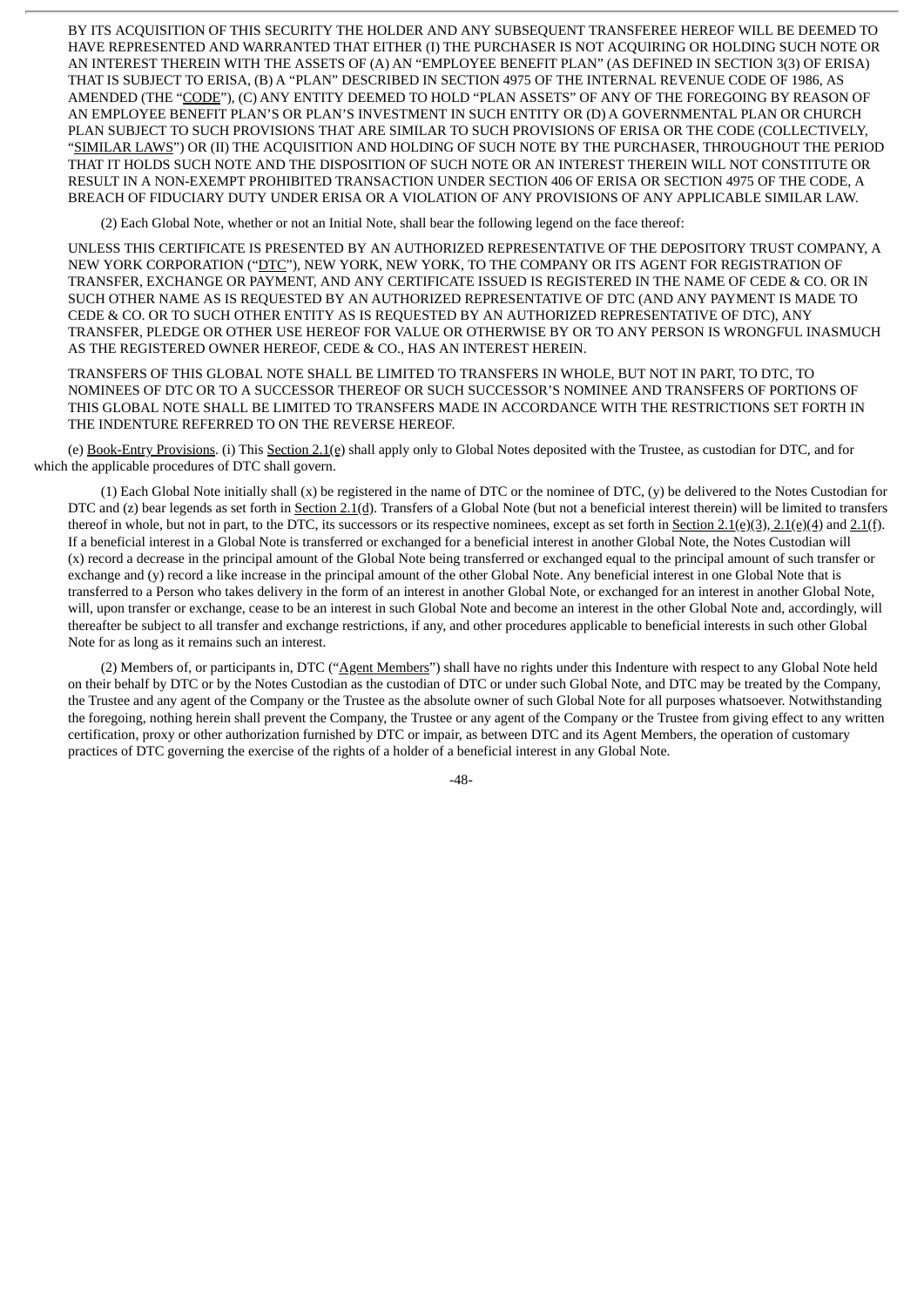BY ITS ACQUISITION OF THIS SECURITY THE HOLDER AND ANY SUBSEQUENT TRANSFEREE HEREOF WILL BE DEEMED TO HAVE REPRESENTED AND WARRANTED THAT EITHER (I) THE PURCHASER IS NOT ACQUIRING OR HOLDING SUCH NOTE OR AN INTEREST THEREIN WITH THE ASSETS OF (A) AN "EMPLOYEE BENEFIT PLAN" (AS DEFINED IN SECTION 3(3) OF ERISA) THAT IS SUBJECT TO ERISA, (B) A "PLAN" DESCRIBED IN SECTION 4975 OF THE INTERNAL REVENUE CODE OF 1986, AS AMENDED (THE "CODE"), (C) ANY ENTITY DEEMED TO HOLD "PLAN ASSETS" OF ANY OF THE FOREGOING BY REASON OF AN EMPLOYEE BENEFIT PLAN'S OR PLAN'S INVESTMENT IN SUCH ENTITY OR (D) A GOVERNMENTAL PLAN OR CHURCH PLAN SUBJECT TO SUCH PROVISIONS THAT ARE SIMILAR TO SUCH PROVISIONS OF ERISA OR THE CODE (COLLECTIVELY, "SIMILAR LAWS") OR (II) THE ACQUISITION AND HOLDING OF SUCH NOTE BY THE PURCHASER, THROUGHOUT THE PERIOD THAT IT HOLDS SUCH NOTE AND THE DISPOSITION OF SUCH NOTE OR AN INTEREST THEREIN WILL NOT CONSTITUTE OR RESULT IN A NON-EXEMPT PROHIBITED TRANSACTION UNDER SECTION 406 OF ERISA OR SECTION 4975 OF THE CODE, A BREACH OF FIDUCIARY DUTY UNDER ERISA OR A VIOLATION OF ANY PROVISIONS OF ANY APPLICABLE SIMILAR LAW.

(2) Each Global Note, whether or not an Initial Note, shall bear the following legend on the face thereof:

UNLESS THIS CERTIFICATE IS PRESENTED BY AN AUTHORIZED REPRESENTATIVE OF THE DEPOSITORY TRUST COMPANY, A NEW YORK CORPORATION ("DTC"), NEW YORK, NEW YORK, TO THE COMPANY OR ITS AGENT FOR REGISTRATION OF TRANSFER, EXCHANGE OR PAYMENT, AND ANY CERTIFICATE ISSUED IS REGISTERED IN THE NAME OF CEDE & CO. OR IN SUCH OTHER NAME AS IS REQUESTED BY AN AUTHORIZED REPRESENTATIVE OF DTC (AND ANY PAYMENT IS MADE TO CEDE & CO. OR TO SUCH OTHER ENTITY AS IS REQUESTED BY AN AUTHORIZED REPRESENTATIVE OF DTC), ANY TRANSFER, PLEDGE OR OTHER USE HEREOF FOR VALUE OR OTHERWISE BY OR TO ANY PERSON IS WRONGFUL INASMUCH AS THE REGISTERED OWNER HEREOF, CEDE & CO., HAS AN INTEREST HEREIN.

TRANSFERS OF THIS GLOBAL NOTE SHALL BE LIMITED TO TRANSFERS IN WHOLE, BUT NOT IN PART, TO DTC, TO NOMINEES OF DTC OR TO A SUCCESSOR THEREOF OR SUCH SUCCESSOR'S NOMINEE AND TRANSFERS OF PORTIONS OF THIS GLOBAL NOTE SHALL BE LIMITED TO TRANSFERS MADE IN ACCORDANCE WITH THE RESTRICTIONS SET FORTH IN THE INDENTURE REFERRED TO ON THE REVERSE HEREOF.

(e) Book-Entry Provisions. (i) This Section 2.1(e) shall apply only to Global Notes deposited with the Trustee, as custodian for DTC, and for which the applicable procedures of DTC shall govern.

(1) Each Global Note initially shall (x) be registered in the name of DTC or the nominee of DTC, (y) be delivered to the Notes Custodian for DTC and (z) bear legends as set forth in Section 2.1(d). Transfers of a Global Note (but not a beneficial interest therein) will be limited to transfers thereof in whole, but not in part, to the DTC, its successors or its respective nominees, except as set forth in Section 2.1(e)(3), 2.1(e)(4) and 2.1(f). If a beneficial interest in a Global Note is transferred or exchanged for a beneficial interest in another Global Note, the Notes Custodian will (x) record a decrease in the principal amount of the Global Note being transferred or exchanged equal to the principal amount of such transfer or exchange and (y) record a like increase in the principal amount of the other Global Note. Any beneficial interest in one Global Note that is transferred to a Person who takes delivery in the form of an interest in another Global Note, or exchanged for an interest in another Global Note, will, upon transfer or exchange, cease to be an interest in such Global Note and become an interest in the other Global Note and, accordingly, will thereafter be subject to all transfer and exchange restrictions, if any, and other procedures applicable to beneficial interests in such other Global Note for as long as it remains such an interest.

(2) Members of, or participants in, DTC ("Agent Members") shall have no rights under this Indenture with respect to any Global Note held on their behalf by DTC or by the Notes Custodian as the custodian of DTC or under such Global Note, and DTC may be treated by the Company, the Trustee and any agent of the Company or the Trustee as the absolute owner of such Global Note for all purposes whatsoever. Notwithstanding the foregoing, nothing herein shall prevent the Company, the Trustee or any agent of the Company or the Trustee from giving effect to any written certification, proxy or other authorization furnished by DTC or impair, as between DTC and its Agent Members, the operation of customary practices of DTC governing the exercise of the rights of a holder of a beneficial interest in any Global Note.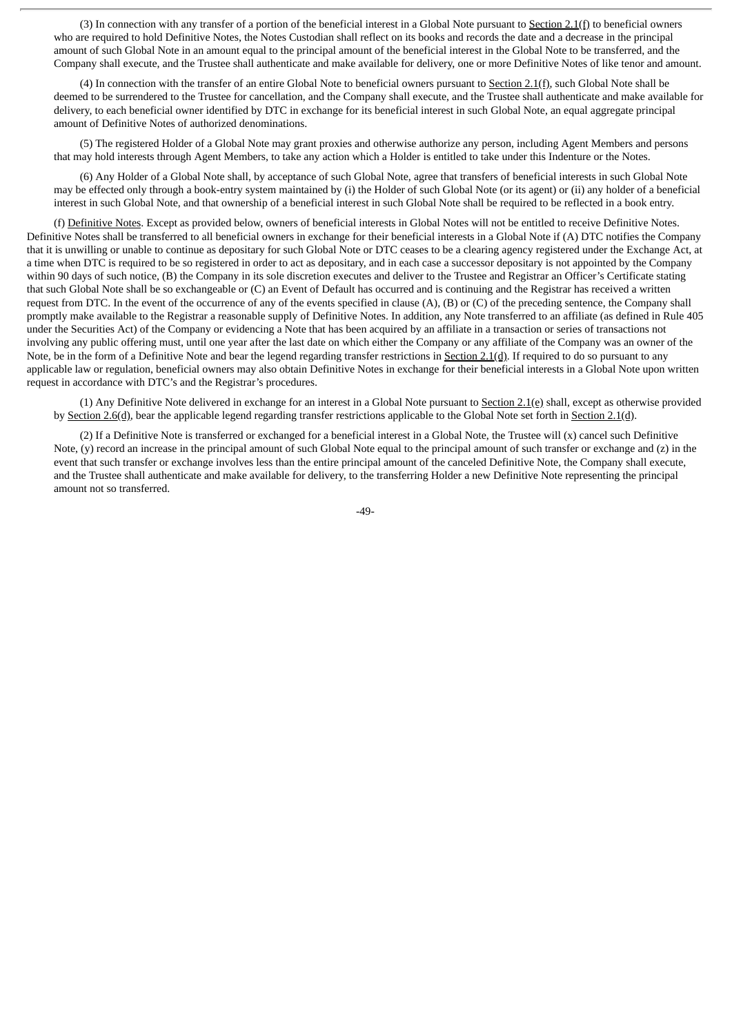(3) In connection with any transfer of a portion of the beneficial interest in a Global Note pursuant to Section 2.1(f) to beneficial owners who are required to hold Definitive Notes, the Notes Custodian shall reflect on its books and records the date and a decrease in the principal amount of such Global Note in an amount equal to the principal amount of the beneficial interest in the Global Note to be transferred, and the Company shall execute, and the Trustee shall authenticate and make available for delivery, one or more Definitive Notes of like tenor and amount.

(4) In connection with the transfer of an entire Global Note to beneficial owners pursuant to Section 2.1(f), such Global Note shall be deemed to be surrendered to the Trustee for cancellation, and the Company shall execute, and the Trustee shall authenticate and make available for delivery, to each beneficial owner identified by DTC in exchange for its beneficial interest in such Global Note, an equal aggregate principal amount of Definitive Notes of authorized denominations.

(5) The registered Holder of a Global Note may grant proxies and otherwise authorize any person, including Agent Members and persons that may hold interests through Agent Members, to take any action which a Holder is entitled to take under this Indenture or the Notes.

(6) Any Holder of a Global Note shall, by acceptance of such Global Note, agree that transfers of beneficial interests in such Global Note may be effected only through a book-entry system maintained by (i) the Holder of such Global Note (or its agent) or (ii) any holder of a beneficial interest in such Global Note, and that ownership of a beneficial interest in such Global Note shall be required to be reflected in a book entry.

(f) Definitive Notes. Except as provided below, owners of beneficial interests in Global Notes will not be entitled to receive Definitive Notes. Definitive Notes shall be transferred to all beneficial owners in exchange for their beneficial interests in a Global Note if (A) DTC notifies the Company that it is unwilling or unable to continue as depositary for such Global Note or DTC ceases to be a clearing agency registered under the Exchange Act, at a time when DTC is required to be so registered in order to act as depositary, and in each case a successor depositary is not appointed by the Company within 90 days of such notice, (B) the Company in its sole discretion executes and deliver to the Trustee and Registrar an Officer's Certificate stating that such Global Note shall be so exchangeable or (C) an Event of Default has occurred and is continuing and the Registrar has received a written request from DTC. In the event of the occurrence of any of the events specified in clause (A), (B) or (C) of the preceding sentence, the Company shall promptly make available to the Registrar a reasonable supply of Definitive Notes. In addition, any Note transferred to an affiliate (as defined in Rule 405 under the Securities Act) of the Company or evidencing a Note that has been acquired by an affiliate in a transaction or series of transactions not involving any public offering must, until one year after the last date on which either the Company or any affiliate of the Company was an owner of the Note, be in the form of a Definitive Note and bear the legend regarding transfer restrictions in Section 2.1(d). If required to do so pursuant to any applicable law or regulation, beneficial owners may also obtain Definitive Notes in exchange for their beneficial interests in a Global Note upon written request in accordance with DTC's and the Registrar's procedures.

(1) Any Definitive Note delivered in exchange for an interest in a Global Note pursuant to Section 2.1(e) shall, except as otherwise provided by Section 2.6(d), bear the applicable legend regarding transfer restrictions applicable to the Global Note set forth in Section 2.1(d).

(2) If a Definitive Note is transferred or exchanged for a beneficial interest in a Global Note, the Trustee will (x) cancel such Definitive Note, (y) record an increase in the principal amount of such Global Note equal to the principal amount of such transfer or exchange and (z) in the event that such transfer or exchange involves less than the entire principal amount of the canceled Definitive Note, the Company shall execute, and the Trustee shall authenticate and make available for delivery, to the transferring Holder a new Definitive Note representing the principal amount not so transferred.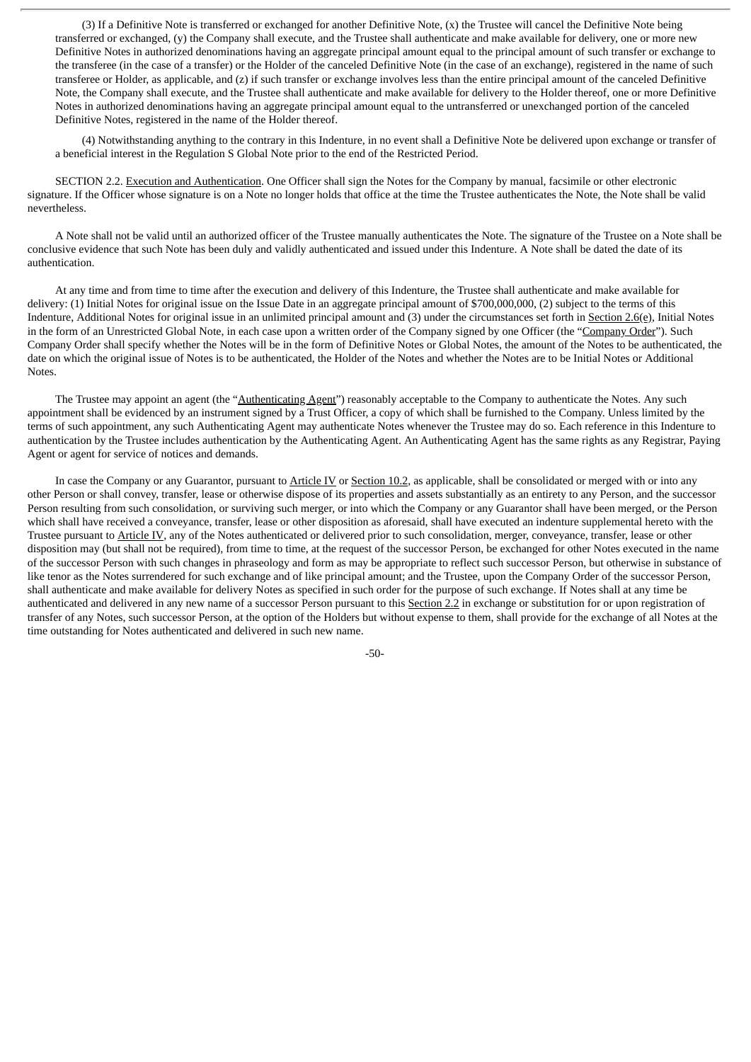(3) If a Definitive Note is transferred or exchanged for another Definitive Note, (x) the Trustee will cancel the Definitive Note being transferred or exchanged, (y) the Company shall execute, and the Trustee shall authenticate and make available for delivery, one or more new Definitive Notes in authorized denominations having an aggregate principal amount equal to the principal amount of such transfer or exchange to the transferee (in the case of a transfer) or the Holder of the canceled Definitive Note (in the case of an exchange), registered in the name of such transferee or Holder, as applicable, and (z) if such transfer or exchange involves less than the entire principal amount of the canceled Definitive Note, the Company shall execute, and the Trustee shall authenticate and make available for delivery to the Holder thereof, one or more Definitive Notes in authorized denominations having an aggregate principal amount equal to the untransferred or unexchanged portion of the canceled Definitive Notes, registered in the name of the Holder thereof.

(4) Notwithstanding anything to the contrary in this Indenture, in no event shall a Definitive Note be delivered upon exchange or transfer of a beneficial interest in the Regulation S Global Note prior to the end of the Restricted Period.

SECTION 2.2. Execution and Authentication. One Officer shall sign the Notes for the Company by manual, facsimile or other electronic signature. If the Officer whose signature is on a Note no longer holds that office at the time the Trustee authenticates the Note, the Note shall be valid nevertheless.

A Note shall not be valid until an authorized officer of the Trustee manually authenticates the Note. The signature of the Trustee on a Note shall be conclusive evidence that such Note has been duly and validly authenticated and issued under this Indenture. A Note shall be dated the date of its authentication.

At any time and from time to time after the execution and delivery of this Indenture, the Trustee shall authenticate and make available for delivery: (1) Initial Notes for original issue on the Issue Date in an aggregate principal amount of $700,000,000, (2) subject to the terms of this Indenture, Additional Notes for original issue in an unlimited principal amount and (3) under the circumstances set forth in Section 2.6(e), Initial Notes in the form of an Unrestricted Global Note, in each case upon a written order of the Company signed by one Officer (the "Company Order"). Such Company Order shall specify whether the Notes will be in the form of Definitive Notes or Global Notes, the amount of the Notes to be authenticated, the date on which the original issue of Notes is to be authenticated, the Holder of the Notes and whether the Notes are to be Initial Notes or Additional Notes.

The Trustee may appoint an agent (the "Authenticating Agent") reasonably acceptable to the Company to authenticate the Notes. Any such appointment shall be evidenced by an instrument signed by a Trust Officer, a copy of which shall be furnished to the Company. Unless limited by the terms of such appointment, any such Authenticating Agent may authenticate Notes whenever the Trustee may do so. Each reference in this Indenture to authentication by the Trustee includes authentication by the Authenticating Agent. An Authenticating Agent has the same rights as any Registrar, Paying Agent or agent for service of notices and demands.

In case the Company or any Guarantor, pursuant to Article IV or Section 10.2, as applicable, shall be consolidated or merged with or into any other Person or shall convey, transfer, lease or otherwise dispose of its properties and assets substantially as an entirety to any Person, and the successor Person resulting from such consolidation, or surviving such merger, or into which the Company or any Guarantor shall have been merged, or the Person which shall have received a conveyance, transfer, lease or other disposition as aforesaid, shall have executed an indenture supplemental hereto with the Trustee pursuant to Article IV, any of the Notes authenticated or delivered prior to such consolidation, merger, conveyance, transfer, lease or other disposition may (but shall not be required), from time to time, at the request of the successor Person, be exchanged for other Notes executed in the name of the successor Person with such changes in phraseology and form as may be appropriate to reflect such successor Person, but otherwise in substance of like tenor as the Notes surrendered for such exchange and of like principal amount; and the Trustee, upon the Company Order of the successor Person, shall authenticate and make available for delivery Notes as specified in such order for the purpose of such exchange. If Notes shall at any time be authenticated and delivered in any new name of a successor Person pursuant to this Section 2.2 in exchange or substitution for or upon registration of transfer of any Notes, such successor Person, at the option of the Holders but without expense to them, shall provide for the exchange of all Notes at the time outstanding for Notes authenticated and delivered in such new name.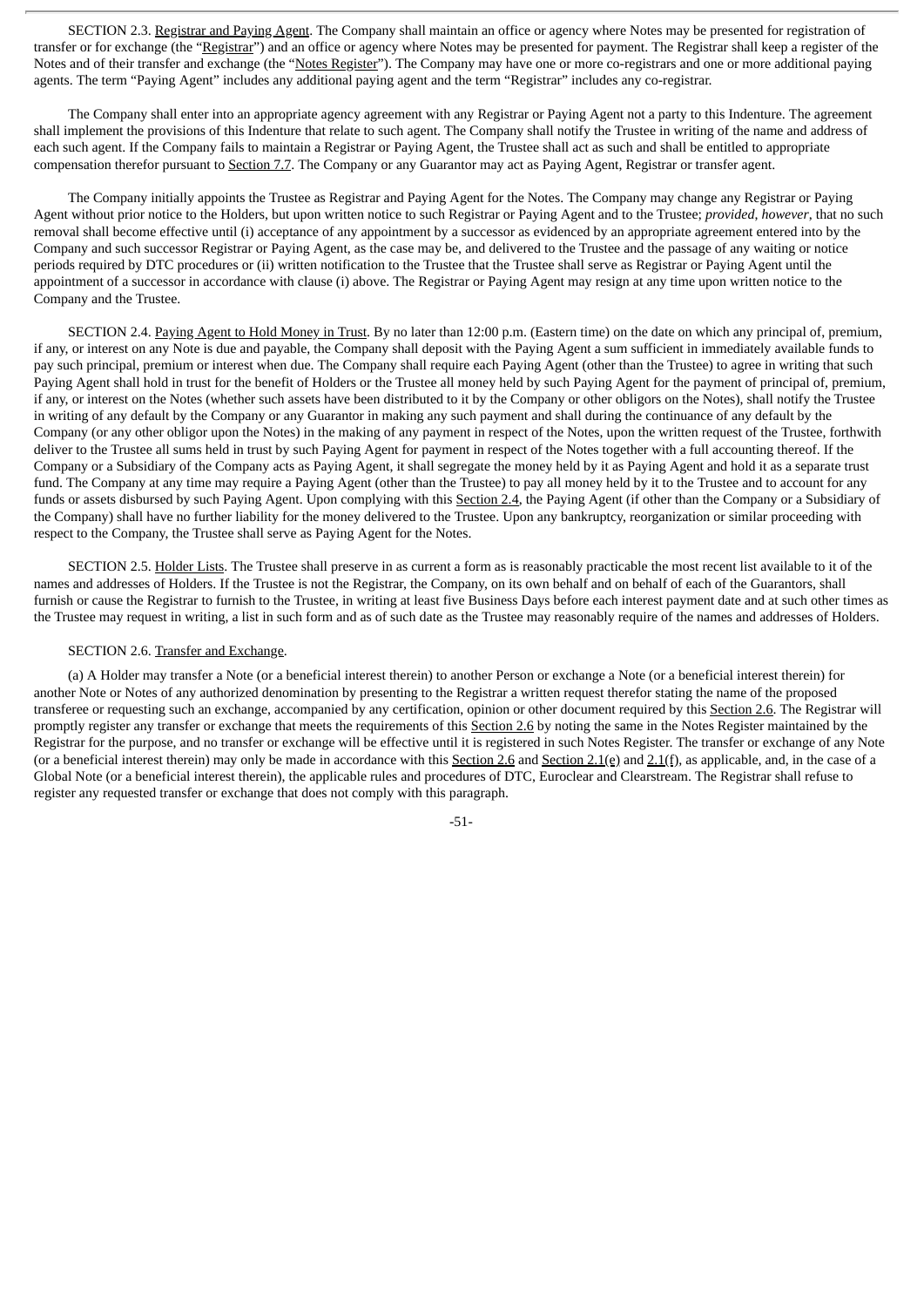SECTION 2.3. Registrar and Paying Agent. The Company shall maintain an office or agency where Notes may be presented for registration of transfer or for exchange (the "Registrar") and an office or agency where Notes may be presented for payment. The Registrar shall keep a register of the Notes and of their transfer and exchange (the "Notes Register"). The Company may have one or more co-registrars and one or more additional paying agents. The term "Paying Agent" includes any additional paying agent and the term "Registrar" includes any co-registrar.

The Company shall enter into an appropriate agency agreement with any Registrar or Paying Agent not a party to this Indenture. The agreement shall implement the provisions of this Indenture that relate to such agent. The Company shall notify the Trustee in writing of the name and address of each such agent. If the Company fails to maintain a Registrar or Paying Agent, the Trustee shall act as such and shall be entitled to appropriate compensation therefor pursuant to Section 7.7. The Company or any Guarantor may act as Paying Agent, Registrar or transfer agent.

The Company initially appoints the Trustee as Registrar and Paying Agent for the Notes. The Company may change any Registrar or Paying Agent without prior notice to the Holders, but upon written notice to such Registrar or Paying Agent and to the Trustee; *provided, however*, that no such removal shall become effective until (i) acceptance of any appointment by a successor as evidenced by an appropriate agreement entered into by the Company and such successor Registrar or Paying Agent, as the case may be, and delivered to the Trustee and the passage of any waiting or notice periods required by DTC procedures or (ii) written notification to the Trustee that the Trustee shall serve as Registrar or Paying Agent until the appointment of a successor in accordance with clause (i) above. The Registrar or Paying Agent may resign at any time upon written notice to the Company and the Trustee.

SECTION 2.4. Paying Agent to Hold Money in Trust. By no later than 12:00 p.m. (Eastern time) on the date on which any principal of, premium, if any, or interest on any Note is due and payable, the Company shall deposit with the Paying Agent a sum sufficient in immediately available funds to pay such principal, premium or interest when due. The Company shall require each Paying Agent (other than the Trustee) to agree in writing that such Paying Agent shall hold in trust for the benefit of Holders or the Trustee all money held by such Paying Agent for the payment of principal of, premium, if any, or interest on the Notes (whether such assets have been distributed to it by the Company or other obligors on the Notes), shall notify the Trustee in writing of any default by the Company or any Guarantor in making any such payment and shall during the continuance of any default by the Company (or any other obligor upon the Notes) in the making of any payment in respect of the Notes, upon the written request of the Trustee, forthwith deliver to the Trustee all sums held in trust by such Paying Agent for payment in respect of the Notes together with a full accounting thereof. If the Company or a Subsidiary of the Company acts as Paying Agent, it shall segregate the money held by it as Paying Agent and hold it as a separate trust fund. The Company at any time may require a Paying Agent (other than the Trustee) to pay all money held by it to the Trustee and to account for any funds or assets disbursed by such Paying Agent. Upon complying with this Section 2.4, the Paying Agent (if other than the Company or a Subsidiary of the Company) shall have no further liability for the money delivered to the Trustee. Upon any bankruptcy, reorganization or similar proceeding with respect to the Company, the Trustee shall serve as Paying Agent for the Notes.

SECTION 2.5. Holder Lists. The Trustee shall preserve in as current a form as is reasonably practicable the most recent list available to it of the names and addresses of Holders. If the Trustee is not the Registrar, the Company, on its own behalf and on behalf of each of the Guarantors, shall furnish or cause the Registrar to furnish to the Trustee, in writing at least five Business Days before each interest payment date and at such other times as the Trustee may request in writing, a list in such form and as of such date as the Trustee may reasonably require of the names and addresses of Holders.

SECTION 2.6. Transfer and Exchange.

(a) A Holder may transfer a Note (or a beneficial interest therein) to another Person or exchange a Note (or a beneficial interest therein) for another Note or Notes of any authorized denomination by presenting to the Registrar a written request therefor stating the name of the proposed transferee or requesting such an exchange, accompanied by any certification, opinion or other document required by this Section 2.6. The Registrar will promptly register any transfer or exchange that meets the requirements of this Section 2.6 by noting the same in the Notes Register maintained by the Registrar for the purpose, and no transfer or exchange will be effective until it is registered in such Notes Register. The transfer or exchange of any Note (or a beneficial interest therein) may only be made in accordance with this Section 2.6 and Section 2.1(e) and 2.1(f), as applicable, and, in the case of a Global Note (or a beneficial interest therein), the applicable rules and procedures of DTC, Euroclear and Clearstream. The Registrar shall refuse to register any requested transfer or exchange that does not comply with this paragraph.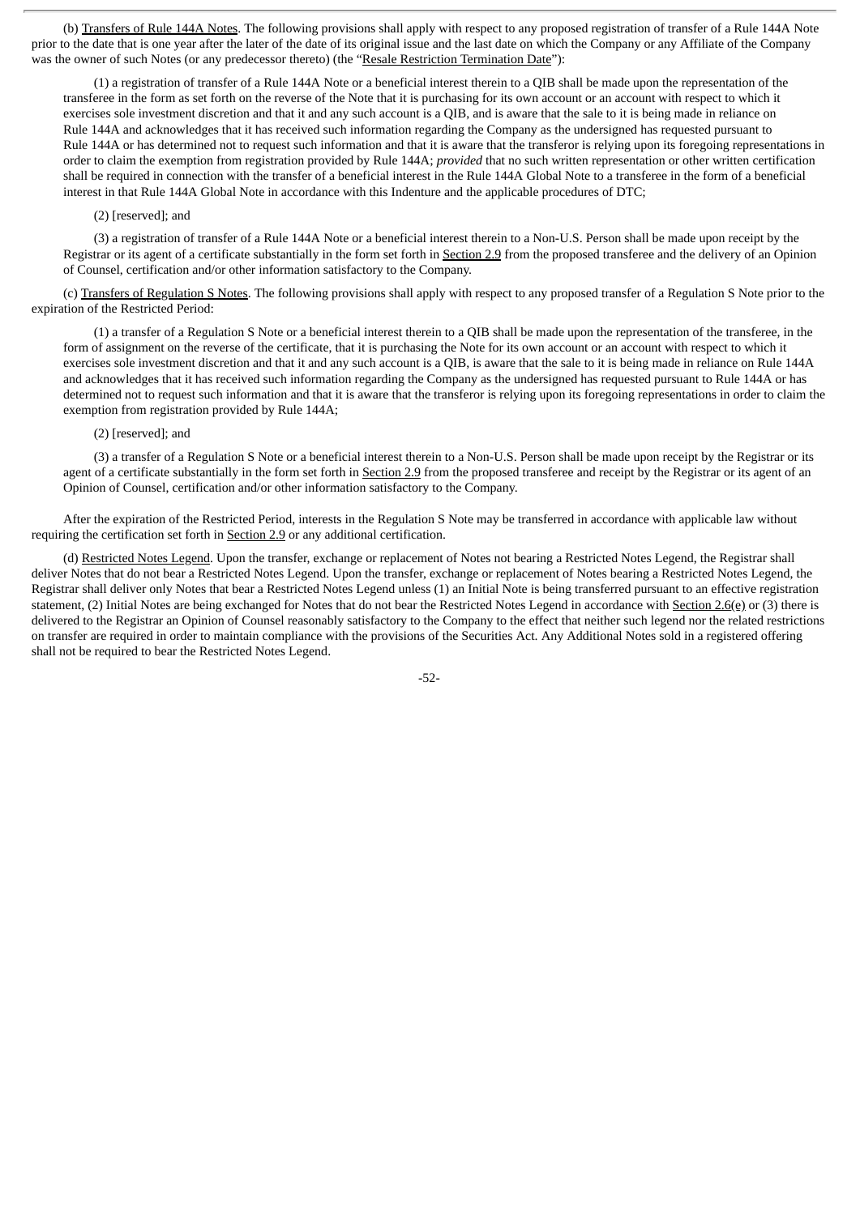(b) Transfers of Rule 144A Notes. The following provisions shall apply with respect to any proposed registration of transfer of a Rule 144A Note prior to the date that is one year after the later of the date of its original issue and the last date on which the Company or any Affiliate of the Company was the owner of such Notes (or any predecessor thereto) (the "Resale Restriction Termination Date"):

(1) a registration of transfer of a Rule 144A Note or a beneficial interest therein to a QIB shall be made upon the representation of the transferee in the form as set forth on the reverse of the Note that it is purchasing for its own account or an account with respect to which it exercises sole investment discretion and that it and any such account is a QIB, and is aware that the sale to it is being made in reliance on Rule 144A and acknowledges that it has received such information regarding the Company as the undersigned has requested pursuant to Rule 144A or has determined not to request such information and that it is aware that the transferor is relying upon its foregoing representations in order to claim the exemption from registration provided by Rule 144A; *provided* that no such written representation or other written certification shall be required in connection with the transfer of a beneficial interest in the Rule 144A Global Note to a transferee in the form of a beneficial interest in that Rule 144A Global Note in accordance with this Indenture and the applicable procedures of DTC;

(2) [reserved]; and

(3) a registration of transfer of a Rule 144A Note or a beneficial interest therein to a Non-U.S. Person shall be made upon receipt by the Registrar or its agent of a certificate substantially in the form set forth in Section 2.9 from the proposed transferee and the delivery of an Opinion of Counsel, certification and/or other information satisfactory to the Company.

(c) Transfers of Regulation S Notes. The following provisions shall apply with respect to any proposed transfer of a Regulation S Note prior to the expiration of the Restricted Period:

(1) a transfer of a Regulation S Note or a beneficial interest therein to a QIB shall be made upon the representation of the transferee, in the form of assignment on the reverse of the certificate, that it is purchasing the Note for its own account or an account with respect to which it exercises sole investment discretion and that it and any such account is a QIB, is aware that the sale to it is being made in reliance on Rule 144A and acknowledges that it has received such information regarding the Company as the undersigned has requested pursuant to Rule 144A or has determined not to request such information and that it is aware that the transferor is relying upon its foregoing representations in order to claim the exemption from registration provided by Rule 144A;

(2) [reserved]; and

(3) a transfer of a Regulation S Note or a beneficial interest therein to a Non-U.S. Person shall be made upon receipt by the Registrar or its agent of a certificate substantially in the form set forth in Section 2.9 from the proposed transferee and receipt by the Registrar or its agent of an Opinion of Counsel, certification and/or other information satisfactory to the Company.

After the expiration of the Restricted Period, interests in the Regulation S Note may be transferred in accordance with applicable law without requiring the certification set forth in Section 2.9 or any additional certification.

(d) Restricted Notes Legend. Upon the transfer, exchange or replacement of Notes not bearing a Restricted Notes Legend, the Registrar shall deliver Notes that do not bear a Restricted Notes Legend. Upon the transfer, exchange or replacement of Notes bearing a Restricted Notes Legend, the Registrar shall deliver only Notes that bear a Restricted Notes Legend unless (1) an Initial Note is being transferred pursuant to an effective registration statement, (2) Initial Notes are being exchanged for Notes that do not bear the Restricted Notes Legend in accordance with Section 2.6(e) or (3) there is delivered to the Registrar an Opinion of Counsel reasonably satisfactory to the Company to the effect that neither such legend nor the related restrictions on transfer are required in order to maintain compliance with the provisions of the Securities Act. Any Additional Notes sold in a registered offering shall not be required to bear the Restricted Notes Legend.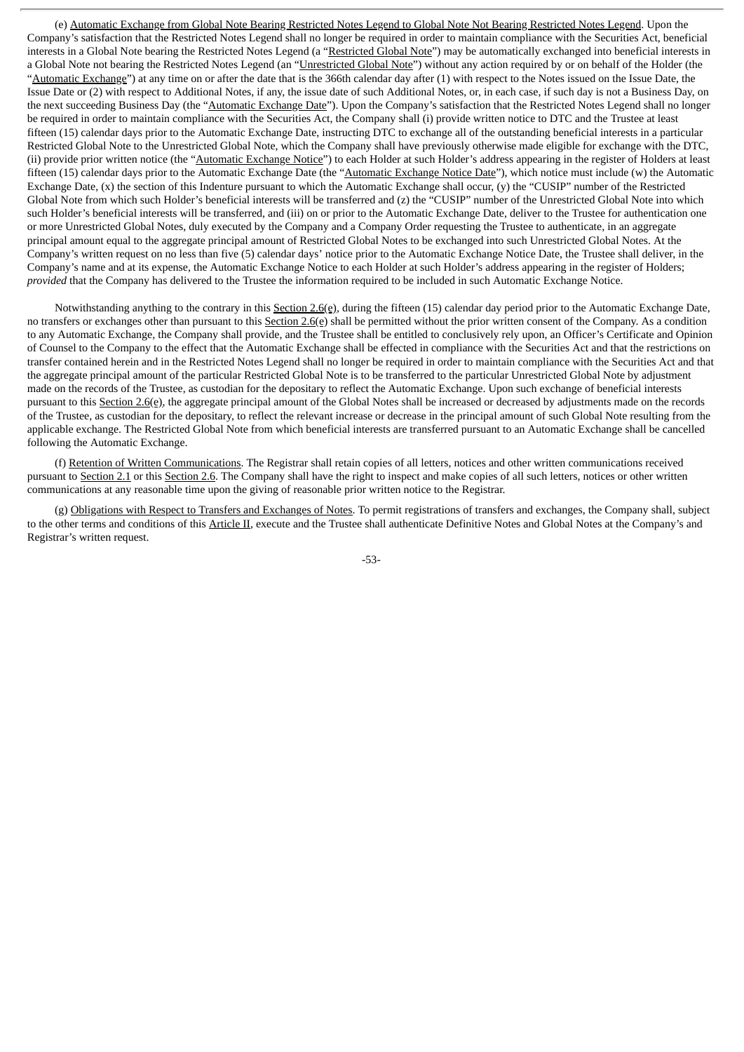(e) Automatic Exchange from Global Note Bearing Restricted Notes Legend to Global Note Not Bearing Restricted Notes Legend. Upon the Company's satisfaction that the Restricted Notes Legend shall no longer be required in order to maintain compliance with the Securities Act, beneficial interests in a Global Note bearing the Restricted Notes Legend (a "Restricted Global Note") may be automatically exchanged into beneficial interests in a Global Note not bearing the Restricted Notes Legend (an "Unrestricted Global Note") without any action required by or on behalf of the Holder (the "Automatic Exchange") at any time on or after the date that is the 366th calendar day after (1) with respect to the Notes issued on the Issue Date, the Issue Date or (2) with respect to Additional Notes, if any, the issue date of such Additional Notes, or, in each case, if such day is not a Business Day, on the next succeeding Business Day (the "Automatic Exchange Date"). Upon the Company's satisfaction that the Restricted Notes Legend shall no longer be required in order to maintain compliance with the Securities Act, the Company shall (i) provide written notice to DTC and the Trustee at least fifteen (15) calendar days prior to the Automatic Exchange Date, instructing DTC to exchange all of the outstanding beneficial interests in a particular Restricted Global Note to the Unrestricted Global Note, which the Company shall have previously otherwise made eligible for exchange with the DTC, (ii) provide prior written notice (the "Automatic Exchange Notice") to each Holder at such Holder's address appearing in the register of Holders at least fifteen (15) calendar days prior to the Automatic Exchange Date (the "Automatic Exchange Notice Date"), which notice must include (w) the Automatic Exchange Date, (x) the section of this Indenture pursuant to which the Automatic Exchange shall occur, (y) the "CUSIP" number of the Restricted Global Note from which such Holder's beneficial interests will be transferred and (z) the "CUSIP" number of the Unrestricted Global Note into which such Holder's beneficial interests will be transferred, and (iii) on or prior to the Automatic Exchange Date, deliver to the Trustee for authentication one or more Unrestricted Global Notes, duly executed by the Company and a Company Order requesting the Trustee to authenticate, in an aggregate principal amount equal to the aggregate principal amount of Restricted Global Notes to be exchanged into such Unrestricted Global Notes. At the Company's written request on no less than five (5) calendar days' notice prior to the Automatic Exchange Notice Date, the Trustee shall deliver, in the Company's name and at its expense, the Automatic Exchange Notice to each Holder at such Holder's address appearing in the register of Holders; *provided* that the Company has delivered to the Trustee the information required to be included in such Automatic Exchange Notice.

Notwithstanding anything to the contrary in this Section 2.6(e), during the fifteen (15) calendar day period prior to the Automatic Exchange Date, no transfers or exchanges other than pursuant to this Section 2.6(e) shall be permitted without the prior written consent of the Company. As a condition to any Automatic Exchange, the Company shall provide, and the Trustee shall be entitled to conclusively rely upon, an Officer's Certificate and Opinion of Counsel to the Company to the effect that the Automatic Exchange shall be effected in compliance with the Securities Act and that the restrictions on transfer contained herein and in the Restricted Notes Legend shall no longer be required in order to maintain compliance with the Securities Act and that the aggregate principal amount of the particular Restricted Global Note is to be transferred to the particular Unrestricted Global Note by adjustment made on the records of the Trustee, as custodian for the depositary to reflect the Automatic Exchange. Upon such exchange of beneficial interests pursuant to this Section 2.6(e), the aggregate principal amount of the Global Notes shall be increased or decreased by adjustments made on the records of the Trustee, as custodian for the depositary, to reflect the relevant increase or decrease in the principal amount of such Global Note resulting from the applicable exchange. The Restricted Global Note from which beneficial interests are transferred pursuant to an Automatic Exchange shall be cancelled following the Automatic Exchange.

(f) Retention of Written Communications. The Registrar shall retain copies of all letters, notices and other written communications received pursuant to Section 2.1 or this Section 2.6. The Company shall have the right to inspect and make copies of all such letters, notices or other written communications at any reasonable time upon the giving of reasonable prior written notice to the Registrar.

(g) Obligations with Respect to Transfers and Exchanges of Notes. To permit registrations of transfers and exchanges, the Company shall, subject to the other terms and conditions of this Article II, execute and the Trustee shall authenticate Definitive Notes and Global Notes at the Company's and Registrar's written request.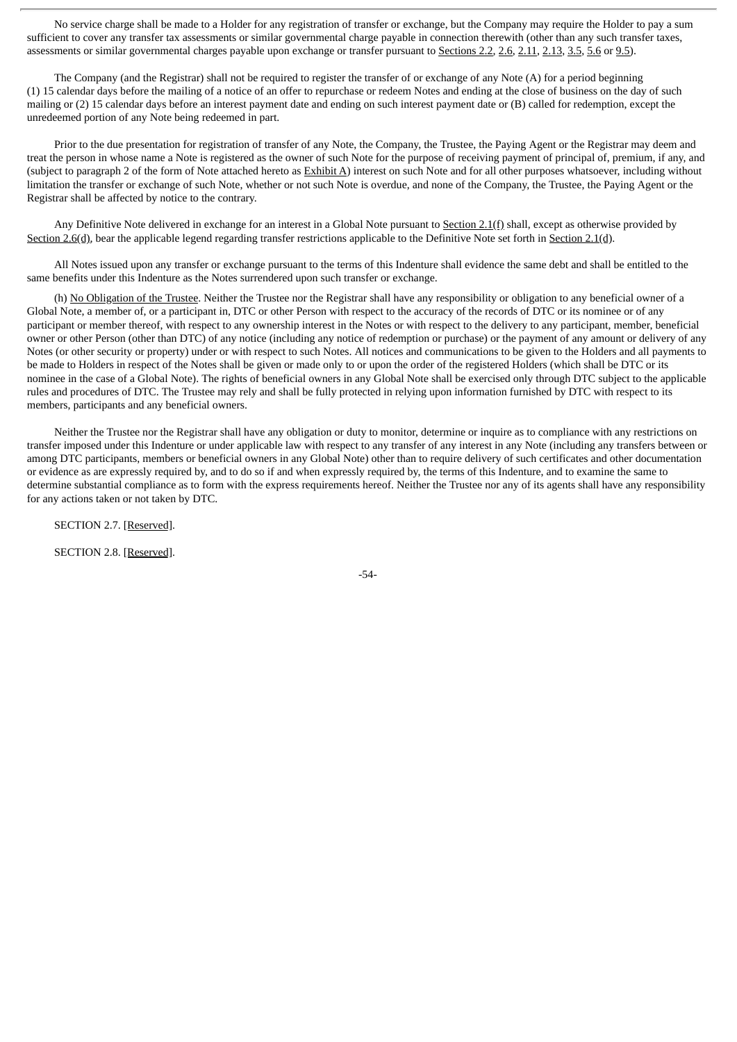No service charge shall be made to a Holder for any registration of transfer or exchange, but the Company may require the Holder to pay a sum sufficient to cover any transfer tax assessments or similar governmental charge payable in connection therewith (other than any such transfer taxes, assessments or similar governmental charges payable upon exchange or transfer pursuant to Sections 2.2, 2.6, 2.11, 2.13, 3.5, 5.6 or 9.5).

The Company (and the Registrar) shall not be required to register the transfer of or exchange of any Note (A) for a period beginning (1) 15 calendar days before the mailing of a notice of an offer to repurchase or redeem Notes and ending at the close of business on the day of such mailing or (2) 15 calendar days before an interest payment date and ending on such interest payment date or (B) called for redemption, except the unredeemed portion of any Note being redeemed in part.

Prior to the due presentation for registration of transfer of any Note, the Company, the Trustee, the Paying Agent or the Registrar may deem and treat the person in whose name a Note is registered as the owner of such Note for the purpose of receiving payment of principal of, premium, if any, and (subject to paragraph 2 of the form of Note attached hereto as Exhibit A) interest on such Note and for all other purposes whatsoever, including without limitation the transfer or exchange of such Note, whether or not such Note is overdue, and none of the Company, the Trustee, the Paying Agent or the Registrar shall be affected by notice to the contrary.

Any Definitive Note delivered in exchange for an interest in a Global Note pursuant to Section 2.1(f) shall, except as otherwise provided by Section 2.6(d), bear the applicable legend regarding transfer restrictions applicable to the Definitive Note set forth in Section 2.1(d).

All Notes issued upon any transfer or exchange pursuant to the terms of this Indenture shall evidence the same debt and shall be entitled to the same benefits under this Indenture as the Notes surrendered upon such transfer or exchange.

(h) No Obligation of the Trustee. Neither the Trustee nor the Registrar shall have any responsibility or obligation to any beneficial owner of a Global Note, a member of, or a participant in, DTC or other Person with respect to the accuracy of the records of DTC or its nominee or of any participant or member thereof, with respect to any ownership interest in the Notes or with respect to the delivery to any participant, member, beneficial owner or other Person (other than DTC) of any notice (including any notice of redemption or purchase) or the payment of any amount or delivery of any Notes (or other security or property) under or with respect to such Notes. All notices and communications to be given to the Holders and all payments to be made to Holders in respect of the Notes shall be given or made only to or upon the order of the registered Holders (which shall be DTC or its nominee in the case of a Global Note). The rights of beneficial owners in any Global Note shall be exercised only through DTC subject to the applicable rules and procedures of DTC. The Trustee may rely and shall be fully protected in relying upon information furnished by DTC with respect to its members, participants and any beneficial owners.

Neither the Trustee nor the Registrar shall have any obligation or duty to monitor, determine or inquire as to compliance with any restrictions on transfer imposed under this Indenture or under applicable law with respect to any transfer of any interest in any Note (including any transfers between or among DTC participants, members or beneficial owners in any Global Note) other than to require delivery of such certificates and other documentation or evidence as are expressly required by, and to do so if and when expressly required by, the terms of this Indenture, and to examine the same to determine substantial compliance as to form with the express requirements hereof. Neither the Trustee nor any of its agents shall have any responsibility for any actions taken or not taken by DTC.

SECTION 2.7. [Reserved].

SECTION 2.8. [Reserved].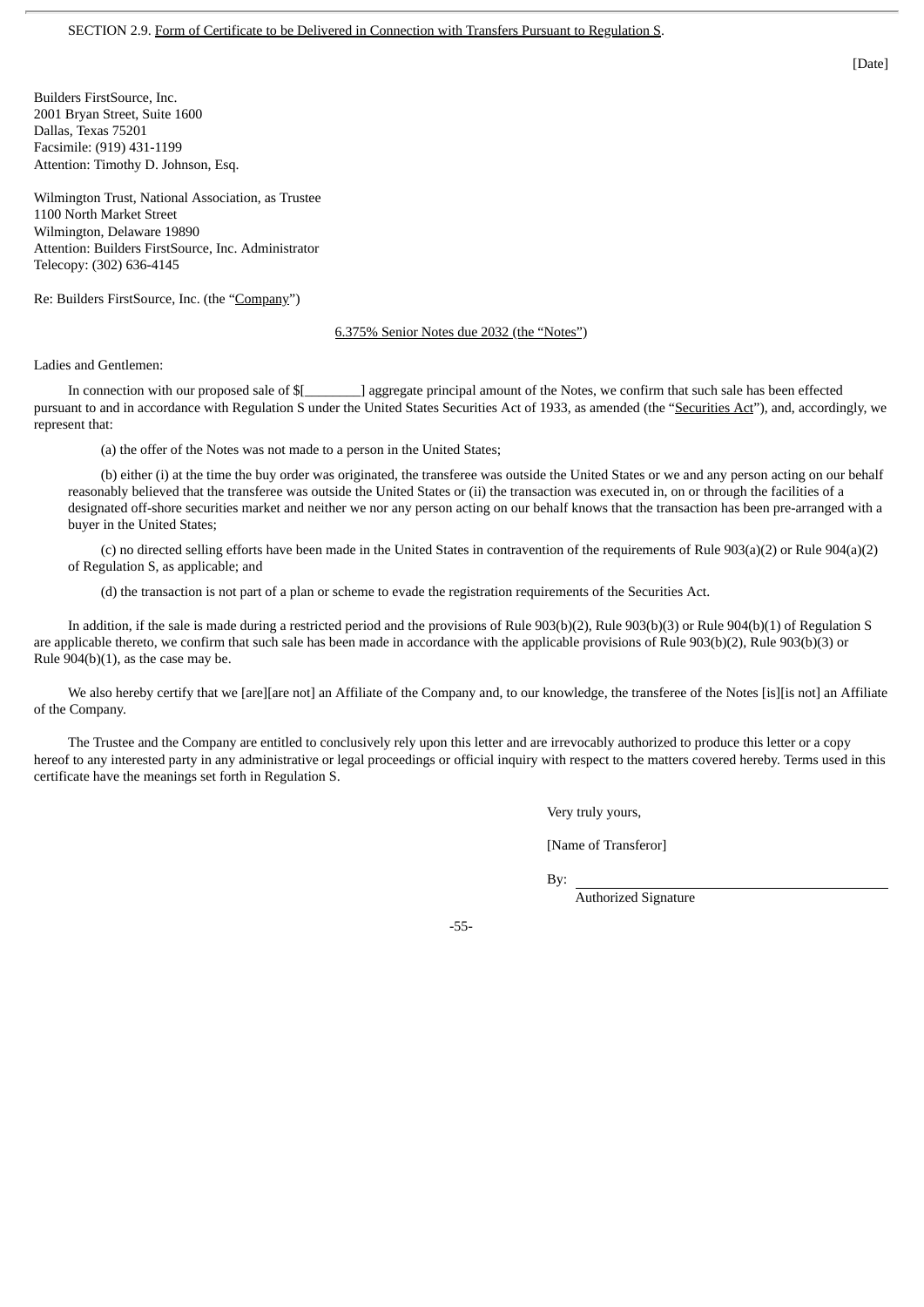SECTION 2.9. Form of Certificate to be Delivered in Connection with Transfers Pursuant to Regulation S.

[Date]

Builders FirstSource, Inc.
2001 Bryan Street, Suite 1600
Dallas, Texas 75201
Facsimile: (919) 431-1199
Attention: Timothy D. Johnson, Esq.

Wilmington Trust, National Association, as Trustee
1100 North Market Street
Wilmington, Delaware 19890
Attention: Builders FirstSource, Inc. Administrator
Telecopy: (302) 636-4145

Re: Builders FirstSource, Inc. (the "Company")

6.375% Senior Notes due 2032 (the "Notes")

Ladies and Gentlemen:

In connection with our proposed sale of $[________] aggregate principal amount of the Notes, we confirm that such sale has been effected pursuant to and in accordance with Regulation S under the United States Securities Act of 1933, as amended (the "Securities Act"), and, accordingly, we represent that:

(a) the offer of the Notes was not made to a person in the United States;

(b) either (i) at the time the buy order was originated, the transferee was outside the United States or we and any person acting on our behalf reasonably believed that the transferee was outside the United States or (ii) the transaction was executed in, on or through the facilities of a designated off-shore securities market and neither we nor any person acting on our behalf knows that the transaction has been pre-arranged with a buyer in the United States;

(c) no directed selling efforts have been made in the United States in contravention of the requirements of Rule 903(a)(2) or Rule 904(a)(2) of Regulation S, as applicable; and

(d) the transaction is not part of a plan or scheme to evade the registration requirements of the Securities Act.

In addition, if the sale is made during a restricted period and the provisions of Rule 903(b)(2), Rule 903(b)(3) or Rule 904(b)(1) of Regulation S are applicable thereto, we confirm that such sale has been made in accordance with the applicable provisions of Rule 903(b)(2), Rule 903(b)(3) or Rule 904(b)(1), as the case may be.

We also hereby certify that we [are][are not] an Affiliate of the Company and, to our knowledge, the transferee of the Notes [is][is not] an Affiliate of the Company.

The Trustee and the Company are entitled to conclusively rely upon this letter and are irrevocably authorized to produce this letter or a copy hereof to any interested party in any administrative or legal proceedings or official inquiry with respect to the matters covered hereby. Terms used in this certificate have the meanings set forth in Regulation S.

Very truly yours,

[Name of Transferor]

By: ______________________________
Authorized Signature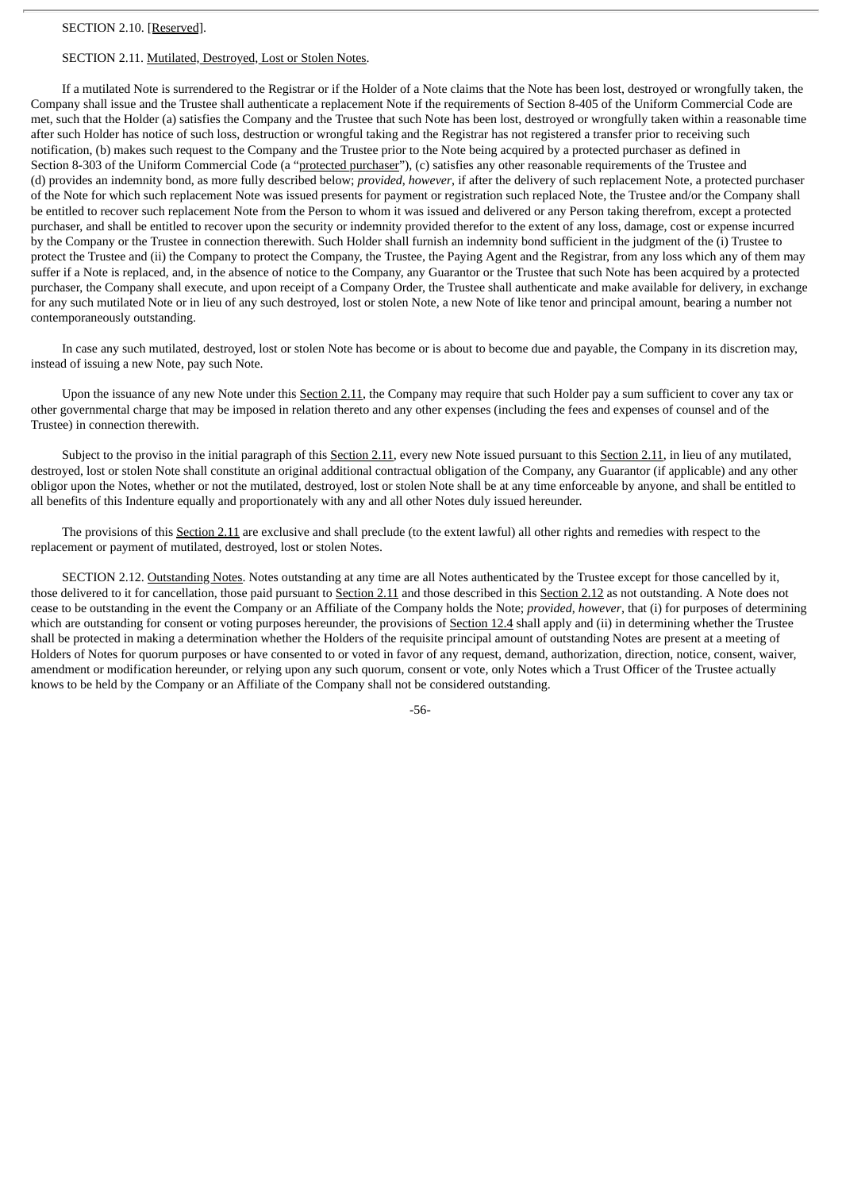SECTION 2.10. [Reserved].

SECTION 2.11. Mutilated, Destroyed, Lost or Stolen Notes.

If a mutilated Note is surrendered to the Registrar or if the Holder of a Note claims that the Note has been lost, destroyed or wrongfully taken, the Company shall issue and the Trustee shall authenticate a replacement Note if the requirements of Section 8-405 of the Uniform Commercial Code are met, such that the Holder (a) satisfies the Company and the Trustee that such Note has been lost, destroyed or wrongfully taken within a reasonable time after such Holder has notice of such loss, destruction or wrongful taking and the Registrar has not registered a transfer prior to receiving such notification, (b) makes such request to the Company and the Trustee prior to the Note being acquired by a protected purchaser as defined in Section 8-303 of the Uniform Commercial Code (a "protected purchaser"), (c) satisfies any other reasonable requirements of the Trustee and (d) provides an indemnity bond, as more fully described below; *provided, however*, if after the delivery of such replacement Note, a protected purchaser of the Note for which such replacement Note was issued presents for payment or registration such replaced Note, the Trustee and/or the Company shall be entitled to recover such replacement Note from the Person to whom it was issued and delivered or any Person taking therefrom, except a protected purchaser, and shall be entitled to recover upon the security or indemnity provided therefor to the extent of any loss, damage, cost or expense incurred by the Company or the Trustee in connection therewith. Such Holder shall furnish an indemnity bond sufficient in the judgment of the (i) Trustee to protect the Trustee and (ii) the Company to protect the Company, the Trustee, the Paying Agent and the Registrar, from any loss which any of them may suffer if a Note is replaced, and, in the absence of notice to the Company, any Guarantor or the Trustee that such Note has been acquired by a protected purchaser, the Company shall execute, and upon receipt of a Company Order, the Trustee shall authenticate and make available for delivery, in exchange for any such mutilated Note or in lieu of any such destroyed, lost or stolen Note, a new Note of like tenor and principal amount, bearing a number not contemporaneously outstanding.

In case any such mutilated, destroyed, lost or stolen Note has become or is about to become due and payable, the Company in its discretion may, instead of issuing a new Note, pay such Note.

Upon the issuance of any new Note under this Section 2.11, the Company may require that such Holder pay a sum sufficient to cover any tax or other governmental charge that may be imposed in relation thereto and any other expenses (including the fees and expenses of counsel and of the Trustee) in connection therewith.

Subject to the proviso in the initial paragraph of this Section 2.11, every new Note issued pursuant to this Section 2.11, in lieu of any mutilated, destroyed, lost or stolen Note shall constitute an original additional contractual obligation of the Company, any Guarantor (if applicable) and any other obligor upon the Notes, whether or not the mutilated, destroyed, lost or stolen Note shall be at any time enforceable by anyone, and shall be entitled to all benefits of this Indenture equally and proportionately with any and all other Notes duly issued hereunder.

The provisions of this Section 2.11 are exclusive and shall preclude (to the extent lawful) all other rights and remedies with respect to the replacement or payment of mutilated, destroyed, lost or stolen Notes.

SECTION 2.12. Outstanding Notes. Notes outstanding at any time are all Notes authenticated by the Trustee except for those cancelled by it, those delivered to it for cancellation, those paid pursuant to Section 2.11 and those described in this Section 2.12 as not outstanding. A Note does not cease to be outstanding in the event the Company or an Affiliate of the Company holds the Note; *provided, however*, that (i) for purposes of determining which are outstanding for consent or voting purposes hereunder, the provisions of Section 12.4 shall apply and (ii) in determining whether the Trustee shall be protected in making a determination whether the Holders of the requisite principal amount of outstanding Notes are present at a meeting of Holders of Notes for quorum purposes or have consented to or voted in favor of any request, demand, authorization, direction, notice, consent, waiver, amendment or modification hereunder, or relying upon any such quorum, consent or vote, only Notes which a Trust Officer of the Trustee actually knows to be held by the Company or an Affiliate of the Company shall not be considered outstanding.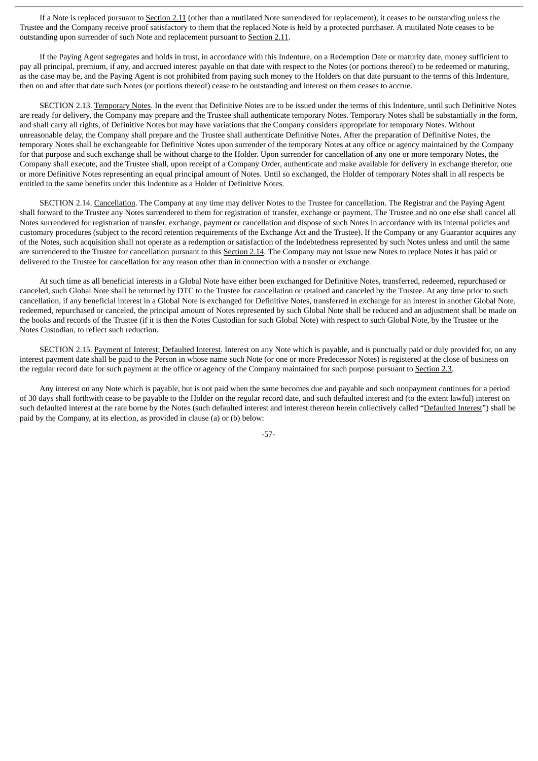If a Note is replaced pursuant to Section 2.11 (other than a mutilated Note surrendered for replacement), it ceases to be outstanding unless the Trustee and the Company receive proof satisfactory to them that the replaced Note is held by a protected purchaser. A mutilated Note ceases to be outstanding upon surrender of such Note and replacement pursuant to Section 2.11.

If the Paying Agent segregates and holds in trust, in accordance with this Indenture, on a Redemption Date or maturity date, money sufficient to pay all principal, premium, if any, and accrued interest payable on that date with respect to the Notes (or portions thereof) to be redeemed or maturing, as the case may be, and the Paying Agent is not prohibited from paying such money to the Holders on that date pursuant to the terms of this Indenture, then on and after that date such Notes (or portions thereof) cease to be outstanding and interest on them ceases to accrue.

SECTION 2.13. Temporary Notes. In the event that Definitive Notes are to be issued under the terms of this Indenture, until such Definitive Notes are ready for delivery, the Company may prepare and the Trustee shall authenticate temporary Notes. Temporary Notes shall be substantially in the form, and shall carry all rights, of Definitive Notes but may have variations that the Company considers appropriate for temporary Notes. Without unreasonable delay, the Company shall prepare and the Trustee shall authenticate Definitive Notes. After the preparation of Definitive Notes, the temporary Notes shall be exchangeable for Definitive Notes upon surrender of the temporary Notes at any office or agency maintained by the Company for that purpose and such exchange shall be without charge to the Holder. Upon surrender for cancellation of any one or more temporary Notes, the Company shall execute, and the Trustee shall, upon receipt of a Company Order, authenticate and make available for delivery in exchange therefor, one or more Definitive Notes representing an equal principal amount of Notes. Until so exchanged, the Holder of temporary Notes shall in all respects be entitled to the same benefits under this Indenture as a Holder of Definitive Notes.

SECTION 2.14. Cancellation. The Company at any time may deliver Notes to the Trustee for cancellation. The Registrar and the Paying Agent shall forward to the Trustee any Notes surrendered to them for registration of transfer, exchange or payment. The Trustee and no one else shall cancel all Notes surrendered for registration of transfer, exchange, payment or cancellation and dispose of such Notes in accordance with its internal policies and customary procedures (subject to the record retention requirements of the Exchange Act and the Trustee). If the Company or any Guarantor acquires any of the Notes, such acquisition shall not operate as a redemption or satisfaction of the Indebtedness represented by such Notes unless and until the same are surrendered to the Trustee for cancellation pursuant to this Section 2.14. The Company may not issue new Notes to replace Notes it has paid or delivered to the Trustee for cancellation for any reason other than in connection with a transfer or exchange.

At such time as all beneficial interests in a Global Note have either been exchanged for Definitive Notes, transferred, redeemed, repurchased or canceled, such Global Note shall be returned by DTC to the Trustee for cancellation or retained and canceled by the Trustee. At any time prior to such cancellation, if any beneficial interest in a Global Note is exchanged for Definitive Notes, transferred in exchange for an interest in another Global Note, redeemed, repurchased or canceled, the principal amount of Notes represented by such Global Note shall be reduced and an adjustment shall be made on the books and records of the Trustee (if it is then the Notes Custodian for such Global Note) with respect to such Global Note, by the Trustee or the Notes Custodian, to reflect such reduction.

SECTION 2.15. Payment of Interest; Defaulted Interest. Interest on any Note which is payable, and is punctually paid or duly provided for, on any interest payment date shall be paid to the Person in whose name such Note (or one or more Predecessor Notes) is registered at the close of business on the regular record date for such payment at the office or agency of the Company maintained for such purpose pursuant to Section 2.3.

Any interest on any Note which is payable, but is not paid when the same becomes due and payable and such nonpayment continues for a period of 30 days shall forthwith cease to be payable to the Holder on the regular record date, and such defaulted interest and (to the extent lawful) interest on such defaulted interest at the rate borne by the Notes (such defaulted interest and interest thereon herein collectively called "Defaulted Interest") shall be paid by the Company, at its election, as provided in clause (a) or (b) below: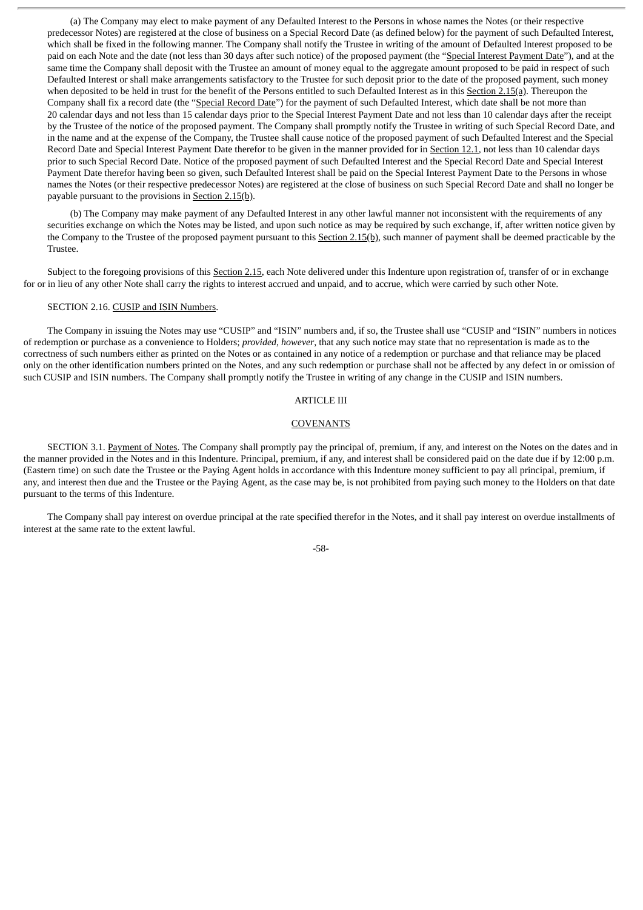(a) The Company may elect to make payment of any Defaulted Interest to the Persons in whose names the Notes (or their respective predecessor Notes) are registered at the close of business on a Special Record Date (as defined below) for the payment of such Defaulted Interest, which shall be fixed in the following manner. The Company shall notify the Trustee in writing of the amount of Defaulted Interest proposed to be paid on each Note and the date (not less than 30 days after such notice) of the proposed payment (the "Special Interest Payment Date"), and at the same time the Company shall deposit with the Trustee an amount of money equal to the aggregate amount proposed to be paid in respect of such Defaulted Interest or shall make arrangements satisfactory to the Trustee for such deposit prior to the date of the proposed payment, such money when deposited to be held in trust for the benefit of the Persons entitled to such Defaulted Interest as in this Section 2.15(a). Thereupon the Company shall fix a record date (the "Special Record Date") for the payment of such Defaulted Interest, which date shall be not more than 20 calendar days and not less than 15 calendar days prior to the Special Interest Payment Date and not less than 10 calendar days after the receipt by the Trustee of the notice of the proposed payment. The Company shall promptly notify the Trustee in writing of such Special Record Date, and in the name and at the expense of the Company, the Trustee shall cause notice of the proposed payment of such Defaulted Interest and the Special Record Date and Special Interest Payment Date therefor to be given in the manner provided for in Section 12.1, not less than 10 calendar days prior to such Special Record Date. Notice of the proposed payment of such Defaulted Interest and the Special Record Date and Special Interest Payment Date therefor having been so given, such Defaulted Interest shall be paid on the Special Interest Payment Date to the Persons in whose names the Notes (or their respective predecessor Notes) are registered at the close of business on such Special Record Date and shall no longer be payable pursuant to the provisions in Section 2.15(b).

(b) The Company may make payment of any Defaulted Interest in any other lawful manner not inconsistent with the requirements of any securities exchange on which the Notes may be listed, and upon such notice as may be required by such exchange, if, after written notice given by the Company to the Trustee of the proposed payment pursuant to this Section 2.15(b), such manner of payment shall be deemed practicable by the Trustee.

Subject to the foregoing provisions of this Section 2.15, each Note delivered under this Indenture upon registration of, transfer of or in exchange for or in lieu of any other Note shall carry the rights to interest accrued and unpaid, and to accrue, which were carried by such other Note.

SECTION 2.16. CUSIP and ISIN Numbers.

The Company in issuing the Notes may use "CUSIP" and "ISIN" numbers and, if so, the Trustee shall use "CUSIP and "ISIN" numbers in notices of redemption or purchase as a convenience to Holders; *provided*, *however*, that any such notice may state that no representation is made as to the correctness of such numbers either as printed on the Notes or as contained in any notice of a redemption or purchase and that reliance may be placed only on the other identification numbers printed on the Notes, and any such redemption or purchase shall not be affected by any defect in or omission of such CUSIP and ISIN numbers. The Company shall promptly notify the Trustee in writing of any change in the CUSIP and ISIN numbers.

## ARTICLE III

## COVENANTS

SECTION 3.1. Payment of Notes. The Company shall promptly pay the principal of, premium, if any, and interest on the Notes on the dates and in the manner provided in the Notes and in this Indenture. Principal, premium, if any, and interest shall be considered paid on the date due if by 12:00 p.m. (Eastern time) on such date the Trustee or the Paying Agent holds in accordance with this Indenture money sufficient to pay all principal, premium, if any, and interest then due and the Trustee or the Paying Agent, as the case may be, is not prohibited from paying such money to the Holders on that date pursuant to the terms of this Indenture.

The Company shall pay interest on overdue principal at the rate specified therefor in the Notes, and it shall pay interest on overdue installments of interest at the same rate to the extent lawful.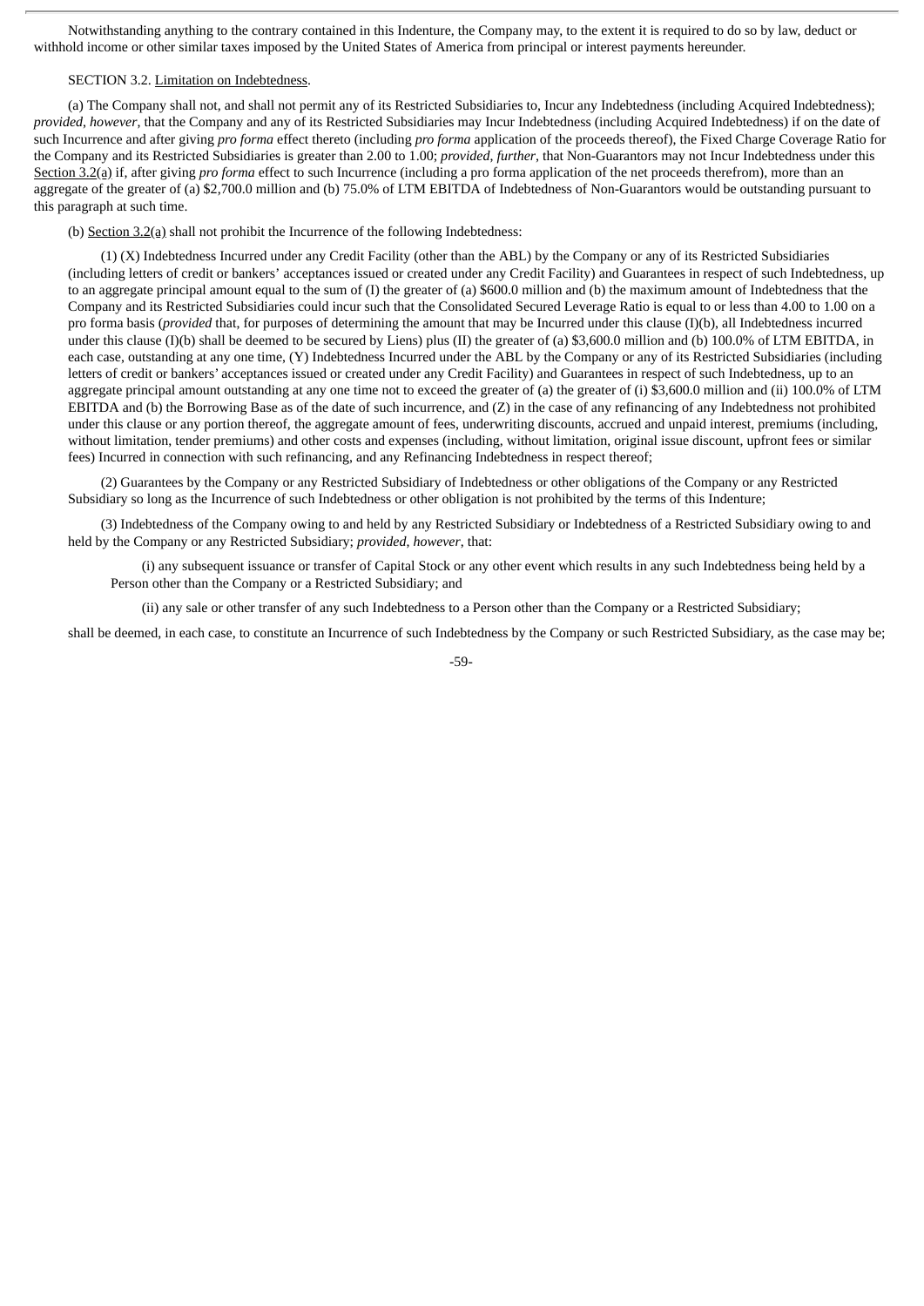Notwithstanding anything to the contrary contained in this Indenture, the Company may, to the extent it is required to do so by law, deduct or withhold income or other similar taxes imposed by the United States of America from principal or interest payments hereunder.

SECTION 3.2. Limitation on Indebtedness.

(a) The Company shall not, and shall not permit any of its Restricted Subsidiaries to, Incur any Indebtedness (including Acquired Indebtedness); *provided*, *however*, that the Company and any of its Restricted Subsidiaries may Incur Indebtedness (including Acquired Indebtedness) if on the date of such Incurrence and after giving *pro forma* effect thereto (including *pro forma* application of the proceeds thereof), the Fixed Charge Coverage Ratio for the Company and its Restricted Subsidiaries is greater than 2.00 to 1.00; *provided*, *further*, that Non-Guarantors may not Incur Indebtedness under this Section 3.2(a) if, after giving *pro forma* effect to such Incurrence (including a pro forma application of the net proceeds therefrom), more than an aggregate of the greater of (a) $2,700.0 million and (b) 75.0% of LTM EBITDA of Indebtedness of Non-Guarantors would be outstanding pursuant to this paragraph at such time.

(b) Section 3.2(a) shall not prohibit the Incurrence of the following Indebtedness:

(1) (X) Indebtedness Incurred under any Credit Facility (other than the ABL) by the Company or any of its Restricted Subsidiaries (including letters of credit or bankers' acceptances issued or created under any Credit Facility) and Guarantees in respect of such Indebtedness, up to an aggregate principal amount equal to the sum of (I) the greater of (a) $600.0 million and (b) the maximum amount of Indebtedness that the Company and its Restricted Subsidiaries could incur such that the Consolidated Secured Leverage Ratio is equal to or less than 4.00 to 1.00 on a pro forma basis (*provided* that, for purposes of determining the amount that may be Incurred under this clause (I)(b), all Indebtedness incurred under this clause (I)(b) shall be deemed to be secured by Liens) plus (II) the greater of (a) $3,600.0 million and (b) 100.0% of LTM EBITDA, in each case, outstanding at any one time, (Y) Indebtedness Incurred under the ABL by the Company or any of its Restricted Subsidiaries (including letters of credit or bankers' acceptances issued or created under any Credit Facility) and Guarantees in respect of such Indebtedness, up to an aggregate principal amount outstanding at any one time not to exceed the greater of (a) the greater of (i) $3,600.0 million and (ii) 100.0% of LTM EBITDA and (b) the Borrowing Base as of the date of such incurrence, and (Z) in the case of any refinancing of any Indebtedness not prohibited under this clause or any portion thereof, the aggregate amount of fees, underwriting discounts, accrued and unpaid interest, premiums (including, without limitation, tender premiums) and other costs and expenses (including, without limitation, original issue discount, upfront fees or similar fees) Incurred in connection with such refinancing, and any Refinancing Indebtedness in respect thereof;

(2) Guarantees by the Company or any Restricted Subsidiary of Indebtedness or other obligations of the Company or any Restricted Subsidiary so long as the Incurrence of such Indebtedness or other obligation is not prohibited by the terms of this Indenture;

(3) Indebtedness of the Company owing to and held by any Restricted Subsidiary or Indebtedness of a Restricted Subsidiary owing to and held by the Company or any Restricted Subsidiary; *provided*, *however*, that:

(i) any subsequent issuance or transfer of Capital Stock or any other event which results in any such Indebtedness being held by a Person other than the Company or a Restricted Subsidiary; and

(ii) any sale or other transfer of any such Indebtedness to a Person other than the Company or a Restricted Subsidiary;

shall be deemed, in each case, to constitute an Incurrence of such Indebtedness by the Company or such Restricted Subsidiary, as the case may be;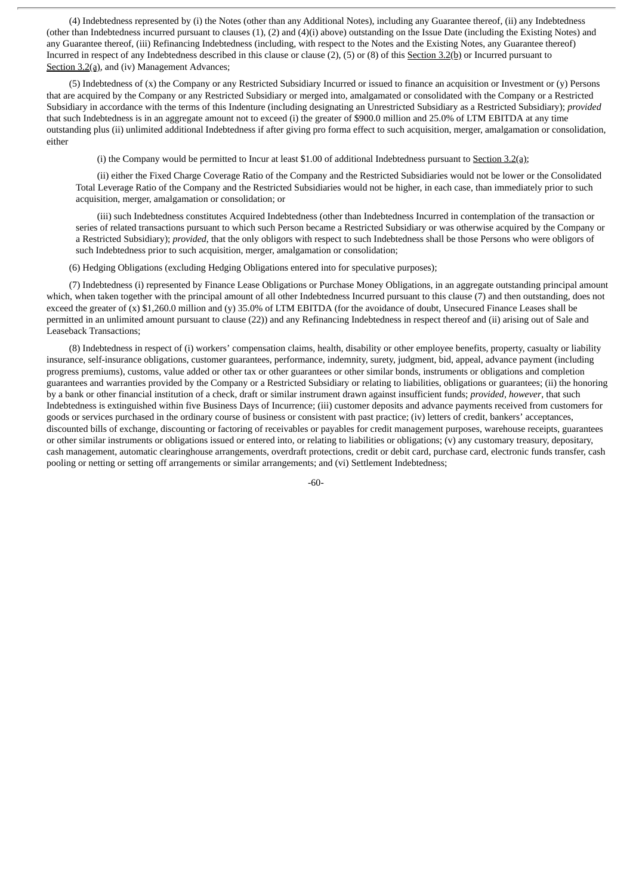(4) Indebtedness represented by (i) the Notes (other than any Additional Notes), including any Guarantee thereof, (ii) any Indebtedness (other than Indebtedness incurred pursuant to clauses (1), (2) and (4)(i) above) outstanding on the Issue Date (including the Existing Notes) and any Guarantee thereof, (iii) Refinancing Indebtedness (including, with respect to the Notes and the Existing Notes, any Guarantee thereof) Incurred in respect of any Indebtedness described in this clause or clause (2), (5) or (8) of this Section 3.2(b) or Incurred pursuant to Section 3.2(a), and (iv) Management Advances;

(5) Indebtedness of (x) the Company or any Restricted Subsidiary Incurred or issued to finance an acquisition or Investment or (y) Persons that are acquired by the Company or any Restricted Subsidiary or merged into, amalgamated or consolidated with the Company or a Restricted Subsidiary in accordance with the terms of this Indenture (including designating an Unrestricted Subsidiary as a Restricted Subsidiary); *provided* that such Indebtedness is in an aggregate amount not to exceed (i) the greater of $900.0 million and 25.0% of LTM EBITDA at any time outstanding plus (ii) unlimited additional Indebtedness if after giving pro forma effect to such acquisition, merger, amalgamation or consolidation, either

(i) the Company would be permitted to Incur at least $1.00 of additional Indebtedness pursuant to Section 3.2(a);

(ii) either the Fixed Charge Coverage Ratio of the Company and the Restricted Subsidiaries would not be lower or the Consolidated Total Leverage Ratio of the Company and the Restricted Subsidiaries would not be higher, in each case, than immediately prior to such acquisition, merger, amalgamation or consolidation; or

(iii) such Indebtedness constitutes Acquired Indebtedness (other than Indebtedness Incurred in contemplation of the transaction or series of related transactions pursuant to which such Person became a Restricted Subsidiary or was otherwise acquired by the Company or a Restricted Subsidiary); *provided*, that the only obligors with respect to such Indebtedness shall be those Persons who were obligors of such Indebtedness prior to such acquisition, merger, amalgamation or consolidation;

(6) Hedging Obligations (excluding Hedging Obligations entered into for speculative purposes);

(7) Indebtedness (i) represented by Finance Lease Obligations or Purchase Money Obligations, in an aggregate outstanding principal amount which, when taken together with the principal amount of all other Indebtedness Incurred pursuant to this clause (7) and then outstanding, does not exceed the greater of (x) $1,260.0 million and (y) 35.0% of LTM EBITDA (for the avoidance of doubt, Unsecured Finance Leases shall be permitted in an unlimited amount pursuant to clause (22)) and any Refinancing Indebtedness in respect thereof and (ii) arising out of Sale and Leaseback Transactions;

(8) Indebtedness in respect of (i) workers' compensation claims, health, disability or other employee benefits, property, casualty or liability insurance, self-insurance obligations, customer guarantees, performance, indemnity, surety, judgment, bid, appeal, advance payment (including progress premiums), customs, value added or other tax or other guarantees or other similar bonds, instruments or obligations and completion guarantees and warranties provided by the Company or a Restricted Subsidiary or relating to liabilities, obligations or guarantees; (ii) the honoring by a bank or other financial institution of a check, draft or similar instrument drawn against insufficient funds; *provided*, *however*, that such Indebtedness is extinguished within five Business Days of Incurrence; (iii) customer deposits and advance payments received from customers for goods or services purchased in the ordinary course of business or consistent with past practice; (iv) letters of credit, bankers' acceptances, discounted bills of exchange, discounting or factoring of receivables or payables for credit management purposes, warehouse receipts, guarantees or other similar instruments or obligations issued or entered into, or relating to liabilities or obligations; (v) any customary treasury, depositary, cash management, automatic clearinghouse arrangements, overdraft protections, credit or debit card, purchase card, electronic funds transfer, cash pooling or netting or setting off arrangements or similar arrangements; and (vi) Settlement Indebtedness;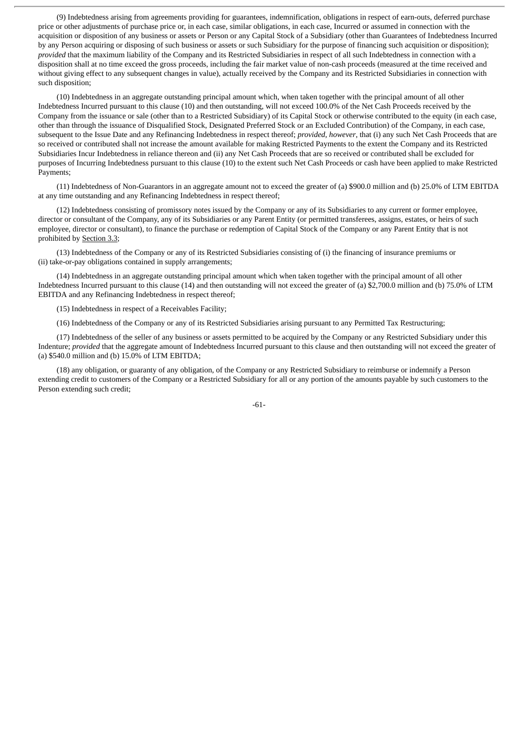(9) Indebtedness arising from agreements providing for guarantees, indemnification, obligations in respect of earn-outs, deferred purchase price or other adjustments of purchase price or, in each case, similar obligations, in each case, Incurred or assumed in connection with the acquisition or disposition of any business or assets or Person or any Capital Stock of a Subsidiary (other than Guarantees of Indebtedness Incurred by any Person acquiring or disposing of such business or assets or such Subsidiary for the purpose of financing such acquisition or disposition); *provided* that the maximum liability of the Company and its Restricted Subsidiaries in respect of all such Indebtedness in connection with a disposition shall at no time exceed the gross proceeds, including the fair market value of non-cash proceeds (measured at the time received and without giving effect to any subsequent changes in value), actually received by the Company and its Restricted Subsidiaries in connection with such disposition;

(10) Indebtedness in an aggregate outstanding principal amount which, when taken together with the principal amount of all other Indebtedness Incurred pursuant to this clause (10) and then outstanding, will not exceed 100.0% of the Net Cash Proceeds received by the Company from the issuance or sale (other than to a Restricted Subsidiary) of its Capital Stock or otherwise contributed to the equity (in each case, other than through the issuance of Disqualified Stock, Designated Preferred Stock or an Excluded Contribution) of the Company, in each case, subsequent to the Issue Date and any Refinancing Indebtedness in respect thereof; *provided*, *however*, that (i) any such Net Cash Proceeds that are so received or contributed shall not increase the amount available for making Restricted Payments to the extent the Company and its Restricted Subsidiaries Incur Indebtedness in reliance thereon and (ii) any Net Cash Proceeds that are so received or contributed shall be excluded for purposes of Incurring Indebtedness pursuant to this clause (10) to the extent such Net Cash Proceeds or cash have been applied to make Restricted Payments;

(11) Indebtedness of Non-Guarantors in an aggregate amount not to exceed the greater of (a) $900.0 million and (b) 25.0% of LTM EBITDA at any time outstanding and any Refinancing Indebtedness in respect thereof;

(12) Indebtedness consisting of promissory notes issued by the Company or any of its Subsidiaries to any current or former employee, director or consultant of the Company, any of its Subsidiaries or any Parent Entity (or permitted transferees, assigns, estates, or heirs of such employee, director or consultant), to finance the purchase or redemption of Capital Stock of the Company or any Parent Entity that is not prohibited by Section 3.3;

(13) Indebtedness of the Company or any of its Restricted Subsidiaries consisting of (i) the financing of insurance premiums or (ii) take-or-pay obligations contained in supply arrangements;

(14) Indebtedness in an aggregate outstanding principal amount which when taken together with the principal amount of all other Indebtedness Incurred pursuant to this clause (14) and then outstanding will not exceed the greater of (a) $2,700.0 million and (b) 75.0% of LTM EBITDA and any Refinancing Indebtedness in respect thereof;

(15) Indebtedness in respect of a Receivables Facility;

(16) Indebtedness of the Company or any of its Restricted Subsidiaries arising pursuant to any Permitted Tax Restructuring;

(17) Indebtedness of the seller of any business or assets permitted to be acquired by the Company or any Restricted Subsidiary under this Indenture; *provided* that the aggregate amount of Indebtedness Incurred pursuant to this clause and then outstanding will not exceed the greater of (a) $540.0 million and (b) 15.0% of LTM EBITDA;

(18) any obligation, or guaranty of any obligation, of the Company or any Restricted Subsidiary to reimburse or indemnify a Person extending credit to customers of the Company or a Restricted Subsidiary for all or any portion of the amounts payable by such customers to the Person extending such credit;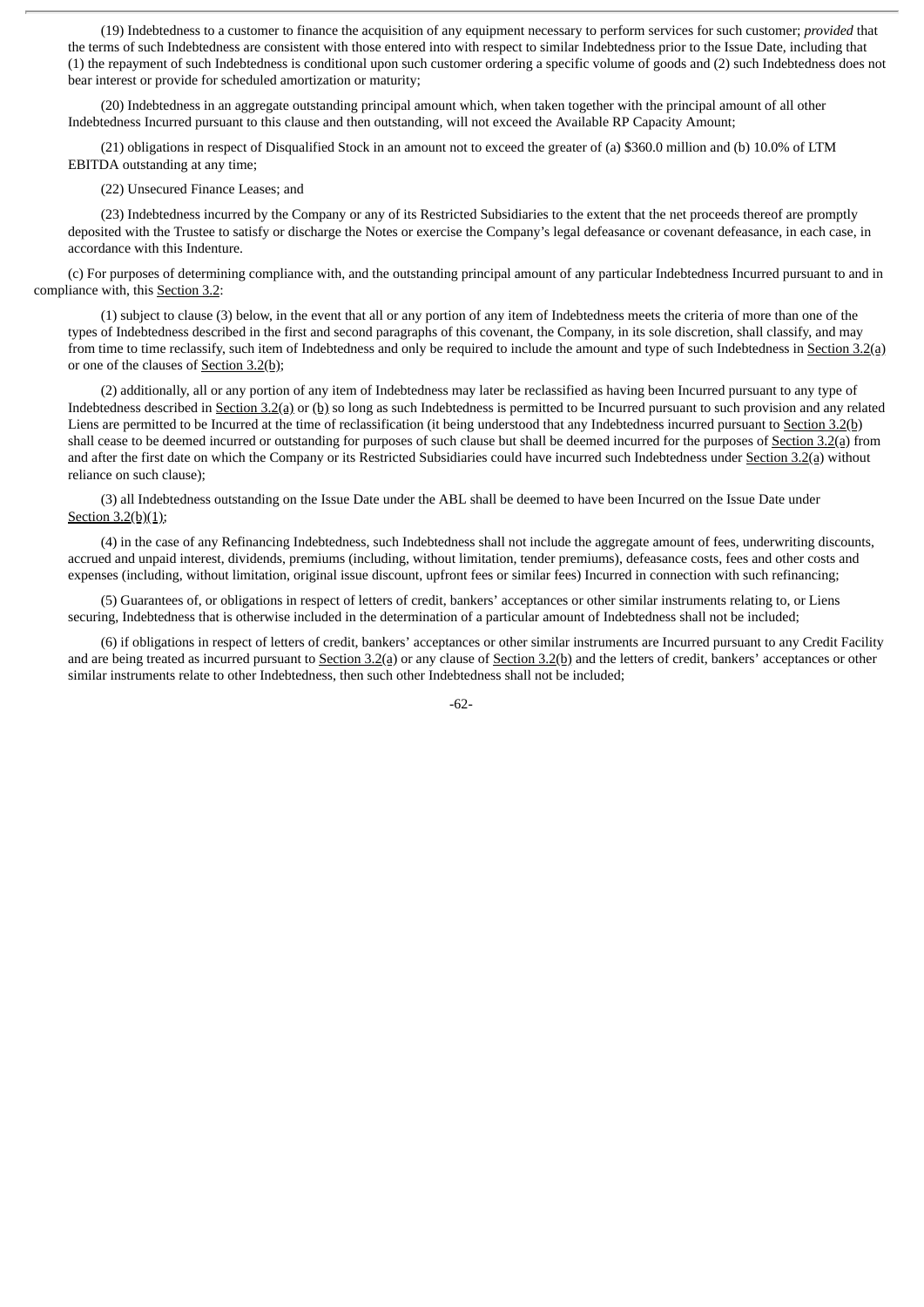(19) Indebtedness to a customer to finance the acquisition of any equipment necessary to perform services for such customer; *provided* that the terms of such Indebtedness are consistent with those entered into with respect to similar Indebtedness prior to the Issue Date, including that (1) the repayment of such Indebtedness is conditional upon such customer ordering a specific volume of goods and (2) such Indebtedness does not bear interest or provide for scheduled amortization or maturity;

(20) Indebtedness in an aggregate outstanding principal amount which, when taken together with the principal amount of all other Indebtedness Incurred pursuant to this clause and then outstanding, will not exceed the Available RP Capacity Amount;

(21) obligations in respect of Disqualified Stock in an amount not to exceed the greater of (a) $360.0 million and (b) 10.0% of LTM EBITDA outstanding at any time;

(22) Unsecured Finance Leases; and

(23) Indebtedness incurred by the Company or any of its Restricted Subsidiaries to the extent that the net proceeds thereof are promptly deposited with the Trustee to satisfy or discharge the Notes or exercise the Company's legal defeasance or covenant defeasance, in each case, in accordance with this Indenture.

(c) For purposes of determining compliance with, and the outstanding principal amount of any particular Indebtedness Incurred pursuant to and in compliance with, this Section 3.2:

(1) subject to clause (3) below, in the event that all or any portion of any item of Indebtedness meets the criteria of more than one of the types of Indebtedness described in the first and second paragraphs of this covenant, the Company, in its sole discretion, shall classify, and may from time to time reclassify, such item of Indebtedness and only be required to include the amount and type of such Indebtedness in Section 3.2(a) or one of the clauses of Section 3.2(b);

(2) additionally, all or any portion of any item of Indebtedness may later be reclassified as having been Incurred pursuant to any type of Indebtedness described in Section 3.2(a) or (b) so long as such Indebtedness is permitted to be Incurred pursuant to such provision and any related Liens are permitted to be Incurred at the time of reclassification (it being understood that any Indebtedness incurred pursuant to Section 3.2(b) shall cease to be deemed incurred or outstanding for purposes of such clause but shall be deemed incurred for the purposes of Section 3.2(a) from and after the first date on which the Company or its Restricted Subsidiaries could have incurred such Indebtedness under Section 3.2(a) without reliance on such clause);

(3) all Indebtedness outstanding on the Issue Date under the ABL shall be deemed to have been Incurred on the Issue Date under Section 3.2(b)(1);

(4) in the case of any Refinancing Indebtedness, such Indebtedness shall not include the aggregate amount of fees, underwriting discounts, accrued and unpaid interest, dividends, premiums (including, without limitation, tender premiums), defeasance costs, fees and other costs and expenses (including, without limitation, original issue discount, upfront fees or similar fees) Incurred in connection with such refinancing;

(5) Guarantees of, or obligations in respect of letters of credit, bankers' acceptances or other similar instruments relating to, or Liens securing, Indebtedness that is otherwise included in the determination of a particular amount of Indebtedness shall not be included;

(6) if obligations in respect of letters of credit, bankers' acceptances or other similar instruments are Incurred pursuant to any Credit Facility and are being treated as incurred pursuant to Section 3.2(a) or any clause of Section 3.2(b) and the letters of credit, bankers' acceptances or other similar instruments relate to other Indebtedness, then such other Indebtedness shall not be included;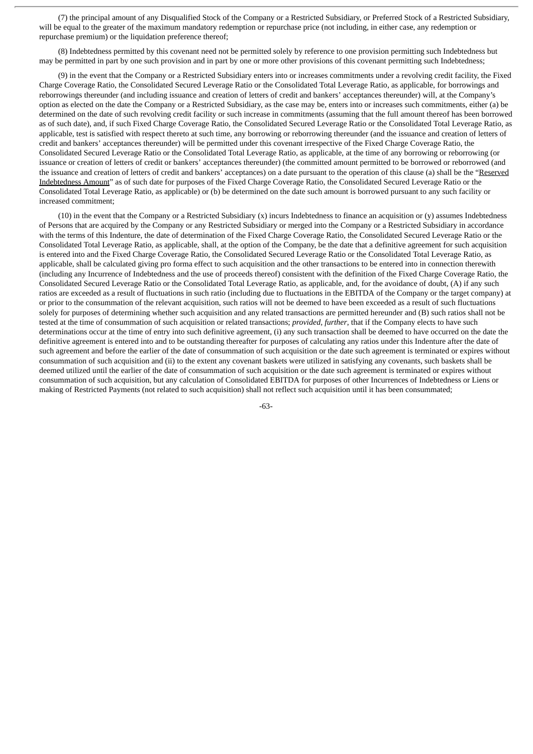(7) the principal amount of any Disqualified Stock of the Company or a Restricted Subsidiary, or Preferred Stock of a Restricted Subsidiary, will be equal to the greater of the maximum mandatory redemption or repurchase price (not including, in either case, any redemption or repurchase premium) or the liquidation preference thereof;

(8) Indebtedness permitted by this covenant need not be permitted solely by reference to one provision permitting such Indebtedness but may be permitted in part by one such provision and in part by one or more other provisions of this covenant permitting such Indebtedness;

(9) in the event that the Company or a Restricted Subsidiary enters into or increases commitments under a revolving credit facility, the Fixed Charge Coverage Ratio, the Consolidated Secured Leverage Ratio or the Consolidated Total Leverage Ratio, as applicable, for borrowings and reborrowings thereunder (and including issuance and creation of letters of credit and bankers' acceptances thereunder) will, at the Company's option as elected on the date the Company or a Restricted Subsidiary, as the case may be, enters into or increases such commitments, either (a) be determined on the date of such revolving credit facility or such increase in commitments (assuming that the full amount thereof has been borrowed as of such date), and, if such Fixed Charge Coverage Ratio, the Consolidated Secured Leverage Ratio or the Consolidated Total Leverage Ratio, as applicable, test is satisfied with respect thereto at such time, any borrowing or reborrowing thereunder (and the issuance and creation of letters of credit and bankers' acceptances thereunder) will be permitted under this covenant irrespective of the Fixed Charge Coverage Ratio, the Consolidated Secured Leverage Ratio or the Consolidated Total Leverage Ratio, as applicable, at the time of any borrowing or reborrowing (or issuance or creation of letters of credit or bankers' acceptances thereunder) (the committed amount permitted to be borrowed or reborrowed (and the issuance and creation of letters of credit and bankers' acceptances) on a date pursuant to the operation of this clause (a) shall be the "Reserved Indebtedness Amount" as of such date for purposes of the Fixed Charge Coverage Ratio, the Consolidated Secured Leverage Ratio or the Consolidated Total Leverage Ratio, as applicable) or (b) be determined on the date such amount is borrowed pursuant to any such facility or increased commitment;

(10) in the event that the Company or a Restricted Subsidiary (x) incurs Indebtedness to finance an acquisition or (y) assumes Indebtedness of Persons that are acquired by the Company or any Restricted Subsidiary or merged into the Company or a Restricted Subsidiary in accordance with the terms of this Indenture, the date of determination of the Fixed Charge Coverage Ratio, the Consolidated Secured Leverage Ratio or the Consolidated Total Leverage Ratio, as applicable, shall, at the option of the Company, be the date that a definitive agreement for such acquisition is entered into and the Fixed Charge Coverage Ratio, the Consolidated Secured Leverage Ratio or the Consolidated Total Leverage Ratio, as applicable, shall be calculated giving pro forma effect to such acquisition and the other transactions to be entered into in connection therewith (including any Incurrence of Indebtedness and the use of proceeds thereof) consistent with the definition of the Fixed Charge Coverage Ratio, the Consolidated Secured Leverage Ratio or the Consolidated Total Leverage Ratio, as applicable, and, for the avoidance of doubt, (A) if any such ratios are exceeded as a result of fluctuations in such ratio (including due to fluctuations in the EBITDA of the Company or the target company) at or prior to the consummation of the relevant acquisition, such ratios will not be deemed to have been exceeded as a result of such fluctuations solely for purposes of determining whether such acquisition and any related transactions are permitted hereunder and (B) such ratios shall not be tested at the time of consummation of such acquisition or related transactions; *provided*, *further*, that if the Company elects to have such determinations occur at the time of entry into such definitive agreement, (i) any such transaction shall be deemed to have occurred on the date the definitive agreement is entered into and to be outstanding thereafter for purposes of calculating any ratios under this Indenture after the date of such agreement and before the earlier of the date of consummation of such acquisition or the date such agreement is terminated or expires without consummation of such acquisition and (ii) to the extent any covenant baskets were utilized in satisfying any covenants, such baskets shall be deemed utilized until the earlier of the date of consummation of such acquisition or the date such agreement is terminated or expires without consummation of such acquisition, but any calculation of Consolidated EBITDA for purposes of other Incurrences of Indebtedness or Liens or making of Restricted Payments (not related to such acquisition) shall not reflect such acquisition until it has been consummated;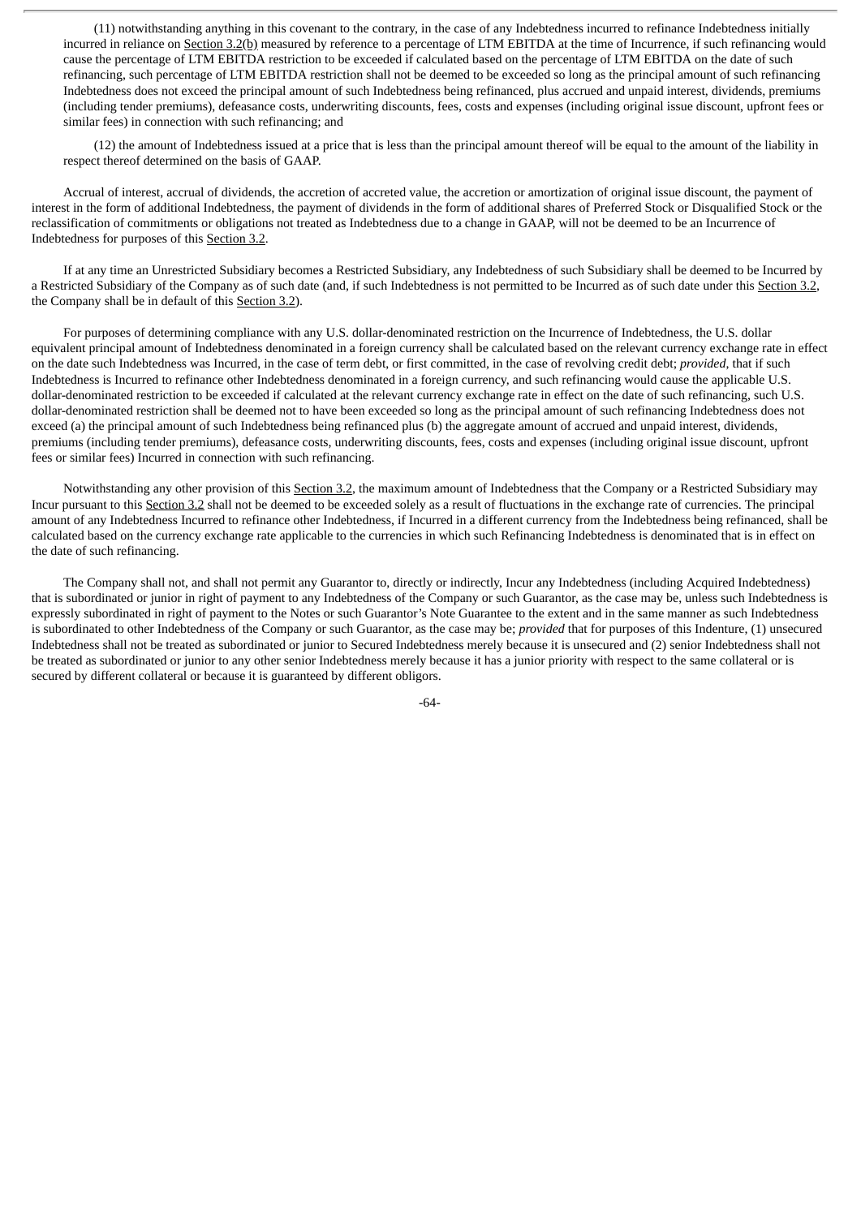(11) notwithstanding anything in this covenant to the contrary, in the case of any Indebtedness incurred to refinance Indebtedness initially incurred in reliance on Section 3.2(b) measured by reference to a percentage of LTM EBITDA at the time of Incurrence, if such refinancing would cause the percentage of LTM EBITDA restriction to be exceeded if calculated based on the percentage of LTM EBITDA on the date of such refinancing, such percentage of LTM EBITDA restriction shall not be deemed to be exceeded so long as the principal amount of such refinancing Indebtedness does not exceed the principal amount of such Indebtedness being refinanced, plus accrued and unpaid interest, dividends, premiums (including tender premiums), defeasance costs, underwriting discounts, fees, costs and expenses (including original issue discount, upfront fees or similar fees) in connection with such refinancing; and

(12) the amount of Indebtedness issued at a price that is less than the principal amount thereof will be equal to the amount of the liability in respect thereof determined on the basis of GAAP.

Accrual of interest, accrual of dividends, the accretion of accreted value, the accretion or amortization of original issue discount, the payment of interest in the form of additional Indebtedness, the payment of dividends in the form of additional shares of Preferred Stock or Disqualified Stock or the reclassification of commitments or obligations not treated as Indebtedness due to a change in GAAP, will not be deemed to be an Incurrence of Indebtedness for purposes of this Section 3.2.

If at any time an Unrestricted Subsidiary becomes a Restricted Subsidiary, any Indebtedness of such Subsidiary shall be deemed to be Incurred by a Restricted Subsidiary of the Company as of such date (and, if such Indebtedness is not permitted to be Incurred as of such date under this Section 3.2, the Company shall be in default of this Section 3.2).

For purposes of determining compliance with any U.S. dollar-denominated restriction on the Incurrence of Indebtedness, the U.S. dollar equivalent principal amount of Indebtedness denominated in a foreign currency shall be calculated based on the relevant currency exchange rate in effect on the date such Indebtedness was Incurred, in the case of term debt, or first committed, in the case of revolving credit debt; *provided*, that if such Indebtedness is Incurred to refinance other Indebtedness denominated in a foreign currency, and such refinancing would cause the applicable U.S. dollar-denominated restriction to be exceeded if calculated at the relevant currency exchange rate in effect on the date of such refinancing, such U.S. dollar-denominated restriction shall be deemed not to have been exceeded so long as the principal amount of such refinancing Indebtedness does not exceed (a) the principal amount of such Indebtedness being refinanced plus (b) the aggregate amount of accrued and unpaid interest, dividends, premiums (including tender premiums), defeasance costs, underwriting discounts, fees, costs and expenses (including original issue discount, upfront fees or similar fees) Incurred in connection with such refinancing.

Notwithstanding any other provision of this Section 3.2, the maximum amount of Indebtedness that the Company or a Restricted Subsidiary may Incur pursuant to this Section 3.2 shall not be deemed to be exceeded solely as a result of fluctuations in the exchange rate of currencies. The principal amount of any Indebtedness Incurred to refinance other Indebtedness, if Incurred in a different currency from the Indebtedness being refinanced, shall be calculated based on the currency exchange rate applicable to the currencies in which such Refinancing Indebtedness is denominated that is in effect on the date of such refinancing.

The Company shall not, and shall not permit any Guarantor to, directly or indirectly, Incur any Indebtedness (including Acquired Indebtedness) that is subordinated or junior in right of payment to any Indebtedness of the Company or such Guarantor, as the case may be, unless such Indebtedness is expressly subordinated in right of payment to the Notes or such Guarantor's Note Guarantee to the extent and in the same manner as such Indebtedness is subordinated to other Indebtedness of the Company or such Guarantor, as the case may be; *provided* that for purposes of this Indenture, (1) unsecured Indebtedness shall not be treated as subordinated or junior to Secured Indebtedness merely because it is unsecured and (2) senior Indebtedness shall not be treated as subordinated or junior to any other senior Indebtedness merely because it has a junior priority with respect to the same collateral or is secured by different collateral or because it is guaranteed by different obligors.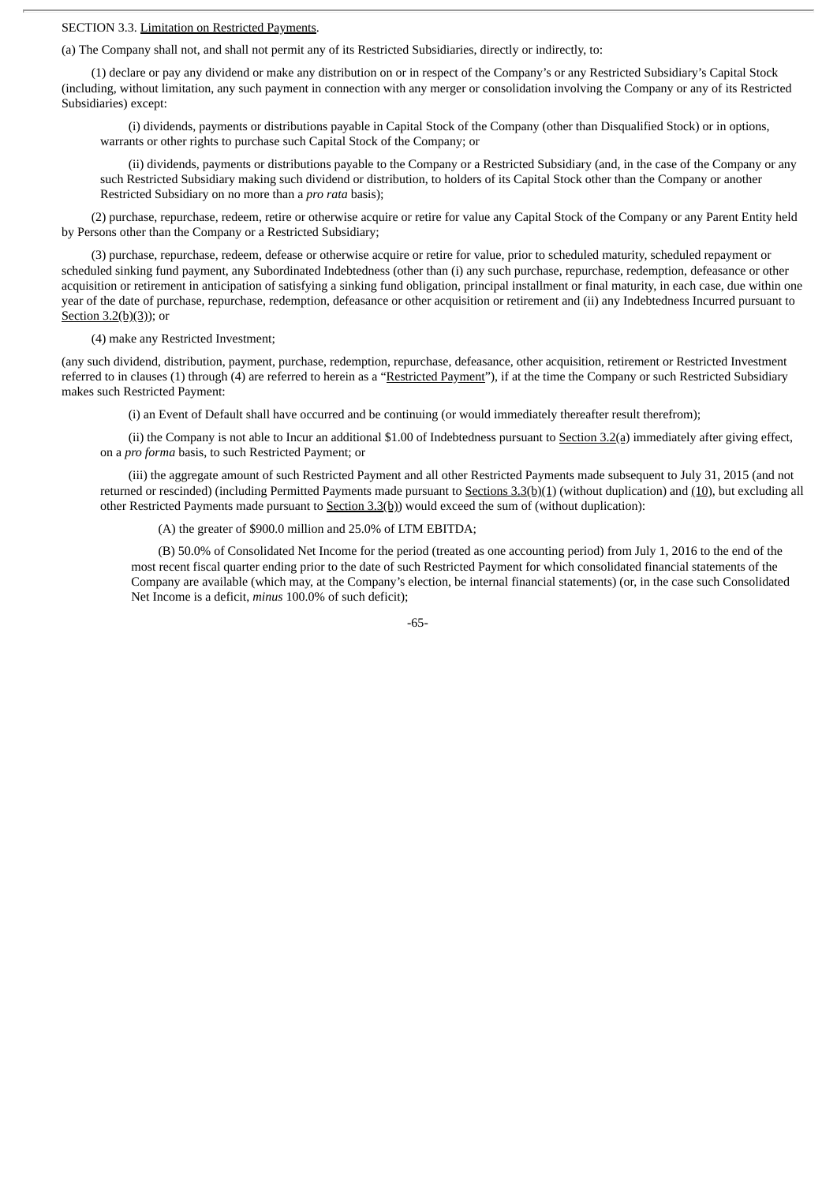SECTION 3.3. Limitation on Restricted Payments.

(a) The Company shall not, and shall not permit any of its Restricted Subsidiaries, directly or indirectly, to:

(1) declare or pay any dividend or make any distribution on or in respect of the Company's or any Restricted Subsidiary's Capital Stock (including, without limitation, any such payment in connection with any merger or consolidation involving the Company or any of its Restricted Subsidiaries) except:

(i) dividends, payments or distributions payable in Capital Stock of the Company (other than Disqualified Stock) or in options, warrants or other rights to purchase such Capital Stock of the Company; or

(ii) dividends, payments or distributions payable to the Company or a Restricted Subsidiary (and, in the case of the Company or any such Restricted Subsidiary making such dividend or distribution, to holders of its Capital Stock other than the Company or another Restricted Subsidiary on no more than a *pro rata* basis);

(2) purchase, repurchase, redeem, retire or otherwise acquire or retire for value any Capital Stock of the Company or any Parent Entity held by Persons other than the Company or a Restricted Subsidiary;

(3) purchase, repurchase, redeem, defease or otherwise acquire or retire for value, prior to scheduled maturity, scheduled repayment or scheduled sinking fund payment, any Subordinated Indebtedness (other than (i) any such purchase, repurchase, redemption, defeasance or other acquisition or retirement in anticipation of satisfying a sinking fund obligation, principal installment or final maturity, in each case, due within one year of the date of purchase, repurchase, redemption, defeasance or other acquisition or retirement and (ii) any Indebtedness Incurred pursuant to Section 3.2(b)(3)); or

(4) make any Restricted Investment;

(any such dividend, distribution, payment, purchase, redemption, repurchase, defeasance, other acquisition, retirement or Restricted Investment referred to in clauses (1) through (4) are referred to herein as a "Restricted Payment"), if at the time the Company or such Restricted Subsidiary makes such Restricted Payment:

(i) an Event of Default shall have occurred and be continuing (or would immediately thereafter result therefrom);

(ii) the Company is not able to Incur an additional $1.00 of Indebtedness pursuant to Section 3.2(a) immediately after giving effect, on a *pro forma* basis, to such Restricted Payment; or

(iii) the aggregate amount of such Restricted Payment and all other Restricted Payments made subsequent to July 31, 2015 (and not returned or rescinded) (including Permitted Payments made pursuant to Sections 3.3(b)(1) (without duplication) and (10), but excluding all other Restricted Payments made pursuant to Section 3.3(b)) would exceed the sum of (without duplication):

(A) the greater of $900.0 million and 25.0% of LTM EBITDA;

(B) 50.0% of Consolidated Net Income for the period (treated as one accounting period) from July 1, 2016 to the end of the most recent fiscal quarter ending prior to the date of such Restricted Payment for which consolidated financial statements of the Company are available (which may, at the Company's election, be internal financial statements) (or, in the case such Consolidated Net Income is a deficit, *minus* 100.0% of such deficit);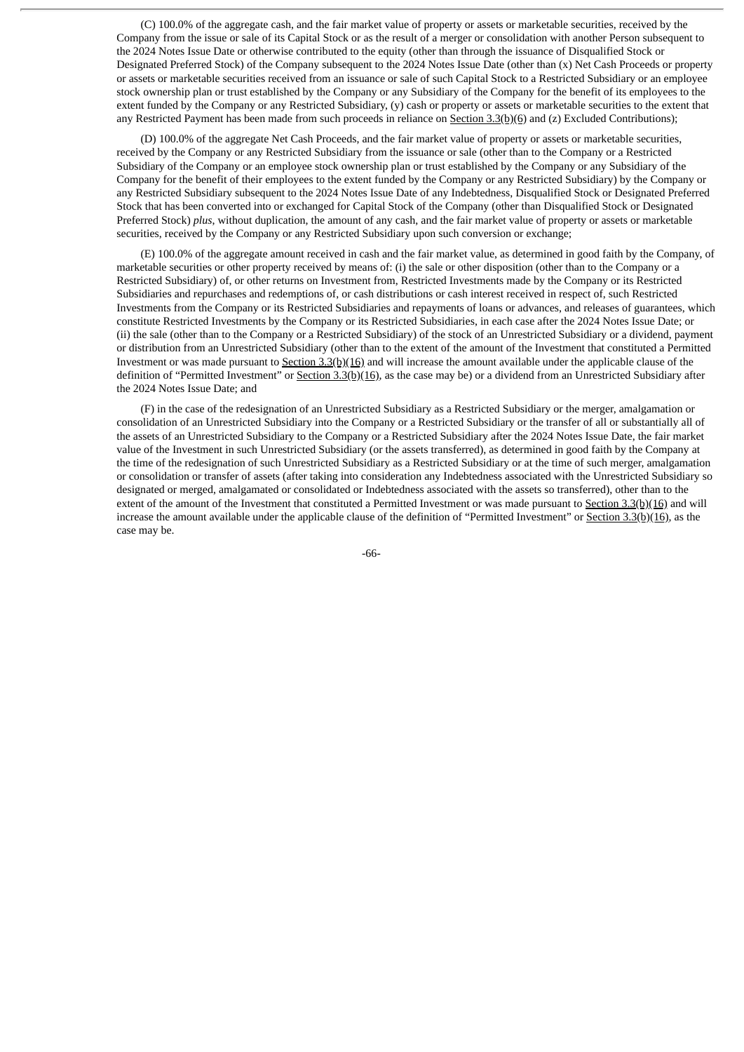(C) 100.0% of the aggregate cash, and the fair market value of property or assets or marketable securities, received by the Company from the issue or sale of its Capital Stock or as the result of a merger or consolidation with another Person subsequent to the 2024 Notes Issue Date or otherwise contributed to the equity (other than through the issuance of Disqualified Stock or Designated Preferred Stock) of the Company subsequent to the 2024 Notes Issue Date (other than (x) Net Cash Proceeds or property or assets or marketable securities received from an issuance or sale of such Capital Stock to a Restricted Subsidiary or an employee stock ownership plan or trust established by the Company or any Subsidiary of the Company for the benefit of its employees to the extent funded by the Company or any Restricted Subsidiary, (y) cash or property or assets or marketable securities to the extent that any Restricted Payment has been made from such proceeds in reliance on Section 3.3(b)(6) and (z) Excluded Contributions);

(D) 100.0% of the aggregate Net Cash Proceeds, and the fair market value of property or assets or marketable securities, received by the Company or any Restricted Subsidiary from the issuance or sale (other than to the Company or a Restricted Subsidiary of the Company or an employee stock ownership plan or trust established by the Company or any Subsidiary of the Company for the benefit of their employees to the extent funded by the Company or any Restricted Subsidiary) by the Company or any Restricted Subsidiary subsequent to the 2024 Notes Issue Date of any Indebtedness, Disqualified Stock or Designated Preferred Stock that has been converted into or exchanged for Capital Stock of the Company (other than Disqualified Stock or Designated Preferred Stock) *plus*, without duplication, the amount of any cash, and the fair market value of property or assets or marketable securities, received by the Company or any Restricted Subsidiary upon such conversion or exchange;

(E) 100.0% of the aggregate amount received in cash and the fair market value, as determined in good faith by the Company, of marketable securities or other property received by means of: (i) the sale or other disposition (other than to the Company or a Restricted Subsidiary) of, or other returns on Investment from, Restricted Investments made by the Company or its Restricted Subsidiaries and repurchases and redemptions of, or cash distributions or cash interest received in respect of, such Restricted Investments from the Company or its Restricted Subsidiaries and repayments of loans or advances, and releases of guarantees, which constitute Restricted Investments by the Company or its Restricted Subsidiaries, in each case after the 2024 Notes Issue Date; or (ii) the sale (other than to the Company or a Restricted Subsidiary) of the stock of an Unrestricted Subsidiary or a dividend, payment or distribution from an Unrestricted Subsidiary (other than to the extent of the amount of the Investment that constituted a Permitted Investment or was made pursuant to Section 3.3(b)(16) and will increase the amount available under the applicable clause of the definition of "Permitted Investment" or Section 3.3(b)(16), as the case may be) or a dividend from an Unrestricted Subsidiary after the 2024 Notes Issue Date; and

(F) in the case of the redesignation of an Unrestricted Subsidiary as a Restricted Subsidiary or the merger, amalgamation or consolidation of an Unrestricted Subsidiary into the Company or a Restricted Subsidiary or the transfer of all or substantially all of the assets of an Unrestricted Subsidiary to the Company or a Restricted Subsidiary after the 2024 Notes Issue Date, the fair market value of the Investment in such Unrestricted Subsidiary (or the assets transferred), as determined in good faith by the Company at the time of the redesignation of such Unrestricted Subsidiary as a Restricted Subsidiary or at the time of such merger, amalgamation or consolidation or transfer of assets (after taking into consideration any Indebtedness associated with the Unrestricted Subsidiary so designated or merged, amalgamated or consolidated or Indebtedness associated with the assets so transferred), other than to the extent of the amount of the Investment that constituted a Permitted Investment or was made pursuant to Section 3.3(b)(16) and will increase the amount available under the applicable clause of the definition of "Permitted Investment" or Section 3.3(b)(16), as the case may be.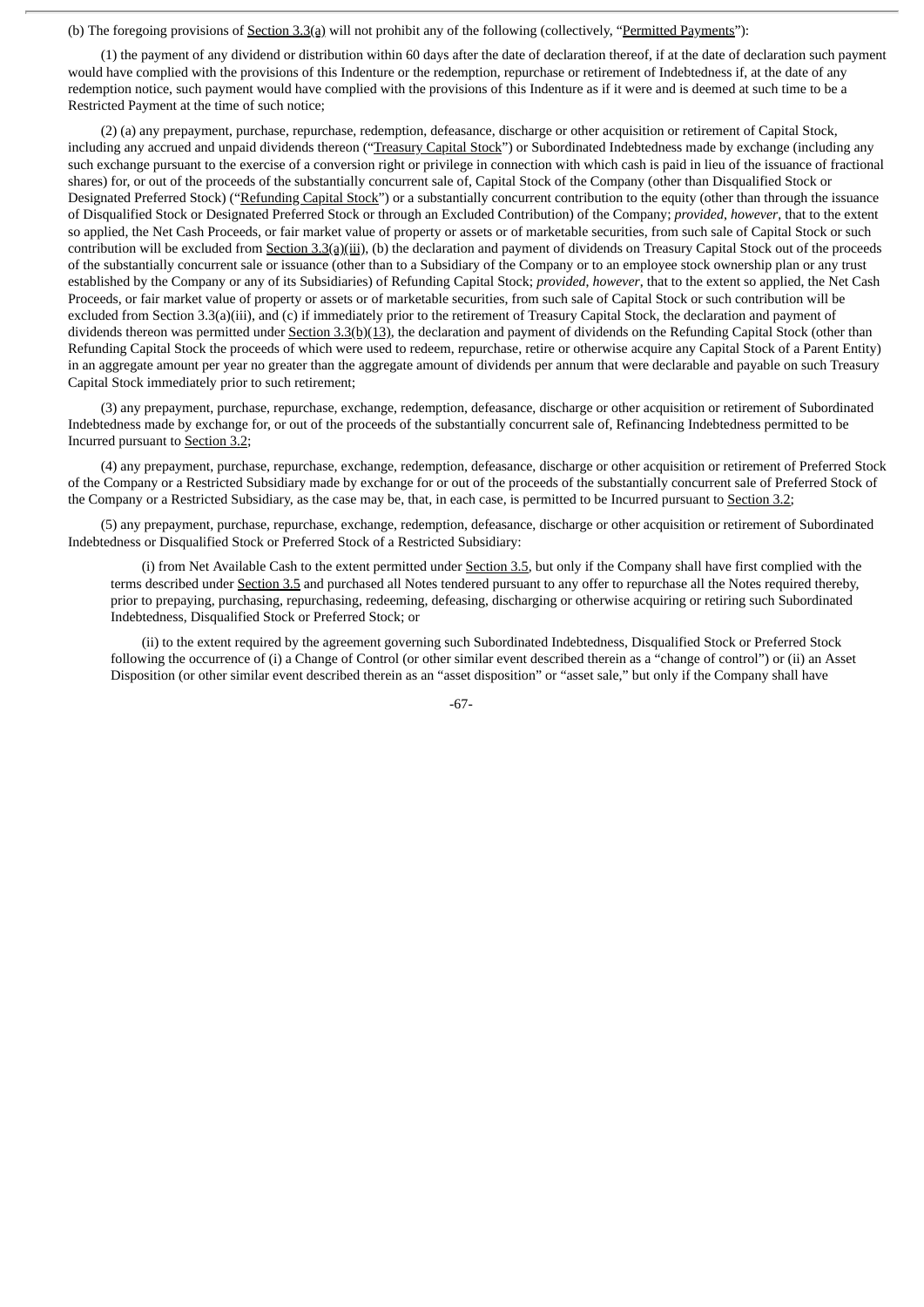(b) The foregoing provisions of Section 3.3(a) will not prohibit any of the following (collectively, "Permitted Payments"):

(1) the payment of any dividend or distribution within 60 days after the date of declaration thereof, if at the date of declaration such payment would have complied with the provisions of this Indenture or the redemption, repurchase or retirement of Indebtedness if, at the date of any redemption notice, such payment would have complied with the provisions of this Indenture as if it were and is deemed at such time to be a Restricted Payment at the time of such notice;

(2) (a) any prepayment, purchase, repurchase, redemption, defeasance, discharge or other acquisition or retirement of Capital Stock, including any accrued and unpaid dividends thereon ("Treasury Capital Stock") or Subordinated Indebtedness made by exchange (including any such exchange pursuant to the exercise of a conversion right or privilege in connection with which cash is paid in lieu of the issuance of fractional shares) for, or out of the proceeds of the substantially concurrent sale of, Capital Stock of the Company (other than Disqualified Stock or Designated Preferred Stock) ("Refunding Capital Stock") or a substantially concurrent contribution to the equity (other than through the issuance of Disqualified Stock or Designated Preferred Stock or through an Excluded Contribution) of the Company; *provided*, *however*, that to the extent so applied, the Net Cash Proceeds, or fair market value of property or assets or of marketable securities, from such sale of Capital Stock or such contribution will be excluded from Section 3.3(a)(iii), (b) the declaration and payment of dividends on Treasury Capital Stock out of the proceeds of the substantially concurrent sale or issuance (other than to a Subsidiary of the Company or to an employee stock ownership plan or any trust established by the Company or any of its Subsidiaries) of Refunding Capital Stock; *provided*, *however*, that to the extent so applied, the Net Cash Proceeds, or fair market value of property or assets or of marketable securities, from such sale of Capital Stock or such contribution will be excluded from Section 3.3(a)(iii), and (c) if immediately prior to the retirement of Treasury Capital Stock, the declaration and payment of dividends thereon was permitted under Section 3.3(b)(13), the declaration and payment of dividends on the Refunding Capital Stock (other than Refunding Capital Stock the proceeds of which were used to redeem, repurchase, retire or otherwise acquire any Capital Stock of a Parent Entity) in an aggregate amount per year no greater than the aggregate amount of dividends per annum that were declarable and payable on such Treasury Capital Stock immediately prior no such retirement;

(3) any prepayment, purchase, repurchase, exchange, redemption, defeasance, discharge or other acquisition or retirement of Subordinated Indebtedness made by exchange for, or out of the proceeds of the substantially concurrent sale of, Refinancing Indebtedness permitted to be Incurred pursuant to Section 3.2;

(4) any prepayment, purchase, repurchase, exchange, redemption, defeasance, discharge or other acquisition or retirement of Preferred Stock of the Company or a Restricted Subsidiary made by exchange for or out of the proceeds of the substantially concurrent sale of Preferred Stock of the Company or a Restricted Subsidiary, as the case may be, that, in each case, is permitted to be Incurred pursuant to Section 3.2;

(5) any prepayment, purchase, repurchase, exchange, redemption, defeasance, discharge or other acquisition or retirement of Subordinated Indebtedness or Disqualified Stock or Preferred Stock of a Restricted Subsidiary:

(i) from Net Available Cash to the extent permitted under Section 3.5, but only if the Company shall have first complied with the terms described under Section 3.5 and purchased all Notes tendered pursuant to any offer to repurchase all the Notes required thereby, prior to prepaying, purchasing, repurchasing, redeeming, defeasing, discharging or otherwise acquiring or retiring such Subordinated Indebtedness, Disqualified Stock or Preferred Stock; or

(ii) to the extent required by the agreement governing such Subordinated Indebtedness, Disqualified Stock or Preferred Stock following the occurrence of (i) a Change of Control (or other similar event described therein as a "change of control") or (ii) an Asset Disposition (or other similar event described therein as an "asset disposition" or "asset sale," but only if the Company shall have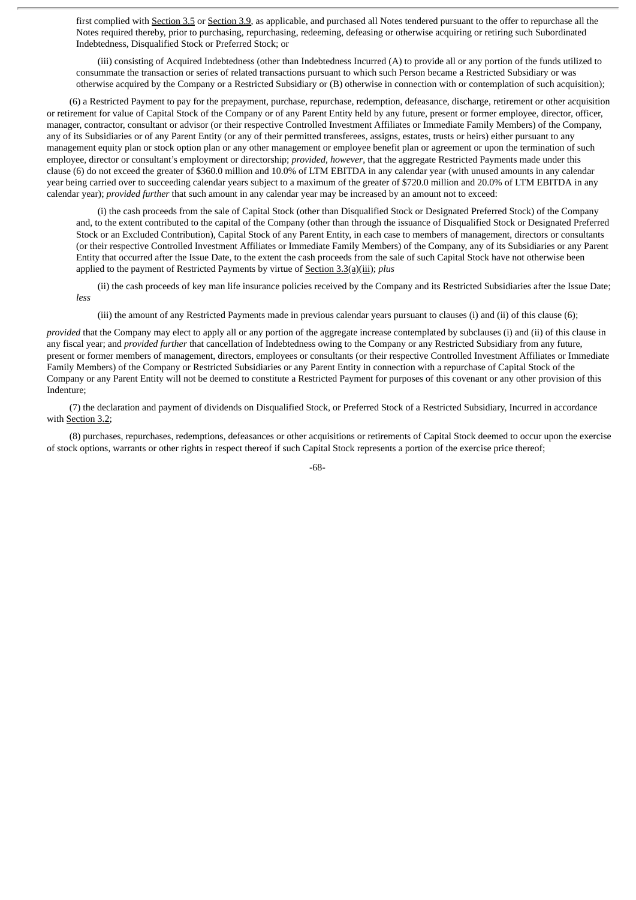first complied with Section 3.5 or Section 3.9, as applicable, and purchased all Notes tendered pursuant to the offer to repurchase all the Notes required thereby, prior to purchasing, repurchasing, redeeming, defeasing or otherwise acquiring or retiring such Subordinated Indebtedness, Disqualified Stock or Preferred Stock; or

(iii) consisting of Acquired Indebtedness (other than Indebtedness Incurred (A) to provide all or any portion of the funds utilized to consummate the transaction or series of related transactions pursuant to which such Person became a Restricted Subsidiary or was otherwise acquired by the Company or a Restricted Subsidiary or (B) otherwise in connection with or contemplation of such acquisition);

(6) a Restricted Payment to pay for the prepayment, purchase, repurchase, redemption, defeasance, discharge, retirement or other acquisition or retirement for value of Capital Stock of the Company or of any Parent Entity held by any future, present or former employee, director, officer, manager, contractor, consultant or advisor (or their respective Controlled Investment Affiliates or Immediate Family Members) of the Company, any of its Subsidiaries or of any Parent Entity (or any of their permitted transferees, assigns, estates, trusts or heirs) either pursuant to any management equity plan or stock option plan or any other management or employee benefit plan or agreement or upon the termination of such employee, director or consultant's employment or directorship; *provided*, *however*, that the aggregate Restricted Payments made under this clause (6) do not exceed the greater of $360.0 million and 10.0% of LTM EBITDA in any calendar year (with unused amounts in any calendar year being carried over to succeeding calendar years subject to a maximum of the greater of $720.0 million and 20.0% of LTM EBITDA in any calendar year); *provided further* that such amount in any calendar year may be increased by an amount not to exceed:

(i) the cash proceeds from the sale of Capital Stock (other than Disqualified Stock or Designated Preferred Stock) of the Company and, to the extent contributed to the capital of the Company (other than through the issuance of Disqualified Stock or Designated Preferred Stock or an Excluded Contribution), Capital Stock of any Parent Entity, in each case to members of management, directors or consultants (or their respective Controlled Investment Affiliates or Immediate Family Members) of the Company, any of its Subsidiaries or any Parent Entity that occurred after the Issue Date, to the extent the cash proceeds from the sale of such Capital Stock have not otherwise been applied to the payment of Restricted Payments by virtue of Section 3.3(a)(iii); *plus*

(ii) the cash proceeds of key man life insurance policies received by the Company and its Restricted Subsidiaries after the Issue Date; *less*

(iii) the amount of any Restricted Payments made in previous calendar years pursuant to clauses (i) and (ii) of this clause (6);

*provided* that the Company may elect to apply all or any portion of the aggregate increase contemplated by subclauses (i) and (ii) of this clause in any fiscal year; and *provided further* that cancellation of Indebtedness owing to the Company or any Restricted Subsidiary from any future, present or former members of management, directors, employees or consultants (or their respective Controlled Investment Affiliates or Immediate Family Members) of the Company or Restricted Subsidiaries or any Parent Entity in connection with a repurchase of Capital Stock of the Company or any Parent Entity will not be deemed to constitute a Restricted Payment for purposes of this covenant or any other provision of this Indenture;

(7) the declaration and payment of dividends on Disqualified Stock, or Preferred Stock of a Restricted Subsidiary, Incurred in accordance with Section 3.2;

(8) purchases, repurchases, redemptions, defeasances or other acquisitions or retirements of Capital Stock deemed to occur upon the exercise of stock options, warrants or other rights in respect thereof if such Capital Stock represents a portion of the exercise price thereof;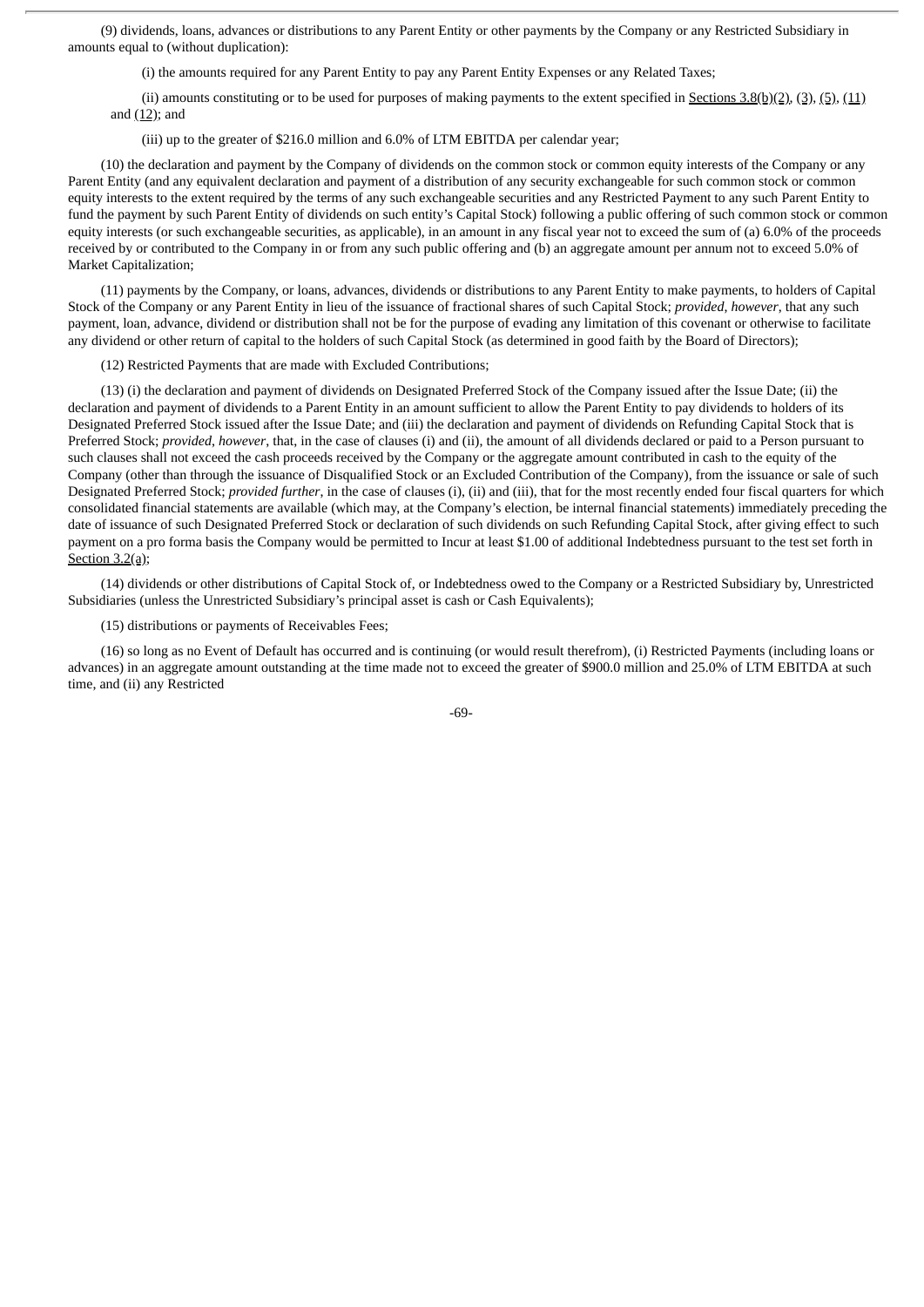(9) dividends, loans, advances or distributions to any Parent Entity or other payments by the Company or any Restricted Subsidiary in amounts equal to (without duplication):

(i) the amounts required for any Parent Entity to pay any Parent Entity Expenses or any Related Taxes;

(ii) amounts constituting or to be used for purposes of making payments to the extent specified in Sections 3.8(b)(2), (3), (5), (11) and (12); and

(iii) up to the greater of $216.0 million and 6.0% of LTM EBITDA per calendar year;

(10) the declaration and payment by the Company of dividends on the common stock or common equity interests of the Company or any Parent Entity (and any equivalent declaration and payment of a distribution of any security exchangeable for such common stock or common equity interests to the extent required by the terms of any such exchangeable securities and any Restricted Payment to any such Parent Entity to fund the payment by such Parent Entity of dividends on such entity's Capital Stock) following a public offering of such common stock or common equity interests (or such exchangeable securities, as applicable), in an amount in any fiscal year not to exceed the sum of (a) 6.0% of the proceeds received by or contributed to the Company in or from any such public offering and (b) an aggregate amount per annum not to exceed 5.0% of Market Capitalization;

(11) payments by the Company, or loans, advances, dividends or distributions to any Parent Entity to make payments, to holders of Capital Stock of the Company or any Parent Entity in lieu of the issuance of fractional shares of such Capital Stock; *provided, however*, that any such payment, loan, advance, dividend or distribution shall not be for the purpose of evading any limitation of this covenant or otherwise to facilitate any dividend or other return of capital to the holders of such Capital Stock (as determined in good faith by the Board of Directors);

(12) Restricted Payments that are made with Excluded Contributions;

(13) (i) the declaration and payment of dividends on Designated Preferred Stock of the Company issued after the Issue Date; (ii) the declaration and payment of dividends to a Parent Entity in an amount sufficient to allow the Parent Entity to pay dividends to holders of its Designated Preferred Stock issued after the Issue Date; and (iii) the declaration and payment of dividends on Refunding Capital Stock that is Preferred Stock; *provided*, *however*, that, in the case of clauses (i) and (ii), the amount of all dividends declared or paid to a Person pursuant to such clauses shall not exceed the cash proceeds received by the Company or the aggregate amount contributed in cash to the equity of the Company (other than through the issuance of Disqualified Stock or an Excluded Contribution of the Company), from the issuance or sale of such Designated Preferred Stock; *provided further*, in the case of clauses (i), (ii) and (iii), that for the most recently ended four fiscal quarters for which consolidated financial statements are available (which may, at the Company's election, be internal financial statements) immediately preceding the date of issuance of such Designated Preferred Stock or declaration of such dividends on such Refunding Capital Stock, after giving effect to such payment on a pro forma basis the Company would be permitted to Incur at least $1.00 of additional Indebtedness pursuant to the test set forth in Section 3.2(a);

(14) dividends or other distributions of Capital Stock of, or Indebtedness owed to the Company or a Restricted Subsidiary by, Unrestricted Subsidiaries (unless the Unrestricted Subsidiary's principal asset is cash or Cash Equivalents);

(15) distributions or payments of Receivables Fees;

(16) so long as no Event of Default has occurred and is continuing (or would result therefrom), (i) Restricted Payments (including loans or advances) in an aggregate amount outstanding at the time made not to exceed the greater of $900.0 million and 25.0% of LTM EBITDA at such time, and (ii) any Restricted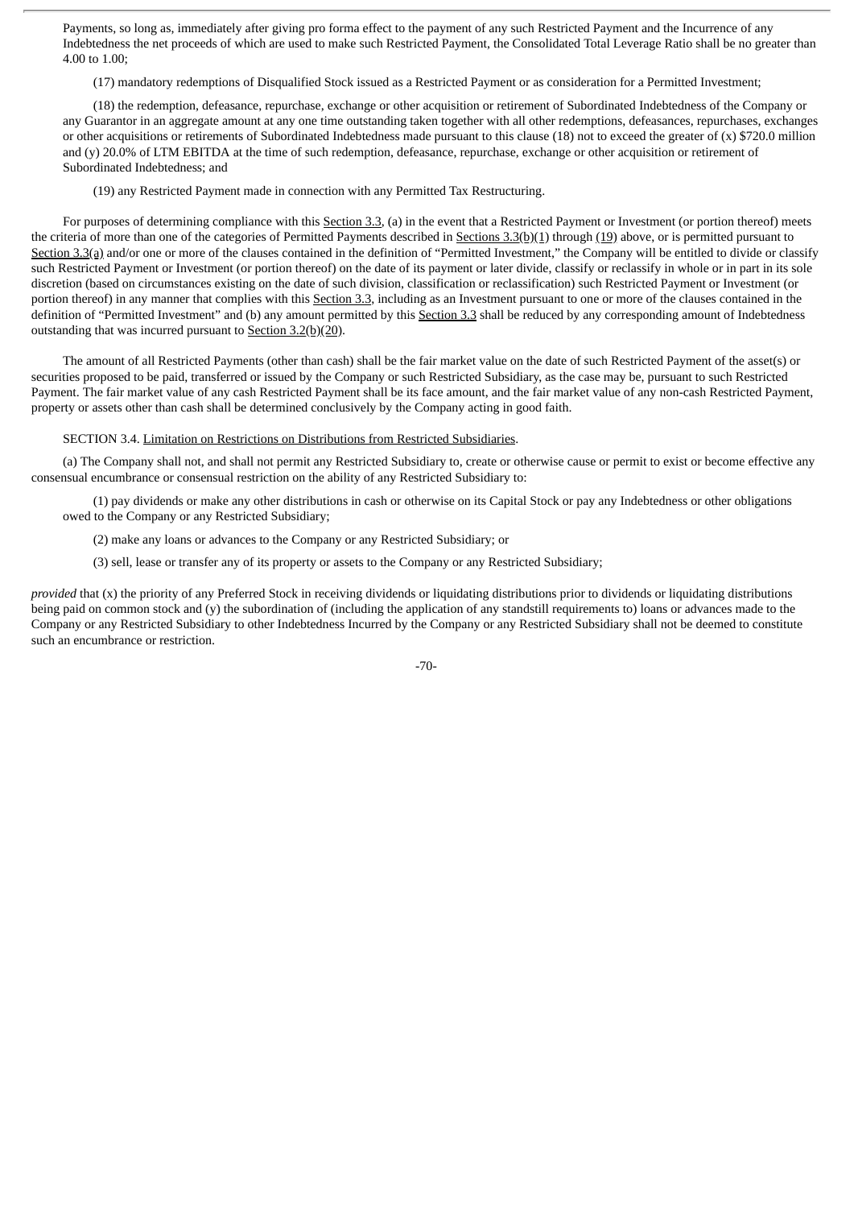Payments, so long as, immediately after giving pro forma effect to the payment of any such Restricted Payment and the Incurrence of any Indebtedness the net proceeds of which are used to make such Restricted Payment, the Consolidated Total Leverage Ratio shall be no greater than 4.00 to 1.00;

(17) mandatory redemptions of Disqualified Stock issued as a Restricted Payment or as consideration for a Permitted Investment;

(18) the redemption, defeasance, repurchase, exchange or other acquisition or retirement of Subordinated Indebtedness of the Company or any Guarantor in an aggregate amount at any one time outstanding taken together with all other redemptions, defeasances, repurchases, exchanges or other acquisitions or retirements of Subordinated Indebtedness made pursuant to this clause (18) not to exceed the greater of (x) $720.0 million and (y) 20.0% of LTM EBITDA at the time of such redemption, defeasance, repurchase, exchange or other acquisition or retirement of Subordinated Indebtedness; and

(19) any Restricted Payment made in connection with any Permitted Tax Restructuring.

For purposes of determining compliance with this Section 3.3, (a) in the event that a Restricted Payment or Investment (or portion thereof) meets the criteria of more than one of the categories of Permitted Payments described in Sections 3.3(b)(1) through (19) above, or is permitted pursuant to Section 3.3(a) and/or one or more of the clauses contained in the definition of "Permitted Investment," the Company will be entitled to divide or classify such Restricted Payment or Investment (or portion thereof) on the date of its payment or later divide, classify or reclassify in whole or in part in its sole discretion (based on circumstances existing on the date of such division, classification or reclassification) such Restricted Payment or Investment (or portion thereof) in any manner that complies with this Section 3.3, including as an Investment pursuant to one or more of the clauses contained in the definition of "Permitted Investment" and (b) any amount permitted by this Section 3.3 shall be reduced by any corresponding amount of Indebtedness outstanding that was incurred pursuant to Section 3.2(b)(20).

The amount of all Restricted Payments (other than cash) shall be the fair market value on the date of such Restricted Payment of the asset(s) or securities proposed to be paid, transferred or issued by the Company or such Restricted Subsidiary, as the case may be, pursuant to such Restricted Payment. The fair market value of any cash Restricted Payment shall be its face amount, and the fair market value of any non-cash Restricted Payment, property or assets other than cash shall be determined conclusively by the Company acting in good faith.

SECTION 3.4. Limitation on Restrictions on Distributions from Restricted Subsidiaries.

(a) The Company shall not, and shall not permit any Restricted Subsidiary to, create or otherwise cause or permit to exist or become effective any consensual encumbrance or consensual restriction on the ability of any Restricted Subsidiary to:

(1) pay dividends or make any other distributions in cash or otherwise on its Capital Stock or pay any Indebtedness or other obligations owed to the Company or any Restricted Subsidiary;

(2) make any loans or advances to the Company or any Restricted Subsidiary; or

(3) sell, lease or transfer any of its property or assets to the Company or any Restricted Subsidiary;

*provided* that (x) the priority of any Preferred Stock in receiving dividends or liquidating distributions prior to dividends or liquidating distributions being paid on common stock and (y) the subordination of (including the application of any standstill requirements to) loans or advances made to the Company or any Restricted Subsidiary to other Indebtedness Incurred by the Company or any Restricted Subsidiary shall not be deemed to constitute such an encumbrance or restriction.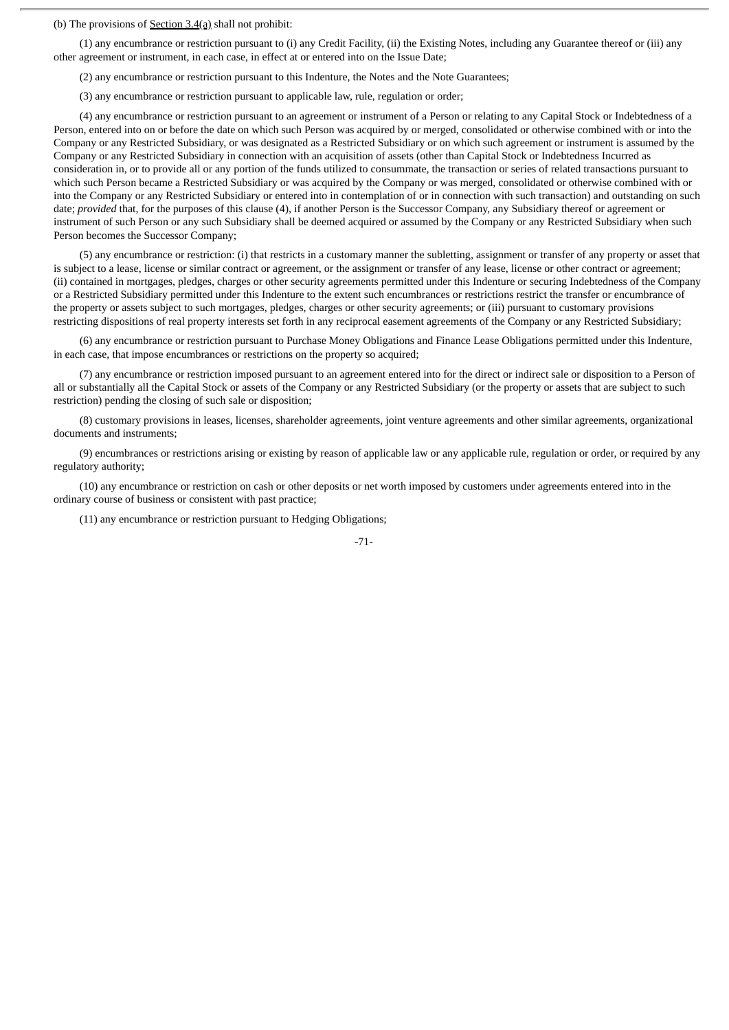(b) The provisions of Section 3.4(a) shall not prohibit:

(1) any encumbrance or restriction pursuant to (i) any Credit Facility, (ii) the Existing Notes, including any Guarantee thereof or (iii) any other agreement or instrument, in each case, in effect at or entered into on the Issue Date;

(2) any encumbrance or restriction pursuant to this Indenture, the Notes and the Note Guarantees;

(3) any encumbrance or restriction pursuant to applicable law, rule, regulation or order;

(4) any encumbrance or restriction pursuant to an agreement or instrument of a Person or relating to any Capital Stock or Indebtedness of a Person, entered into on or before the date on which such Person was acquired by or merged, consolidated or otherwise combined with or into the Company or any Restricted Subsidiary, or was designated as a Restricted Subsidiary or on which such agreement or instrument is assumed by the Company or any Restricted Subsidiary in connection with an acquisition of assets (other than Capital Stock or Indebtedness Incurred as consideration in, or to provide all or any portion of the funds utilized to consummate, the transaction or series of related transactions pursuant to which such Person became a Restricted Subsidiary or was acquired by the Company or was merged, consolidated or otherwise combined with or into the Company or any Restricted Subsidiary or entered into in contemplation of or in connection with such transaction) and outstanding on such date; *provided* that, for the purposes of this clause (4), if another Person is the Successor Company, any Subsidiary thereof or agreement or instrument of such Person or any such Subsidiary shall be deemed acquired or assumed by the Company or any Restricted Subsidiary when such Person becomes the Successor Company;

(5) any encumbrance or restriction: (i) that restricts in a customary manner the subletting, assignment or transfer of any property or asset that is subject to a lease, license or similar contract or agreement, or the assignment or transfer of any lease, license or other contract or agreement; (ii) contained in mortgages, pledges, charges or other security agreements permitted under this Indenture or securing Indebtedness of the Company or a Restricted Subsidiary permitted under this Indenture to the extent such encumbrances or restrictions restrict the transfer or encumbrance of the property or assets subject to such mortgages, pledges, charges or other security agreements; or (iii) pursuant to customary provisions restricting dispositions of real property interests set forth in any reciprocal easement agreements of the Company or any Restricted Subsidiary;

(6) any encumbrance or restriction pursuant to Purchase Money Obligations and Finance Lease Obligations permitted under this Indenture, in each case, that impose encumbrances or restrictions on the property so acquired;

(7) any encumbrance or restriction imposed pursuant to an agreement entered into for the direct or indirect sale or disposition to a Person of all or substantially all the Capital Stock or assets of the Company or any Restricted Subsidiary (or the property or assets that are subject to such restriction) pending the closing of such sale or disposition;

(8) customary provisions in leases, licenses, shareholder agreements, joint venture agreements and other similar agreements, organizational documents and instruments;

(9) encumbrances or restrictions arising or existing by reason of applicable law or any applicable rule, regulation or order, or required by any regulatory authority;

(10) any encumbrance or restriction on cash or other deposits or net worth imposed by customers under agreements entered into in the ordinary course of business or consistent with past practice;

(11) any encumbrance or restriction pursuant to Hedging Obligations;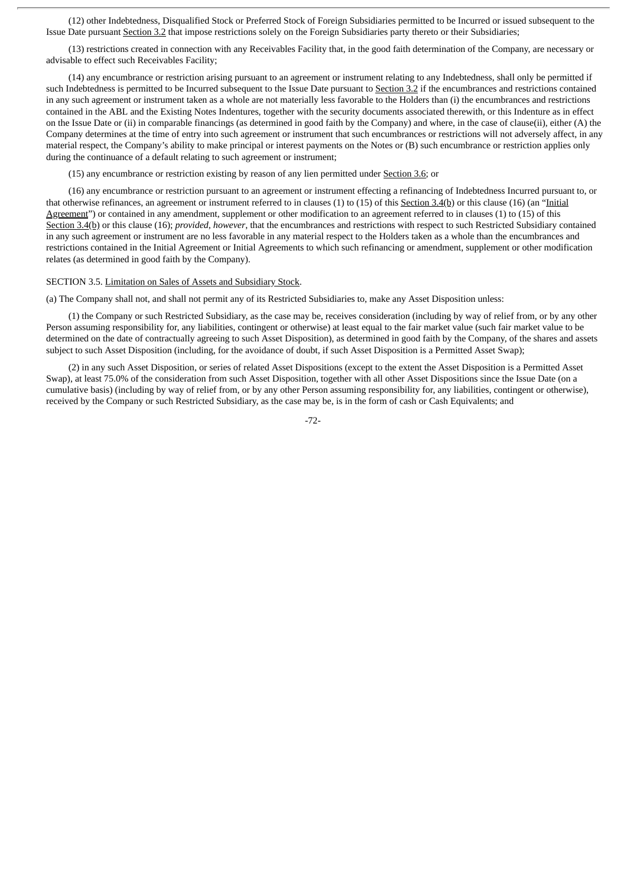(12) other Indebtedness, Disqualified Stock or Preferred Stock of Foreign Subsidiaries permitted to be Incurred or issued subsequent to the Issue Date pursuant Section 3.2 that impose restrictions solely on the Foreign Subsidiaries party thereto or their Subsidiaries;

(13) restrictions created in connection with any Receivables Facility that, in the good faith determination of the Company, are necessary or advisable to effect such Receivables Facility;

(14) any encumbrance or restriction arising pursuant to an agreement or instrument relating to any Indebtedness, shall only be permitted if such Indebtedness is permitted to be Incurred subsequent to the Issue Date pursuant to Section 3.2 if the encumbrances and restrictions contained in any such agreement or instrument taken as a whole are not materially less favorable to the Holders than (i) the encumbrances and restrictions contained in the ABL and the Existing Notes Indentures, together with the security documents associated therewith, or this Indenture as in effect on the Issue Date or (ii) in comparable financings (as determined in good faith by the Company) and where, in the case of clause(ii), either (A) the Company determines at the time of entry into such agreement or instrument that such encumbrances or restrictions will not adversely affect, in any material respect, the Company's ability to make principal or interest payments on the Notes or (B) such encumbrance or restriction applies only during the continuance of a default relating to such agreement or instrument;

(15) any encumbrance or restriction existing by reason of any lien permitted under Section 3.6; or

(16) any encumbrance or restriction pursuant to an agreement or instrument effecting a refinancing of Indebtedness Incurred pursuant to, or that otherwise refinances, an agreement or instrument referred to in clauses (1) to (15) of this Section 3.4(b) or this clause (16) (an "Initial Agreement") or contained in any amendment, supplement or other modification to an agreement referred to in clauses (1) to (15) of this Section 3.4(b) or this clause (16); *provided, however*, that the encumbrances and restrictions with respect to such Restricted Subsidiary contained in any such agreement or instrument are no less favorable in any material respect to the Holders taken as a whole than the encumbrances and restrictions contained in the Initial Agreement or Initial Agreements to which such refinancing or amendment, supplement or other modification relates (as determined in good faith by the Company).

SECTION 3.5. Limitation on Sales of Assets and Subsidiary Stock.

(a) The Company shall not, and shall not permit any of its Restricted Subsidiaries to, make any Asset Disposition unless:

(1) the Company or such Restricted Subsidiary, as the case may be, receives consideration (including by way of relief from, or by any other Person assuming responsibility for, any liabilities, contingent or otherwise) at least equal to the fair market value (such fair market value to be determined on the date of contractually agreeing to such Asset Disposition), as determined in good faith by the Company, of the shares and assets subject to such Asset Disposition (including, for the avoidance of doubt, if such Asset Disposition is a Permitted Asset Swap);

(2) in any such Asset Disposition, or series of related Asset Dispositions (except to the extent the Asset Disposition is a Permitted Asset Swap), at least 75.0% of the consideration from such Asset Disposition, together with all other Asset Dispositions since the Issue Date (on a cumulative basis) (including by way of relief from, or by any other Person assuming responsibility for, any liabilities, contingent or otherwise), received by the Company or such Restricted Subsidiary, as the case may be, is in the form of cash or Cash Equivalents; and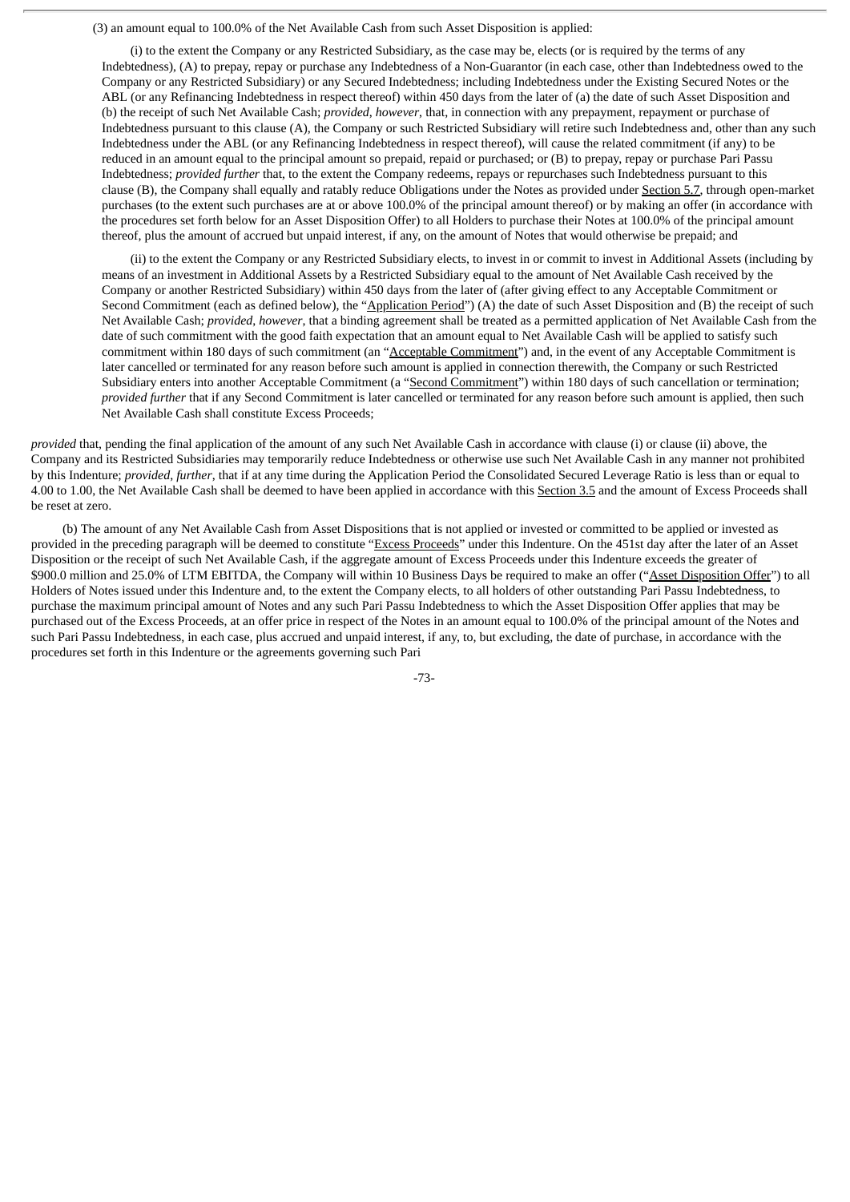(3) an amount equal to 100.0% of the Net Available Cash from such Asset Disposition is applied:

(i) to the extent the Company or any Restricted Subsidiary, as the case may be, elects (or is required by the terms of any Indebtedness), (A) to prepay, repay or purchase any Indebtedness of a Non-Guarantor (in each case, other than Indebtedness owed to the Company or any Restricted Subsidiary) or any Secured Indebtedness; including Indebtedness under the Existing Secured Notes or the ABL (or any Refinancing Indebtedness in respect thereof) within 450 days from the later of (a) the date of such Asset Disposition and (b) the receipt of such Net Available Cash; *provided, however*, that, in connection with any prepayment, repayment or purchase of Indebtedness pursuant to this clause (A), the Company or such Restricted Subsidiary will retire such Indebtedness and, other than any such Indebtedness under the ABL (or any Refinancing Indebtedness in respect thereof), will cause the related commitment (if any) to be reduced in an amount equal to the principal amount so prepaid, repaid or purchased; or (B) to prepay, repay or purchase Pari Passu Indebtedness; *provided further* that, to the extent the Company redeems, repays or repurchases such Indebtedness pursuant to this clause (B), the Company shall equally and ratably reduce Obligations under the Notes as provided under Section 5.7, through open-market purchases (to the extent such purchases are at or above 100.0% of the principal amount thereof) or by making an offer (in accordance with the procedures set forth below for an Asset Disposition Offer) to all Holders to purchase their Notes at 100.0% of the principal amount thereof, plus the amount of accrued but unpaid interest, if any, on the amount of Notes that would otherwise be prepaid; and

(ii) to the extent the Company or any Restricted Subsidiary elects, to invest in or commit to invest in Additional Assets (including by means of an investment in Additional Assets by a Restricted Subsidiary equal to the amount of Net Available Cash received by the Company or another Restricted Subsidiary) within 450 days from the later of (after giving effect to any Acceptable Commitment or Second Commitment (each as defined below), the "Application Period") (A) the date of such Asset Disposition and (B) the receipt of such Net Available Cash; *provided, however*, that a binding agreement shall be treated as a permitted application of Net Available Cash from the date of such commitment with the good faith expectation that an amount equal to Net Available Cash will be applied to satisfy such commitment within 180 days of such commitment (an "Acceptable Commitment") and, in the event of any Acceptable Commitment is later cancelled or terminated for any reason before such amount is applied in connection therewith, the Company or such Restricted Subsidiary enters into another Acceptable Commitment (a "Second Commitment") within 180 days of such cancellation or termination; *provided further* that if any Second Commitment is later cancelled or terminated for any reason before such amount is applied, then such Net Available Cash shall constitute Excess Proceeds;

*provided* that, pending the final application of the amount of any such Net Available Cash in accordance with clause (i) or clause (ii) above, the Company and its Restricted Subsidiaries may temporarily reduce Indebtedness or otherwise use such Net Available Cash in any manner not prohibited by this Indenture; *provided*, *further*, that if at any time during the Application Period the Consolidated Secured Leverage Ratio is less than or equal to 4.00 to 1.00, the Net Available Cash shall be deemed to have been applied in accordance with this Section 3.5 and the amount of Excess Proceeds shall be reset at zero.

(b) The amount of any Net Available Cash from Asset Dispositions that is not applied or invested or committed to be applied or invested as provided in the preceding paragraph will be deemed to constitute "Excess Proceeds" under this Indenture. On the 451st day after the later of an Asset Disposition or the receipt of such Net Available Cash, if the aggregate amount of Excess Proceeds under this Indenture exceeds the greater of $900.0 million and 25.0% of LTM EBITDA, the Company will within 10 Business Days be required to make an offer ("Asset Disposition Offer") to all Holders of Notes issued under this Indenture and, to the extent the Company elects, to all holders of other outstanding Pari Passu Indebtedness, to purchase the maximum principal amount of Notes and any such Pari Passu Indebtedness to which the Asset Disposition Offer applies that may be purchased out of the Excess Proceeds, at an offer price in respect of the Notes in an amount equal to 100.0% of the principal amount of the Notes and such Pari Passu Indebtedness, in each case, plus accrued and unpaid interest, if any, to, but excluding, the date of purchase, in accordance with the procedures set forth in this Indenture or the agreements governing such Pari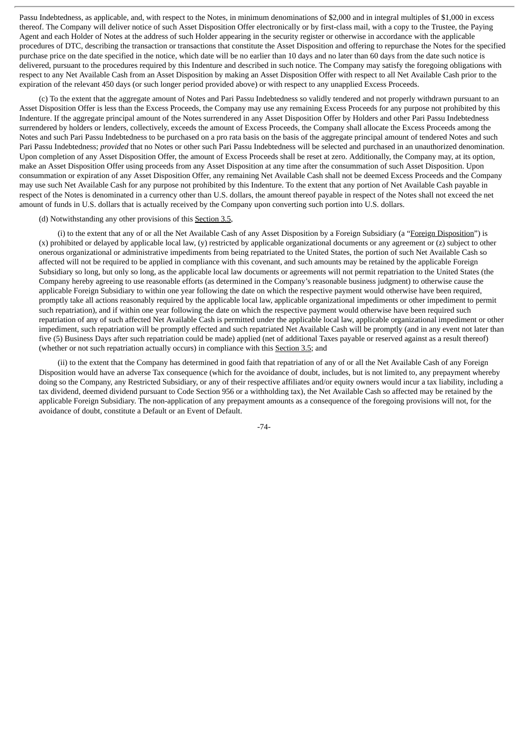Passu Indebtedness, as applicable, and, with respect to the Notes, in minimum denominations of $2,000 and in integral multiples of $1,000 in excess thereof. The Company will deliver notice of such Asset Disposition Offer electronically or by first-class mail, with a copy to the Trustee, the Paying Agent and each Holder of Notes at the address of such Holder appearing in the security register or otherwise in accordance with the applicable procedures of DTC, describing the transaction or transactions that constitute the Asset Disposition and offering to repurchase the Notes for the specified purchase price on the date specified in the notice, which date will be no earlier than 10 days and no later than 60 days from the date such notice is delivered, pursuant to the procedures required by this Indenture and described in such notice. The Company may satisfy the foregoing obligations with respect to any Net Available Cash from an Asset Disposition by making an Asset Disposition Offer with respect to all Net Available Cash prior to the expiration of the relevant 450 days (or such longer period provided above) or with respect to any unapplied Excess Proceeds.

(c) To the extent that the aggregate amount of Notes and Pari Passu Indebtedness so validly tendered and not properly withdrawn pursuant to an Asset Disposition Offer is less than the Excess Proceeds, the Company may use any remaining Excess Proceeds for any purpose not prohibited by this Indenture. If the aggregate principal amount of the Notes surrendered in any Asset Disposition Offer by Holders and other Pari Passu Indebtedness surrendered by holders or lenders, collectively, exceeds the amount of Excess Proceeds, the Company shall allocate the Excess Proceeds among the Notes and such Pari Passu Indebtedness to be purchased on a pro rata basis on the basis of the aggregate principal amount of tendered Notes and such Pari Passu Indebtedness; *provided* that no Notes or other such Pari Passu Indebtedness will be selected and purchased in an unauthorized denomination. Upon completion of any Asset Disposition Offer, the amount of Excess Proceeds shall be reset at zero. Additionally, the Company may, at its option, make an Asset Disposition Offer using proceeds from any Asset Disposition at any time after the consummation of such Asset Disposition. Upon consummation or expiration of any Asset Disposition Offer, any remaining Net Available Cash shall not be deemed Excess Proceeds and the Company may use such Net Available Cash for any purpose not prohibited by this Indenture. To the extent that any portion of Net Available Cash payable in respect of the Notes is denominated in a currency other than U.S. dollars, the amount thereof payable in respect of the Notes shall not exceed the net amount of funds in U.S. dollars that is actually received by the Company upon converting such portion into U.S. dollars.

(d) Notwithstanding any other provisions of this Section 3.5,

(i) to the extent that any of or all the Net Available Cash of any Asset Disposition by a Foreign Subsidiary (a "Foreign Disposition") is (x) prohibited or delayed by applicable local law, (y) restricted by applicable organizational documents or any agreement or (z) subject to other onerous organizational or administrative impediments from being repatriated to the United States, the portion of such Net Available Cash so affected will not be required to be applied in compliance with this covenant, and such amounts may be retained by the applicable Foreign Subsidiary so long, but only so long, as the applicable local law documents or agreements will not permit repatriation to the United States (the Company hereby agreeing to use reasonable efforts (as determined in the Company's reasonable business judgment) to otherwise cause the applicable Foreign Subsidiary to within one year following the date on which the respective payment would otherwise have been required, promptly take all actions reasonably required by the applicable local law, applicable organizational impediments or other impediment to permit such repatriation), and if within one year following the date on which the respective payment would otherwise have been required such repatriation of any of such affected Net Available Cash is permitted under the applicable local law, applicable organizational impediment or other impediment, such repatriation will be promptly effected and such repatriated Net Available Cash will be promptly (and in any event not later than five (5) Business Days after such repatriation could be made) applied (net of additional Taxes payable or reserved against as a result thereof) (whether or not such repatriation actually occurs) in compliance with this Section 3.5; and

(ii) to the extent that the Company has determined in good faith that repatriation of any of or all the Net Available Cash of any Foreign Disposition would have an adverse Tax consequence (which for the avoidance of doubt, includes, but is not limited to, any prepayment whereby doing so the Company, any Restricted Subsidiary, or any of their respective affiliates and/or equity owners would incur a tax liability, including a tax dividend, deemed dividend pursuant to Code Section 956 or a withholding tax), the Net Available Cash so affected may be retained by the applicable Foreign Subsidiary. The non-application of any prepayment amounts as a consequence of the foregoing provisions will not, for the avoidance of doubt, constitute a Default or an Event of Default.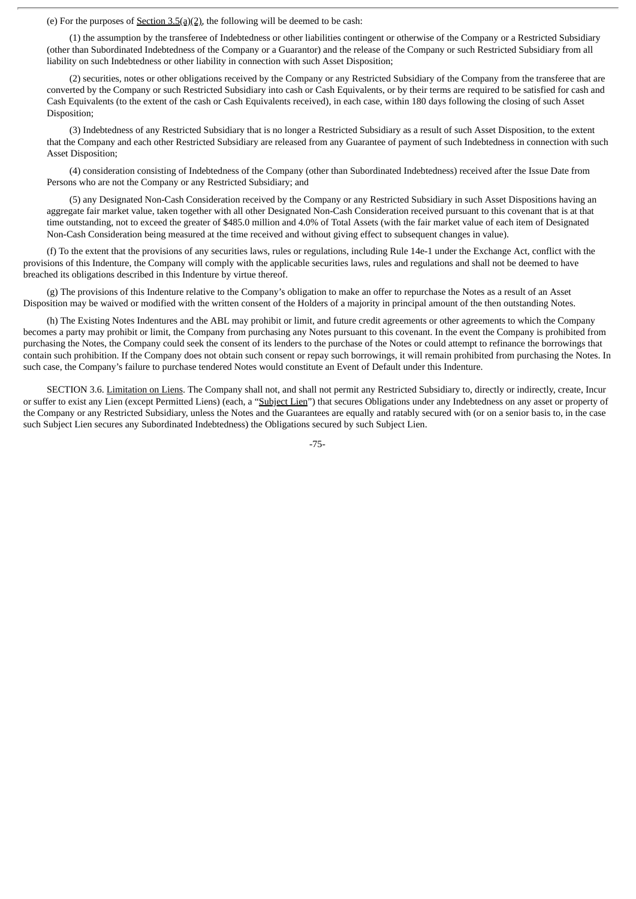(e) For the purposes of Section 3.5(a)(2), the following will be deemed to be cash:

(1) the assumption by the transferee of Indebtedness or other liabilities contingent or otherwise of the Company or a Restricted Subsidiary (other than Subordinated Indebtedness of the Company or a Guarantor) and the release of the Company or such Restricted Subsidiary from all liability on such Indebtedness or other liability in connection with such Asset Disposition;

(2) securities, notes or other obligations received by the Company or any Restricted Subsidiary of the Company from the transferee that are converted by the Company or such Restricted Subsidiary into cash or Cash Equivalents, or by their terms are required to be satisfied for cash and Cash Equivalents (to the extent of the cash or Cash Equivalents received), in each case, within 180 days following the closing of such Asset Disposition;

(3) Indebtedness of any Restricted Subsidiary that is no longer a Restricted Subsidiary as a result of such Asset Disposition, to the extent that the Company and each other Restricted Subsidiary are released from any Guarantee of payment of such Indebtedness in connection with such Asset Disposition;

(4) consideration consisting of Indebtedness of the Company (other than Subordinated Indebtedness) received after the Issue Date from Persons who are not the Company or any Restricted Subsidiary; and

(5) any Designated Non-Cash Consideration received by the Company or any Restricted Subsidiary in such Asset Dispositions having an aggregate fair market value, taken together with all other Designated Non-Cash Consideration received pursuant to this covenant that is at that time outstanding, not to exceed the greater of $485.0 million and 4.0% of Total Assets (with the fair market value of each item of Designated Non-Cash Consideration being measured at the time received and without giving effect to subsequent changes in value).

(f) To the extent that the provisions of any securities laws, rules or regulations, including Rule 14e-1 under the Exchange Act, conflict with the provisions of this Indenture, the Company will comply with the applicable securities laws, rules and regulations and shall not be deemed to have breached its obligations described in this Indenture by virtue thereof.

(g) The provisions of this Indenture relative to the Company's obligation to make an offer to repurchase the Notes as a result of an Asset Disposition may be waived or modified with the written consent of the Holders of a majority in principal amount of the then outstanding Notes.

(h) The Existing Notes Indentures and the ABL may prohibit or limit, and future credit agreements or other agreements to which the Company becomes a party may prohibit or limit, the Company from purchasing any Notes pursuant to this covenant. In the event the Company is prohibited from purchasing the Notes, the Company could seek the consent of its lenders to the purchase of the Notes or could attempt to refinance the borrowings that contain such prohibition. If the Company does not obtain such consent or repay such borrowings, it will remain prohibited from purchasing the Notes. In such case, the Company's failure to purchase tendered Notes would constitute an Event of Default under this Indenture.

SECTION 3.6. Limitation on Liens. The Company shall not, and shall not permit any Restricted Subsidiary to, directly or indirectly, create, Incur or suffer to exist any Lien (except Permitted Liens) (each, a "Subject Lien") that secures Obligations under any Indebtedness on any asset or property of the Company or any Restricted Subsidiary, unless the Notes and the Guarantees are equally and ratably secured with (or on a senior basis to, in the case such Subject Lien secures any Subordinated Indebtedness) the Obligations secured by such Subject Lien.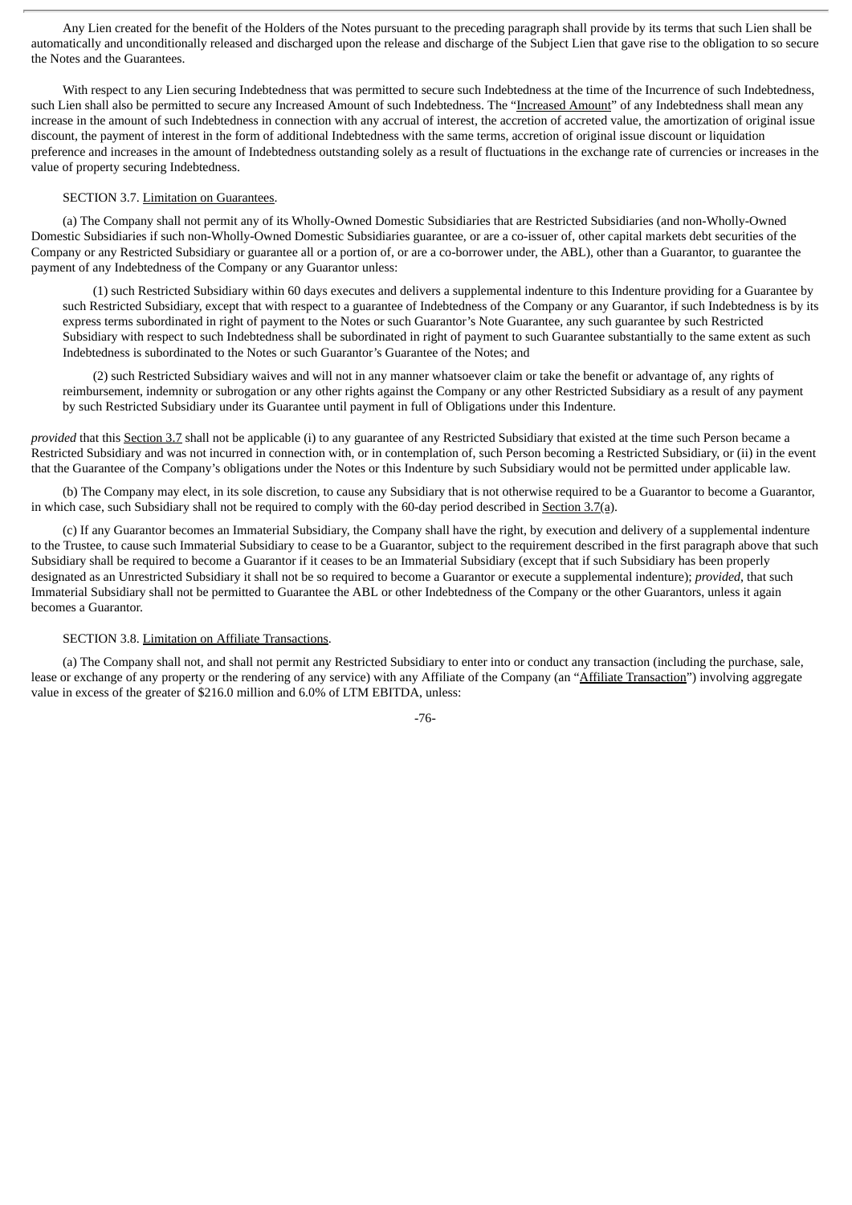Any Lien created for the benefit of the Holders of the Notes pursuant to the preceding paragraph shall provide by its terms that such Lien shall be automatically and unconditionally released and discharged upon the release and discharge of the Subject Lien that gave rise to the obligation to so secure the Notes and the Guarantees.

With respect to any Lien securing Indebtedness that was permitted to secure such Indebtedness at the time of the Incurrence of such Indebtedness, such Lien shall also be permitted to secure any Increased Amount of such Indebtedness. The "Increased Amount" of any Indebtedness shall mean any increase in the amount of such Indebtedness in connection with any accrual of interest, the accretion of accreted value, the amortization of original issue discount, the payment of interest in the form of additional Indebtedness with the same terms, accretion of original issue discount or liquidation preference and increases in the amount of Indebtedness outstanding solely as a result of fluctuations in the exchange rate of currencies or increases in the value of property securing Indebtedness.

SECTION 3.7. Limitation on Guarantees.

(a) The Company shall not permit any of its Wholly-Owned Domestic Subsidiaries that are Restricted Subsidiaries (and non-Wholly-Owned Domestic Subsidiaries if such non-Wholly-Owned Domestic Subsidiaries guarantee, or are a co-issuer of, other capital markets debt securities of the Company or any Restricted Subsidiary or guarantee all or a portion of, or are a co-borrower under, the ABL), other than a Guarantor, to guarantee the payment of any Indebtedness of the Company or any Guarantor unless:

(1) such Restricted Subsidiary within 60 days executes and delivers a supplemental indenture to this Indenture providing for a Guarantee by such Restricted Subsidiary, except that with respect to a guarantee of Indebtedness of the Company or any Guarantor, if such Indebtedness is by its express terms subordinated in right of payment to the Notes or such Guarantor's Note Guarantee, any such guarantee by such Restricted Subsidiary with respect to such Indebtedness shall be subordinated in right of payment to such Guarantee substantially to the same extent as such Indebtedness is subordinated to the Notes or such Guarantor's Guarantee of the Notes; and

(2) such Restricted Subsidiary waives and will not in any manner whatsoever claim or take the benefit or advantage of, any rights of reimbursement, indemnity or subrogation or any other rights against the Company or any other Restricted Subsidiary as a result of any payment by such Restricted Subsidiary under its Guarantee until payment in full of Obligations under this Indenture.

*provided* that this Section 3.7 shall not be applicable (i) to any guarantee of any Restricted Subsidiary that existed at the time such Person became a Restricted Subsidiary and was not incurred in connection with, or in contemplation of, such Person becoming a Restricted Subsidiary, or (ii) in the event that the Guarantee of the Company's obligations under the Notes or this Indenture by such Subsidiary would not be permitted under applicable law.

(b) The Company may elect, in its sole discretion, to cause any Subsidiary that is not otherwise required to be a Guarantor to become a Guarantor, in which case, such Subsidiary shall not be required to comply with the 60-day period described in Section 3.7(a).

(c) If any Guarantor becomes an Immaterial Subsidiary, the Company shall have the right, by execution and delivery of a supplemental indenture to the Trustee, to cause such Immaterial Subsidiary to cease to be a Guarantor, subject to the requirement described in the first paragraph above that such Subsidiary shall be required to become a Guarantor if it ceases to be an Immaterial Subsidiary (except that if such Subsidiary has been properly designated as an Unrestricted Subsidiary it shall not be so required to become a Guarantor or execute a supplemental indenture); *provided*, that such Immaterial Subsidiary shall not be permitted to Guarantee the ABL or other Indebtedness of the Company or the other Guarantors, unless it again becomes a Guarantor.

SECTION 3.8. Limitation on Affiliate Transactions.

(a) The Company shall not, and shall not permit any Restricted Subsidiary to enter into or conduct any transaction (including the purchase, sale, lease or exchange of any property or the rendering of any service) with any Affiliate of the Company (an "Affiliate Transaction") involving aggregate value in excess of the greater of $216.0 million and 6.0% of LTM EBITDA, unless: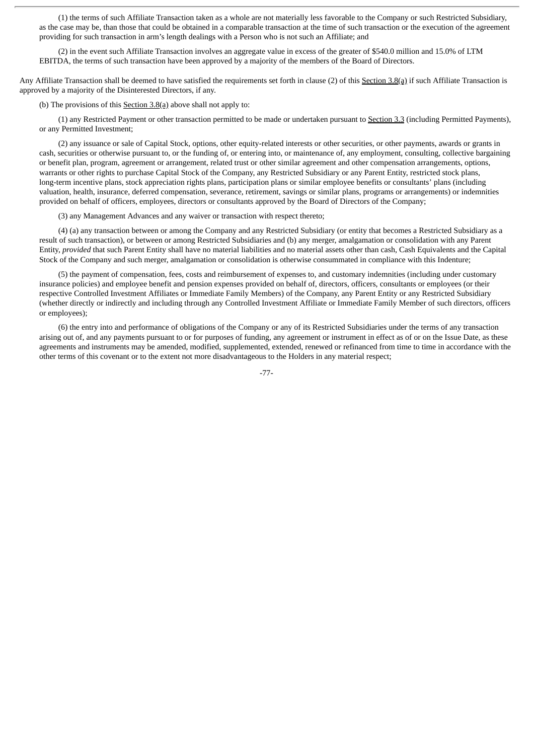(1) the terms of such Affiliate Transaction taken as a whole are not materially less favorable to the Company or such Restricted Subsidiary, as the case may be, than those that could be obtained in a comparable transaction at the time of such transaction or the execution of the agreement providing for such transaction in arm's length dealings with a Person who is not such an Affiliate; and

(2) in the event such Affiliate Transaction involves an aggregate value in excess of the greater of $540.0 million and 15.0% of LTM EBITDA, the terms of such transaction have been approved by a majority of the members of the Board of Directors.

Any Affiliate Transaction shall be deemed to have satisfied the requirements set forth in clause (2) of this Section 3.8(a) if such Affiliate Transaction is approved by a majority of the Disinterested Directors, if any.

(b) The provisions of this Section 3.8(a) above shall not apply to:

(1) any Restricted Payment or other transaction permitted to be made or undertaken pursuant to Section 3.3 (including Permitted Payments), or any Permitted Investment;

(2) any issuance or sale of Capital Stock, options, other equity-related interests or other securities, or other payments, awards or grants in cash, securities or otherwise pursuant to, or the funding of, or entering into, or maintenance of, any employment, consulting, collective bargaining or benefit plan, program, agreement or arrangement, related trust or other similar agreement and other compensation arrangements, options, warrants or other rights to purchase Capital Stock of the Company, any Restricted Subsidiary or any Parent Entity, restricted stock plans, long-term incentive plans, stock appreciation rights plans, participation plans or similar employee benefits or consultants' plans (including valuation, health, insurance, deferred compensation, severance, retirement, savings or similar plans, programs or arrangements) or indemnities provided on behalf of officers, employees, directors or consultants approved by the Board of Directors of the Company;

(3) any Management Advances and any waiver or transaction with respect thereto;

(4) (a) any transaction between or among the Company and any Restricted Subsidiary (or entity that becomes a Restricted Subsidiary as a result of such transaction), or between or among Restricted Subsidiaries and (b) any merger, amalgamation or consolidation with any Parent Entity, *provided* that such Parent Entity shall have no material liabilities and no material assets other than cash, Cash Equivalents and the Capital Stock of the Company and such merger, amalgamation or consolidation is otherwise consummated in compliance with this Indenture;

(5) the payment of compensation, fees, costs and reimbursement of expenses to, and customary indemnities (including under customary insurance policies) and employee benefit and pension expenses provided on behalf of, directors, officers, consultants or employees (or their respective Controlled Investment Affiliates or Immediate Family Members) of the Company, any Parent Entity or any Restricted Subsidiary (whether directly or indirectly and including through any Controlled Investment Affiliate or Immediate Family Member of such directors, officers or employees);

(6) the entry into and performance of obligations of the Company or any of its Restricted Subsidiaries under the terms of any transaction arising out of, and any payments pursuant to or for purposes of funding, any agreement or instrument in effect as of or on the Issue Date, as these agreements and instruments may be amended, modified, supplemented, extended, renewed or refinanced from time to time in accordance with the other terms of this covenant or to the extent not more disadvantageous to the Holders in any material respect;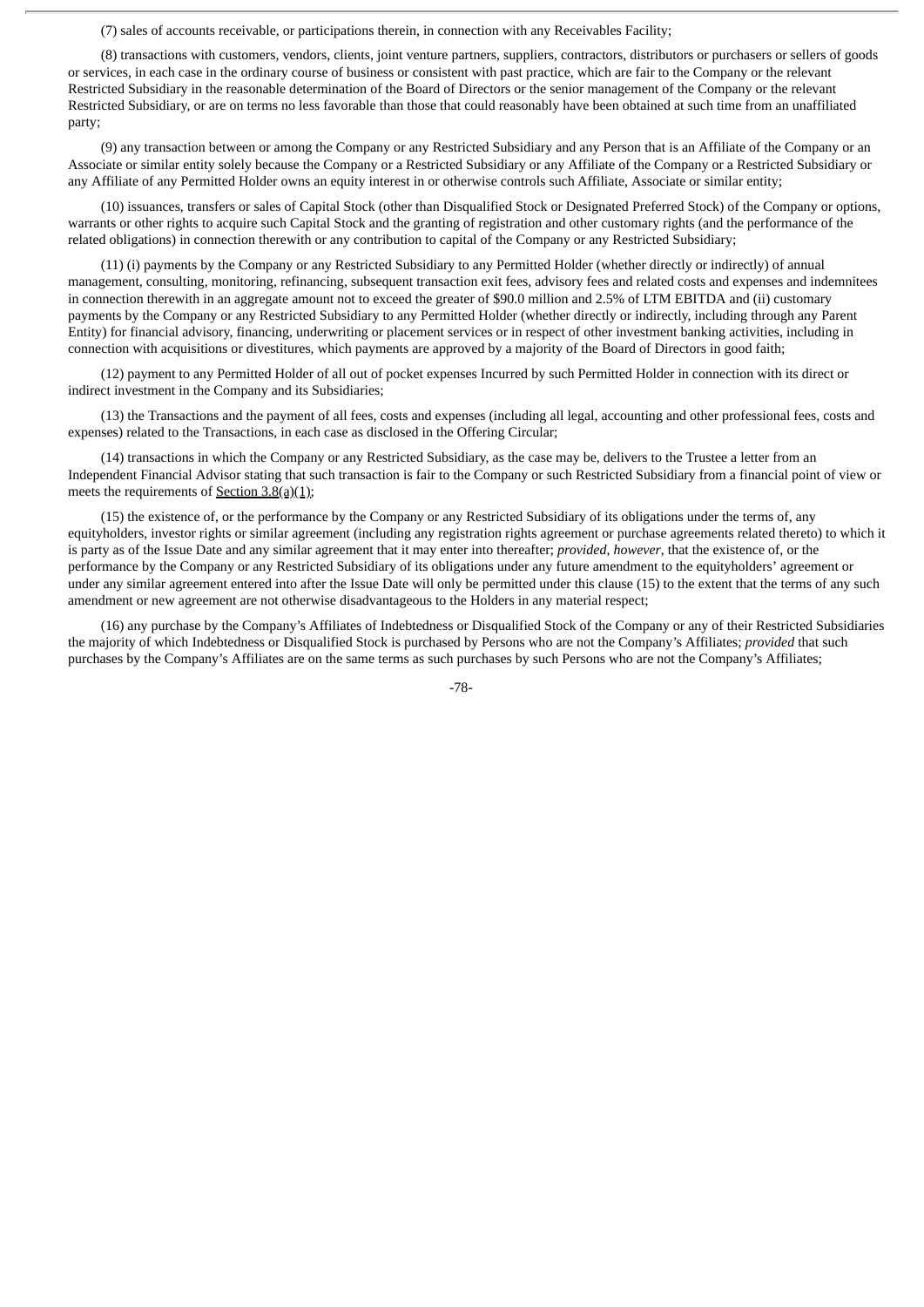(7) sales of accounts receivable, or participations therein, in connection with any Receivables Facility;

(8) transactions with customers, vendors, clients, joint venture partners, suppliers, contractors, distributors or purchasers or sellers of goods or services, in each case in the ordinary course of business or consistent with past practice, which are fair to the Company or the relevant Restricted Subsidiary in the reasonable determination of the Board of Directors or the senior management of the Company or the relevant Restricted Subsidiary, or are on terms no less favorable than those that could reasonably have been obtained at such time from an unaffiliated party;

(9) any transaction between or among the Company or any Restricted Subsidiary and any Person that is an Affiliate of the Company or an Associate or similar entity solely because the Company or a Restricted Subsidiary or any Affiliate of the Company or a Restricted Subsidiary or any Affiliate of any Permitted Holder owns an equity interest in or otherwise controls such Affiliate, Associate or similar entity;

(10) issuances, transfers or sales of Capital Stock (other than Disqualified Stock or Designated Preferred Stock) of the Company or options, warrants or other rights to acquire such Capital Stock and the granting of registration and other customary rights (and the performance of the related obligations) in connection therewith or any contribution to capital of the Company or any Restricted Subsidiary;

(11) (i) payments by the Company or any Restricted Subsidiary to any Permitted Holder (whether directly or indirectly) of annual management, consulting, monitoring, refinancing, subsequent transaction exit fees, advisory fees and related costs and expenses and indemnitees in connection therewith in an aggregate amount not to exceed the greater of $90.0 million and 2.5% of LTM EBITDA and (ii) customary payments by the Company or any Restricted Subsidiary to any Permitted Holder (whether directly or indirectly, including through any Parent Entity) for financial advisory, financing, underwriting or placement services or in respect of other investment banking activities, including in connection with acquisitions or divestitures, which payments are approved by a majority of the Board of Directors in good faith;

(12) payment to any Permitted Holder of all out of pocket expenses Incurred by such Permitted Holder in connection with its direct or indirect investment in the Company and its Subsidiaries;

(13) the Transactions and the payment of all fees, costs and expenses (including all legal, accounting and other professional fees, costs and expenses) related to the Transactions, in each case as disclosed in the Offering Circular;

(14) transactions in which the Company or any Restricted Subsidiary, as the case may be, delivers to the Trustee a letter from an Independent Financial Advisor stating that such transaction is fair to the Company or such Restricted Subsidiary from a financial point of view or meets the requirements of Section 3.8(a)(1);

(15) the existence of, or the performance by the Company or any Restricted Subsidiary of its obligations under the terms of, any equityholders, investor rights or similar agreement (including any registration rights agreement or purchase agreements related thereto) to which it is party as of the Issue Date and any similar agreement that it may enter into thereafter; *provided*, *however*, that the existence of, or the performance by the Company or any Restricted Subsidiary of its obligations under any future amendment to the equityholders' agreement or under any similar agreement entered into after the Issue Date will only be permitted under this clause (15) to the extent that the terms of any such amendment or new agreement are not otherwise disadvantageous to the Holders in any material respect;

(16) any purchase by the Company's Affiliates of Indebtedness or Disqualified Stock of the Company or any of their Restricted Subsidiaries the majority of which Indebtedness or Disqualified Stock is purchased by Persons who are not the Company's Affiliates; *provided* that such purchases by the Company's Affiliates are on the same terms as such purchases by such Persons who are not the Company's Affiliates;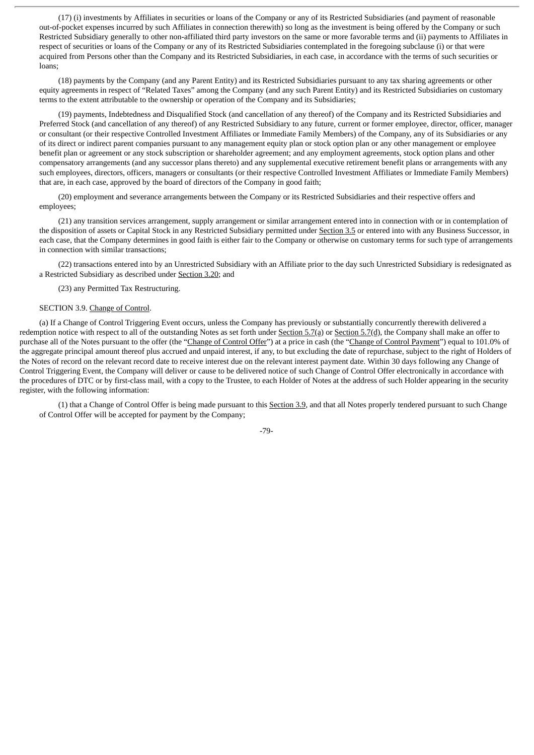(17) (i) investments by Affiliates in securities or loans of the Company or any of its Restricted Subsidiaries (and payment of reasonable out-of-pocket expenses incurred by such Affiliates in connection therewith) so long as the investment is being offered by the Company or such Restricted Subsidiary generally to other non-affiliated third party investors on the same or more favorable terms and (ii) payments to Affiliates in respect of securities or loans of the Company or any of its Restricted Subsidiaries contemplated in the foregoing subclause (i) or that were acquired from Persons other than the Company and its Restricted Subsidiaries, in each case, in accordance with the terms of such securities or loans;

(18) payments by the Company (and any Parent Entity) and its Restricted Subsidiaries pursuant to any tax sharing agreements or other equity agreements in respect of "Related Taxes" among the Company (and any such Parent Entity) and its Restricted Subsidiaries on customary terms to the extent attributable to the ownership or operation of the Company and its Subsidiaries;

(19) payments, Indebtedness and Disqualified Stock (and cancellation of any thereof) of the Company and its Restricted Subsidiaries and Preferred Stock (and cancellation of any thereof) of any Restricted Subsidiary to any future, current or former employee, director, officer, manager or consultant (or their respective Controlled Investment Affiliates or Immediate Family Members) of the Company, any of its Subsidiaries or any of its direct or indirect parent companies pursuant to any management equity plan or stock option plan or any other management or employee benefit plan or agreement or any stock subscription or shareholder agreement; and any employment agreements, stock option plans and other compensatory arrangements (and any successor plans thereto) and any supplemental executive retirement benefit plans or arrangements with any such employees, directors, officers, managers or consultants (or their respective Controlled Investment Affiliates or Immediate Family Members) that are, in each case, approved by the board of directors of the Company in good faith;

(20) employment and severance arrangements between the Company or its Restricted Subsidiaries and their respective offers and employees;

(21) any transition services arrangement, supply arrangement or similar arrangement entered into in connection with or in contemplation of the disposition of assets or Capital Stock in any Restricted Subsidiary permitted under Section 3.5 or entered into with any Business Successor, in each case, that the Company determines in good faith is either fair to the Company or otherwise on customary terms for such type of arrangements in connection with similar transactions;

(22) transactions entered into by an Unrestricted Subsidiary with an Affiliate prior to the day such Unrestricted Subsidiary is redesignated as a Restricted Subsidiary as described under Section 3.20; and

(23) any Permitted Tax Restructuring.

SECTION 3.9. Change of Control.

(a) If a Change of Control Triggering Event occurs, unless the Company has previously or substantially concurrently therewith delivered a redemption notice with respect to all of the outstanding Notes as set forth under Section 5.7(a) or Section 5.7(d), the Company shall make an offer to purchase all of the Notes pursuant to the offer (the "Change of Control Offer") at a price in cash (the "Change of Control Payment") equal to 101.0% of the aggregate principal amount thereof plus accrued and unpaid interest, if any, to but excluding the date of repurchase, subject to the right of Holders of the Notes of record on the relevant record date to receive interest due on the relevant interest payment date. Within 30 days following any Change of Control Triggering Event, the Company will deliver or cause to be delivered notice of such Change of Control Offer electronically in accordance with the procedures of DTC or by first-class mail, with a copy to the Trustee, to each Holder of Notes at the address of such Holder appearing in the security register, with the following information:

(1) that a Change of Control Offer is being made pursuant to this Section 3.9, and that all Notes properly tendered pursuant to such Change of Control Offer will be accepted for payment by the Company;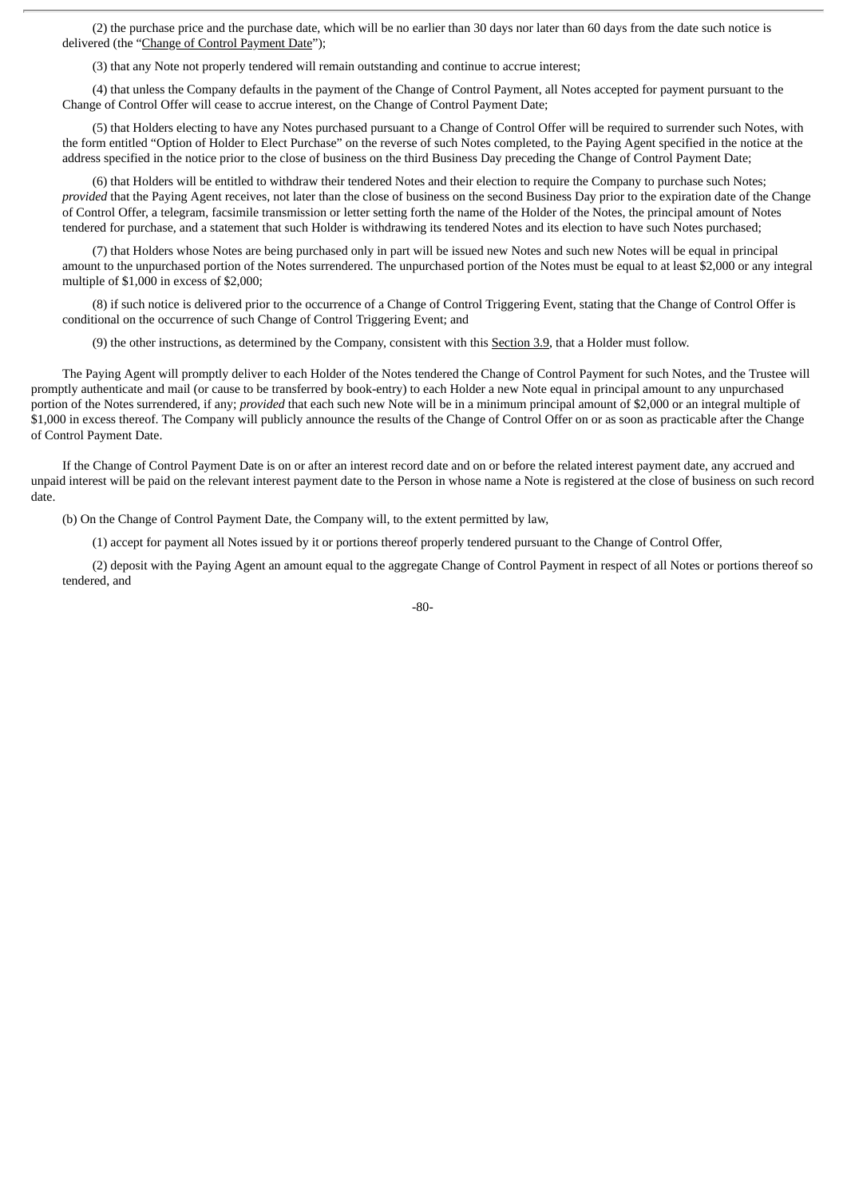(2) the purchase price and the purchase date, which will be no earlier than 30 days nor later than 60 days from the date such notice is delivered (the "Change of Control Payment Date");

(3) that any Note not properly tendered will remain outstanding and continue to accrue interest;

(4) that unless the Company defaults in the payment of the Change of Control Payment, all Notes accepted for payment pursuant to the Change of Control Offer will cease to accrue interest, on the Change of Control Payment Date;

(5) that Holders electing to have any Notes purchased pursuant to a Change of Control Offer will be required to surrender such Notes, with the form entitled "Option of Holder to Elect Purchase" on the reverse of such Notes completed, to the Paying Agent specified in the notice at the address specified in the notice prior to the close of business on the third Business Day preceding the Change of Control Payment Date;

(6) that Holders will be entitled to withdraw their tendered Notes and their election to require the Company to purchase such Notes; *provided* that the Paying Agent receives, not later than the close of business on the second Business Day prior to the expiration date of the Change of Control Offer, a telegram, facsimile transmission or letter setting forth the name of the Holder of the Notes, the principal amount of Notes tendered for purchase, and a statement that such Holder is withdrawing its tendered Notes and its election to have such Notes purchased;

(7) that Holders whose Notes are being purchased only in part will be issued new Notes and such new Notes will be equal in principal amount to the unpurchased portion of the Notes surrendered. The unpurchased portion of the Notes must be equal to at least $2,000 or any integral multiple of $1,000 in excess of $2,000;

(8) if such notice is delivered prior to the occurrence of a Change of Control Triggering Event, stating that the Change of Control Offer is conditional on the occurrence of such Change of Control Triggering Event; and

(9) the other instructions, as determined by the Company, consistent with this Section 3.9, that a Holder must follow.

The Paying Agent will promptly deliver to each Holder of the Notes tendered the Change of Control Payment for such Notes, and the Trustee will promptly authenticate and mail (or cause to be transferred by book-entry) to each Holder a new Note equal in principal amount to any unpurchased portion of the Notes surrendered, if any; *provided* that each such new Note will be in a minimum principal amount of $2,000 or an integral multiple of $1,000 in excess thereof. The Company will publicly announce the results of the Change of Control Offer on or as soon as practicable after the Change of Control Payment Date.

If the Change of Control Payment Date is on or after an interest record date and on or before the related interest payment date, any accrued and unpaid interest will be paid on the relevant interest payment date to the Person in whose name a Note is registered at the close of business on such record date.

(b) On the Change of Control Payment Date, the Company will, to the extent permitted by law,

(1) accept for payment all Notes issued by it or portions thereof properly tendered pursuant to the Change of Control Offer,

(2) deposit with the Paying Agent an amount equal to the aggregate Change of Control Payment in respect of all Notes or portions thereof so tendered, and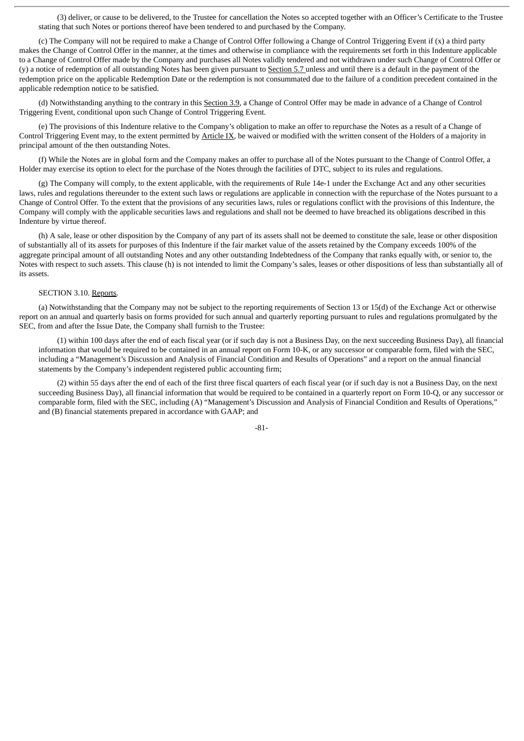(3) deliver, or cause to be delivered, to the Trustee for cancellation the Notes so accepted together with an Officer's Certificate to the Trustee stating that such Notes or portions thereof have been tendered to and purchased by the Company.

(c) The Company will not be required to make a Change of Control Offer following a Change of Control Triggering Event if (x) a third party makes the Change of Control Offer in the manner, at the times and otherwise in compliance with the requirements set forth in this Indenture applicable to a Change of Control Offer made by the Company and purchases all Notes validly tendered and not withdrawn under such Change of Control Offer or (y) a notice of redemption of all outstanding Notes has been given pursuant to Section 5.7 unless and until there is a default in the payment of the redemption price on the applicable Redemption Date or the redemption is not consummated due to the failure of a condition precedent contained in the applicable redemption notice to be satisfied.

(d) Notwithstanding anything to the contrary in this Section 3.9, a Change of Control Offer may be made in advance of a Change of Control Triggering Event, conditional upon such Change of Control Triggering Event.

(e) The provisions of this Indenture relative to the Company's obligation to make an offer to repurchase the Notes as a result of a Change of Control Triggering Event may, to the extent permitted by Article IX, be waived or modified with the written consent of the Holders of a majority in principal amount of the then outstanding Notes.

(f) While the Notes are in global form and the Company makes an offer to purchase all of the Notes pursuant to the Change of Control Offer, a Holder may exercise its option to elect for the purchase of the Notes through the facilities of DTC, subject to its rules and regulations.

(g) The Company will comply, to the extent applicable, with the requirements of Rule 14e-1 under the Exchange Act and any other securities laws, rules and regulations thereunder to the extent such laws or regulations are applicable in connection with the repurchase of the Notes pursuant to a Change of Control Offer. To the extent that the provisions of any securities laws, rules or regulations conflict with the provisions of this Indenture, the Company will comply with the applicable securities laws and regulations and shall not be deemed to have breached its obligations described in this Indenture by virtue thereof.

(h) A sale, lease or other disposition by the Company of any part of its assets shall not be deemed to constitute the sale, lease or other disposition of substantially all of its assets for purposes of this Indenture if the fair market value of the assets retained by the Company exceeds 100% of the aggregate principal amount of all outstanding Notes and any other outstanding Indebtedness of the Company that ranks equally with, or senior to, the Notes with respect to such assets. This clause (h) is not intended to limit the Company's sales, leases or other dispositions of less than substantially all of its assets.

SECTION 3.10. Reports.

(a) Notwithstanding that the Company may not be subject to the reporting requirements of Section 13 or 15(d) of the Exchange Act or otherwise report on an annual and quarterly basis on forms provided for such annual and quarterly reporting pursuant to rules and regulations promulgated by the SEC, from and after the Issue Date, the Company shall furnish to the Trustee:

(1) within 100 days after the end of each fiscal year (or if such day is not a Business Day, on the next succeeding Business Day), all financial information that would be required to be contained in an annual report on Form 10-K, or any successor or comparable form, filed with the SEC, including a "Management's Discussion and Analysis of Financial Condition and Results of Operations" and a report on the annual financial statements by the Company's independent registered public accounting firm;

(2) within 55 days after the end of each of the first three fiscal quarters of each fiscal year (or if such day is not a Business Day, on the next succeeding Business Day), all financial information that would be required to be contained in a quarterly report on Form 10-Q, or any successor or comparable form, filed with the SEC, including (A) "Management's Discussion and Analysis of Financial Condition and Results of Operations," and (B) financial statements prepared in accordance with GAAP; and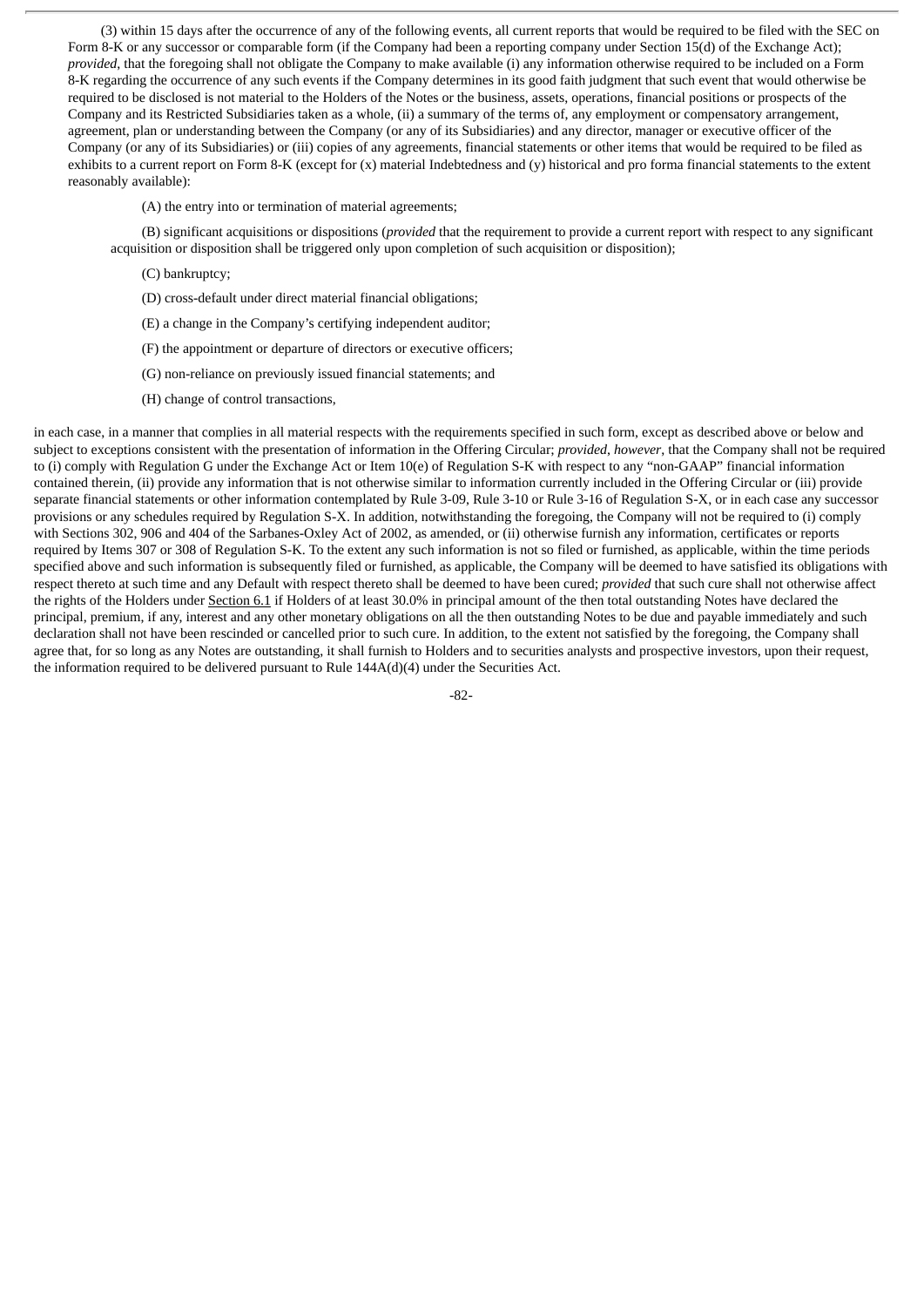(3) within 15 days after the occurrence of any of the following events, all current reports that would be required to be filed with the SEC on Form 8-K or any successor or comparable form (if the Company had been a reporting company under Section 15(d) of the Exchange Act); *provided*, that the foregoing shall not obligate the Company to make available (i) any information otherwise required to be included on a Form 8-K regarding the occurrence of any such events if the Company determines in its good faith judgment that such event that would otherwise be required to be disclosed is not material to the Holders of the Notes or the business, assets, operations, financial positions or prospects of the Company and its Restricted Subsidiaries taken as a whole, (ii) a summary of the terms of, any employment or compensatory arrangement, agreement, plan or understanding between the Company (or any of its Subsidiaries) and any director, manager or executive officer of the Company (or any of its Subsidiaries) or (iii) copies of any agreements, financial statements or other items that would be required to be filed as exhibits to a current report on Form 8-K (except for (x) material Indebtedness and (y) historical and pro forma financial statements to the extent reasonably available):

(A) the entry into or termination of material agreements;

(B) significant acquisitions or dispositions (*provided* that the requirement to provide a current report with respect to any significant acquisition or disposition shall be triggered only upon completion of such acquisition or disposition);

(C) bankruptcy;

(D) cross-default under direct material financial obligations;

(E) a change in the Company's certifying independent auditor;

(F) the appointment or departure of directors or executive officers;

(G) non-reliance on previously issued financial statements; and

(H) change of control transactions,

in each case, in a manner that complies in all material respects with the requirements specified in such form, except as described above or below and subject to exceptions consistent with the presentation of information in the Offering Circular; *provided*, *however*, that the Company shall not be required to (i) comply with Regulation G under the Exchange Act or Item 10(e) of Regulation S-K with respect to any "non-GAAP" financial information contained therein, (ii) provide any information that is not otherwise similar to information currently included in the Offering Circular or (iii) provide separate financial statements or other information contemplated by Rule 3-09, Rule 3-10 or Rule 3-16 of Regulation S-X, or in each case any successor provisions or any schedules required by Regulation S-X. In addition, notwithstanding the foregoing, the Company will not be required to (i) comply with Sections 302, 906 and 404 of the Sarbanes-Oxley Act of 2002, as amended, or (ii) otherwise furnish any information, certificates or reports required by Items 307 or 308 of Regulation S-K. To the extent any such information is not so filed or furnished, as applicable, within the time periods specified above and such information is subsequently filed or furnished, as applicable, the Company will be deemed to have satisfied its obligations with respect thereto at such time and any Default with respect thereto shall be deemed to have been cured; *provided* that such cure shall not otherwise affect the rights of the Holders under Section 6.1 if Holders of at least 30.0% in principal amount of the then total outstanding Notes have declared the principal, premium, if any, interest and any other monetary obligations on all the then outstanding Notes to be due and payable immediately and such declaration shall not have been rescinded or cancelled prior to such cure. In addition, to the extent not satisfied by the foregoing, the Company shall agree that, for so long as any Notes are outstanding, it shall furnish to Holders and to securities analysts and prospective investors, upon their request, the information required to be delivered pursuant to Rule 144A(d)(4) under the Securities Act.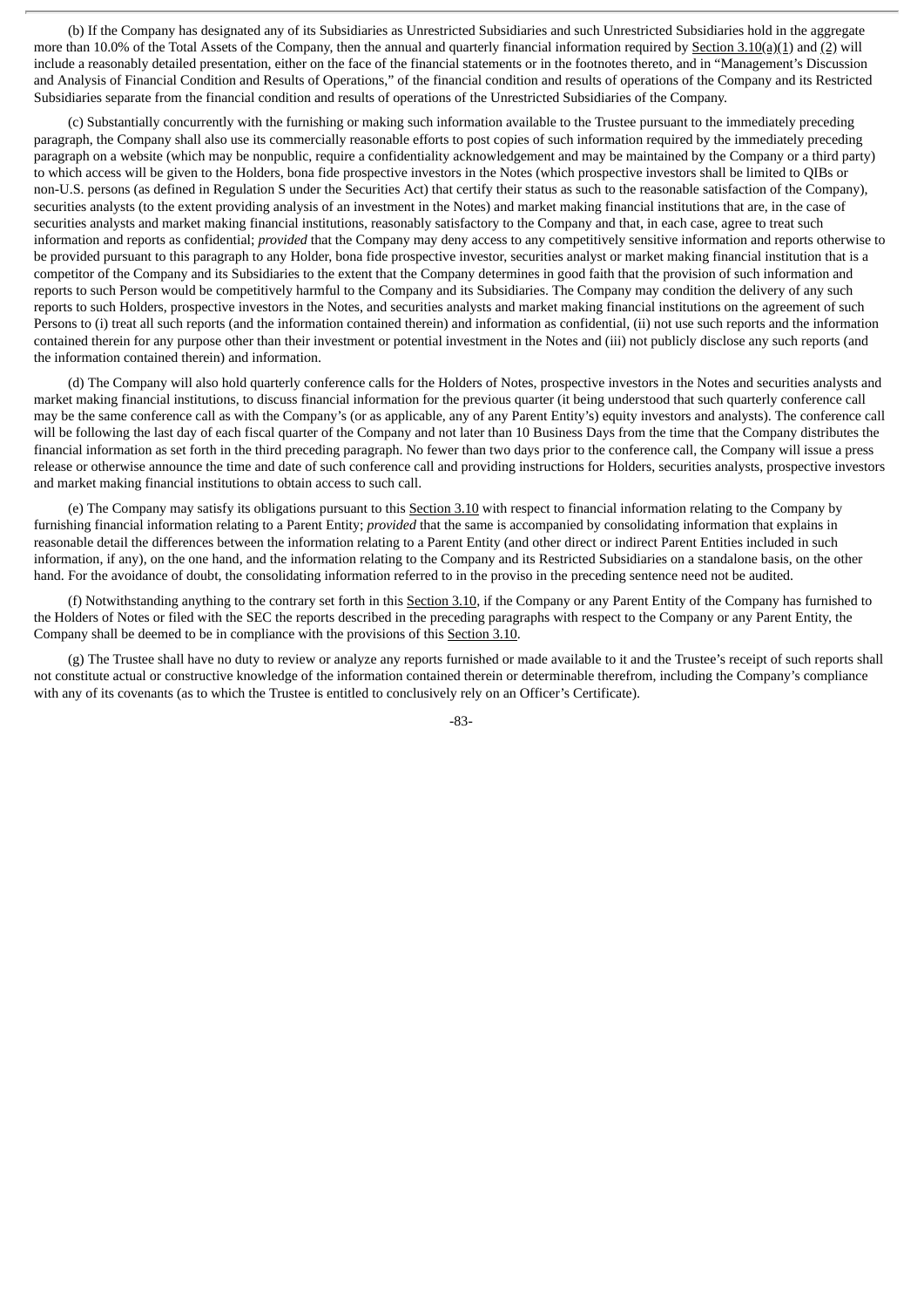(b) If the Company has designated any of its Subsidiaries as Unrestricted Subsidiaries and such Unrestricted Subsidiaries hold in the aggregate more than 10.0% of the Total Assets of the Company, then the annual and quarterly financial information required by Section 3.10(a)(1) and (2) will include a reasonably detailed presentation, either on the face of the financial statements or in the footnotes thereto, and in "Management's Discussion and Analysis of Financial Condition and Results of Operations," of the financial condition and results of operations of the Company and its Restricted Subsidiaries separate from the financial condition and results of operations of the Unrestricted Subsidiaries of the Company.

(c) Substantially concurrently with the furnishing or making such information available to the Trustee pursuant to the immediately preceding paragraph, the Company shall also use its commercially reasonable efforts to post copies of such information required by the immediately preceding paragraph on a website (which may be nonpublic, require a confidentiality acknowledgement and may be maintained by the Company or a third party) to which access will be given to the Holders, bona fide prospective investors in the Notes (which prospective investors shall be limited to QIBs or non-U.S. persons (as defined in Regulation S under the Securities Act) that certify their status as such to the reasonable satisfaction of the Company), securities analysts (to the extent providing analysis of an investment in the Notes) and market making financial institutions that are, in the case of securities analysts and market making financial institutions, reasonably satisfactory to the Company and that, in each case, agree to treat such information and reports as confidential; *provided* that the Company may deny access to any competitively sensitive information and reports otherwise to be provided pursuant to this paragraph to any Holder, bona fide prospective investor, securities analyst or market making financial institution that is a competitor of the Company and its Subsidiaries to the extent that the Company determines in good faith that the provision of such information and reports to such Person would be competitively harmful to the Company and its Subsidiaries. The Company may condition the delivery of any such reports to such Holders, prospective investors in the Notes, and securities analysts and market making financial institutions on the agreement of such Persons to (i) treat all such reports (and the information contained therein) and information as confidential, (ii) not use such reports and the information contained therein for any purpose other than their investment or potential investment in the Notes and (iii) not publicly disclose any such reports (and the information contained therein) and information.

(d) The Company will also hold quarterly conference calls for the Holders of Notes, prospective investors in the Notes and securities analysts and market making financial institutions, to discuss financial information for the previous quarter (it being understood that such quarterly conference call may be the same conference call as with the Company's (or as applicable, any of any Parent Entity's) equity investors and analysts). The conference call will be following the last day of each fiscal quarter of the Company and not later than 10 Business Days from the time that the Company distributes the financial information as set forth in the third preceding paragraph. No fewer than two days prior to the conference call, the Company will issue a press release or otherwise announce the time and date of such conference call and providing instructions for Holders, securities analysts, prospective investors and market making financial institutions to obtain access to such call.

(e) The Company may satisfy its obligations pursuant to this Section 3.10 with respect to financial information relating to the Company by furnishing financial information relating to a Parent Entity; *provided* that the same is accompanied by consolidating information that explains in reasonable detail the differences between the information relating to a Parent Entity (and other direct or indirect Parent Entities included in such information, if any), on the one hand, and the information relating to the Company and its Restricted Subsidiaries on a standalone basis, on the other hand. For the avoidance of doubt, the consolidating information referred to in the proviso in the preceding sentence need not be audited.

(f) Notwithstanding anything to the contrary set forth in this Section 3.10, if the Company or any Parent Entity of the Company has furnished to the Holders of Notes or filed with the SEC the reports described in the preceding paragraphs with respect to the Company or any Parent Entity, the Company shall be deemed to be in compliance with the provisions of this Section 3.10.

(g) The Trustee shall have no duty to review or analyze any reports furnished or made available to it and the Trustee's receipt of such reports shall not constitute actual or constructive knowledge of the information contained therein or determinable therefrom, including the Company's compliance with any of its covenants (as to which the Trustee is entitled to conclusively rely on an Officer's Certificate).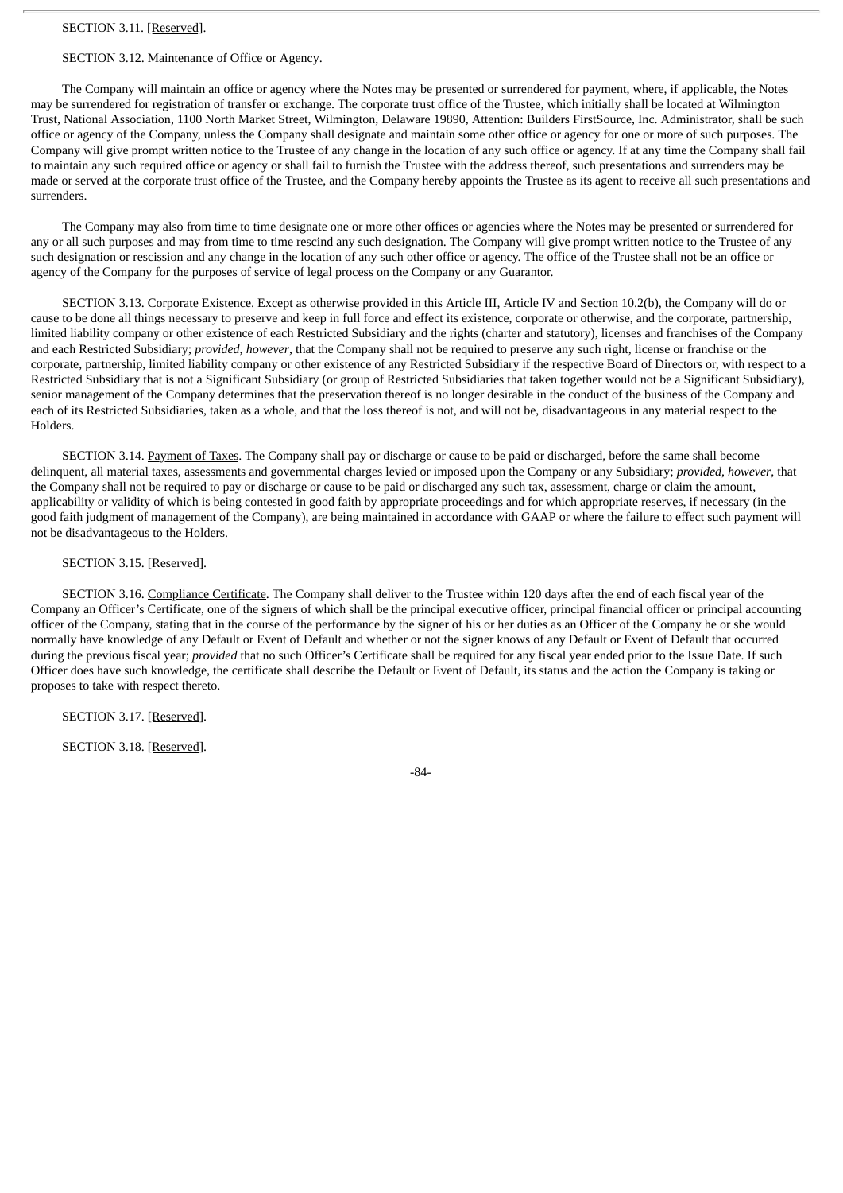SECTION 3.11. [Reserved].

SECTION 3.12. Maintenance of Office or Agency.

The Company will maintain an office or agency where the Notes may be presented or surrendered for payment, where, if applicable, the Notes may be surrendered for registration of transfer or exchange. The corporate trust office of the Trustee, which initially shall be located at Wilmington Trust, National Association, 1100 North Market Street, Wilmington, Delaware 19890, Attention: Builders FirstSource, Inc. Administrator, shall be such office or agency of the Company, unless the Company shall designate and maintain some other office or agency for one or more of such purposes. The Company will give prompt written notice to the Trustee of any change in the location of any such office or agency. If at any time the Company shall fail to maintain any such required office or agency or shall fail to furnish the Trustee with the address thereof, such presentations and surrenders may be made or served at the corporate trust office of the Trustee, and the Company hereby appoints the Trustee as its agent to receive all such presentations and surrenders.

The Company may also from time to time designate one or more other offices or agencies where the Notes may be presented or surrendered for any or all such purposes and may from time to time rescind any such designation. The Company will give prompt written notice to the Trustee of any such designation or rescission and any change in the location of any such other office or agency. The office of the Trustee shall not be an office or agency of the Company for the purposes of service of legal process on the Company or any Guarantor.

SECTION 3.13. Corporate Existence. Except as otherwise provided in this Article III, Article IV and Section 10.2(b), the Company will do or cause to be done all things necessary to preserve and keep in full force and effect its existence, corporate or otherwise, and the corporate, partnership, limited liability company or other existence of each Restricted Subsidiary and the rights (charter and statutory), licenses and franchises of the Company and each Restricted Subsidiary; *provided*, *however*, that the Company shall not be required to preserve any such right, license or franchise or the corporate, partnership, limited liability company or other existence of any Restricted Subsidiary if the respective Board of Directors or, with respect to a Restricted Subsidiary that is not a Significant Subsidiary (or group of Restricted Subsidiaries that taken together would not be a Significant Subsidiary), senior management of the Company determines that the preservation thereof is no longer desirable in the conduct of the business of the Company and each of its Restricted Subsidiaries, taken as a whole, and that the loss thereof is not, and will not be, disadvantageous in any material respect to the Holders.

SECTION 3.14. Payment of Taxes. The Company shall pay or discharge or cause to be paid or discharged, before the same shall become delinquent, all material taxes, assessments and governmental charges levied or imposed upon the Company or any Subsidiary; *provided*, *however*, that the Company shall not be required to pay or discharge or cause to be paid or discharged any such tax, assessment, charge or claim the amount, applicability or validity of which is being contested in good faith by appropriate proceedings and for which appropriate reserves, if necessary (in the good faith judgment of management of the Company), are being maintained in accordance with GAAP or where the failure to effect such payment will not be disadvantageous to the Holders.

SECTION 3.15. [Reserved].

SECTION 3.16. Compliance Certificate. The Company shall deliver to the Trustee within 120 days after the end of each fiscal year of the Company an Officer's Certificate, one of the signers of which shall be the principal executive officer, principal financial officer or principal accounting officer of the Company, stating that in the course of the performance by the signer of his or her duties as an Officer of the Company he or she would normally have knowledge of any Default or Event of Default and whether or not the signer knows of any Default or Event of Default that occurred during the previous fiscal year; *provided* that no such Officer's Certificate shall be required for any fiscal year ended prior to the Issue Date. If such Officer does have such knowledge, the certificate shall describe the Default or Event of Default, its status and the action the Company is taking or proposes to take with respect thereto.

SECTION 3.17. [Reserved].

SECTION 3.18. [Reserved].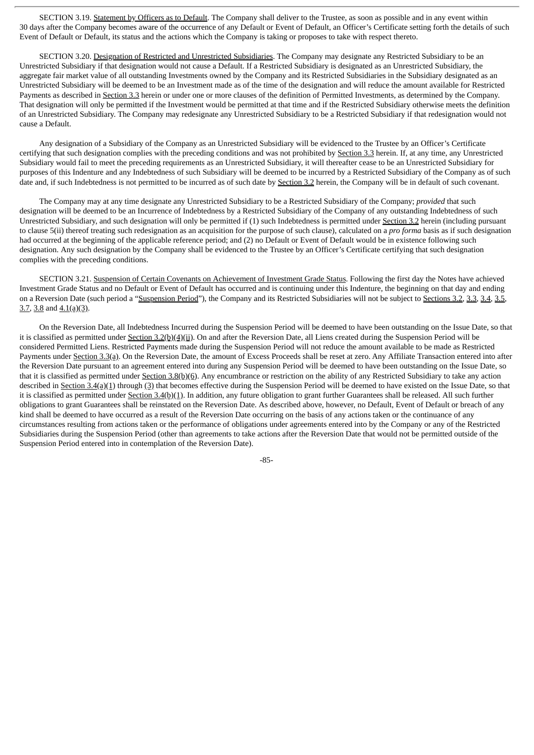SECTION 3.19. Statement by Officers as to Default. The Company shall deliver to the Trustee, as soon as possible and in any event within 30 days after the Company becomes aware of the occurrence of any Default or Event of Default, an Officer's Certificate setting forth the details of such Event of Default or Default, its status and the actions which the Company is taking or proposes to take with respect thereto.

SECTION 3.20. Designation of Restricted and Unrestricted Subsidiaries. The Company may designate any Restricted Subsidiary to be an Unrestricted Subsidiary if that designation would not cause a Default. If a Restricted Subsidiary is designated as an Unrestricted Subsidiary, the aggregate fair market value of all outstanding Investments owned by the Company and its Restricted Subsidiaries in the Subsidiary designated as an Unrestricted Subsidiary will be deemed to be an Investment made as of the time of the designation and will reduce the amount available for Restricted Payments as described in Section 3.3 herein or under one or more clauses of the definition of Permitted Investments, as determined by the Company. That designation will only be permitted if the Investment would be permitted at that time and if the Restricted Subsidiary otherwise meets the definition of an Unrestricted Subsidiary. The Company may redesignate any Unrestricted Subsidiary to be a Restricted Subsidiary if that redesignation would not cause a Default.

Any designation of a Subsidiary of the Company as an Unrestricted Subsidiary will be evidenced to the Trustee by an Officer's Certificate certifying that such designation complies with the preceding conditions and was not prohibited by Section 3.3 herein. If, at any time, any Unrestricted Subsidiary would fail to meet the preceding requirements as an Unrestricted Subsidiary, it will thereafter cease to be an Unrestricted Subsidiary for purposes of this Indenture and any Indebtedness of such Subsidiary will be deemed to be incurred by a Restricted Subsidiary of the Company as of such date and, if such Indebtedness is not permitted to be incurred as of such date by Section 3.2 herein, the Company will be in default of such covenant.

The Company may at any time designate any Unrestricted Subsidiary to be a Restricted Subsidiary of the Company; *provided* that such designation will be deemed to be an Incurrence of Indebtedness by a Restricted Subsidiary of the Company of any outstanding Indebtedness of such Unrestricted Subsidiary, and such designation will only be permitted if (1) such Indebtedness is permitted under Section 3.2 herein (including pursuant to clause 5(ii) thereof treating such redesignation as an acquisition for the purpose of such clause), calculated on a *pro forma* basis as if such designation had occurred at the beginning of the applicable reference period; and (2) no Default or Event of Default would be in existence following such designation. Any such designation by the Company shall be evidenced to the Trustee by an Officer's Certificate certifying that such designation complies with the preceding conditions.

SECTION 3.21. Suspension of Certain Covenants on Achievement of Investment Grade Status. Following the first day the Notes have achieved Investment Grade Status and no Default or Event of Default has occurred and is continuing under this Indenture, the beginning on that day and ending on a Reversion Date (such period a "Suspension Period"), the Company and its Restricted Subsidiaries will not be subject to Sections 3.2, 3.3, 3.4, 3.5, 3.7, 3.8 and 4.1(a)(3).

On the Reversion Date, all Indebtedness Incurred during the Suspension Period will be deemed to have been outstanding on the Issue Date, so that it is classified as permitted under Section 3.2(b)(4)(ii). On and after the Reversion Date, all Liens created during the Suspension Period will be considered Permitted Liens. Restricted Payments made during the Suspension Period will not reduce the amount available to be made as Restricted Payments under Section 3.3(a). On the Reversion Date, the amount of Excess Proceeds shall be reset at zero. Any Affiliate Transaction entered into after the Reversion Date pursuant to an agreement entered into during any Suspension Period will be deemed to have been outstanding on the Issue Date, so that it is classified as permitted under Section 3.8(b)(6). Any encumbrance or restriction on the ability of any Restricted Subsidiary to take any action described in Section 3.4(a)(1) through (3) that becomes effective during the Suspension Period will be deemed to have existed on the Issue Date, so that it is classified as permitted under Section 3.4(b)(1). In addition, any future obligation to grant further Guarantees shall be released. All such further obligations to grant Guarantees shall be reinstated on the Reversion Date. As described above, however, no Default, Event of Default or breach of any kind shall be deemed to have occurred as a result of the Reversion Date occurring on the basis of any actions taken or the continuance of any circumstances resulting from actions taken or the performance of obligations under agreements entered into by the Company or any of the Restricted Subsidiaries during the Suspension Period (other than agreements to take actions after the Reversion Date that would not be permitted outside of the Suspension Period entered into in contemplation of the Reversion Date).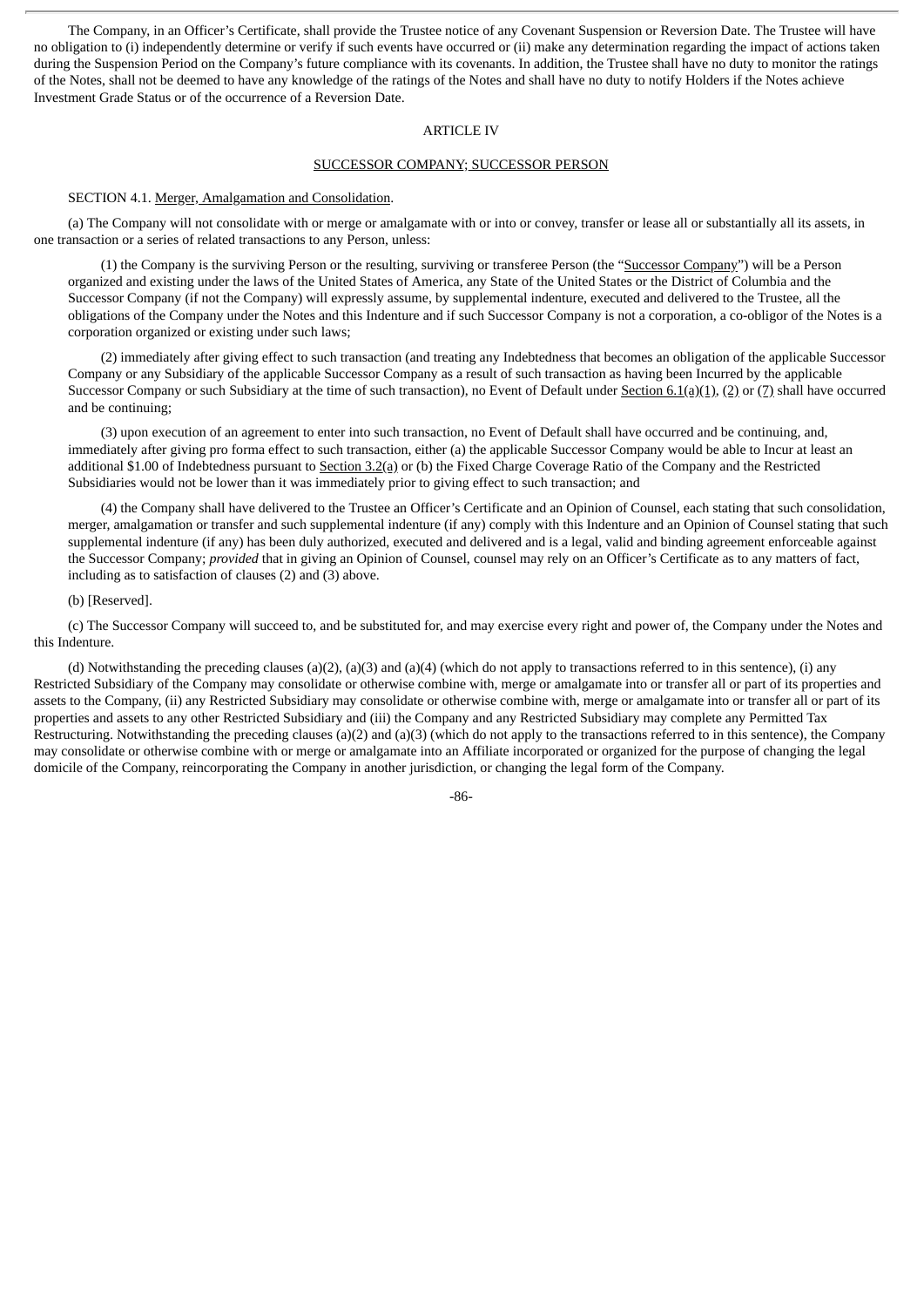The Company, in an Officer's Certificate, shall provide the Trustee notice of any Covenant Suspension or Reversion Date. The Trustee will have no obligation to (i) independently determine or verify if such events have occurred or (ii) make any determination regarding the impact of actions taken during the Suspension Period on the Company's future compliance with its covenants. In addition, the Trustee shall have no duty to monitor the ratings of the Notes, shall not be deemed to have any knowledge of the ratings of the Notes and shall have no duty to notify Holders if the Notes achieve Investment Grade Status or of the occurrence of a Reversion Date.

## ARTICLE IV

## SUCCESSOR COMPANY; SUCCESSOR PERSON

SECTION 4.1. Merger, Amalgamation and Consolidation.

(a) The Company will not consolidate with or merge or amalgamate with or into or convey, transfer or lease all or substantially all its assets, in one transaction or a series of related transactions to any Person, unless:

(1) the Company is the surviving Person or the resulting, surviving or transferee Person (the "Successor Company") will be a Person organized and existing under the laws of the United States of America, any State of the United States or the District of Columbia and the Successor Company (if not the Company) will expressly assume, by supplemental indenture, executed and delivered to the Trustee, all the obligations of the Company under the Notes and this Indenture and if such Successor Company is not a corporation, a co-obligor of the Notes is a corporation organized or existing under such laws;

(2) immediately after giving effect to such transaction (and treating any Indebtedness that becomes an obligation of the applicable Successor Company or any Subsidiary of the applicable Successor Company as a result of such transaction as having been Incurred by the applicable Successor Company or such Subsidiary at the time of such transaction), no Event of Default under Section 6.1(a)(1), (2) or (7) shall have occurred and be continuing;

(3) upon execution of an agreement to enter into such transaction, no Event of Default shall have occurred and be continuing, and, immediately after giving pro forma effect to such transaction, either (a) the applicable Successor Company would be able to Incur at least an additional $1.00 of Indebtedness pursuant to Section 3.2(a) or (b) the Fixed Charge Coverage Ratio of the Company and the Restricted Subsidiaries would not be lower than it was immediately prior to giving effect to such transaction; and

(4) the Company shall have delivered to the Trustee an Officer's Certificate and an Opinion of Counsel, each stating that such consolidation, merger, amalgamation or transfer and such supplemental indenture (if any) comply with this Indenture and an Opinion of Counsel stating that such supplemental indenture (if any) has been duly authorized, executed and delivered and is a legal, valid and binding agreement enforceable against the Successor Company; *provided* that in giving an Opinion of Counsel, counsel may rely on an Officer's Certificate as to any matters of fact, including as to satisfaction of clauses (2) and (3) above.

(b) [Reserved].

(c) The Successor Company will succeed to, and be substituted for, and may exercise every right and power of, the Company under the Notes and this Indenture.

(d) Notwithstanding the preceding clauses (a)(2), (a)(3) and (a)(4) (which do not apply to transactions referred to in this sentence), (i) any Restricted Subsidiary of the Company may consolidate or otherwise combine with, merge or amalgamate into or transfer all or part of its properties and assets to the Company, (ii) any Restricted Subsidiary may consolidate or otherwise combine with, merge or amalgamate into or transfer all or part of its properties and assets to any other Restricted Subsidiary and (iii) the Company and any Restricted Subsidiary may complete any Permitted Tax Restructuring. Notwithstanding the preceding clauses (a)(2) and (a)(3) (which do not apply to the transactions referred to in this sentence), the Company may consolidate or otherwise combine with or merge or amalgamate into an Affiliate incorporated or organized for the purpose of changing the legal domicile of the Company, reincorporating the Company in another jurisdiction, or changing the legal form of the Company.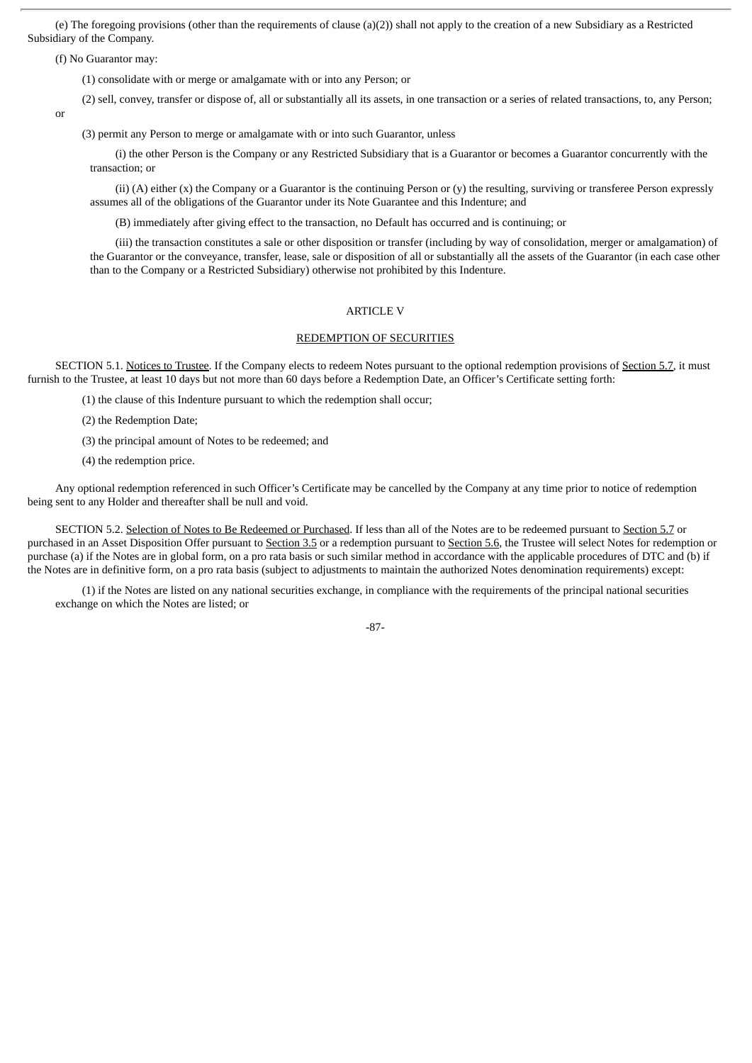(e) The foregoing provisions (other than the requirements of clause (a)(2)) shall not apply to the creation of a new Subsidiary as a Restricted Subsidiary of the Company.

(f) No Guarantor may:

(1) consolidate with or merge or amalgamate with or into any Person; or

(2) sell, convey, transfer or dispose of, all or substantially all its assets, in one transaction or a series of related transactions, to, any Person; or

(3) permit any Person to merge or amalgamate with or into such Guarantor, unless

(i) the other Person is the Company or any Restricted Subsidiary that is a Guarantor or becomes a Guarantor concurrently with the transaction; or

(ii) (A) either (x) the Company or a Guarantor is the continuing Person or (y) the resulting, surviving or transferee Person expressly assumes all of the obligations of the Guarantor under its Note Guarantee and this Indenture; and

(B) immediately after giving effect to the transaction, no Default has occurred and is continuing; or

(iii) the transaction constitutes a sale or other disposition or transfer (including by way of consolidation, merger or amalgamation) of the Guarantor or the conveyance, transfer, lease, sale or disposition of all or substantially all the assets of the Guarantor (in each case other than to the Company or a Restricted Subsidiary) otherwise not prohibited by this Indenture.

## ARTICLE V

## REDEMPTION OF SECURITIES

SECTION 5.1. Notices to Trustee. If the Company elects to redeem Notes pursuant to the optional redemption provisions of Section 5.7, it must furnish to the Trustee, at least 10 days but not more than 60 days before a Redemption Date, an Officer's Certificate setting forth:

(1) the clause of this Indenture pursuant to which the redemption shall occur;

(2) the Redemption Date;

(3) the principal amount of Notes to be redeemed; and

(4) the redemption price.

Any optional redemption referenced in such Officer's Certificate may be cancelled by the Company at any time prior to notice of redemption being sent to any Holder and thereafter shall be null and void.

SECTION 5.2. Selection of Notes to Be Redeemed or Purchased. If less than all of the Notes are to be redeemed pursuant to Section 5.7 or purchased in an Asset Disposition Offer pursuant to Section 3.5 or a redemption pursuant to Section 5.6, the Trustee will select Notes for redemption or purchase (a) if the Notes are in global form, on a pro rata basis or such similar method in accordance with the applicable procedures of DTC and (b) if the Notes are in definitive form, on a pro rata basis (subject to adjustments to maintain the authorized Notes denomination requirements) except:

(1) if the Notes are listed on any national securities exchange, in compliance with the requirements of the principal national securities exchange on which the Notes are listed; or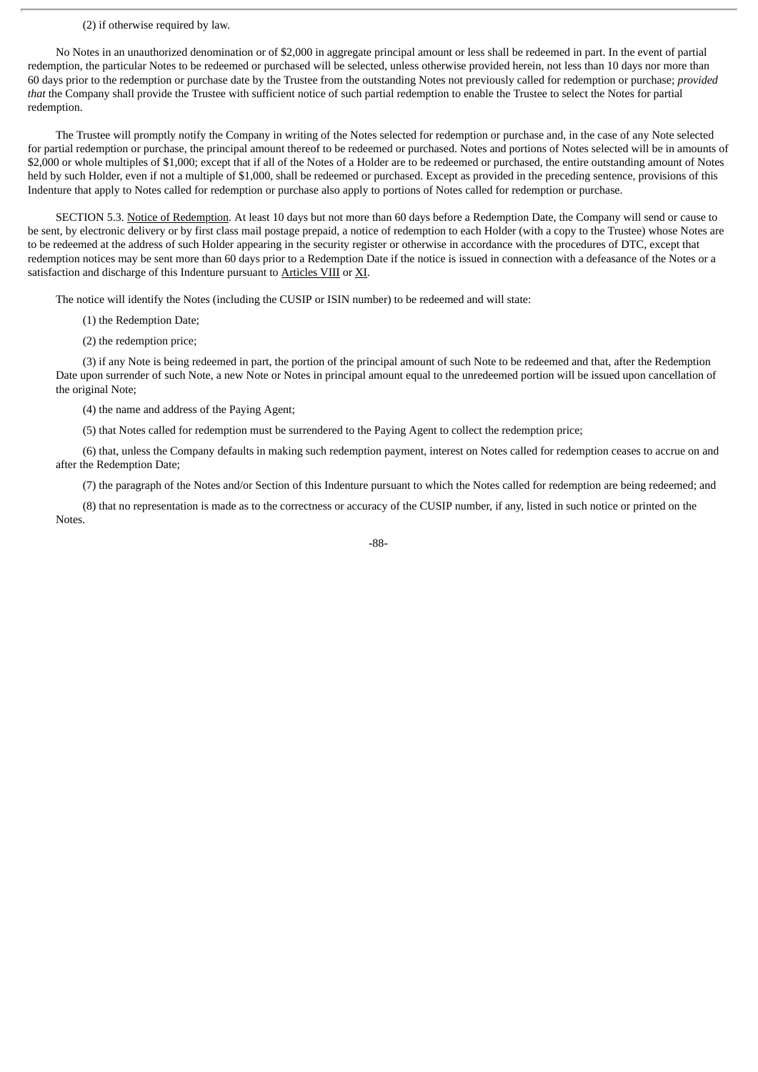(2) if otherwise required by law.

No Notes in an unauthorized denomination or of $2,000 in aggregate principal amount or less shall be redeemed in part. In the event of partial redemption, the particular Notes to be redeemed or purchased will be selected, unless otherwise provided herein, not less than 10 days nor more than 60 days prior to the redemption or purchase date by the Trustee from the outstanding Notes not previously called for redemption or purchase; *provided that* the Company shall provide the Trustee with sufficient notice of such partial redemption to enable the Trustee to select the Notes for partial redemption.

The Trustee will promptly notify the Company in writing of the Notes selected for redemption or purchase and, in the case of any Note selected for partial redemption or purchase, the principal amount thereof to be redeemed or purchased. Notes and portions of Notes selected will be in amounts of $2,000 or whole multiples of $1,000; except that if all of the Notes of a Holder are to be redeemed or purchased, the entire outstanding amount of Notes held by such Holder, even if not a multiple of $1,000, shall be redeemed or purchased. Except as provided in the preceding sentence, provisions of this Indenture that apply to Notes called for redemption or purchase also apply to portions of Notes called for redemption or purchase.

SECTION 5.3. Notice of Redemption. At least 10 days but not more than 60 days before a Redemption Date, the Company will send or cause to be sent, by electronic delivery or by first class mail postage prepaid, a notice of redemption to each Holder (with a copy to the Trustee) whose Notes are to be redeemed at the address of such Holder appearing in the security register or otherwise in accordance with the procedures of DTC, except that redemption notices may be sent more than 60 days prior to a Redemption Date if the notice is issued in connection with a defeasance of the Notes or a satisfaction and discharge of this Indenture pursuant to Articles VIII or XI.

The notice will identify the Notes (including the CUSIP or ISIN number) to be redeemed and will state:

(1) the Redemption Date;

(2) the redemption price;

(3) if any Note is being redeemed in part, the portion of the principal amount of such Note to be redeemed and that, after the Redemption Date upon surrender of such Note, a new Note or Notes in principal amount equal to the unredeemed portion will be issued upon cancellation of the original Note;

(4) the name and address of the Paying Agent;

(5) that Notes called for redemption must be surrendered to the Paying Agent to collect the redemption price;

(6) that, unless the Company defaults in making such redemption payment, interest on Notes called for redemption ceases to accrue on and after the Redemption Date;

(7) the paragraph of the Notes and/or Section of this Indenture pursuant to which the Notes called for redemption are being redeemed; and

(8) that no representation is made as to the correctness or accuracy of the CUSIP number, if any, listed in such notice or printed on the Notes.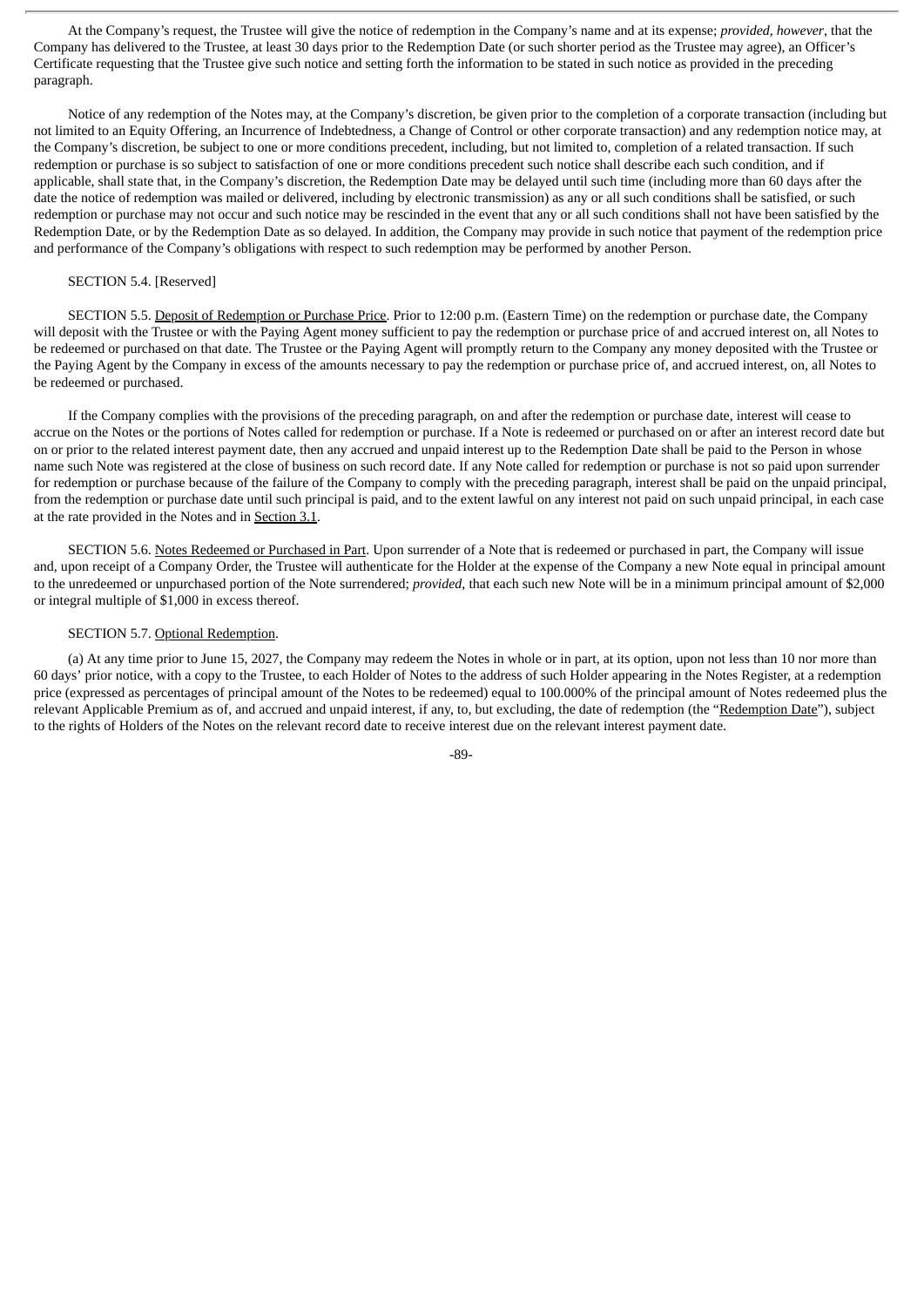At the Company's request, the Trustee will give the notice of redemption in the Company's name and at its expense; *provided*, *however*, that the Company has delivered to the Trustee, at least 30 days prior to the Redemption Date (or such shorter period as the Trustee may agree), an Officer's Certificate requesting that the Trustee give such notice and setting forth the information to be stated in such notice as provided in the preceding paragraph.

Notice of any redemption of the Notes may, at the Company's discretion, be given prior to the completion of a corporate transaction (including but not limited to an Equity Offering, an Incurrence of Indebtedness, a Change of Control or other corporate transaction) and any redemption notice may, at the Company's discretion, be subject to one or more conditions precedent, including, but not limited to, completion of a related transaction. If such redemption or purchase is so subject to satisfaction of one or more conditions precedent such notice shall describe each such condition, and if applicable, shall state that, in the Company's discretion, the Redemption Date may be delayed until such time (including more than 60 days after the date the notice of redemption was mailed or delivered, including by electronic transmission) as any or all such conditions shall be satisfied, or such redemption or purchase may not occur and such notice may be rescinded in the event that any or all such conditions shall not have been satisfied by the Redemption Date, or by the Redemption Date as so delayed. In addition, the Company may provide in such notice that payment of the redemption price and performance of the Company's obligations with respect to such redemption may be performed by another Person.

SECTION 5.4. [Reserved]

SECTION 5.5. Deposit of Redemption or Purchase Price. Prior to 12:00 p.m. (Eastern Time) on the redemption or purchase date, the Company will deposit with the Trustee or with the Paying Agent money sufficient to pay the redemption or purchase price of and accrued interest on, all Notes to be redeemed or purchased on that date. The Trustee or the Paying Agent will promptly return to the Company any money deposited with the Trustee or the Paying Agent by the Company in excess of the amounts necessary to pay the redemption or purchase price of, and accrued interest, on, all Notes to be redeemed or purchased.

If the Company complies with the provisions of the preceding paragraph, on and after the redemption or purchase date, interest will cease to accrue on the Notes or the portions of Notes called for redemption or purchase. If a Note is redeemed or purchased on or after an interest record date but on or prior to the related interest payment date, then any accrued and unpaid interest up to the Redemption Date shall be paid to the Person in whose name such Note was registered at the close of business on such record date. If any Note called for redemption or purchase is not so paid upon surrender for redemption or purchase because of the failure of the Company to comply with the preceding paragraph, interest shall be paid on the unpaid principal, from the redemption or purchase date until such principal is paid, and to the extent lawful on any interest not paid on such unpaid principal, in each case at the rate provided in the Notes and in Section 3.1.

SECTION 5.6. Notes Redeemed or Purchased in Part. Upon surrender of a Note that is redeemed or purchased in part, the Company will issue and, upon receipt of a Company Order, the Trustee will authenticate for the Holder at the expense of the Company a new Note equal in principal amount to the unredeemed or unpurchased portion of the Note surrendered; *provided*, that each such new Note will be in a minimum principal amount of $2,000 or integral multiple of $1,000 in excess thereof.

SECTION 5.7. Optional Redemption.

(a) At any time prior to June 15, 2027, the Company may redeem the Notes in whole or in part, at its option, upon not less than 10 nor more than 60 days' prior notice, with a copy to the Trustee, to each Holder of Notes to the address of such Holder appearing in the Notes Register, at a redemption price (expressed as percentages of principal amount of the Notes to be redeemed) equal to 100.000% of the principal amount of Notes redeemed plus the relevant Applicable Premium as of, and accrued and unpaid interest, if any, to, but excluding, the date of redemption (the "Redemption Date"), subject to the rights of Holders of the Notes on the relevant record date to receive interest due on the relevant interest payment date.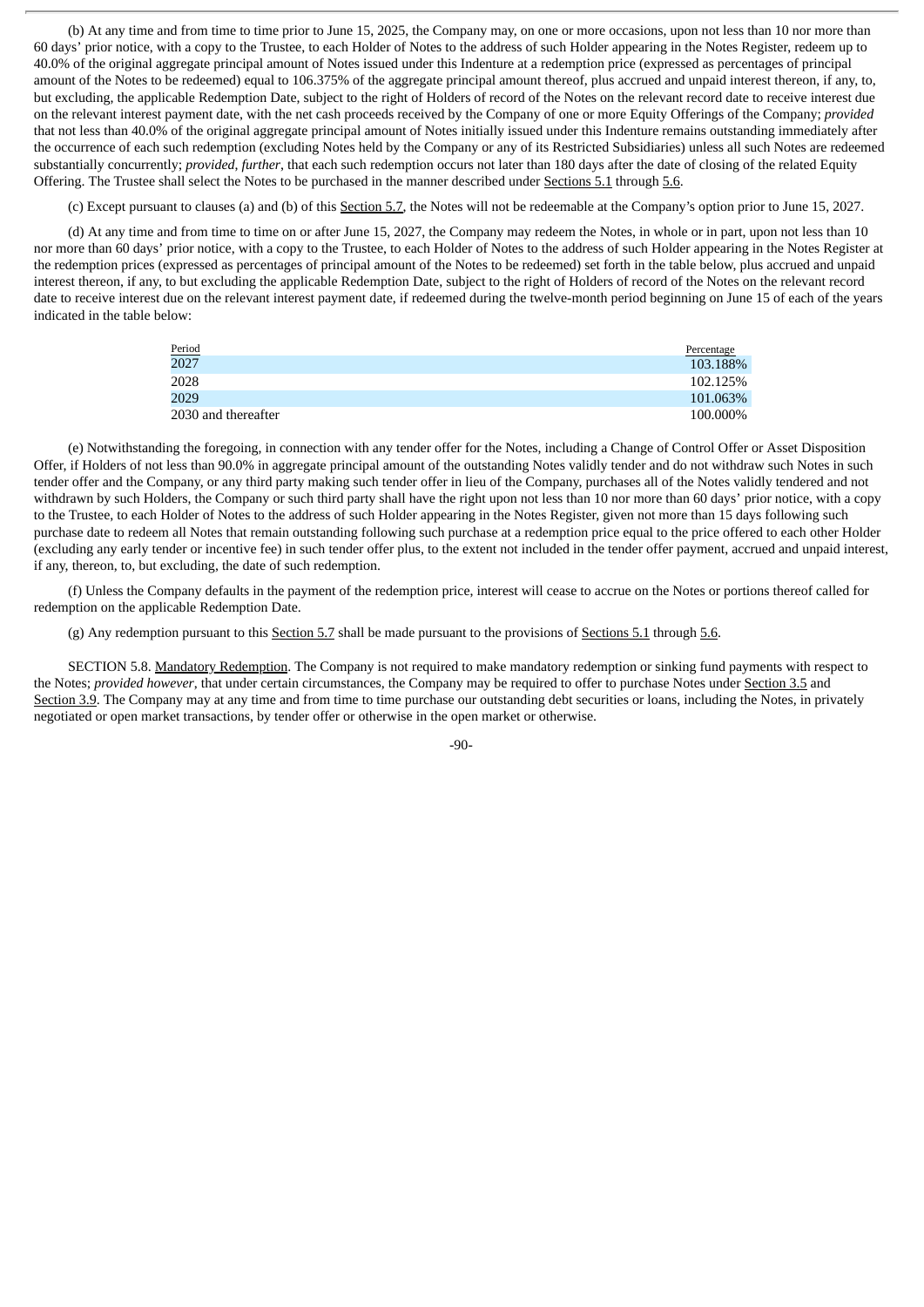(b) At any time and from time to time prior to June 15, 2025, the Company may, on one or more occasions, upon not less than 10 nor more than 60 days' prior notice, with a copy to the Trustee, to each Holder of Notes to the address of such Holder appearing in the Notes Register, redeem up to 40.0% of the original aggregate principal amount of Notes issued under this Indenture at a redemption price (expressed as percentages of principal amount of the Notes to be redeemed) equal to 106.375% of the aggregate principal amount thereof, plus accrued and unpaid interest thereon, if any, to, but excluding, the applicable Redemption Date, subject to the right of Holders of record of the Notes on the relevant record date to receive interest due on the relevant interest payment date, with the net cash proceeds received by the Company of one or more Equity Offerings of the Company; *provided* that not less than 40.0% of the original aggregate principal amount of Notes initially issued under this Indenture remains outstanding immediately after the occurrence of each such redemption (excluding Notes held by the Company or any of its Restricted Subsidiaries) unless all such Notes are redeemed substantially concurrently; *provided, further*, that each such redemption occurs not later than 180 days after the date of closing of the related Equity Offering. The Trustee shall select the Notes to be purchased in the manner described under Sections 5.1 through 5.6.

(c) Except pursuant to clauses (a) and (b) of this Section 5.7, the Notes will not be redeemable at the Company's option prior to June 15, 2027.

(d) At any time and from time to time on or after June 15, 2027, the Company may redeem the Notes, in whole or in part, upon not less than 10 nor more than 60 days' prior notice, with a copy to the Trustee, to each Holder of Notes to the address of such Holder appearing in the Notes Register at the redemption prices (expressed as percentages of principal amount of the Notes to be redeemed) set forth in the table below, plus accrued and unpaid interest thereon, if any, to but excluding the applicable Redemption Date, subject to the right of Holders of record of the Notes on the relevant record date to receive interest due on the relevant interest payment date, if redeemed during the twelve-month period beginning on June 15 of each of the years indicated in the table below:

| Period | Percentage |
|---|---|
| 2027 | 103.188% |
| 2028 | 102.125% |
| 2029 | 101.063% |
| 2030 and thereafter | 100.000% |

(e) Notwithstanding the foregoing, in connection with any tender offer for the Notes, including a Change of Control Offer or Asset Disposition Offer, if Holders of not less than 90.0% in aggregate principal amount of the outstanding Notes validly tender and do not withdraw such Notes in such tender offer and the Company, or any third party making such tender offer in lieu of the Company, purchases all of the Notes validly tendered and not withdrawn by such Holders, the Company or such third party shall have the right upon not less than 10 nor more than 60 days' prior notice, with a copy to the Trustee, to each Holder of Notes to the address of such Holder appearing in the Notes Register, given not more than 15 days following such purchase date to redeem all Notes that remain outstanding following such purchase at a redemption price equal to the price offered to each other Holder (excluding any early tender or incentive fee) in such tender offer plus, to the extent not included in the tender offer payment, accrued and unpaid interest, if any, thereon, to, but excluding, the date of such redemption.

(f) Unless the Company defaults in the payment of the redemption price, interest will cease to accrue on the Notes or portions thereof called for redemption on the applicable Redemption Date.

(g) Any redemption pursuant to this Section 5.7 shall be made pursuant to the provisions of Sections 5.1 through 5.6.

SECTION 5.8. Mandatory Redemption. The Company is not required to make mandatory redemption or sinking fund payments with respect to the Notes; *provided however*, that under certain circumstances, the Company may be required to offer to purchase Notes under Section 3.5 and Section 3.9. The Company may at any time and from time to time purchase our outstanding debt securities or loans, including the Notes, in privately negotiated or open market transactions, by tender offer or otherwise in the open market or otherwise.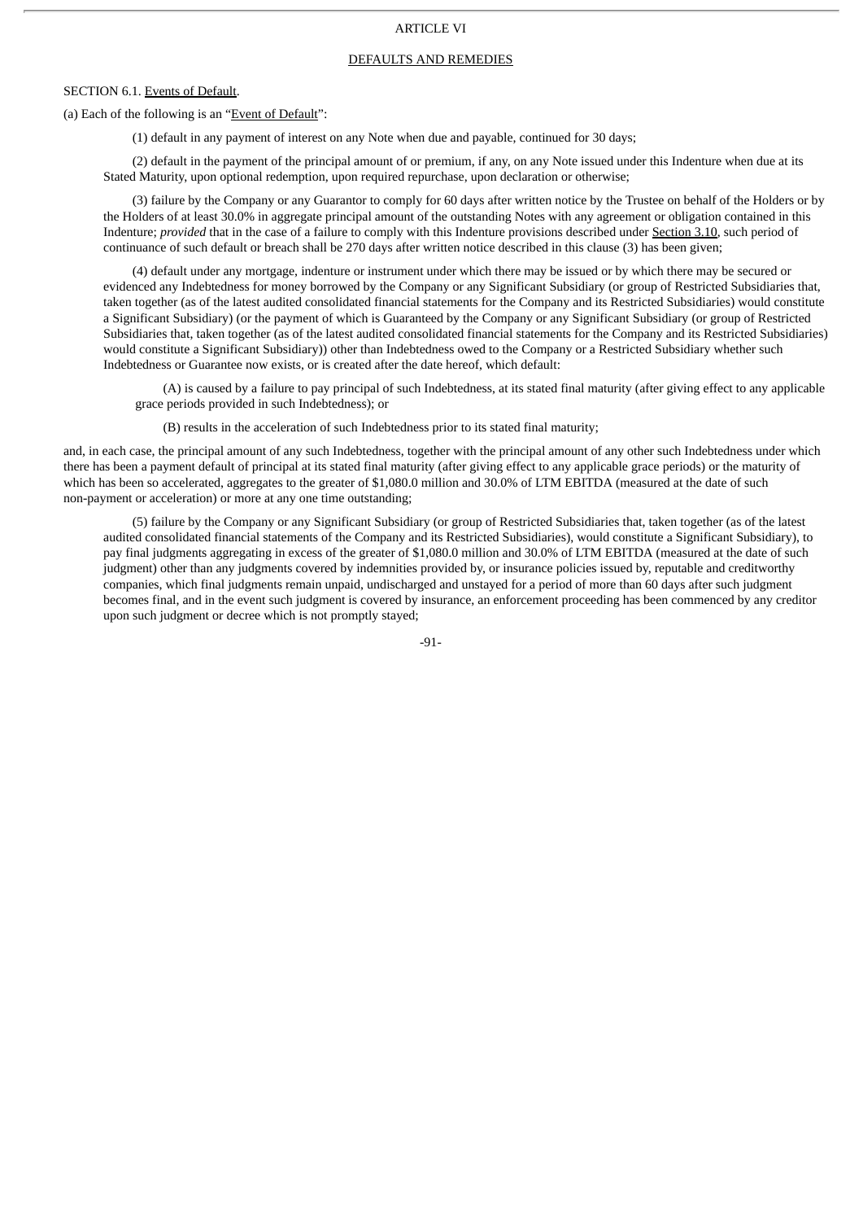## ARTICLE VI

## DEFAULTS AND REMEDIES

SECTION 6.1. Events of Default.

(a) Each of the following is an "Event of Default":

(1) default in any payment of interest on any Note when due and payable, continued for 30 days;

(2) default in the payment of the principal amount of or premium, if any, on any Note issued under this Indenture when due at its Stated Maturity, upon optional redemption, upon required repurchase, upon declaration or otherwise;

(3) failure by the Company or any Guarantor to comply for 60 days after written notice by the Trustee on behalf of the Holders or by the Holders of at least 30.0% in aggregate principal amount of the outstanding Notes with any agreement or obligation contained in this Indenture; *provided* that in the case of a failure to comply with this Indenture provisions described under Section 3.10, such period of continuance of such default or breach shall be 270 days after written notice described in this clause (3) has been given;

(4) default under any mortgage, indenture or instrument under which there may be issued or by which there may be secured or evidenced any Indebtedness for money borrowed by the Company or any Significant Subsidiary (or group of Restricted Subsidiaries that, taken together (as of the latest audited consolidated financial statements for the Company and its Restricted Subsidiaries) would constitute a Significant Subsidiary) (or the payment of which is Guaranteed by the Company or any Significant Subsidiary (or group of Restricted Subsidiaries that, taken together (as of the latest audited consolidated financial statements for the Company and its Restricted Subsidiaries) would constitute a Significant Subsidiary)) other than Indebtedness owed to the Company or a Restricted Subsidiary whether such Indebtedness or Guarantee now exists, or is created after the date hereof, which default:

(A) is caused by a failure to pay principal of such Indebtedness, at its stated final maturity (after giving effect to any applicable grace periods provided in such Indebtedness); or

(B) results in the acceleration of such Indebtedness prior to its stated final maturity;

and, in each case, the principal amount of any such Indebtedness, together with the principal amount of any other such Indebtedness under which there has been a payment default of principal at its stated final maturity (after giving effect to any applicable grace periods) or the maturity of which has been so accelerated, aggregates to the greater of $1,080.0 million and 30.0% of LTM EBITDA (measured at the date of such non-payment or acceleration) or more at any one time outstanding;

(5) failure by the Company or any Significant Subsidiary (or group of Restricted Subsidiaries that, taken together (as of the latest audited consolidated financial statements of the Company and its Restricted Subsidiaries), would constitute a Significant Subsidiary), to pay final judgments aggregating in excess of the greater of $1,080.0 million and 30.0% of LTM EBITDA (measured at the date of such judgment) other than any judgments covered by indemnities provided by, or insurance policies issued by, reputable and creditworthy companies, which final judgments remain unpaid, undischarged and unstayed for a period of more than 60 days after such judgment becomes final, and in the event such judgment is covered by insurance, an enforcement proceeding has been commenced by any creditor upon such judgment or decree which is not promptly stayed;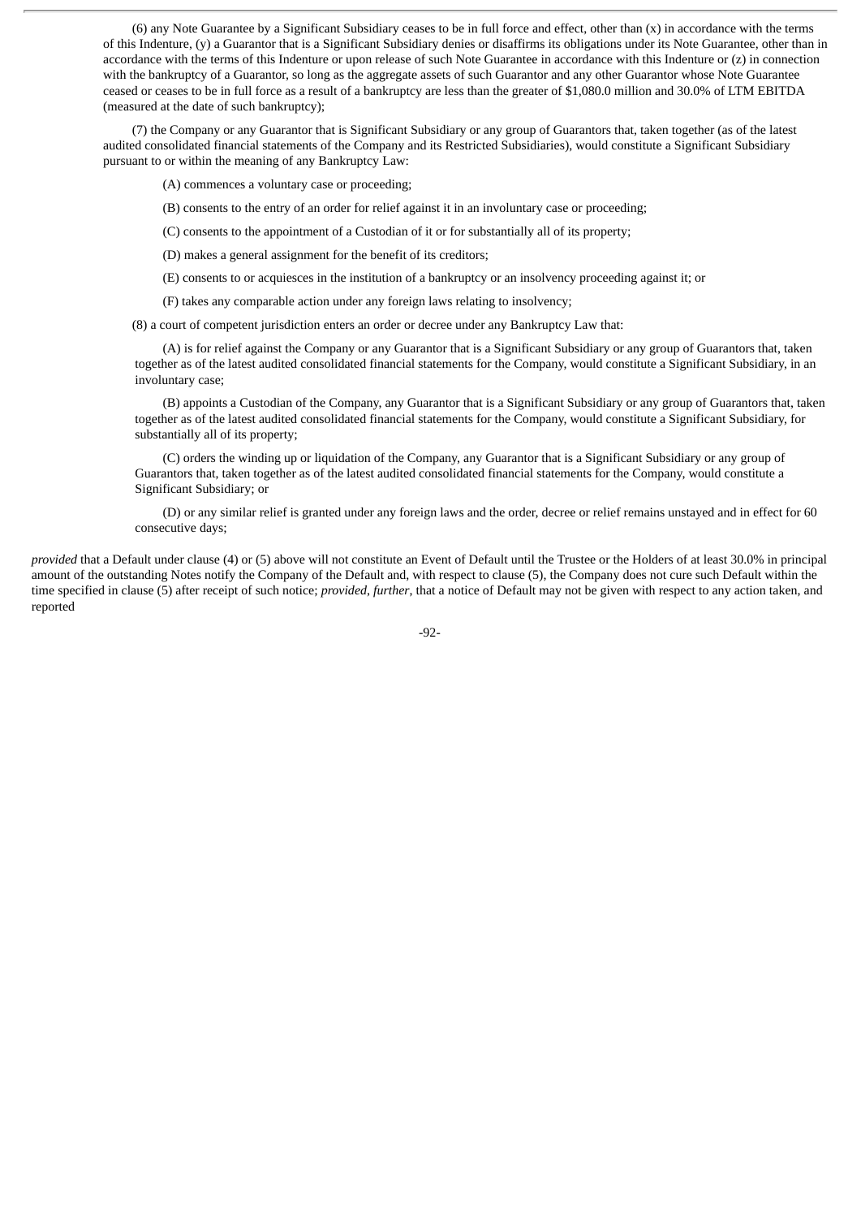(6) any Note Guarantee by a Significant Subsidiary ceases to be in full force and effect, other than (x) in accordance with the terms of this Indenture, (y) a Guarantor that is a Significant Subsidiary denies or disaffirms its obligations under its Note Guarantee, other than in accordance with the terms of this Indenture or upon release of such Note Guarantee in accordance with this Indenture or (z) in connection with the bankruptcy of a Guarantor, so long as the aggregate assets of such Guarantor and any other Guarantor whose Note Guarantee ceased or ceases to be in full force as a result of a bankruptcy are less than the greater of $1,080.0 million and 30.0% of LTM EBITDA (measured at the date of such bankruptcy);

(7) the Company or any Guarantor that is Significant Subsidiary or any group of Guarantors that, taken together (as of the latest audited consolidated financial statements of the Company and its Restricted Subsidiaries), would constitute a Significant Subsidiary pursuant to or within the meaning of any Bankruptcy Law:

(A) commences a voluntary case or proceeding;

(B) consents to the entry of an order for relief against it in an involuntary case or proceeding;

(C) consents to the appointment of a Custodian of it or for substantially all of its property;

(D) makes a general assignment for the benefit of its creditors;

(E) consents to or acquiesces in the institution of a bankruptcy or an insolvency proceeding against it; or

(F) takes any comparable action under any foreign laws relating to insolvency;

(8) a court of competent jurisdiction enters an order or decree under any Bankruptcy Law that:

(A) is for relief against the Company or any Guarantor that is a Significant Subsidiary or any group of Guarantors that, taken together as of the latest audited consolidated financial statements for the Company, would constitute a Significant Subsidiary, in an involuntary case;

(B) appoints a Custodian of the Company, any Guarantor that is a Significant Subsidiary or any group of Guarantors that, taken together as of the latest audited consolidated financial statements for the Company, would constitute a Significant Subsidiary, for substantially all of its property;

(C) orders the winding up or liquidation of the Company, any Guarantor that is a Significant Subsidiary or any group of Guarantors that, taken together as of the latest audited consolidated financial statements for the Company, would constitute a Significant Subsidiary; or

(D) or any similar relief is granted under any foreign laws and the order, decree or relief remains unstayed and in effect for 60 consecutive days;

*provided* that a Default under clause (4) or (5) above will not constitute an Event of Default until the Trustee or the Holders of at least 30.0% in principal amount of the outstanding Notes notify the Company of the Default and, with respect to clause (5), the Company does not cure such Default within the time specified in clause (5) after receipt of such notice; *provided*, *further*, that a notice of Default may not be given with respect to any action taken, and reported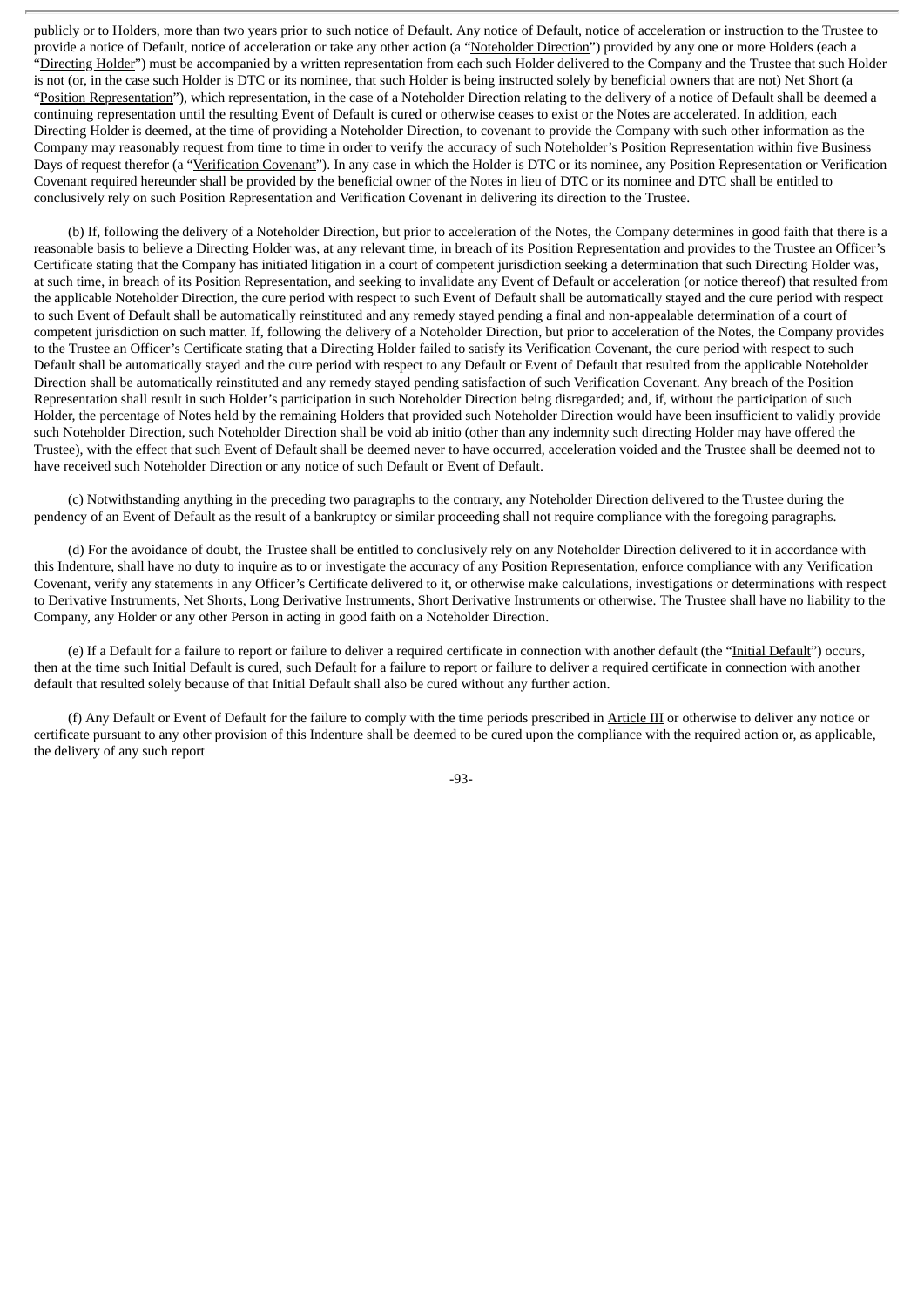publicly or to Holders, more than two years prior to such notice of Default. Any notice of Default, notice of acceleration or instruction to the Trustee to provide a notice of Default, notice of acceleration or take any other action (a "Noteholder Direction") provided by any one or more Holders (each a "Directing Holder") must be accompanied by a written representation from each such Holder delivered to the Company and the Trustee that such Holder is not (or, in the case such Holder is DTC or its nominee, that such Holder is being instructed solely by beneficial owners that are not) Net Short (a "Position Representation"), which representation, in the case of a Noteholder Direction relating to the delivery of a notice of Default shall be deemed a continuing representation until the resulting Event of Default is cured or otherwise ceases to exist or the Notes are accelerated. In addition, each Directing Holder is deemed, at the time of providing a Noteholder Direction, to covenant to provide the Company with such other information as the Company may reasonably request from time to time in order to verify the accuracy of such Noteholder's Position Representation within five Business Days of request therefor (a "Verification Covenant"). In any case in which the Holder is DTC or its nominee, any Position Representation or Verification Covenant required hereunder shall be provided by the beneficial owner of the Notes in lieu of DTC or its nominee and DTC shall be entitled to conclusively rely on such Position Representation and Verification Covenant in delivering its direction to the Trustee.

(b) If, following the delivery of a Noteholder Direction, but prior to acceleration of the Notes, the Company determines in good faith that there is a reasonable basis to believe a Directing Holder was, at any relevant time, in breach of its Position Representation and provides to the Trustee an Officer's Certificate stating that the Company has initiated litigation in a court of competent jurisdiction seeking a determination that such Directing Holder was, at such time, in breach of its Position Representation, and seeking to invalidate any Event of Default or acceleration (or notice thereof) that resulted from the applicable Noteholder Direction, the cure period with respect to such Event of Default shall be automatically stayed and the cure period with respect to such Event of Default shall be automatically reinstituted and any remedy stayed pending a final and non-appealable determination of a court of competent jurisdiction on such matter. If, following the delivery of a Noteholder Direction, but prior to acceleration of the Notes, the Company provides to the Trustee an Officer's Certificate stating that a Directing Holder failed to satisfy its Verification Covenant, the cure period with respect to such Default shall be automatically stayed and the cure period with respect to any Default or Event of Default that resulted from the applicable Noteholder Direction shall be automatically reinstituted and any remedy stayed pending satisfaction of such Verification Covenant. Any breach of the Position Representation shall result in such Holder's participation in such Noteholder Direction being disregarded; and, if, without the participation of such Holder, the percentage of Notes held by the remaining Holders that provided such Noteholder Direction would have been insufficient to validly provide such Noteholder Direction, such Noteholder Direction shall be void ab initio (other than any indemnity such directing Holder may have offered the Trustee), with the effect that such Event of Default shall be deemed never to have occurred, acceleration voided and the Trustee shall be deemed not to have received such Noteholder Direction or any notice of such Default or Event of Default.

(c) Notwithstanding anything in the preceding two paragraphs to the contrary, any Noteholder Direction delivered to the Trustee during the pendency of an Event of Default as the result of a bankruptcy or similar proceeding shall not require compliance with the foregoing paragraphs.

(d) For the avoidance of doubt, the Trustee shall be entitled to conclusively rely on any Noteholder Direction delivered to it in accordance with this Indenture, shall have no duty to inquire as to or investigate the accuracy of any Position Representation, enforce compliance with any Verification Covenant, verify any statements in any Officer's Certificate delivered to it, or otherwise make calculations, investigations or determinations with respect to Derivative Instruments, Net Shorts, Long Derivative Instruments, Short Derivative Instruments or otherwise. The Trustee shall have no liability to the Company, any Holder or any other Person in acting in good faith on a Noteholder Direction.

(e) If a Default for a failure to report or failure to deliver a required certificate in connection with another default (the "Initial Default") occurs, then at the time such Initial Default is cured, such Default for a failure to report or failure to deliver a required certificate in connection with another default that resulted solely because of that Initial Default shall also be cured without any further action.

(f) Any Default or Event of Default for the failure to comply with the time periods prescribed in Article III or otherwise to deliver any notice or certificate pursuant to any other provision of this Indenture shall be deemed to be cured upon the compliance with the required action or, as applicable, the delivery of any such report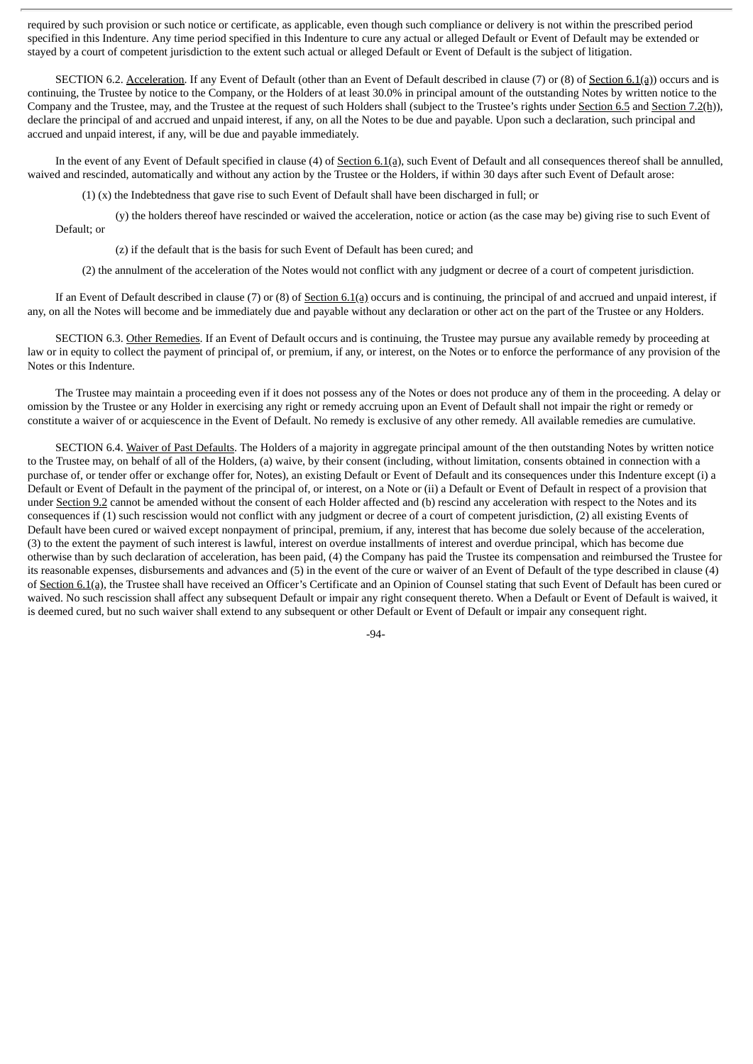required by such provision or such notice or certificate, as applicable, even though such compliance or delivery is not within the prescribed period specified in this Indenture. Any time period specified in this Indenture to cure any actual or alleged Default or Event of Default may be extended or stayed by a court of competent jurisdiction to the extent such actual or alleged Default or Event of Default is the subject of litigation.

SECTION 6.2. Acceleration. If any Event of Default (other than an Event of Default described in clause (7) or (8) of Section 6.1(a)) occurs and is continuing, the Trustee by notice to the Company, or the Holders of at least 30.0% in principal amount of the outstanding Notes by written notice to the Company and the Trustee, may, and the Trustee at the request of such Holders shall (subject to the Trustee's rights under Section 6.5 and Section 7.2(h)), declare the principal of and accrued and unpaid interest, if any, on all the Notes to be due and payable. Upon such a declaration, such principal and accrued and unpaid interest, if any, will be due and payable immediately.

In the event of any Event of Default specified in clause (4) of Section 6.1(a), such Event of Default and all consequences thereof shall be annulled, waived and rescinded, automatically and without any action by the Trustee or the Holders, if within 30 days after such Event of Default arose:

(1) (x) the Indebtedness that gave rise to such Event of Default shall have been discharged in full; or

(y) the holders thereof have rescinded or waived the acceleration, notice or action (as the case may be) giving rise to such Event of Default; or

(z) if the default that is the basis for such Event of Default has been cured; and

(2) the annulment of the acceleration of the Notes would not conflict with any judgment or decree of a court of competent jurisdiction.

If an Event of Default described in clause (7) or (8) of Section 6.1(a) occurs and is continuing, the principal of and accrued and unpaid interest, if any, on all the Notes will become and be immediately due and payable without any declaration or other act on the part of the Trustee or any Holders.

SECTION 6.3. Other Remedies. If an Event of Default occurs and is continuing, the Trustee may pursue any available remedy by proceeding at law or in equity to collect the payment of principal of, or premium, if any, or interest, on the Notes or to enforce the performance of any provision of the Notes or this Indenture.

The Trustee may maintain a proceeding even if it does not possess any of the Notes or does not produce any of them in the proceeding. A delay or omission by the Trustee or any Holder in exercising any right or remedy accruing upon an Event of Default shall not impair the right or remedy or constitute a waiver of or acquiescence in the Event of Default. No remedy is exclusive of any other remedy. All available remedies are cumulative.

SECTION 6.4. Waiver of Past Defaults. The Holders of a majority in aggregate principal amount of the then outstanding Notes by written notice to the Trustee may, on behalf of all of the Holders, (a) waive, by their consent (including, without limitation, consents obtained in connection with a purchase of, or tender offer or exchange offer for, Notes), an existing Default or Event of Default and its consequences under this Indenture except (i) a Default or Event of Default in the payment of the principal of, or interest, on a Note or (ii) a Default or Event of Default in respect of a provision that under Section 9.2 cannot be amended without the consent of each Holder affected and (b) rescind any acceleration with respect to the Notes and its consequences if (1) such rescission would not conflict with any judgment or decree of a court of competent jurisdiction, (2) all existing Events of Default have been cured or waived except nonpayment of principal, premium, if any, interest that has become due solely because of the acceleration, (3) to the extent the payment of such interest is lawful, interest on overdue installments of interest and overdue principal, which has become due otherwise than by such declaration of acceleration, has been paid, (4) the Company has paid the Trustee its compensation and reimbursed the Trustee for its reasonable expenses, disbursements and advances and (5) in the event of the cure or waiver of an Event of Default of the type described in clause (4) of Section 6.1(a), the Trustee shall have received an Officer's Certificate and an Opinion of Counsel stating that such Event of Default has been cured or waived. No such rescission shall affect any subsequent Default or impair any right consequent thereto. When a Default or Event of Default is waived, it is deemed cured, but no such waiver shall extend to any subsequent or other Default or Event of Default or impair any consequent right.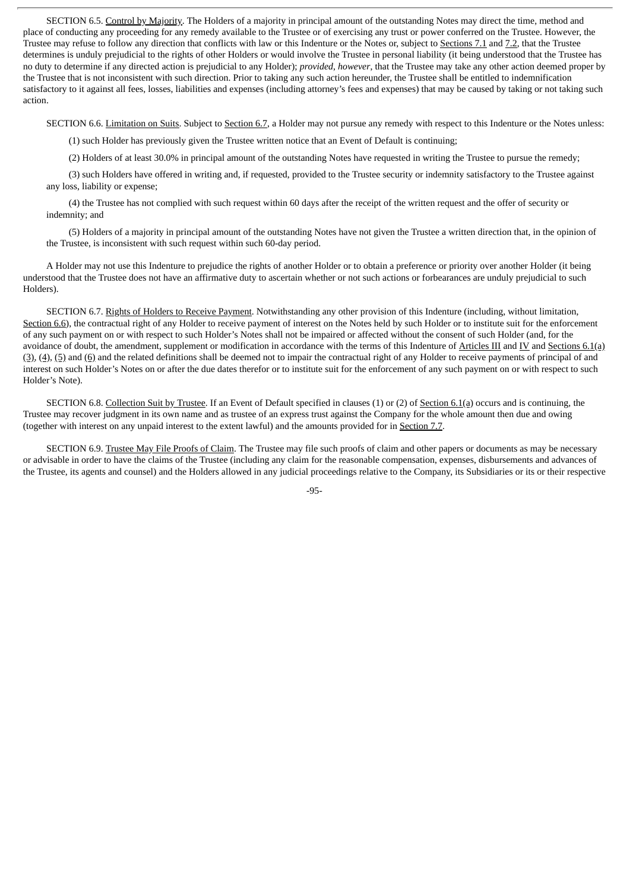SECTION 6.5. Control by Majority. The Holders of a majority in principal amount of the outstanding Notes may direct the time, method and place of conducting any proceeding for any remedy available to the Trustee or of exercising any trust or power conferred on the Trustee. However, the Trustee may refuse to follow any direction that conflicts with law or this Indenture or the Notes or, subject to Sections 7.1 and 7.2, that the Trustee determines is unduly prejudicial to the rights of other Holders or would involve the Trustee in personal liability (it being understood that the Trustee has no duty to determine if any directed action is prejudicial to any Holder); *provided*, *however*, that the Trustee may take any other action deemed proper by the Trustee that is not inconsistent with such direction. Prior to taking any such action hereunder, the Trustee shall be entitled to indemnification satisfactory to it against all fees, losses, liabilities and expenses (including attorney's fees and expenses) that may be caused by taking or not taking such action.

SECTION 6.6. Limitation on Suits. Subject to Section 6.7, a Holder may not pursue any remedy with respect to this Indenture or the Notes unless:

(1) such Holder has previously given the Trustee written notice that an Event of Default is continuing;

(2) Holders of at least 30.0% in principal amount of the outstanding Notes have requested in writing the Trustee to pursue the remedy;

(3) such Holders have offered in writing and, if requested, provided to the Trustee security or indemnity satisfactory to the Trustee against any loss, liability or expense;

(4) the Trustee has not complied with such request within 60 days after the receipt of the written request and the offer of security or indemnity; and

(5) Holders of a majority in principal amount of the outstanding Notes have not given the Trustee a written direction that, in the opinion of the Trustee, is inconsistent with such request within such 60-day period.

A Holder may not use this Indenture to prejudice the rights of another Holder or to obtain a preference or priority over another Holder (it being understood that the Trustee does not have an affirmative duty to ascertain whether or not such actions or forbearances are unduly prejudicial to such Holders).

SECTION 6.7. Rights of Holders to Receive Payment. Notwithstanding any other provision of this Indenture (including, without limitation, Section 6.6), the contractual right of any Holder to receive payment of interest on the Notes held by such Holder or to institute suit for the enforcement of any such payment on or with respect to such Holder's Notes shall not be impaired or affected without the consent of such Holder (and, for the avoidance of doubt, the amendment, supplement or modification in accordance with the terms of this Indenture of Articles III and IV and Sections 6.1(a)(3), (4), (5) and (6) and the related definitions shall be deemed not to impair the contractual right of any Holder to receive payments of principal of and interest on such Holder's Notes on or after the due dates therefor or to institute suit for the enforcement of any such payment on or with respect to such Holder's Note).

SECTION 6.8. Collection Suit by Trustee. If an Event of Default specified in clauses (1) or (2) of Section 6.1(a) occurs and is continuing, the Trustee may recover judgment in its own name and as trustee of an express trust against the Company for the whole amount then due and owing (together with interest on any unpaid interest to the extent lawful) and the amounts provided for in Section 7.7.

SECTION 6.9. Trustee May File Proofs of Claim. The Trustee may file such proofs of claim and other papers or documents as may be necessary or advisable in order to have the claims of the Trustee (including any claim for the reasonable compensation, expenses, disbursements and advances of the Trustee, its agents and counsel) and the Holders allowed in any judicial proceedings relative to the Company, its Subsidiaries or its or their respective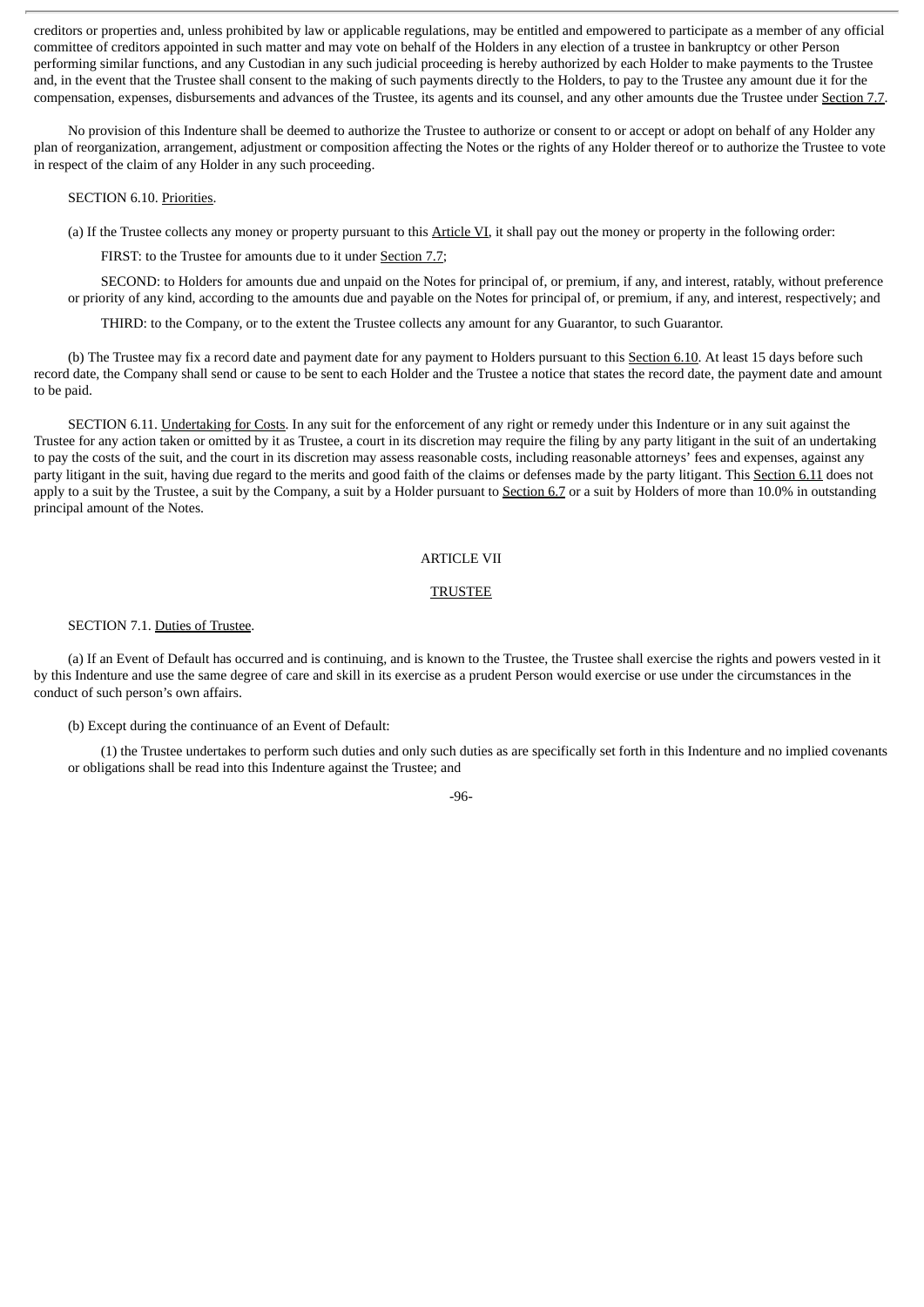creditors or properties and, unless prohibited by law or applicable regulations, may be entitled and empowered to participate as a member of any official committee of creditors appointed in such matter and may vote on behalf of the Holders in any election of a trustee in bankruptcy or other Person performing similar functions, and any Custodian in any such judicial proceeding is hereby authorized by each Holder to make payments to the Trustee and, in the event that the Trustee shall consent to the making of such payments directly to the Holders, to pay to the Trustee any amount due it for the compensation, expenses, disbursements and advances of the Trustee, its agents and its counsel, and any other amounts due the Trustee under Section 7.7.

No provision of this Indenture shall be deemed to authorize the Trustee to authorize or consent to or accept or adopt on behalf of any Holder any plan of reorganization, arrangement, adjustment or composition affecting the Notes or the rights of any Holder thereof or to authorize the Trustee to vote in respect of the claim of any Holder in any such proceeding.

SECTION 6.10. Priorities.

(a) If the Trustee collects any money or property pursuant to this Article VI, it shall pay out the money or property in the following order:

FIRST: to the Trustee for amounts due to it under Section 7.7;

SECOND: to Holders for amounts due and unpaid on the Notes for principal of, or premium, if any, and interest, ratably, without preference or priority of any kind, according to the amounts due and payable on the Notes for principal of, or premium, if any, and interest, respectively; and

THIRD: to the Company, or to the extent the Trustee collects any amount for any Guarantor, to such Guarantor.

(b) The Trustee may fix a record date and payment date for any payment to Holders pursuant to this Section 6.10. At least 15 days before such record date, the Company shall send or cause to be sent to each Holder and the Trustee a notice that states the record date, the payment date and amount to be paid.

SECTION 6.11. Undertaking for Costs. In any suit for the enforcement of any right or remedy under this Indenture or in any suit against the Trustee for any action taken or omitted by it as Trustee, a court in its discretion may require the filing by any party litigant in the suit of an undertaking to pay the costs of the suit, and the court in its discretion may assess reasonable costs, including reasonable attorneys' fees and expenses, against any party litigant in the suit, having due regard to the merits and good faith of the claims or defenses made by the party litigant. This Section 6.11 does not apply to a suit by the Trustee, a suit by the Company, a suit by a Holder pursuant to Section 6.7 or a suit by Holders of more than 10.0% in outstanding principal amount of the Notes.

## ARTICLE VII

## TRUSTEE

SECTION 7.1. Duties of Trustee.

(a) If an Event of Default has occurred and is continuing, and is known to the Trustee, the Trustee shall exercise the rights and powers vested in it by this Indenture and use the same degree of care and skill in its exercise as a prudent Person would exercise or use under the circumstances in the conduct of such person's own affairs.

(b) Except during the continuance of an Event of Default:

(1) the Trustee undertakes to perform such duties and only such duties as are specifically set forth in this Indenture and no implied covenants or obligations shall be read into this Indenture against the Trustee; and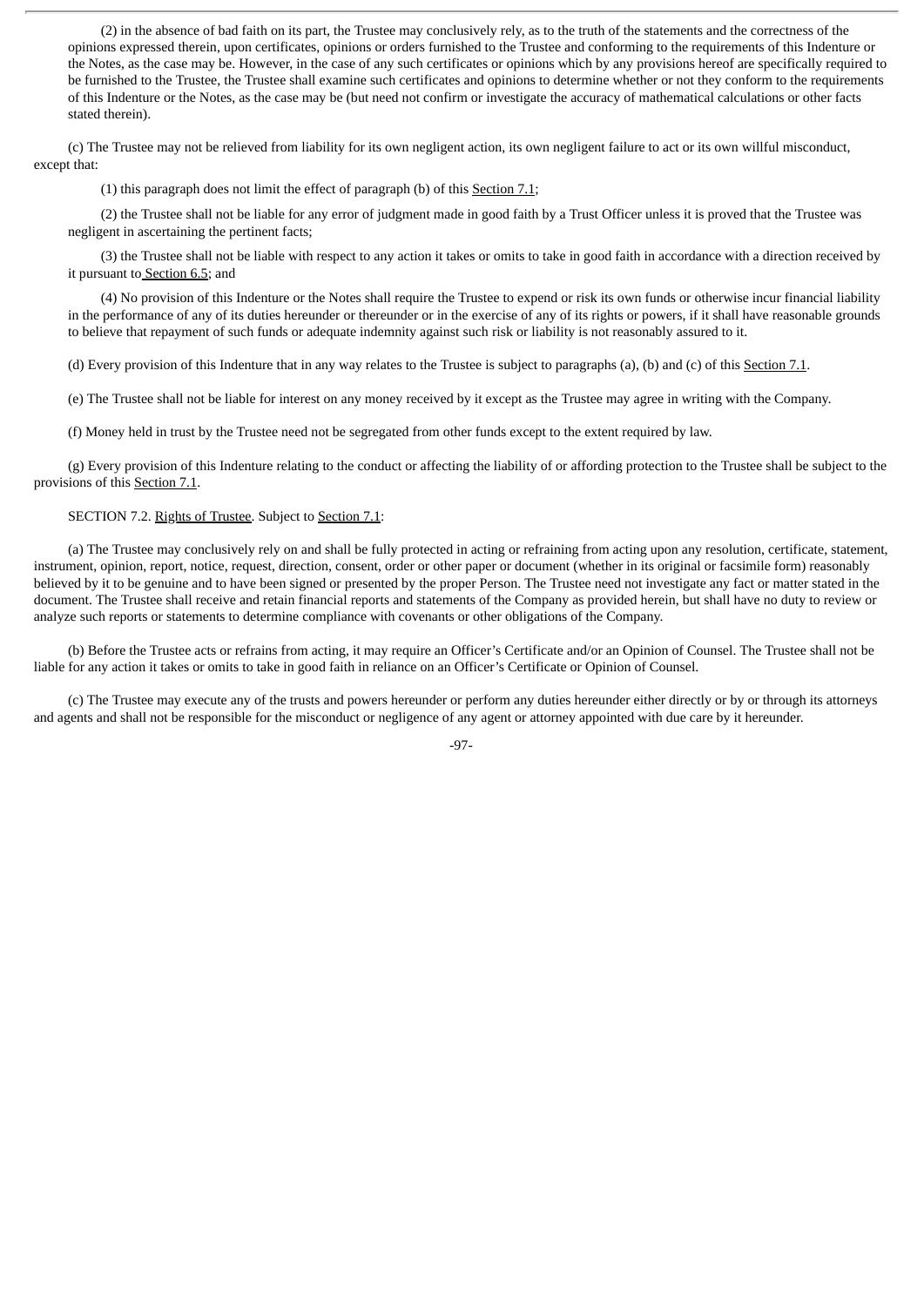(2) in the absence of bad faith on its part, the Trustee may conclusively rely, as to the truth of the statements and the correctness of the opinions expressed therein, upon certificates, opinions or orders furnished to the Trustee and conforming to the requirements of this Indenture or the Notes, as the case may be. However, in the case of any such certificates or opinions which by any provisions hereof are specifically required to be furnished to the Trustee, the Trustee shall examine such certificates and opinions to determine whether or not they conform to the requirements of this Indenture or the Notes, as the case may be (but need not confirm or investigate the accuracy of mathematical calculations or other facts stated therein).

(c) The Trustee may not be relieved from liability for its own negligent action, its own negligent failure to act or its own willful misconduct, except that:

(1) this paragraph does not limit the effect of paragraph (b) of this Section 7.1;

(2) the Trustee shall not be liable for any error of judgment made in good faith by a Trust Officer unless it is proved that the Trustee was negligent in ascertaining the pertinent facts;

(3) the Trustee shall not be liable with respect to any action it takes or omits to take in good faith in accordance with a direction received by it pursuant to Section 6.5; and

(4) No provision of this Indenture or the Notes shall require the Trustee to expend or risk its own funds or otherwise incur financial liability in the performance of any of its duties hereunder or thereunder or in the exercise of any of its rights or powers, if it shall have reasonable grounds to believe that repayment of such funds or adequate indemnity against such risk or liability is not reasonably assured to it.

(d) Every provision of this Indenture that in any way relates to the Trustee is subject to paragraphs (a), (b) and (c) of this Section 7.1.

(e) The Trustee shall not be liable for interest on any money received by it except as the Trustee may agree in writing with the Company.

(f) Money held in trust by the Trustee need not be segregated from other funds except to the extent required by law.

(g) Every provision of this Indenture relating to the conduct or affecting the liability of or affording protection to the Trustee shall be subject to the provisions of this Section 7.1.

SECTION 7.2. Rights of Trustee. Subject to Section 7.1:

(a) The Trustee may conclusively rely on and shall be fully protected in acting or refraining from acting upon any resolution, certificate, statement, instrument, opinion, report, notice, request, direction, consent, order or other paper or document (whether in its original or facsimile form) reasonably believed by it to be genuine and to have been signed or presented by the proper Person. The Trustee need not investigate any fact or matter stated in the document. The Trustee shall receive and retain financial reports and statements of the Company as provided herein, but shall have no duty to review or analyze such reports or statements to determine compliance with covenants or other obligations of the Company.

(b) Before the Trustee acts or refrains from acting, it may require an Officer's Certificate and/or an Opinion of Counsel. The Trustee shall not be liable for any action it takes or omits to take in good faith in reliance on an Officer's Certificate or Opinion of Counsel.

(c) The Trustee may execute any of the trusts and powers hereunder or perform any duties hereunder either directly or by or through its attorneys and agents and shall not be responsible for the misconduct or negligence of any agent or attorney appointed with due care by it hereunder.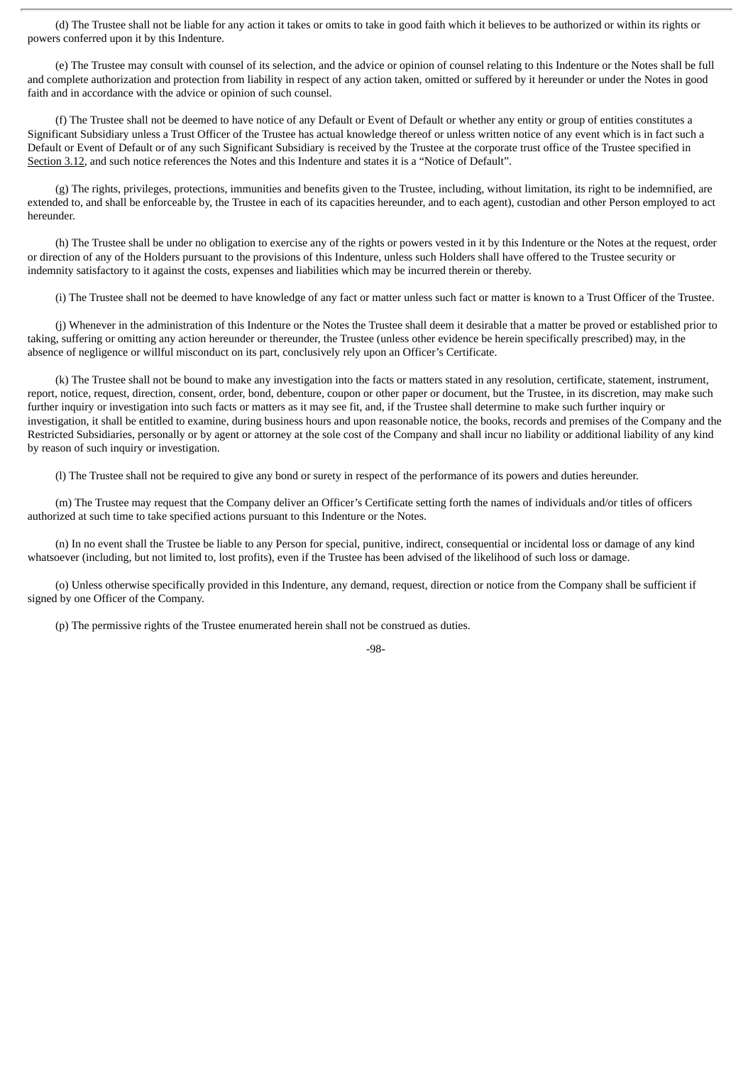(d) The Trustee shall not be liable for any action it takes or omits to take in good faith which it believes to be authorized or within its rights or powers conferred upon it by this Indenture.

(e) The Trustee may consult with counsel of its selection, and the advice or opinion of counsel relating to this Indenture or the Notes shall be full and complete authorization and protection from liability in respect of any action taken, omitted or suffered by it hereunder or under the Notes in good faith and in accordance with the advice or opinion of such counsel.

(f) The Trustee shall not be deemed to have notice of any Default or Event of Default or whether any entity or group of entities constitutes a Significant Subsidiary unless a Trust Officer of the Trustee has actual knowledge thereof or unless written notice of any event which is in fact such a Default or Event of Default or of any such Significant Subsidiary is received by the Trustee at the corporate trust office of the Trustee specified in Section 3.12, and such notice references the Notes and this Indenture and states it is a "Notice of Default".

(g) The rights, privileges, protections, immunities and benefits given to the Trustee, including, without limitation, its right to be indemnified, are extended to, and shall be enforceable by, the Trustee in each of its capacities hereunder, and to each agent), custodian and other Person employed to act hereunder.

(h) The Trustee shall be under no obligation to exercise any of the rights or powers vested in it by this Indenture or the Notes at the request, order or direction of any of the Holders pursuant to the provisions of this Indenture, unless such Holders shall have offered to the Trustee security or indemnity satisfactory to it against the costs, expenses and liabilities which may be incurred therein or thereby.

(i) The Trustee shall not be deemed to have knowledge of any fact or matter unless such fact or matter is known to a Trust Officer of the Trustee.

(j) Whenever in the administration of this Indenture or the Notes the Trustee shall deem it desirable that a matter be proved or established prior to taking, suffering or omitting any action hereunder or thereunder, the Trustee (unless other evidence be herein specifically prescribed) may, in the absence of negligence or willful misconduct on its part, conclusively rely upon an Officer's Certificate.

(k) The Trustee shall not be bound to make any investigation into the facts or matters stated in any resolution, certificate, statement, instrument, report, notice, request, direction, consent, order, bond, debenture, coupon or other paper or document, but the Trustee, in its discretion, may make such further inquiry or investigation into such facts or matters as it may see fit, and, if the Trustee shall determine to make such further inquiry or investigation, it shall be entitled to examine, during business hours and upon reasonable notice, the books, records and premises of the Company and the Restricted Subsidiaries, personally or by agent or attorney at the sole cost of the Company and shall incur no liability or additional liability of any kind by reason of such inquiry or investigation.

(l) The Trustee shall not be required to give any bond or surety in respect of the performance of its powers and duties hereunder.

(m) The Trustee may request that the Company deliver an Officer's Certificate setting forth the names of individuals and/or titles of officers authorized at such time to take specified actions pursuant to this Indenture or the Notes.

(n) In no event shall the Trustee be liable to any Person for special, punitive, indirect, consequential or incidental loss or damage of any kind whatsoever (including, but not limited to, lost profits), even if the Trustee has been advised of the likelihood of such loss or damage.

(o) Unless otherwise specifically provided in this Indenture, any demand, request, direction or notice from the Company shall be sufficient if signed by one Officer of the Company.

(p) The permissive rights of the Trustee enumerated herein shall not be construed as duties.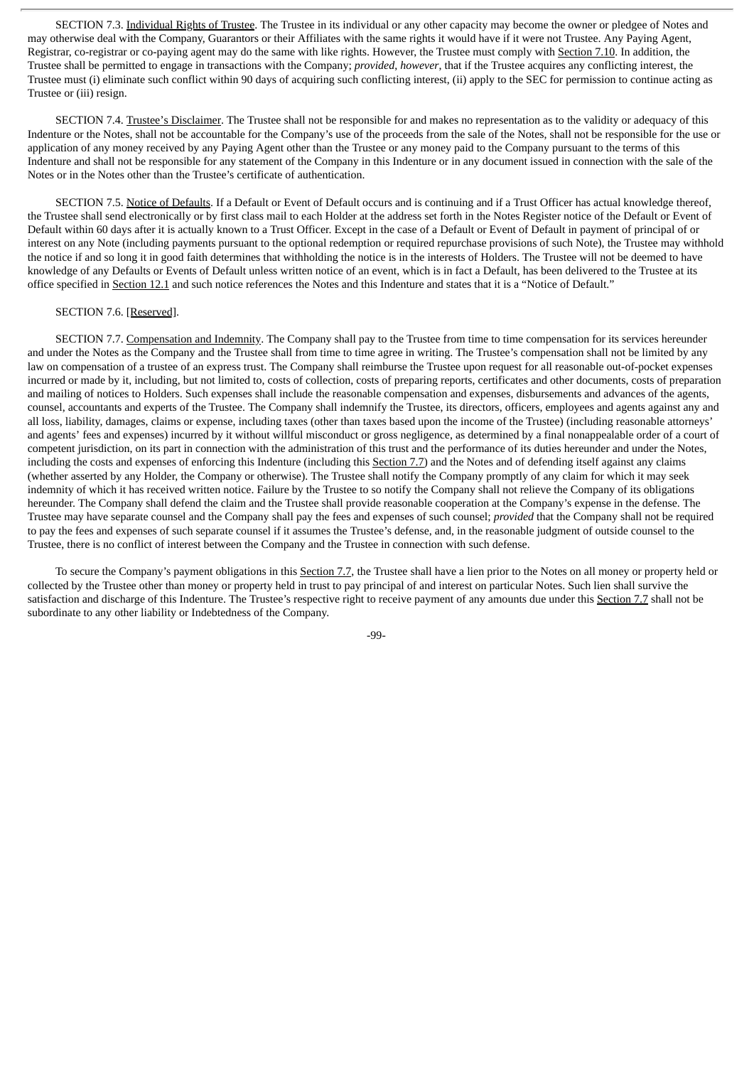SECTION 7.3. Individual Rights of Trustee. The Trustee in its individual or any other capacity may become the owner or pledgee of Notes and may otherwise deal with the Company, Guarantors or their Affiliates with the same rights it would have if it were not Trustee. Any Paying Agent, Registrar, co-registrar or co-paying agent may do the same with like rights. However, the Trustee must comply with Section 7.10. In addition, the Trustee shall be permitted to engage in transactions with the Company; *provided*, *however*, that if the Trustee acquires any conflicting interest, the Trustee must (i) eliminate such conflict within 90 days of acquiring such conflicting interest, (ii) apply to the SEC for permission to continue acting as Trustee or (iii) resign.

SECTION 7.4. Trustee's Disclaimer. The Trustee shall not be responsible for and makes no representation as to the validity or adequacy of this Indenture or the Notes, shall not be accountable for the Company's use of the proceeds from the sale of the Notes, shall not be responsible for the use or application of any money received by any Paying Agent other than the Trustee or any money paid to the Company pursuant to the terms of this Indenture and shall not be responsible for any statement of the Company in this Indenture or in any document issued in connection with the sale of the Notes or in the Notes other than the Trustee's certificate of authentication.

SECTION 7.5. Notice of Defaults. If a Default or Event of Default occurs and is continuing and if a Trust Officer has actual knowledge thereof, the Trustee shall send electronically or by first class mail to each Holder at the address set forth in the Notes Register notice of the Default or Event of Default within 60 days after it is actually known to a Trust Officer. Except in the case of a Default or Event of Default in payment of principal of or interest on any Note (including payments pursuant to the optional redemption or required repurchase provisions of such Note), the Trustee may withhold the notice if and so long it in good faith determines that withholding the notice is in the interests of Holders. The Trustee will not be deemed to have knowledge of any Defaults or Events of Default unless written notice of an event, which is in fact a Default, has been delivered to the Trustee at its office specified in Section 12.1 and such notice references the Notes and this Indenture and states that it is a "Notice of Default."

SECTION 7.6. [Reserved].

SECTION 7.7. Compensation and Indemnity. The Company shall pay to the Trustee from time to time compensation for its services hereunder and under the Notes as the Company and the Trustee shall from time to time agree in writing. The Trustee's compensation shall not be limited by any law on compensation of a trustee of an express trust. The Company shall reimburse the Trustee upon request for all reasonable out-of-pocket expenses incurred or made by it, including, but not limited to, costs of collection, costs of preparing reports, certificates and other documents, costs of preparation and mailing of notices to Holders. Such expenses shall include the reasonable compensation and expenses, disbursements and advances of the agents, counsel, accountants and experts of the Trustee. The Company shall indemnify the Trustee, its directors, officers, employees and agents against any and all loss, liability, damages, claims or expense, including taxes (other than taxes based upon the income of the Trustee) (including reasonable attorneys' and agents' fees and expenses) incurred by it without willful misconduct or gross negligence, as determined by a final nonappealable order of a court of competent jurisdiction, on its part in connection with the administration of this trust and the performance of its duties hereunder and under the Notes, including the costs and expenses of enforcing this Indenture (including this Section 7.7) and the Notes and of defending itself against any claims (whether asserted by any Holder, the Company or otherwise). The Trustee shall notify the Company promptly of any claim for which it may seek indemnity of which it has received written notice. Failure by the Trustee to so notify the Company shall not relieve the Company of its obligations hereunder. The Company shall defend the claim and the Trustee shall provide reasonable cooperation at the Company's expense in the defense. The Trustee may have separate counsel and the Company shall pay the fees and expenses of such counsel; *provided* that the Company shall not be required to pay the fees and expenses of such separate counsel if it assumes the Trustee's defense, and, in the reasonable judgment of outside counsel to the Trustee, there is no conflict of interest between the Company and the Trustee in connection with such defense.

To secure the Company's payment obligations in this Section 7.7, the Trustee shall have a lien prior to the Notes on all money or property held or collected by the Trustee other than money or property held in trust to pay principal of and interest on particular Notes. Such lien shall survive the satisfaction and discharge of this Indenture. The Trustee's respective right to receive payment of any amounts due under this Section 7.7 shall not be subordinate to any other liability or Indebtedness of the Company.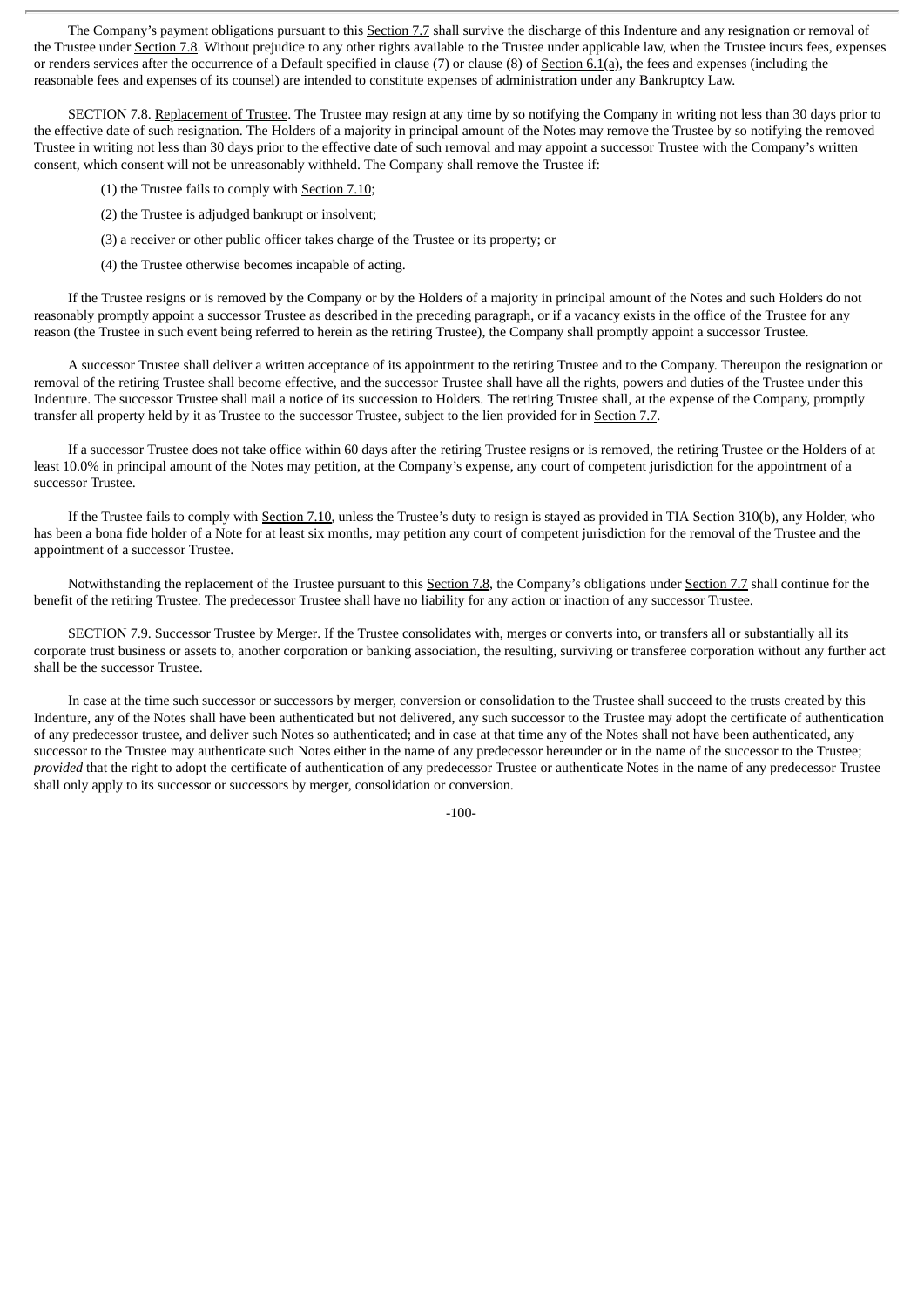The Company's payment obligations pursuant to this Section 7.7 shall survive the discharge of this Indenture and any resignation or removal of the Trustee under Section 7.8. Without prejudice to any other rights available to the Trustee under applicable law, when the Trustee incurs fees, expenses or renders services after the occurrence of a Default specified in clause (7) or clause (8) of Section 6.1(a), the fees and expenses (including the reasonable fees and expenses of its counsel) are intended to constitute expenses of administration under any Bankruptcy Law.

SECTION 7.8. Replacement of Trustee. The Trustee may resign at any time by so notifying the Company in writing not less than 30 days prior to the effective date of such resignation. The Holders of a majority in principal amount of the Notes may remove the Trustee by so notifying the removed Trustee in writing not less than 30 days prior to the effective date of such removal and may appoint a successor Trustee with the Company's written consent, which consent will not be unreasonably withheld. The Company shall remove the Trustee if:

(1) the Trustee fails to comply with Section 7.10;

(2) the Trustee is adjudged bankrupt or insolvent;

(3) a receiver or other public officer takes charge of the Trustee or its property; or

(4) the Trustee otherwise becomes incapable of acting.

If the Trustee resigns or is removed by the Company or by the Holders of a majority in principal amount of the Notes and such Holders do not reasonably promptly appoint a successor Trustee as described in the preceding paragraph, or if a vacancy exists in the office of the Trustee for any reason (the Trustee in such event being referred to herein as the retiring Trustee), the Company shall promptly appoint a successor Trustee.

A successor Trustee shall deliver a written acceptance of its appointment to the retiring Trustee and to the Company. Thereupon the resignation or removal of the retiring Trustee shall become effective, and the successor Trustee shall have all the rights, powers and duties of the Trustee under this Indenture. The successor Trustee shall mail a notice of its succession to Holders. The retiring Trustee shall, at the expense of the Company, promptly transfer all property held by it as Trustee to the successor Trustee, subject to the lien provided for in Section 7.7.

If a successor Trustee does not take office within 60 days after the retiring Trustee resigns or is removed, the retiring Trustee or the Holders of at least 10.0% in principal amount of the Notes may petition, at the Company's expense, any court of competent jurisdiction for the appointment of a successor Trustee.

If the Trustee fails to comply with Section 7.10, unless the Trustee's duty to resign is stayed as provided in TIA Section 310(b), any Holder, who has been a bona fide holder of a Note for at least six months, may petition any court of competent jurisdiction for the removal of the Trustee and the appointment of a successor Trustee.

Notwithstanding the replacement of the Trustee pursuant to this Section 7.8, the Company's obligations under Section 7.7 shall continue for the benefit of the retiring Trustee. The predecessor Trustee shall have no liability for any action or inaction of any successor Trustee.

SECTION 7.9. Successor Trustee by Merger. If the Trustee consolidates with, merges or converts into, or transfers all or substantially all its corporate trust business or assets to, another corporation or banking association, the resulting, surviving or transferee corporation without any further act shall be the successor Trustee.

In case at the time such successor or successors by merger, conversion or consolidation to the Trustee shall succeed to the trusts created by this Indenture, any of the Notes shall have been authenticated but not delivered, any such successor to the Trustee may adopt the certificate of authentication of any predecessor trustee, and deliver such Notes so authenticated; and in case at that time any of the Notes shall not have been authenticated, any successor to the Trustee may authenticate such Notes either in the name of any predecessor hereunder or in the name of the successor to the Trustee; *provided* that the right to adopt the certificate of authentication of any predecessor Trustee or authenticate Notes in the name of any predecessor Trustee shall only apply to its successor or successors by merger, consolidation or conversion.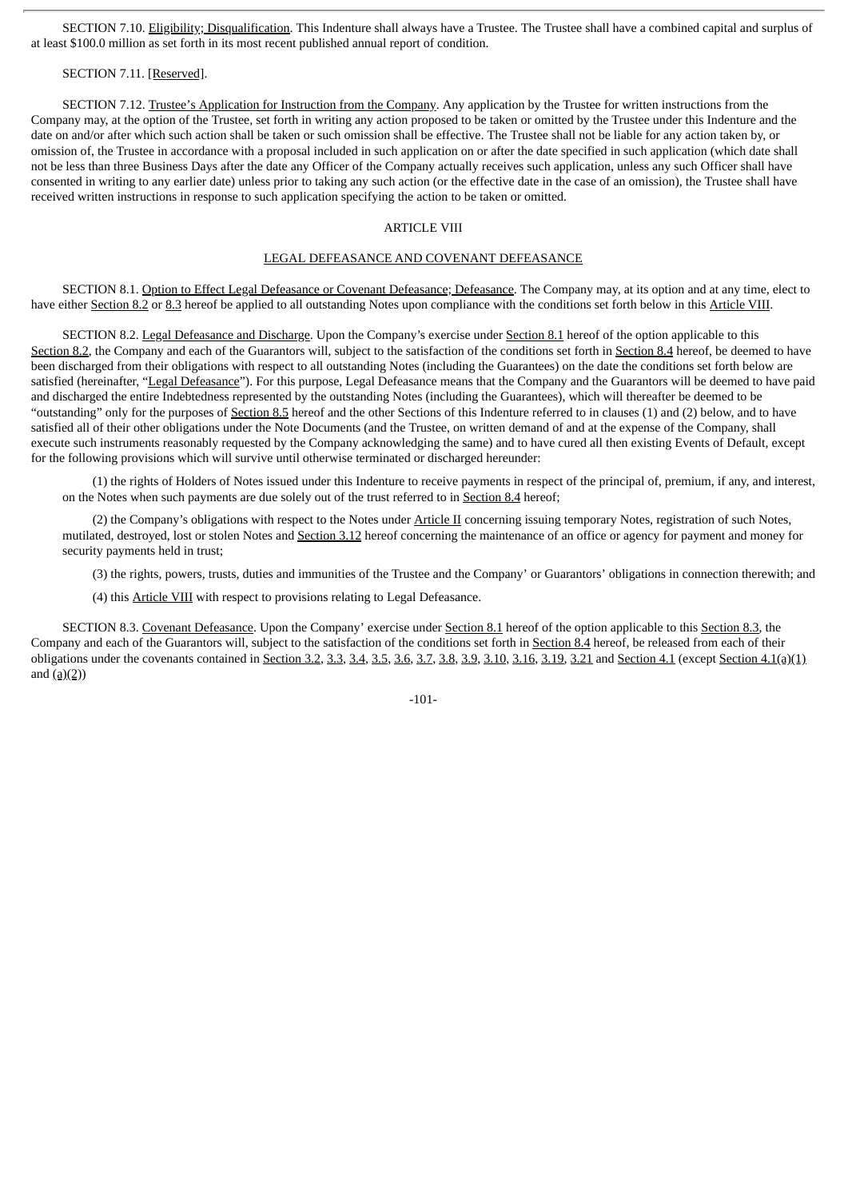SECTION 7.10. Eligibility; Disqualification. This Indenture shall always have a Trustee. The Trustee shall have a combined capital and surplus of at least $100.0 million as set forth in its most recent published annual report of condition.

SECTION 7.11. [Reserved].

SECTION 7.12. Trustee's Application for Instruction from the Company. Any application by the Trustee for written instructions from the Company may, at the option of the Trustee, set forth in writing any action proposed to be taken or omitted by the Trustee under this Indenture and the date on and/or after which such action shall be taken or such omission shall be effective. The Trustee shall not be liable for any action taken by, or omission of, the Trustee in accordance with a proposal included in such application on or after the date specified in such application (which date shall not be less than three Business Days after the date any Officer of the Company actually receives such application, unless any such Officer shall have consented in writing to any earlier date) unless prior to taking any such action (or the effective date in the case of an omission), the Trustee shall have received written instructions in response to such application specifying the action to be taken or omitted.

## ARTICLE VIII

## LEGAL DEFEASANCE AND COVENANT DEFEASANCE

SECTION 8.1. Option to Effect Legal Defeasance or Covenant Defeasance; Defeasance. The Company may, at its option and at any time, elect to have either Section 8.2 or 8.3 hereof be applied to all outstanding Notes upon compliance with the conditions set forth below in this Article VIII.

SECTION 8.2. Legal Defeasance and Discharge. Upon the Company's exercise under Section 8.1 hereof of the option applicable to this Section 8.2, the Company and each of the Guarantors will, subject to the satisfaction of the conditions set forth in Section 8.4 hereof, be deemed to have been discharged from their obligations with respect to all outstanding Notes (including the Guarantees) on the date the conditions set forth below are satisfied (hereinafter, "Legal Defeasance"). For this purpose, Legal Defeasance means that the Company and the Guarantors will be deemed to have paid and discharged the entire Indebtedness represented by the outstanding Notes (including the Guarantees), which will thereafter be deemed to be "outstanding" only for the purposes of Section 8.5 hereof and the other Sections of this Indenture referred to in clauses (1) and (2) below, and to have satisfied all of their other obligations under the Note Documents (and the Trustee, on written demand of and at the expense of the Company, shall execute such instruments reasonably requested by the Company acknowledging the same) and to have cured all then existing Events of Default, except for the following provisions which will survive until otherwise terminated or discharged hereunder:

(1) the rights of Holders of Notes issued under this Indenture to receive payments in respect of the principal of, premium, if any, and interest, on the Notes when such payments are due solely out of the trust referred to in Section 8.4 hereof;

(2) the Company's obligations with respect to the Notes under Article II concerning issuing temporary Notes, registration of such Notes, mutilated, destroyed, lost or stolen Notes and Section 3.12 hereof concerning the maintenance of an office or agency for payment and money for security payments held in trust;

(3) the rights, powers, trusts, duties and immunities of the Trustee and the Company' or Guarantors' obligations in connection therewith; and

(4) this Article VIII with respect to provisions relating to Legal Defeasance.

SECTION 8.3. Covenant Defeasance. Upon the Company' exercise under Section 8.1 hereof of the option applicable to this Section 8.3, the Company and each of the Guarantors will, subject to the satisfaction of the conditions set forth in Section 8.4 hereof, be released from each of their obligations under the covenants contained in Section 3.2, 3.3, 3.4, 3.5, 3.6, 3.7, 3.8, 3.9, 3.10, 3.16, 3.19, 3.21 and Section 4.1 (except Section 4.1(a)(1) and (a)(2))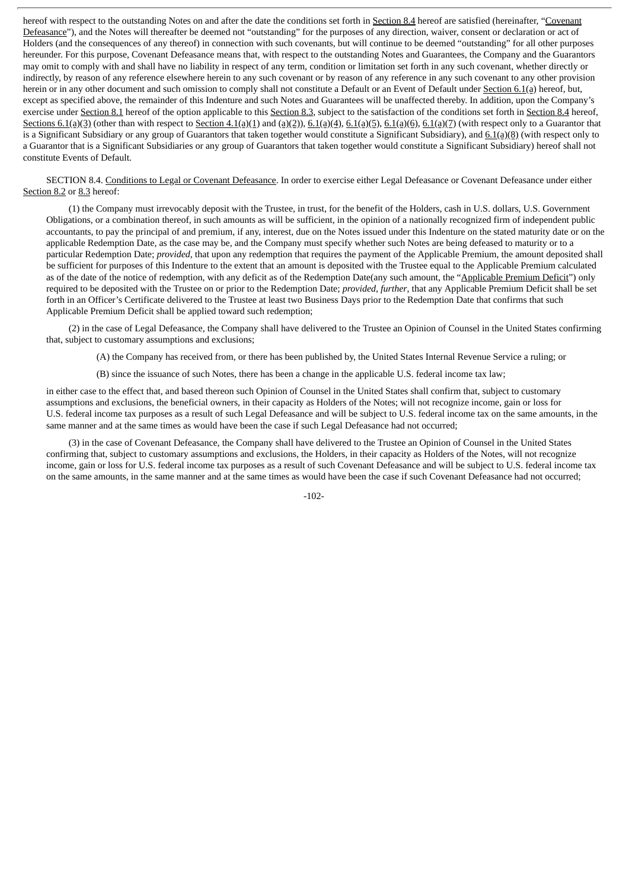hereof with respect to the outstanding Notes on and after the date the conditions set forth in Section 8.4 hereof are satisfied (hereinafter, "Covenant Defeasance"), and the Notes will thereafter be deemed not "outstanding" for the purposes of any direction, waiver, consent or declaration or act of Holders (and the consequences of any thereof) in connection with such covenants, but will continue to be deemed "outstanding" for all other purposes hereunder. For this purpose, Covenant Defeasance means that, with respect to the outstanding Notes and Guarantees, the Company and the Guarantors may omit to comply with and shall have no liability in respect of any term, condition or limitation set forth in any such covenant, whether directly or indirectly, by reason of any reference elsewhere herein to any such covenant or by reason of any reference in any such covenant to any other provision herein or in any other document and such omission to comply shall not constitute a Default or an Event of Default under Section 6.1(a) hereof, but, except as specified above, the remainder of this Indenture and such Notes and Guarantees will be unaffected thereby. In addition, upon the Company's exercise under Section 8.1 hereof of the option applicable to this Section 8.3, subject to the satisfaction of the conditions set forth in Section 8.4 hereof, Sections 6.1(a)(3) (other than with respect to Section 4.1(a)(1) and (a)(2)), 6.1(a)(4), 6.1(a)(5), 6.1(a)(6), 6.1(a)(7) (with respect only to a Guarantor that is a Significant Subsidiary or any group of Guarantors that taken together would constitute a Significant Subsidiary), and 6.1(a)(8) (with respect only to a Guarantor that is a Significant Subsidiaries or any group of Guarantors that taken together would constitute a Significant Subsidiary) hereof shall not constitute Events of Default.

SECTION 8.4. Conditions to Legal or Covenant Defeasance. In order to exercise either Legal Defeasance or Covenant Defeasance under either Section 8.2 or 8.3 hereof:

(1) the Company must irrevocably deposit with the Trustee, in trust, for the benefit of the Holders, cash in U.S. dollars, U.S. Government Obligations, or a combination thereof, in such amounts as will be sufficient, in the opinion of a nationally recognized firm of independent public accountants, to pay the principal of and premium, if any, interest, due on the Notes issued under this Indenture on the stated maturity date or on the applicable Redemption Date, as the case may be, and the Company must specify whether such Notes are being defeased to maturity or to a particular Redemption Date; *provided*, that upon any redemption that requires the payment of the Applicable Premium, the amount deposited shall be sufficient for purposes of this Indenture to the extent that an amount is deposited with the Trustee equal to the Applicable Premium calculated as of the date of the notice of redemption, with any deficit as of the Redemption Date(any such amount, the "Applicable Premium Deficit") only required to be deposited with the Trustee on or prior to the Redemption Date; *provided*, *further*, that any Applicable Premium Deficit shall be set forth in an Officer's Certificate delivered to the Trustee at least two Business Days prior to the Redemption Date that confirms that such Applicable Premium Deficit shall be applied toward such redemption;

(2) in the case of Legal Defeasance, the Company shall have delivered to the Trustee an Opinion of Counsel in the United States confirming that, subject to customary assumptions and exclusions;

(A) the Company has received from, or there has been published by, the United States Internal Revenue Service a ruling; or

(B) since the issuance of such Notes, there has been a change in the applicable U.S. federal income tax law;

in either case to the effect that, and based thereon such Opinion of Counsel in the United States shall confirm that, subject to customary assumptions and exclusions, the beneficial owners, in their capacity as Holders of the Notes; will not recognize income, gain or loss for U.S. federal income tax purposes as a result of such Legal Defeasance and will be subject to U.S. federal income tax on the same amounts, in the same manner and at the same times as would have been the case if such Legal Defeasance had not occurred;

(3) in the case of Covenant Defeasance, the Company shall have delivered to the Trustee an Opinion of Counsel in the United States confirming that, subject to customary assumptions and exclusions, the Holders, in their capacity as Holders of the Notes, will not recognize income, gain or loss for U.S. federal income tax purposes as a result of such Covenant Defeasance and will be subject to U.S. federal income tax on the same amounts, in the same manner and at the same times as would have been the case if such Covenant Defeasance had not occurred;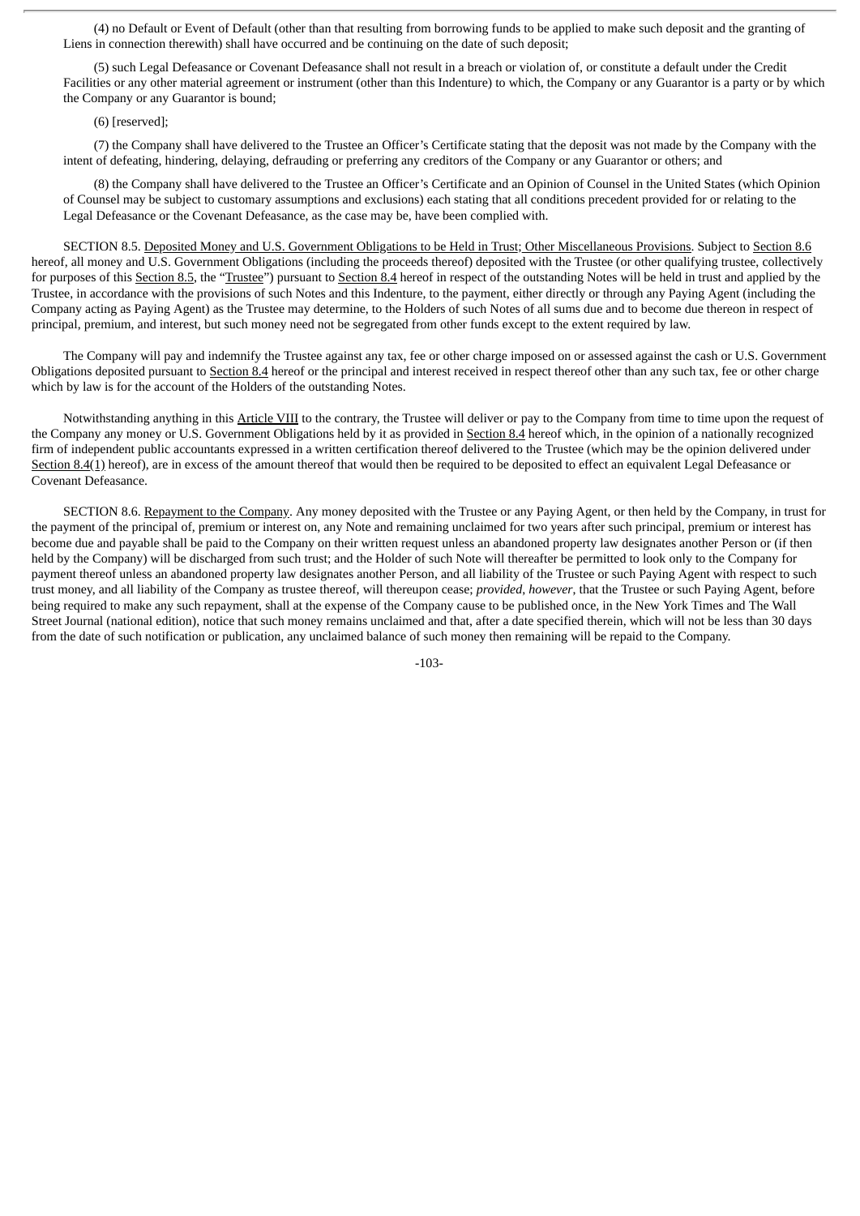(4) no Default or Event of Default (other than that resulting from borrowing funds to be applied to make such deposit and the granting of Liens in connection therewith) shall have occurred and be continuing on the date of such deposit;

(5) such Legal Defeasance or Covenant Defeasance shall not result in a breach or violation of, or constitute a default under the Credit Facilities or any other material agreement or instrument (other than this Indenture) to which, the Company or any Guarantor is a party or by which the Company or any Guarantor is bound;

(6) [reserved];

(7) the Company shall have delivered to the Trustee an Officer's Certificate stating that the deposit was not made by the Company with the intent of defeating, hindering, delaying, defrauding or preferring any creditors of the Company or any Guarantor or others; and

(8) the Company shall have delivered to the Trustee an Officer's Certificate and an Opinion of Counsel in the United States (which Opinion of Counsel may be subject to customary assumptions and exclusions) each stating that all conditions precedent provided for or relating to the Legal Defeasance or the Covenant Defeasance, as the case may be, have been complied with.

SECTION 8.5. Deposited Money and U.S. Government Obligations to be Held in Trust; Other Miscellaneous Provisions. Subject to Section 8.6 hereof, all money and U.S. Government Obligations (including the proceeds thereof) deposited with the Trustee (or other qualifying trustee, collectively for purposes of this Section 8.5, the "Trustee") pursuant to Section 8.4 hereof in respect of the outstanding Notes will be held in trust and applied by the Trustee, in accordance with the provisions of such Notes and this Indenture, to the payment, either directly or through any Paying Agent (including the Company acting as Paying Agent) as the Trustee may determine, to the Holders of such Notes of all sums due and to become due thereon in respect of principal, premium, and interest, but such money need not be segregated from other funds except to the extent required by law.

The Company will pay and indemnify the Trustee against any tax, fee or other charge imposed on or assessed against the cash or U.S. Government Obligations deposited pursuant to Section 8.4 hereof or the principal and interest received in respect thereof other than any such tax, fee or other charge which by law is for the account of the Holders of the outstanding Notes.

Notwithstanding anything in this Article VIII to the contrary, the Trustee will deliver or pay to the Company from time to time upon the request of the Company any money or U.S. Government Obligations held by it as provided in Section 8.4 hereof which, in the opinion of a nationally recognized firm of independent public accountants expressed in a written certification thereof delivered to the Trustee (which may be the opinion delivered under Section 8.4(1) hereof), are in excess of the amount thereof that would then be required to be deposited to effect an equivalent Legal Defeasance or Covenant Defeasance.

SECTION 8.6. Repayment to the Company. Any money deposited with the Trustee or any Paying Agent, or then held by the Company, in trust for the payment of the principal of, premium or interest on, any Note and remaining unclaimed for two years after such principal, premium or interest has become due and payable shall be paid to the Company on their written request unless an abandoned property law designates another Person or (if then held by the Company) will be discharged from such trust; and the Holder of such Note will thereafter be permitted to look only to the Company for payment thereof unless an abandoned property law designates another Person, and all liability of the Trustee or such Paying Agent with respect to such trust money, and all liability of the Company as trustee thereof, will thereupon cease; *provided*, *however*, that the Trustee or such Paying Agent, before being required to make any such repayment, shall at the expense of the Company cause to be published once, in the New York Times and The Wall Street Journal (national edition), notice that such money remains unclaimed and that, after a date specified therein, which will not be less than 30 days from the date of such notification or publication, any unclaimed balance of such money then remaining will be repaid to the Company.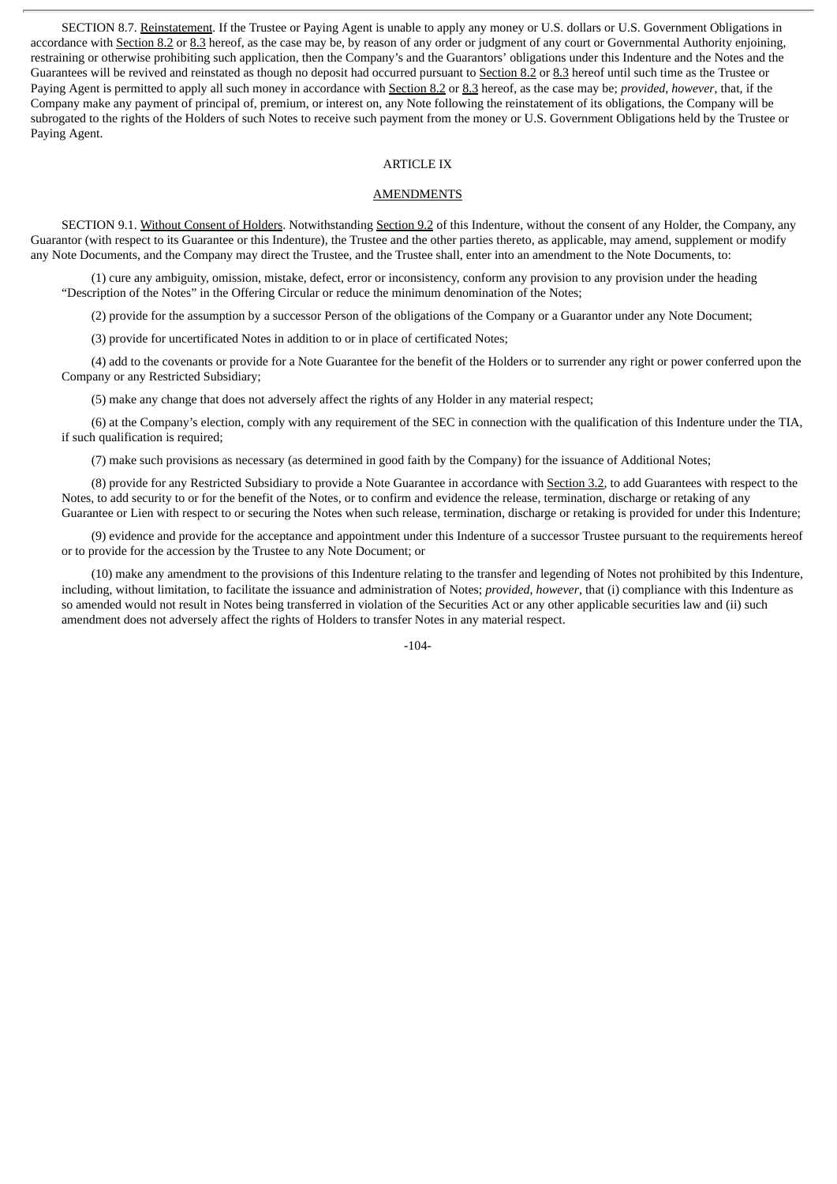SECTION 8.7. Reinstatement. If the Trustee or Paying Agent is unable to apply any money or U.S. dollars or U.S. Government Obligations in accordance with Section 8.2 or 8.3 hereof, as the case may be, by reason of any order or judgment of any court or Governmental Authority enjoining, restraining or otherwise prohibiting such application, then the Company's and the Guarantors' obligations under this Indenture and the Notes and the Guarantees will be revived and reinstated as though no deposit had occurred pursuant to Section 8.2 or 8.3 hereof until such time as the Trustee or Paying Agent is permitted to apply all such money in accordance with Section 8.2 or 8.3 hereof, as the case may be; *provided*, *however*, that, if the Company make any payment of principal of, premium, or interest on, any Note following the reinstatement of its obligations, the Company will be subrogated to the rights of the Holders of such Notes to receive such payment from the money or U.S. Government Obligations held by the Trustee or Paying Agent.

## ARTICLE IX

## AMENDMENTS

SECTION 9.1. Without Consent of Holders. Notwithstanding Section 9.2 of this Indenture, without the consent of any Holder, the Company, any Guarantor (with respect to its Guarantee or this Indenture), the Trustee and the other parties thereto, as applicable, may amend, supplement or modify any Note Documents, and the Company may direct the Trustee, and the Trustee shall, enter into an amendment to the Note Documents, to:

(1) cure any ambiguity, omission, mistake, defect, error or inconsistency, conform any provision to any provision under the heading "Description of the Notes" in the Offering Circular or reduce the minimum denomination of the Notes;

(2) provide for the assumption by a successor Person of the obligations of the Company or a Guarantor under any Note Document;

(3) provide for uncertificated Notes in addition to or in place of certificated Notes;

(4) add to the covenants or provide for a Note Guarantee for the benefit of the Holders or to surrender any right or power conferred upon the Company or any Restricted Subsidiary;

(5) make any change that does not adversely affect the rights of any Holder in any material respect;

(6) at the Company's election, comply with any requirement of the SEC in connection with the qualification of this Indenture under the TIA, if such qualification is required;

(7) make such provisions as necessary (as determined in good faith by the Company) for the issuance of Additional Notes;

(8) provide for any Restricted Subsidiary to provide a Note Guarantee in accordance with Section 3.2, to add Guarantees with respect to the Notes, to add security to or for the benefit of the Notes, or to confirm and evidence the release, termination, discharge or retaking of any Guarantee or Lien with respect to or securing the Notes when such release, termination, discharge or retaking is provided for under this Indenture;

(9) evidence and provide for the acceptance and appointment under this Indenture of a successor Trustee pursuant to the requirements hereof or to provide for the accession by the Trustee to any Note Document; or

(10) make any amendment to the provisions of this Indenture relating to the transfer and legending of Notes not prohibited by this Indenture, including, without limitation, to facilitate the issuance and administration of Notes; *provided*, *however*, that (i) compliance with this Indenture as so amended would not result in Notes being transferred in violation of the Securities Act or any other applicable securities law and (ii) such amendment does not adversely affect the rights of Holders to transfer Notes in any material respect.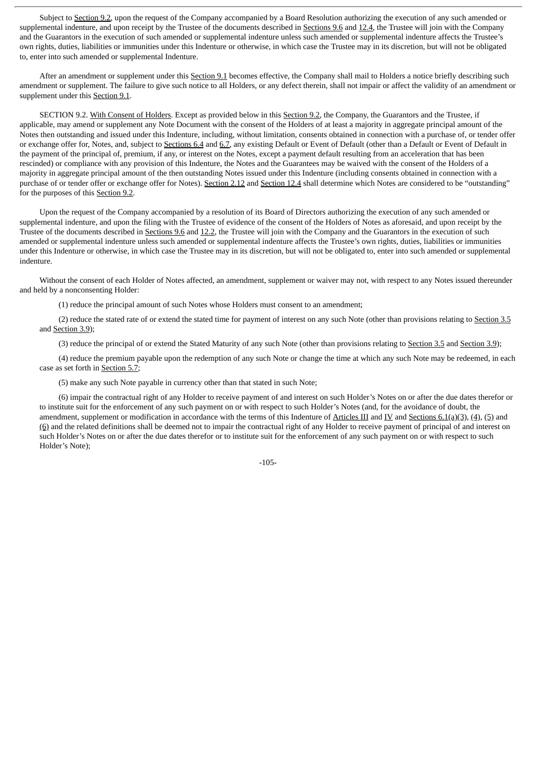Subject to Section 9.2, upon the request of the Company accompanied by a Board Resolution authorizing the execution of any such amended or supplemental indenture, and upon receipt by the Trustee of the documents described in Sections 9.6 and 12.4, the Trustee will join with the Company and the Guarantors in the execution of such amended or supplemental indenture unless such amended or supplemental indenture affects the Trustee's own rights, duties, liabilities or immunities under this Indenture or otherwise, in which case the Trustee may in its discretion, but will not be obligated to, enter into such amended or supplemental Indenture.

After an amendment or supplement under this Section 9.1 becomes effective, the Company shall mail to Holders a notice briefly describing such amendment or supplement. The failure to give such notice to all Holders, or any defect therein, shall not impair or affect the validity of an amendment or supplement under this Section 9.1.

SECTION 9.2. With Consent of Holders. Except as provided below in this Section 9.2, the Company, the Guarantors and the Trustee, if applicable, may amend or supplement any Note Document with the consent of the Holders of at least a majority in aggregate principal amount of the Notes then outstanding and issued under this Indenture, including, without limitation, consents obtained in connection with a purchase of, or tender offer or exchange offer for, Notes, and, subject to Sections 6.4 and 6.7, any existing Default or Event of Default (other than a Default or Event of Default in the payment of the principal of, premium, if any, or interest on the Notes, except a payment default resulting from an acceleration that has been rescinded) or compliance with any provision of this Indenture, the Notes and the Guarantees may be waived with the consent of the Holders of a majority in aggregate principal amount of the then outstanding Notes issued under this Indenture (including consents obtained in connection with a purchase of or tender offer or exchange offer for Notes). Section 2.12 and Section 12.4 shall determine which Notes are considered to be "outstanding" for the purposes of this Section 9.2.

Upon the request of the Company accompanied by a resolution of its Board of Directors authorizing the execution of any such amended or supplemental indenture, and upon the filing with the Trustee of evidence of the consent of the Holders of Notes as aforesaid, and upon receipt by the Trustee of the documents described in Sections 9.6 and 12.2, the Trustee will join with the Company and the Guarantors in the execution of such amended or supplemental indenture unless such amended or supplemental indenture affects the Trustee's own rights, duties, liabilities or immunities under this Indenture or otherwise, in which case the Trustee may in its discretion, but will not be obligated to, enter into such amended or supplemental indenture.

Without the consent of each Holder of Notes affected, an amendment, supplement or waiver may not, with respect to any Notes issued thereunder and held by a nonconsenting Holder:

(1) reduce the principal amount of such Notes whose Holders must consent to an amendment;

(2) reduce the stated rate of or extend the stated time for payment of interest on any such Note (other than provisions relating to Section 3.5 and Section 3.9);

(3) reduce the principal of or extend the Stated Maturity of any such Note (other than provisions relating to Section 3.5 and Section 3.9);

(4) reduce the premium payable upon the redemption of any such Note or change the time at which any such Note may be redeemed, in each case as set forth in Section 5.7;

(5) make any such Note payable in currency other than that stated in such Note;

(6) impair the contractual right of any Holder to receive payment of and interest on such Holder's Notes on or after the due dates therefor or to institute suit for the enforcement of any such payment on or with respect to such Holder's Notes (and, for the avoidance of doubt, the amendment, supplement or modification in accordance with the terms of this Indenture of Articles III and IV and Sections 6.1(a)(3), (4), (5) and (6) and the related definitions shall be deemed not to impair the contractual right of any Holder to receive payment of principal of and interest on such Holder's Notes on or after the due dates therefor or to institute suit for the enforcement of any such payment on or with respect to such Holder's Note);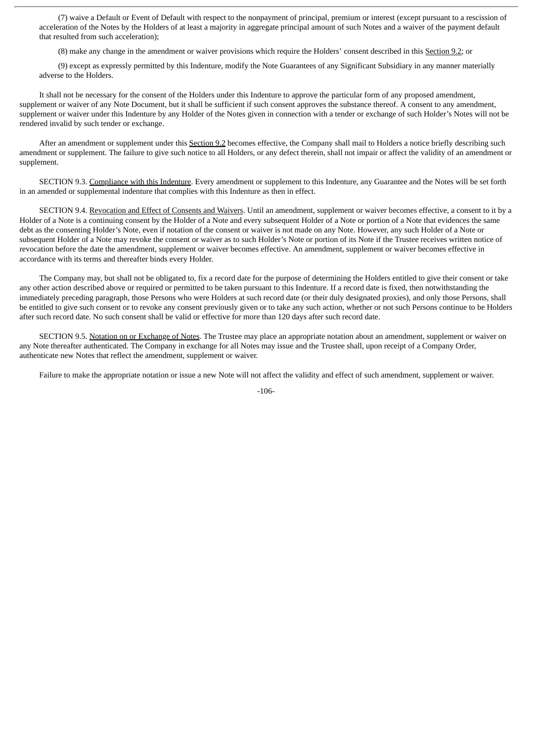(7) waive a Default or Event of Default with respect to the nonpayment of principal, premium or interest (except pursuant to a rescission of acceleration of the Notes by the Holders of at least a majority in aggregate principal amount of such Notes and a waiver of the payment default that resulted from such acceleration);

(8) make any change in the amendment or waiver provisions which require the Holders' consent described in this Section 9.2; or

(9) except as expressly permitted by this Indenture, modify the Note Guarantees of any Significant Subsidiary in any manner materially adverse to the Holders.

It shall not be necessary for the consent of the Holders under this Indenture to approve the particular form of any proposed amendment, supplement or waiver of any Note Document, but it shall be sufficient if such consent approves the substance thereof. A consent to any amendment, supplement or waiver under this Indenture by any Holder of the Notes given in connection with a tender or exchange of such Holder's Notes will not be rendered invalid by such tender or exchange.

After an amendment or supplement under this Section 9.2 becomes effective, the Company shall mail to Holders a notice briefly describing such amendment or supplement. The failure to give such notice to all Holders, or any defect therein, shall not impair or affect the validity of an amendment or supplement.

SECTION 9.3. Compliance with this Indenture. Every amendment or supplement to this Indenture, any Guarantee and the Notes will be set forth in an amended or supplemental indenture that complies with this Indenture as then in effect.

SECTION 9.4. Revocation and Effect of Consents and Waivers. Until an amendment, supplement or waiver becomes effective, a consent to it by a Holder of a Note is a continuing consent by the Holder of a Note and every subsequent Holder of a Note or portion of a Note that evidences the same debt as the consenting Holder's Note, even if notation of the consent or waiver is not made on any Note. However, any such Holder of a Note or subsequent Holder of a Note may revoke the consent or waiver as to such Holder's Note or portion of its Note if the Trustee receives written notice of revocation before the date the amendment, supplement or waiver becomes effective. An amendment, supplement or waiver becomes effective in accordance with its terms and thereafter binds every Holder.

The Company may, but shall not be obligated to, fix a record date for the purpose of determining the Holders entitled to give their consent or take any other action described above or required or permitted to be taken pursuant to this Indenture. If a record date is fixed, then notwithstanding the immediately preceding paragraph, those Persons who were Holders at such record date (or their duly designated proxies), and only those Persons, shall be entitled to give such consent or to revoke any consent previously given or to take any such action, whether or not such Persons continue to be Holders after such record date. No such consent shall be valid or effective for more than 120 days after such record date.

SECTION 9.5. Notation on or Exchange of Notes. The Trustee may place an appropriate notation about an amendment, supplement or waiver on any Note thereafter authenticated. The Company in exchange for all Notes may issue and the Trustee shall, upon receipt of a Company Order, authenticate new Notes that reflect the amendment, supplement or waiver.

Failure to make the appropriate notation or issue a new Note will not affect the validity and effect of such amendment, supplement or waiver.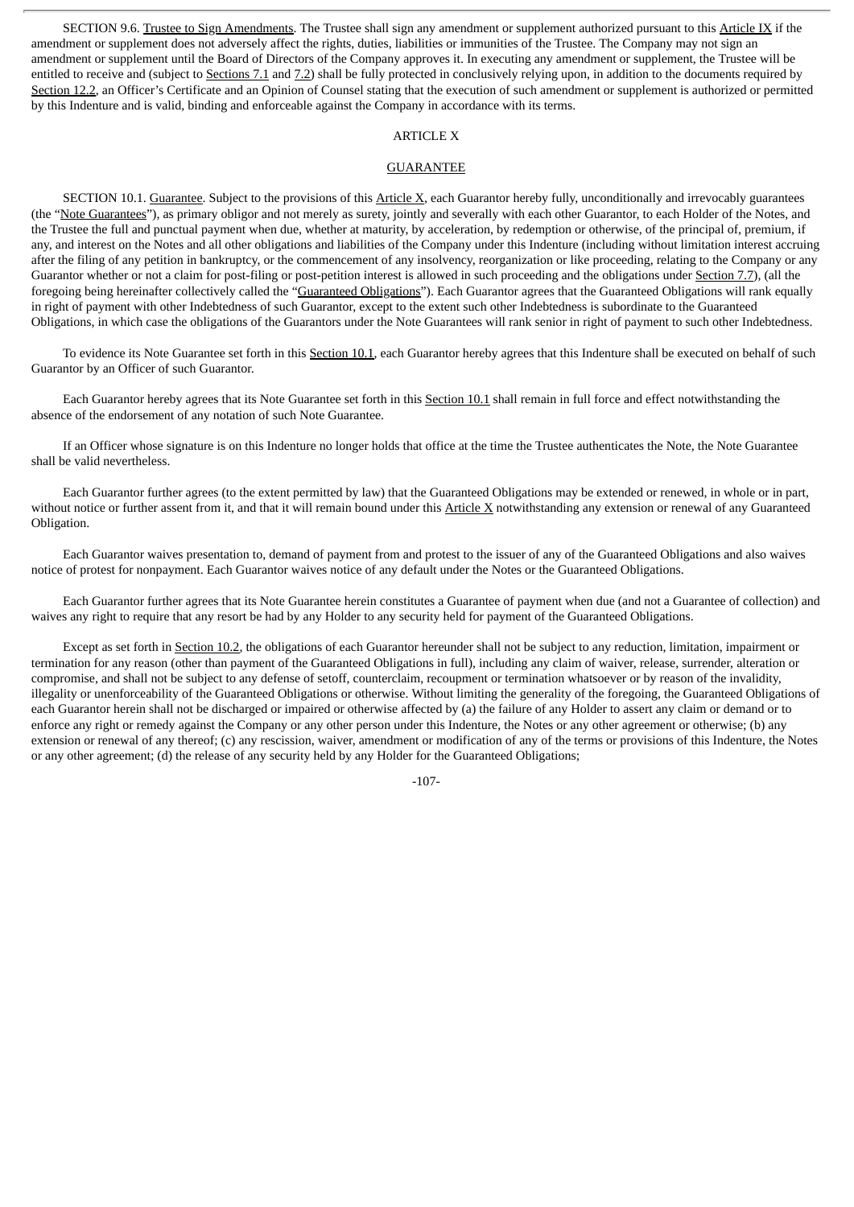SECTION 9.6. Trustee to Sign Amendments. The Trustee shall sign any amendment or supplement authorized pursuant to this Article IX if the amendment or supplement does not adversely affect the rights, duties, liabilities or immunities of the Trustee. The Company may not sign an amendment or supplement until the Board of Directors of the Company approves it. In executing any amendment or supplement, the Trustee will be entitled to receive and (subject to Sections 7.1 and 7.2) shall be fully protected in conclusively relying upon, in addition to the documents required by Section 12.2, an Officer's Certificate and an Opinion of Counsel stating that the execution of such amendment or supplement is authorized or permitted by this Indenture and is valid, binding and enforceable against the Company in accordance with its terms.

ARTICLE X

GUARANTEE

SECTION 10.1. Guarantee. Subject to the provisions of this Article X, each Guarantor hereby fully, unconditionally and irrevocably guarantees (the "Note Guarantees"), as primary obligor and not merely as surety, jointly and severally with each other Guarantor, to each Holder of the Notes, and the Trustee the full and punctual payment when due, whether at maturity, by acceleration, by redemption or otherwise, of the principal of, premium, if any, and interest on the Notes and all other obligations and liabilities of the Company under this Indenture (including without limitation interest accruing after the filing of any petition in bankruptcy, or the commencement of any insolvency, reorganization or like proceeding, relating to the Company or any Guarantor whether or not a claim for post-filing or post-petition interest is allowed in such proceeding and the obligations under Section 7.7), (all the foregoing being hereinafter collectively called the "Guaranteed Obligations"). Each Guarantor agrees that the Guaranteed Obligations will rank equally in right of payment with other Indebtedness of such Guarantor, except to the extent such other Indebtedness is subordinate to the Guaranteed Obligations, in which case the obligations of the Guarantors under the Note Guarantees will rank senior in right of payment to such other Indebtedness.

To evidence its Note Guarantee set forth in this Section 10.1, each Guarantor hereby agrees that this Indenture shall be executed on behalf of such Guarantor by an Officer of such Guarantor.

Each Guarantor hereby agrees that its Note Guarantee set forth in this Section 10.1 shall remain in full force and effect notwithstanding the absence of the endorsement of any notation of such Note Guarantee.

If an Officer whose signature is on this Indenture no longer holds that office at the time the Trustee authenticates the Note, the Note Guarantee shall be valid nevertheless.

Each Guarantor further agrees (to the extent permitted by law) that the Guaranteed Obligations may be extended or renewed, in whole or in part, without notice or further assent from it, and that it will remain bound under this Article X notwithstanding any extension or renewal of any Guaranteed Obligation.

Each Guarantor waives presentation to, demand of payment from and protest to the issuer of any of the Guaranteed Obligations and also waives notice of protest for nonpayment. Each Guarantor waives notice of any default under the Notes or the Guaranteed Obligations.

Each Guarantor further agrees that its Note Guarantee herein constitutes a Guarantee of payment when due (and not a Guarantee of collection) and waives any right to require that any resort be had by any Holder to any security held for payment of the Guaranteed Obligations.

Except as set forth in Section 10.2, the obligations of each Guarantor hereunder shall not be subject to any reduction, limitation, impairment or termination for any reason (other than payment of the Guaranteed Obligations in full), including any claim of waiver, release, surrender, alteration or compromise, and shall not be subject to any defense of setoff, counterclaim, recoupment or termination whatsoever or by reason of the invalidity, illegality or unenforceability of the Guaranteed Obligations or otherwise. Without limiting the generality of the foregoing, the Guaranteed Obligations of each Guarantor herein shall not be discharged or impaired or otherwise affected by (a) the failure of any Holder to assert any claim or demand or to enforce any right or remedy against the Company or any other person under this Indenture, the Notes or any other agreement or otherwise; (b) any extension or renewal of any thereof; (c) any rescission, waiver, amendment or modification of any of the terms or provisions of this Indenture, the Notes or any other agreement; (d) the release of any security held by any Holder for the Guaranteed Obligations;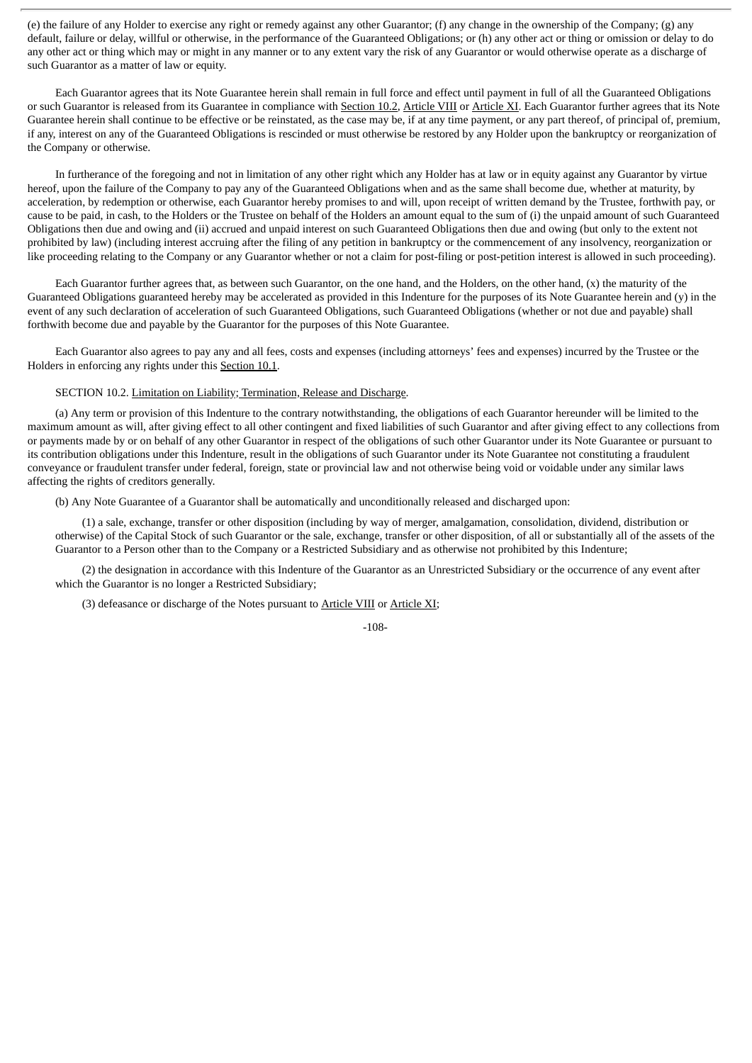(e) the failure of any Holder to exercise any right or remedy against any other Guarantor; (f) any change in the ownership of the Company; (g) any default, failure or delay, willful or otherwise, in the performance of the Guaranteed Obligations; or (h) any other act or thing or omission or delay to do any other act or thing which may or might in any manner or to any extent vary the risk of any Guarantor or would otherwise operate as a discharge of such Guarantor as a matter of law or equity.

Each Guarantor agrees that its Note Guarantee herein shall remain in full force and effect until payment in full of all the Guaranteed Obligations or such Guarantor is released from its Guarantee in compliance with Section 10.2, Article VIII or Article XI. Each Guarantor further agrees that its Note Guarantee herein shall continue to be effective or be reinstated, as the case may be, if at any time payment, or any part thereof, of principal of, premium, if any, interest on any of the Guaranteed Obligations is rescinded or must otherwise be restored by any Holder upon the bankruptcy or reorganization of the Company or otherwise.

In furtherance of the foregoing and not in limitation of any other right which any Holder has at law or in equity against any Guarantor by virtue hereof, upon the failure of the Company to pay any of the Guaranteed Obligations when and as the same shall become due, whether at maturity, by acceleration, by redemption or otherwise, each Guarantor hereby promises to and will, upon receipt of written demand by the Trustee, forthwith pay, or cause to be paid, in cash, to the Holders or the Trustee on behalf of the Holders an amount equal to the sum of (i) the unpaid amount of such Guaranteed Obligations then due and owing and (ii) accrued and unpaid interest on such Guaranteed Obligations then due and owing (but only to the extent not prohibited by law) (including interest accruing after the filing of any petition in bankruptcy or the commencement of any insolvency, reorganization or like proceeding relating to the Company or any Guarantor whether or not a claim for post-filing or post-petition interest is allowed in such proceeding).

Each Guarantor further agrees that, as between such Guarantor, on the one hand, and the Holders, on the other hand, (x) the maturity of the Guaranteed Obligations guaranteed hereby may be accelerated as provided in this Indenture for the purposes of its Note Guarantee herein and (y) in the event of any such declaration of acceleration of such Guaranteed Obligations, such Guaranteed Obligations (whether or not due and payable) shall forthwith become due and payable by the Guarantor for the purposes of this Note Guarantee.

Each Guarantor also agrees to pay any and all fees, costs and expenses (including attorneys' fees and expenses) incurred by the Trustee or the Holders in enforcing any rights under this Section 10.1.

SECTION 10.2. Limitation on Liability; Termination, Release and Discharge.

(a) Any term or provision of this Indenture to the contrary notwithstanding, the obligations of each Guarantor hereunder will be limited to the maximum amount as will, after giving effect to all other contingent and fixed liabilities of such Guarantor and after giving effect to any collections from or payments made by or on behalf of any other Guarantor in respect of the obligations of such other Guarantor under its Note Guarantee or pursuant to its contribution obligations under this Indenture, result in the obligations of such Guarantor under its Note Guarantee not constituting a fraudulent conveyance or fraudulent transfer under federal, foreign, state or provincial law and not otherwise being void or voidable under any similar laws affecting the rights of creditors generally.

(b) Any Note Guarantee of a Guarantor shall be automatically and unconditionally released and discharged upon:

(1) a sale, exchange, transfer or other disposition (including by way of merger, amalgamation, consolidation, dividend, distribution or otherwise) of the Capital Stock of such Guarantor or the sale, exchange, transfer or other disposition, of all or substantially all of the assets of the Guarantor to a Person other than to the Company or a Restricted Subsidiary and as otherwise not prohibited by this Indenture;

(2) the designation in accordance with this Indenture of the Guarantor as an Unrestricted Subsidiary or the occurrence of any event after which the Guarantor is no longer a Restricted Subsidiary;

(3) defeasance or discharge of the Notes pursuant to Article VIII or Article XI;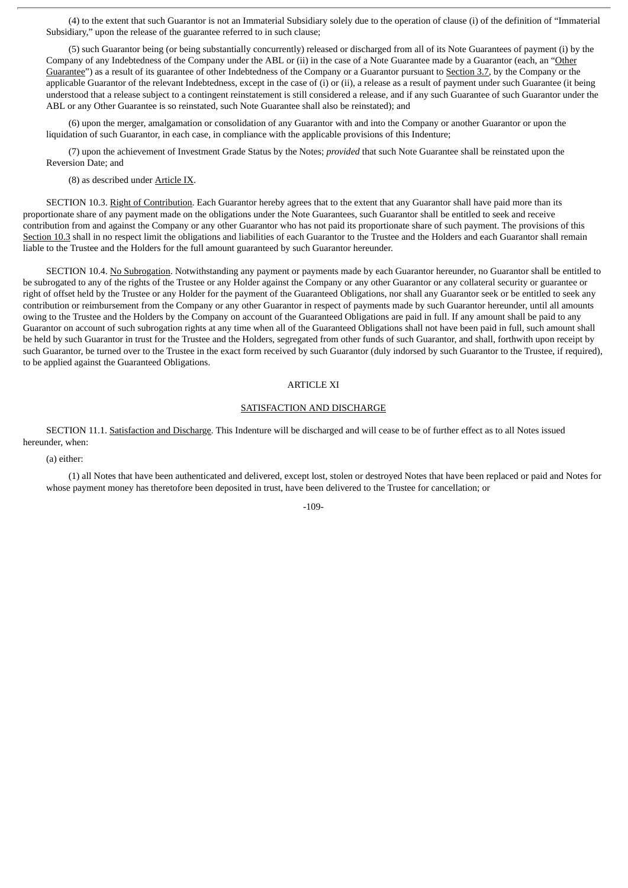(4) to the extent that such Guarantor is not an Immaterial Subsidiary solely due to the operation of clause (i) of the definition of "Immaterial Subsidiary," upon the release of the guarantee referred to in such clause;

(5) such Guarantor being (or being substantially concurrently) released or discharged from all of its Note Guarantees of payment (i) by the Company of any Indebtedness of the Company under the ABL or (ii) in the case of a Note Guarantee made by a Guarantor (each, an "Other Guarantee") as a result of its guarantee of other Indebtedness of the Company or a Guarantor pursuant to Section 3.7, by the Company or the applicable Guarantor of the relevant Indebtedness, except in the case of (i) or (ii), a release as a result of payment under such Guarantee (it being understood that a release subject to a contingent reinstatement is still considered a release, and if any such Guarantee of such Guarantor under the ABL or any Other Guarantee is so reinstated, such Note Guarantee shall also be reinstated); and

(6) upon the merger, amalgamation or consolidation of any Guarantor with and into the Company or another Guarantor or upon the liquidation of such Guarantor, in each case, in compliance with the applicable provisions of this Indenture;

(7) upon the achievement of Investment Grade Status by the Notes; *provided* that such Note Guarantee shall be reinstated upon the Reversion Date; and

(8) as described under Article IX.

SECTION 10.3. Right of Contribution. Each Guarantor hereby agrees that to the extent that any Guarantor shall have paid more than its proportionate share of any payment made on the obligations under the Note Guarantees, such Guarantor shall be entitled to seek and receive contribution from and against the Company or any other Guarantor who has not paid its proportionate share of such payment. The provisions of this Section 10.3 shall in no respect limit the obligations and liabilities of each Guarantor to the Trustee and the Holders and each Guarantor shall remain liable to the Trustee and the Holders for the full amount guaranteed by such Guarantor hereunder.

SECTION 10.4. No Subrogation. Notwithstanding any payment or payments made by each Guarantor hereunder, no Guarantor shall be entitled to be subrogated to any of the rights of the Trustee or any Holder against the Company or any other Guarantor or any collateral security or guarantee or right of offset held by the Trustee or any Holder for the payment of the Guaranteed Obligations, nor shall any Guarantor seek or be entitled to seek any contribution or reimbursement from the Company or any other Guarantor in respect of payments made by such Guarantor hereunder, until all amounts owing to the Trustee and the Holders by the Company on account of the Guaranteed Obligations are paid in full. If any amount shall be paid to any Guarantor on account of such subrogation rights at any time when all of the Guaranteed Obligations shall not have been paid in full, such amount shall be held by such Guarantor in trust for the Trustee and the Holders, segregated from other funds of such Guarantor, and shall, forthwith upon receipt by such Guarantor, be turned over to the Trustee in the exact form received by such Guarantor (duly indorsed by such Guarantor to the Trustee, if required), to be applied against the Guaranteed Obligations.

## ARTICLE XI

## SATISFACTION AND DISCHARGE

SECTION 11.1. Satisfaction and Discharge. This Indenture will be discharged and will cease to be of further effect as to all Notes issued hereunder, when:

(a) either:

(1) all Notes that have been authenticated and delivered, except lost, stolen or destroyed Notes that have been replaced or paid and Notes for whose payment money has theretofore been deposited in trust, have been delivered to the Trustee for cancellation; or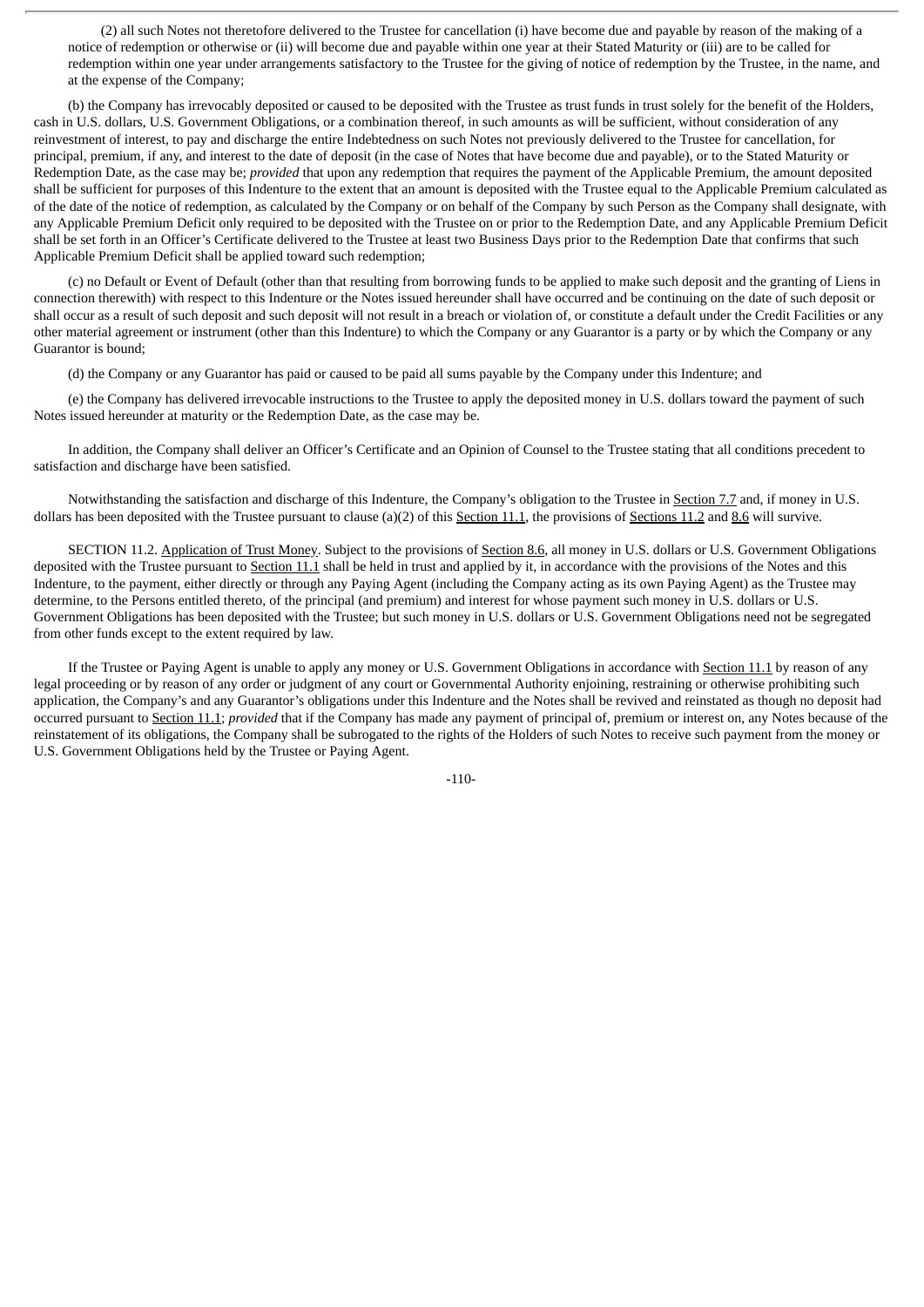(2) all such Notes not theretofore delivered to the Trustee for cancellation (i) have become due and payable by reason of the making of a notice of redemption or otherwise or (ii) will become due and payable within one year at their Stated Maturity or (iii) are to be called for redemption within one year under arrangements satisfactory to the Trustee for the giving of notice of redemption by the Trustee, in the name, and at the expense of the Company;

(b) the Company has irrevocably deposited or caused to be deposited with the Trustee as trust funds in trust solely for the benefit of the Holders, cash in U.S. dollars, U.S. Government Obligations, or a combination thereof, in such amounts as will be sufficient, without consideration of any reinvestment of interest, to pay and discharge the entire Indebtedness on such Notes not previously delivered to the Trustee for cancellation, for principal, premium, if any, and interest to the date of deposit (in the case of Notes that have become due and payable), or to the Stated Maturity or Redemption Date, as the case may be; *provided* that upon any redemption that requires the payment of the Applicable Premium, the amount deposited shall be sufficient for purposes of this Indenture to the extent that an amount is deposited with the Trustee equal to the Applicable Premium calculated as of the date of the notice of redemption, as calculated by the Company or on behalf of the Company by such Person as the Company shall designate, with any Applicable Premium Deficit only required to be deposited with the Trustee on or prior to the Redemption Date, and any Applicable Premium Deficit shall be set forth in an Officer's Certificate delivered to the Trustee at least two Business Days prior to the Redemption Date that confirms that such Applicable Premium Deficit shall be applied toward such redemption;

(c) no Default or Event of Default (other than that resulting from borrowing funds to be applied to make such deposit and the granting of Liens in connection therewith) with respect to this Indenture or the Notes issued hereunder shall have occurred and be continuing on the date of such deposit or shall occur as a result of such deposit and such deposit will not result in a breach or violation of, or constitute a default under the Credit Facilities or any other material agreement or instrument (other than this Indenture) to which the Company or any Guarantor is a party or by which the Company or any Guarantor is bound;

(d) the Company or any Guarantor has paid or caused to be paid all sums payable by the Company under this Indenture; and

(e) the Company has delivered irrevocable instructions to the Trustee to apply the deposited money in U.S. dollars toward the payment of such Notes issued hereunder at maturity or the Redemption Date, as the case may be.

In addition, the Company shall deliver an Officer's Certificate and an Opinion of Counsel to the Trustee stating that all conditions precedent to satisfaction and discharge have been satisfied.

Notwithstanding the satisfaction and discharge of this Indenture, the Company's obligation to the Trustee in Section 7.7 and, if money in U.S. dollars has been deposited with the Trustee pursuant to clause (a)(2) of this Section 11.1, the provisions of Sections 11.2 and 8.6 will survive.

SECTION 11.2. Application of Trust Money. Subject to the provisions of Section 8.6, all money in U.S. dollars or U.S. Government Obligations deposited with the Trustee pursuant to Section 11.1 shall be held in trust and applied by it, in accordance with the provisions of the Notes and this Indenture, to the payment, either directly or through any Paying Agent (including the Company acting as its own Paying Agent) as the Trustee may determine, to the Persons entitled thereto, of the principal (and premium) and interest for whose payment such money in U.S. dollars or U.S. Government Obligations has been deposited with the Trustee; but such money in U.S. dollars or U.S. Government Obligations need not be segregated from other funds except to the extent required by law.

If the Trustee or Paying Agent is unable to apply any money or U.S. Government Obligations in accordance with Section 11.1 by reason of any legal proceeding or by reason of any order or judgment of any court or Governmental Authority enjoining, restraining or otherwise prohibiting such application, the Company's and any Guarantor's obligations under this Indenture and the Notes shall be revived and reinstated as though no deposit had occurred pursuant to Section 11.1; *provided* that if the Company has made any payment of principal of, premium or interest on, any Notes because of the reinstatement of its obligations, the Company shall be subrogated to the rights of the Holders of such Notes to receive such payment from the money or U.S. Government Obligations held by the Trustee or Paying Agent.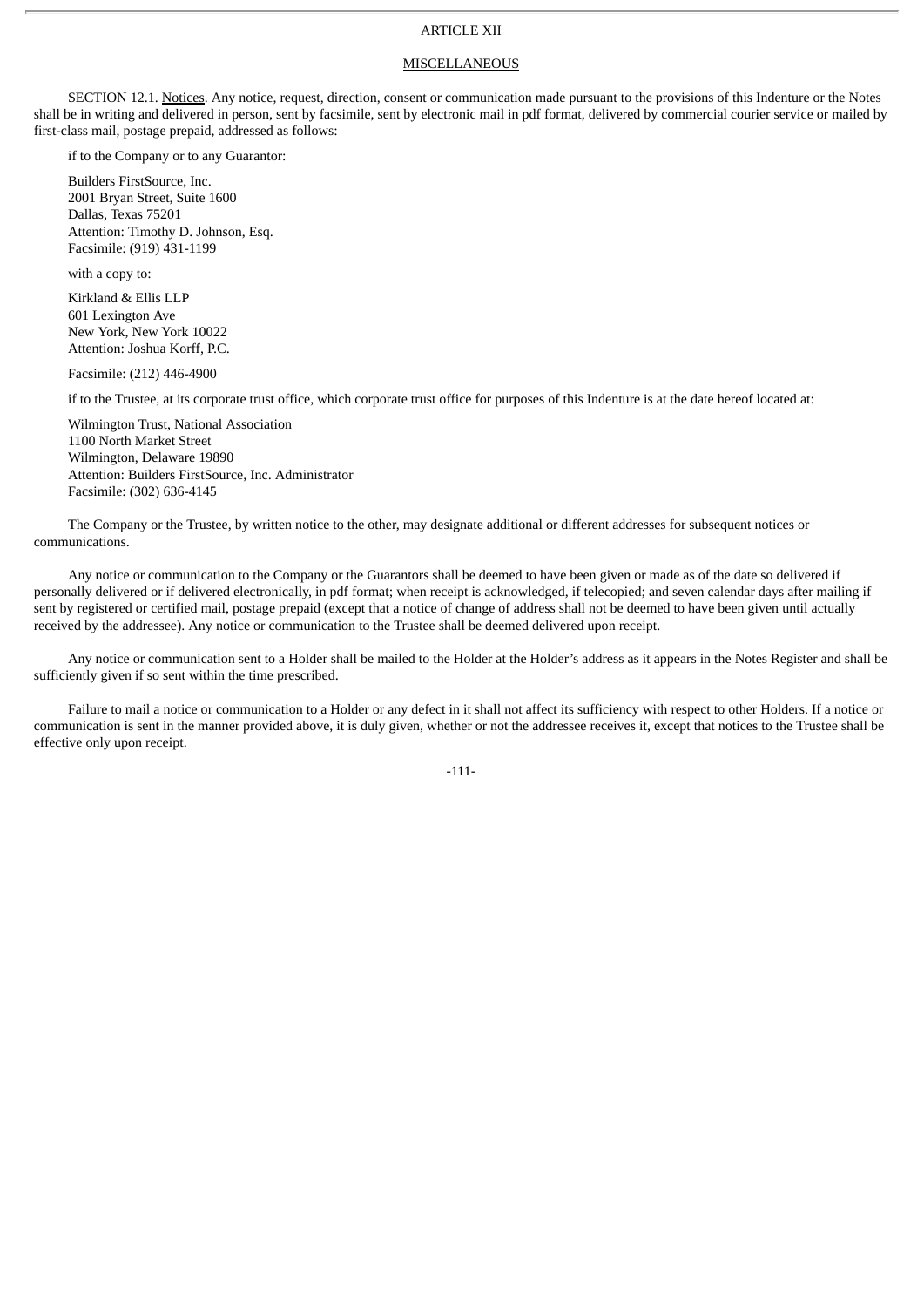# ARTICLE XII

## MISCELLANEOUS

SECTION 12.1. Notices. Any notice, request, direction, consent or communication made pursuant to the provisions of this Indenture or the Notes shall be in writing and delivered in person, sent by facsimile, sent by electronic mail in pdf format, delivered by commercial courier service or mailed by first-class mail, postage prepaid, addressed as follows:

if to the Company or to any Guarantor:

Builders FirstSource, Inc.
2001 Bryan Street, Suite 1600
Dallas, Texas 75201
Attention: Timothy D. Johnson, Esq.
Facsimile: (919) 431-1199

with a copy to:

Kirkland & Ellis LLP
601 Lexington Ave
New York, New York 10022
Attention: Joshua Korff, P.C.

Facsimile: (212) 446-4900

if to the Trustee, at its corporate trust office, which corporate trust office for purposes of this Indenture is at the date hereof located at:

Wilmington Trust, National Association
1100 North Market Street
Wilmington, Delaware 19890
Attention: Builders FirstSource, Inc. Administrator
Facsimile: (302) 636-4145

The Company or the Trustee, by written notice to the other, may designate additional or different addresses for subsequent notices or communications.

Any notice or communication to the Company or the Guarantors shall be deemed to have been given or made as of the date so delivered if personally delivered or if delivered electronically, in pdf format; when receipt is acknowledged, if telecopied; and seven calendar days after mailing if sent by registered or certified mail, postage prepaid (except that a notice of change of address shall not be deemed to have been given until actually received by the addressee). Any notice or communication to the Trustee shall be deemed delivered upon receipt.

Any notice or communication sent to a Holder shall be mailed to the Holder at the Holder's address as it appears in the Notes Register and shall be sufficiently given if so sent within the time prescribed.

Failure to mail a notice or communication to a Holder or any defect in it shall not affect its sufficiency with respect to other Holders. If a notice or communication is sent in the manner provided above, it is duly given, whether or not the addressee receives it, except that notices to the Trustee shall be effective only upon receipt.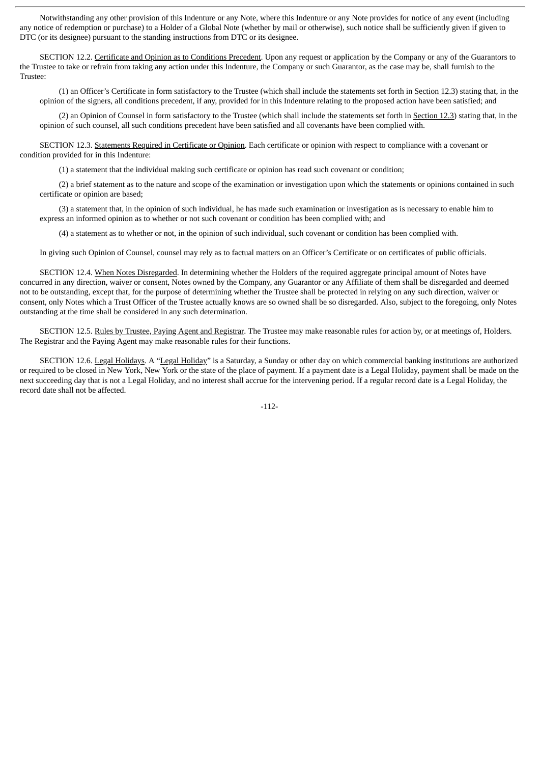Notwithstanding any other provision of this Indenture or any Note, where this Indenture or any Note provides for notice of any event (including any notice of redemption or purchase) to a Holder of a Global Note (whether by mail or otherwise), such notice shall be sufficiently given if given to DTC (or its designee) pursuant to the standing instructions from DTC or its designee.

SECTION 12.2. Certificate and Opinion as to Conditions Precedent. Upon any request or application by the Company or any of the Guarantors to the Trustee to take or refrain from taking any action under this Indenture, the Company or such Guarantor, as the case may be, shall furnish to the Trustee:

(1) an Officer's Certificate in form satisfactory to the Trustee (which shall include the statements set forth in Section 12.3) stating that, in the opinion of the signers, all conditions precedent, if any, provided for in this Indenture relating to the proposed action have been satisfied; and

(2) an Opinion of Counsel in form satisfactory to the Trustee (which shall include the statements set forth in Section 12.3) stating that, in the opinion of such counsel, all such conditions precedent have been satisfied and all covenants have been complied with.

SECTION 12.3. Statements Required in Certificate or Opinion. Each certificate or opinion with respect to compliance with a covenant or condition provided for in this Indenture:

(1) a statement that the individual making such certificate or opinion has read such covenant or condition;

(2) a brief statement as to the nature and scope of the examination or investigation upon which the statements or opinions contained in such certificate or opinion are based;

(3) a statement that, in the opinion of such individual, he has made such examination or investigation as is necessary to enable him to express an informed opinion as to whether or not such covenant or condition has been complied with; and

(4) a statement as to whether or not, in the opinion of such individual, such covenant or condition has been complied with.

In giving such Opinion of Counsel, counsel may rely as to factual matters on an Officer's Certificate or on certificates of public officials.

SECTION 12.4. When Notes Disregarded. In determining whether the Holders of the required aggregate principal amount of Notes have concurred in any direction, waiver or consent, Notes owned by the Company, any Guarantor or any Affiliate of them shall be disregarded and deemed not to be outstanding, except that, for the purpose of determining whether the Trustee shall be protected in relying on any such direction, waiver or consent, only Notes which a Trust Officer of the Trustee actually knows are so owned shall be so disregarded. Also, subject to the foregoing, only Notes outstanding at the time shall be considered in any such determination.

SECTION 12.5. Rules by Trustee, Paying Agent and Registrar. The Trustee may make reasonable rules for action by, or at meetings of, Holders. The Registrar and the Paying Agent may make reasonable rules for their functions.

SECTION 12.6. Legal Holidays. A "Legal Holiday" is a Saturday, a Sunday or other day on which commercial banking institutions are authorized or required to be closed in New York, New York or the state of the place of payment. If a payment date is a Legal Holiday, payment shall be made on the next succeeding day that is not a Legal Holiday, and no interest shall accrue for the intervening period. If a regular record date is a Legal Holiday, the record date shall not be affected.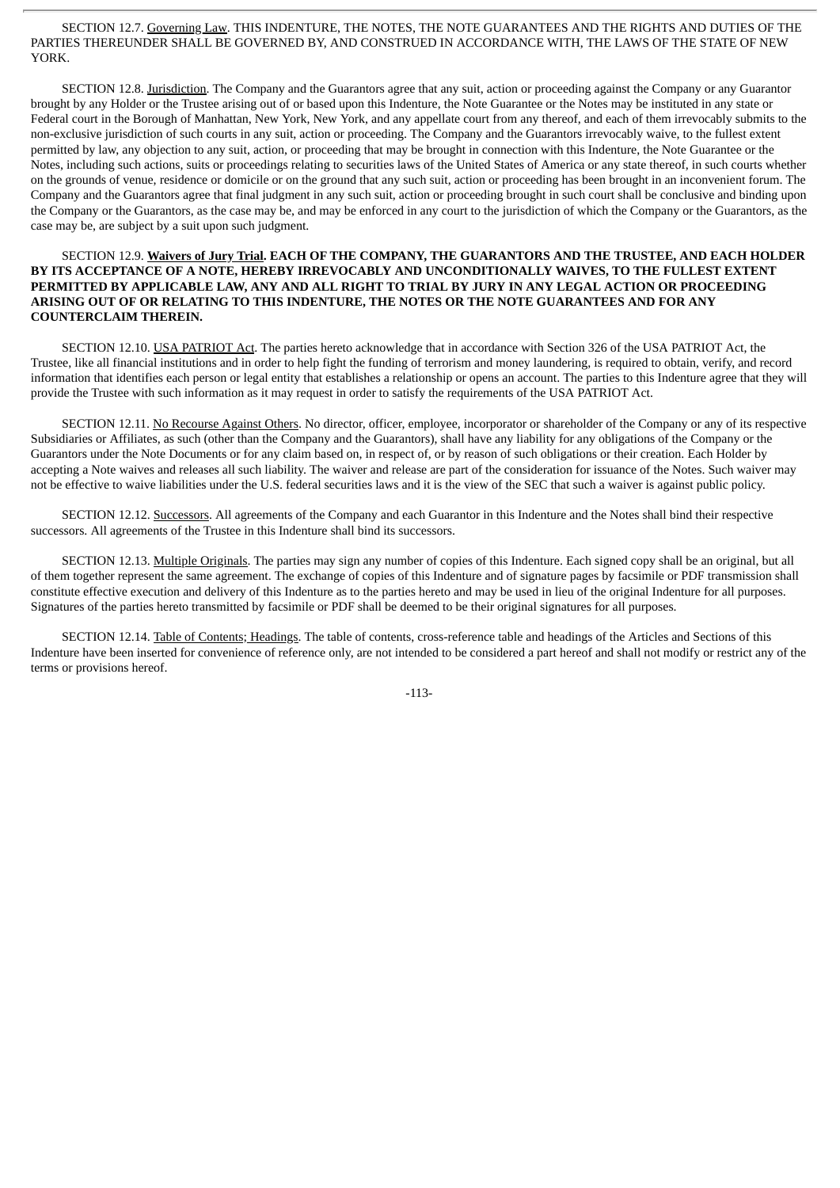SECTION 12.7. Governing Law. THIS INDENTURE, THE NOTES, THE NOTE GUARANTEES AND THE RIGHTS AND DUTIES OF THE PARTIES THEREUNDER SHALL BE GOVERNED BY, AND CONSTRUED IN ACCORDANCE WITH, THE LAWS OF THE STATE OF NEW YORK.

SECTION 12.8. Jurisdiction. The Company and the Guarantors agree that any suit, action or proceeding against the Company or any Guarantor brought by any Holder or the Trustee arising out of or based upon this Indenture, the Note Guarantee or the Notes may be instituted in any state or Federal court in the Borough of Manhattan, New York, New York, and any appellate court from any thereof, and each of them irrevocably submits to the non-exclusive jurisdiction of such courts in any suit, action or proceeding. The Company and the Guarantors irrevocably waive, to the fullest extent permitted by law, any objection to any suit, action, or proceeding that may be brought in connection with this Indenture, the Note Guarantee or the Notes, including such actions, suits or proceedings relating to securities laws of the United States of America or any state thereof, in such courts whether on the grounds of venue, residence or domicile or on the ground that any such suit, action or proceeding has been brought in an inconvenient forum. The Company and the Guarantors agree that final judgment in any such suit, action or proceeding brought in such court shall be conclusive and binding upon the Company or the Guarantors, as the case may be, and may be enforced in any court to the jurisdiction of which the Company or the Guarantors, as the case may be, are subject by a suit upon such judgment.

SECTION 12.9. **Waivers of Jury Trial. EACH OF THE COMPANY, THE GUARANTORS AND THE TRUSTEE, AND EACH HOLDER BY ITS ACCEPTANCE OF A NOTE, HEREBY IRREVOCABLY AND UNCONDITIONALLY WAIVES, TO THE FULLEST EXTENT PERMITTED BY APPLICABLE LAW, ANY AND ALL RIGHT TO TRIAL BY JURY IN ANY LEGAL ACTION OR PROCEEDING ARISING OUT OF OR RELATING TO THIS INDENTURE, THE NOTES OR THE NOTE GUARANTEES AND FOR ANY COUNTERCLAIM THEREIN.**

SECTION 12.10. USA PATRIOT Act. The parties hereto acknowledge that in accordance with Section 326 of the USA PATRIOT Act, the Trustee, like all financial institutions and in order to help fight the funding of terrorism and money laundering, is required to obtain, verify, and record information that identifies each person or legal entity that establishes a relationship or opens an account. The parties to this Indenture agree that they will provide the Trustee with such information as it may request in order to satisfy the requirements of the USA PATRIOT Act.

SECTION 12.11. No Recourse Against Others. No director, officer, employee, incorporator or shareholder of the Company or any of its respective Subsidiaries or Affiliates, as such (other than the Company and the Guarantors), shall have any liability for any obligations of the Company or the Guarantors under the Note Documents or for any claim based on, in respect of, or by reason of such obligations or their creation. Each Holder by accepting a Note waives and releases all such liability. The waiver and release are part of the consideration for issuance of the Notes. Such waiver may not be effective to waive liabilities under the U.S. federal securities laws and it is the view of the SEC that such a waiver is against public policy.

SECTION 12.12. Successors. All agreements of the Company and each Guarantor in this Indenture and the Notes shall bind their respective successors. All agreements of the Trustee in this Indenture shall bind its successors.

SECTION 12.13. Multiple Originals. The parties may sign any number of copies of this Indenture. Each signed copy shall be an original, but all of them together represent the same agreement. The exchange of copies of this Indenture and of signature pages by facsimile or PDF transmission shall constitute effective execution and delivery of this Indenture as to the parties hereto and may be used in lieu of the original Indenture for all purposes. Signatures of the parties hereto transmitted by facsimile or PDF shall be deemed to be their original signatures for all purposes.

SECTION 12.14. Table of Contents; Headings. The table of contents, cross-reference table and headings of the Articles and Sections of this Indenture have been inserted for convenience of reference only, are not intended to be considered a part hereof and shall not modify or restrict any of the terms or provisions hereof.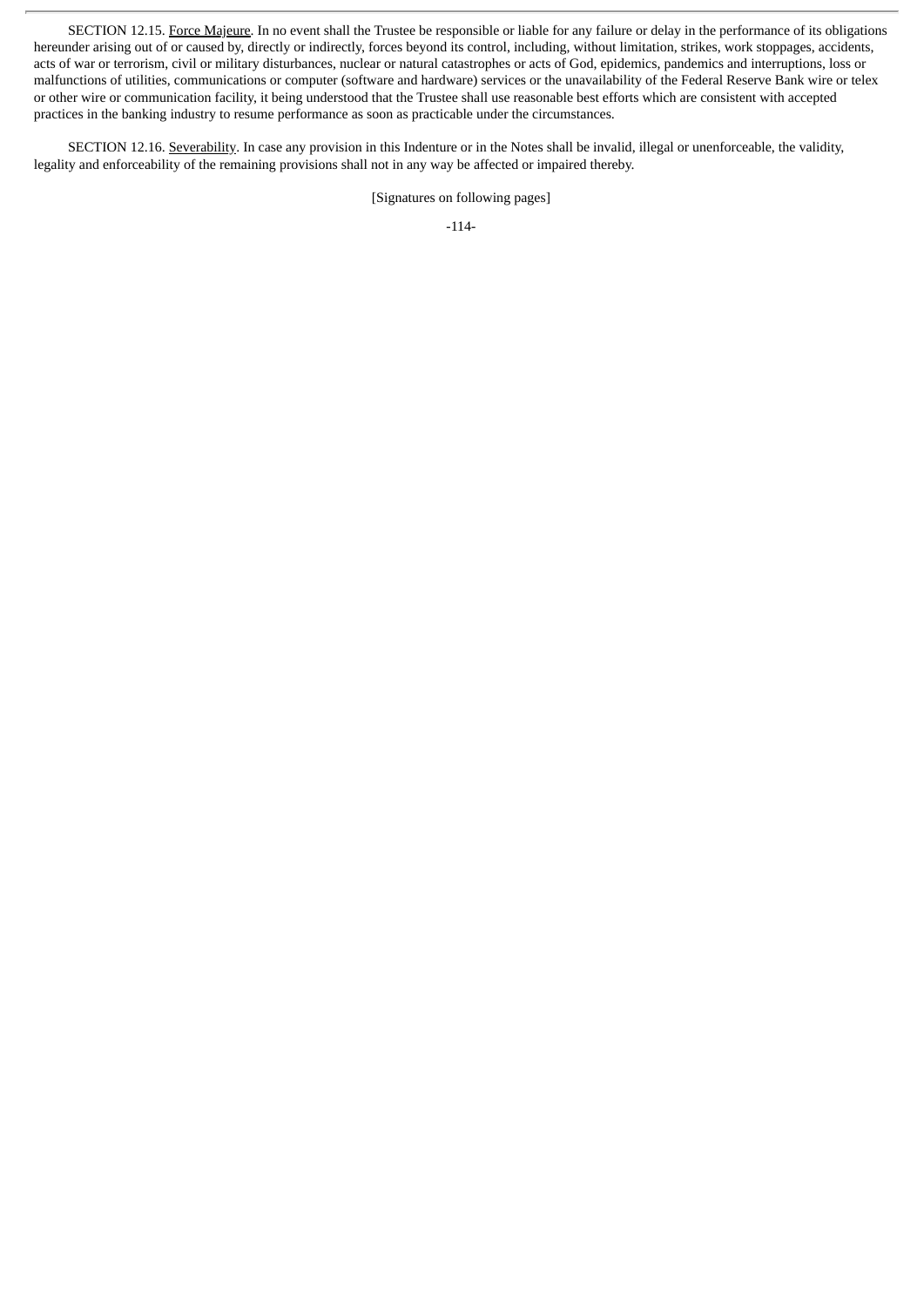SECTION 12.15. Force Majeure. In no event shall the Trustee be responsible or liable for any failure or delay in the performance of its obligations hereunder arising out of or caused by, directly or indirectly, forces beyond its control, including, without limitation, strikes, work stoppages, accidents, acts of war or terrorism, civil or military disturbances, nuclear or natural catastrophes or acts of God, epidemics, pandemics and interruptions, loss or malfunctions of utilities, communications or computer (software and hardware) services or the unavailability of the Federal Reserve Bank wire or telex or other wire or communication facility, it being understood that the Trustee shall use reasonable best efforts which are consistent with accepted practices in the banking industry to resume performance as soon as practicable under the circumstances.

SECTION 12.16. Severability. In case any provision in this Indenture or in the Notes shall be invalid, illegal or unenforceable, the validity, legality and enforceability of the remaining provisions shall not in any way be affected or impaired thereby.

[Signatures on following pages]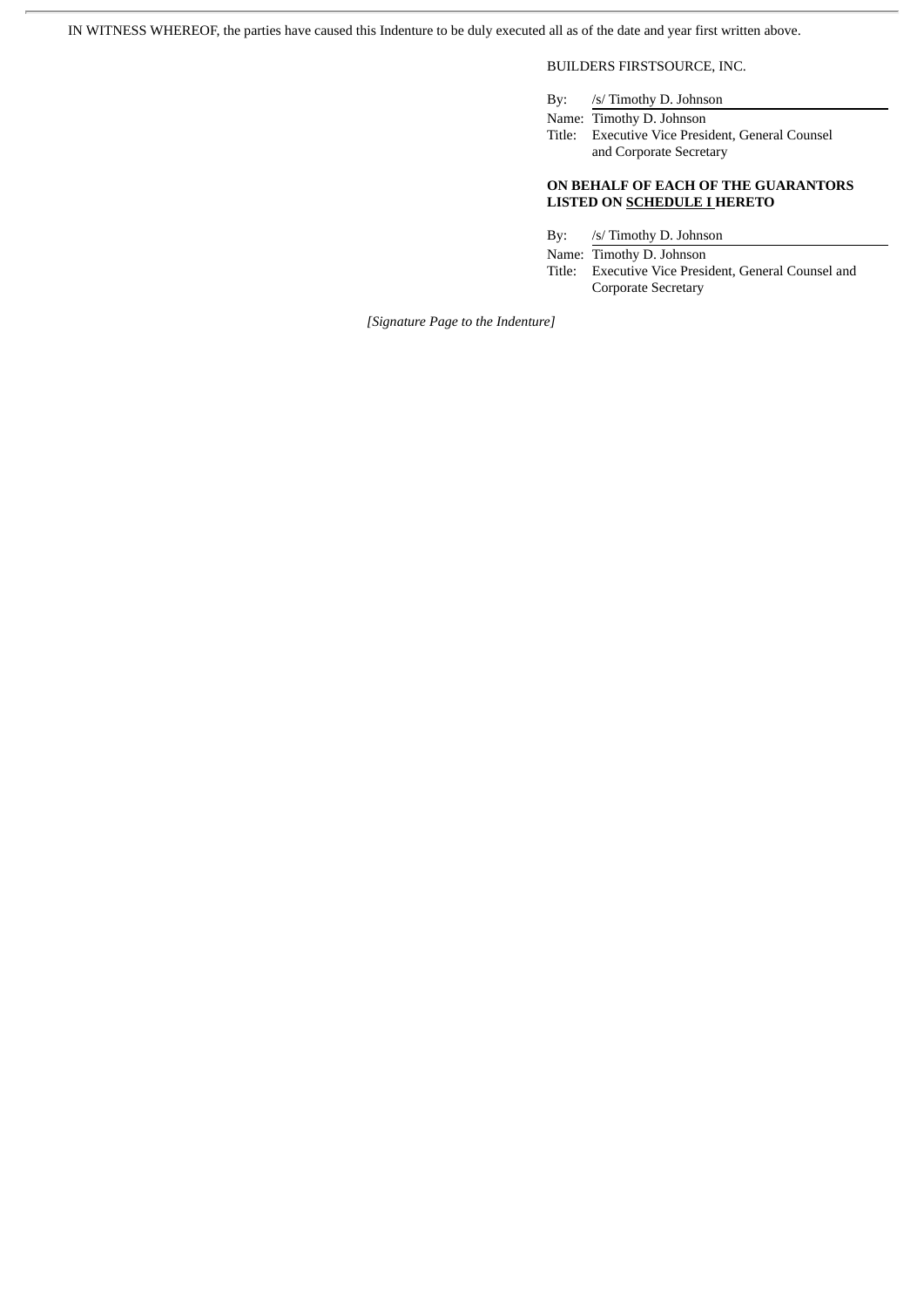IN WITNESS WHEREOF, the parties have caused this Indenture to be duly executed all as of the date and year first written above.

BUILDERS FIRSTSOURCE, INC.

By: /s/ Timothy D. Johnson

Name: Timothy D. Johnson

Title: Executive Vice President, General Counsel and Corporate Secretary

**ON BEHALF OF EACH OF THE GUARANTORS LISTED ON SCHEDULE I HERETO**

By: /s/ Timothy D. Johnson

Name: Timothy D. Johnson

Title: Executive Vice President, General Counsel and Corporate Secretary

*[Signature Page to the Indenture]*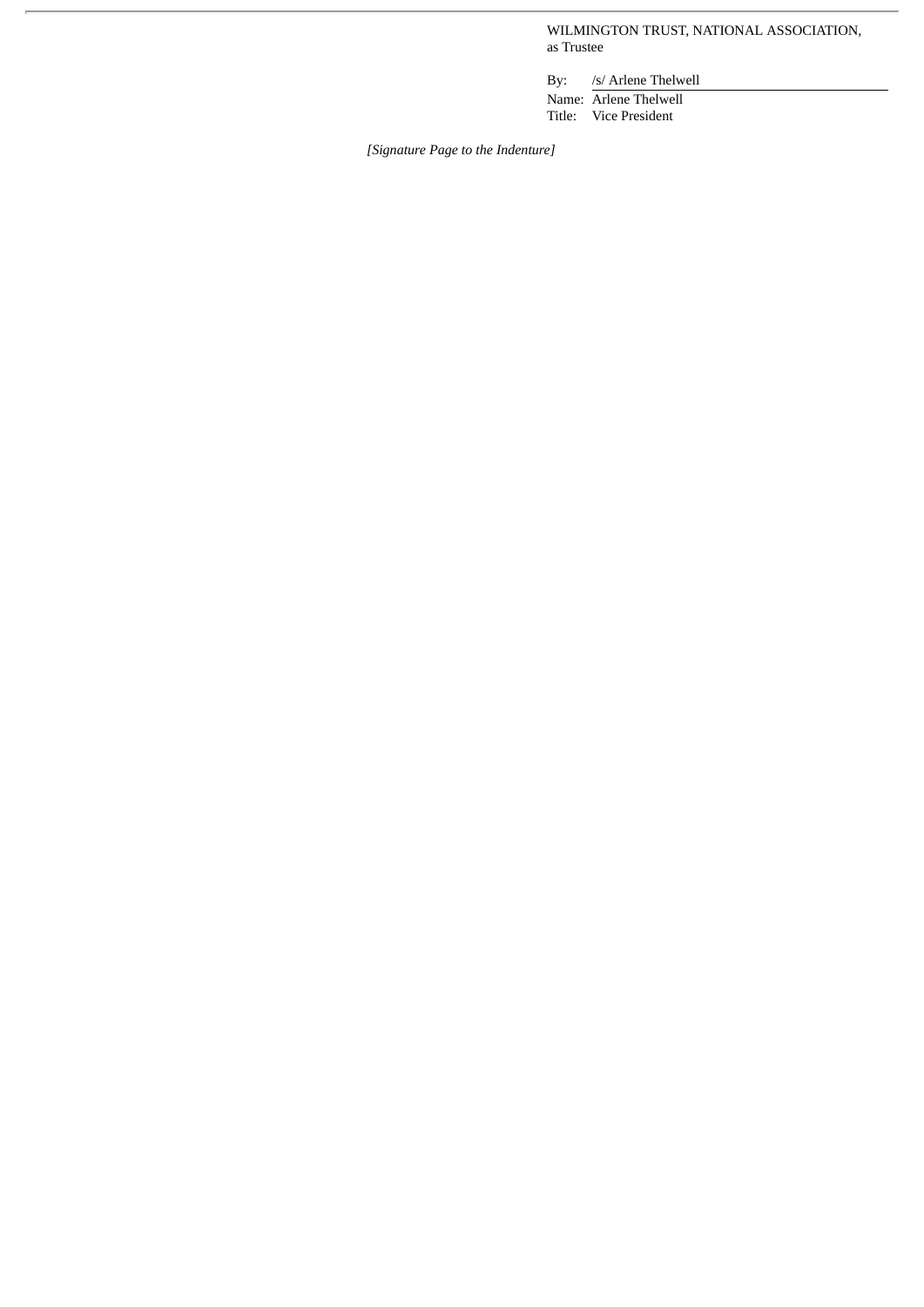WILMINGTON TRUST, NATIONAL ASSOCIATION,
as Trustee

By: /s/ Arlene Thelwell

Name: Arlene Thelwell

Title: Vice President

*[Signature Page to the Indenture]*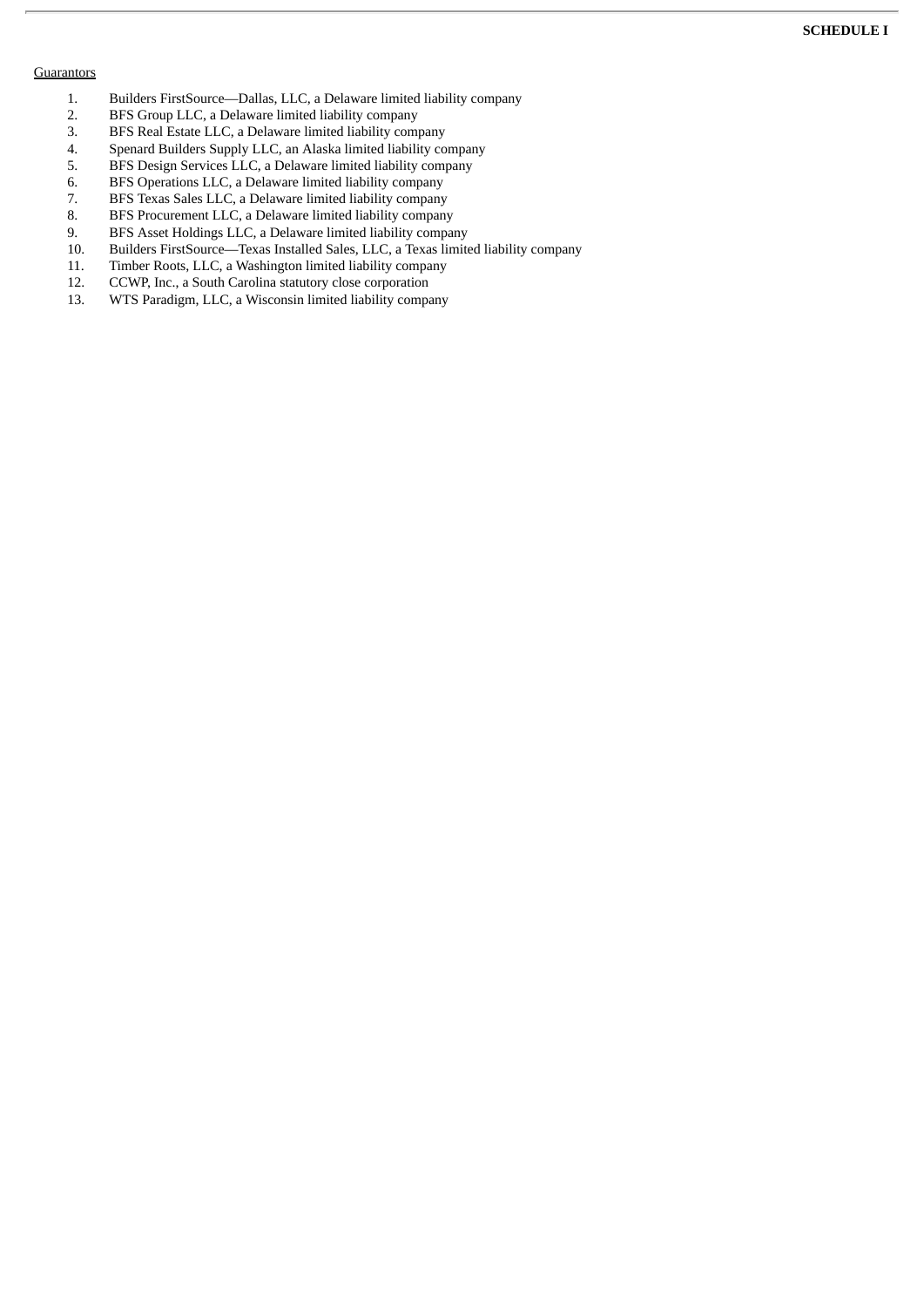**SCHEDULE I**

Guarantors

1. Builders FirstSource—Dallas, LLC, a Delaware limited liability company
2. BFS Group LLC, a Delaware limited liability company
3. BFS Real Estate LLC, a Delaware limited liability company
4. Spenard Builders Supply LLC, an Alaska limited liability company
5. BFS Design Services LLC, a Delaware limited liability company
6. BFS Operations LLC, a Delaware limited liability company
7. BFS Texas Sales LLC, a Delaware limited liability company
8. BFS Procurement LLC, a Delaware limited liability company
9. BFS Asset Holdings LLC, a Delaware limited liability company
10. Builders FirstSource—Texas Installed Sales, LLC, a Texas limited liability company
11. Timber Roots, LLC, a Washington limited liability company
12. CCWP, Inc., a South Carolina statutory close corporation
13. WTS Paradigm, LLC, a Wisconsin limited liability company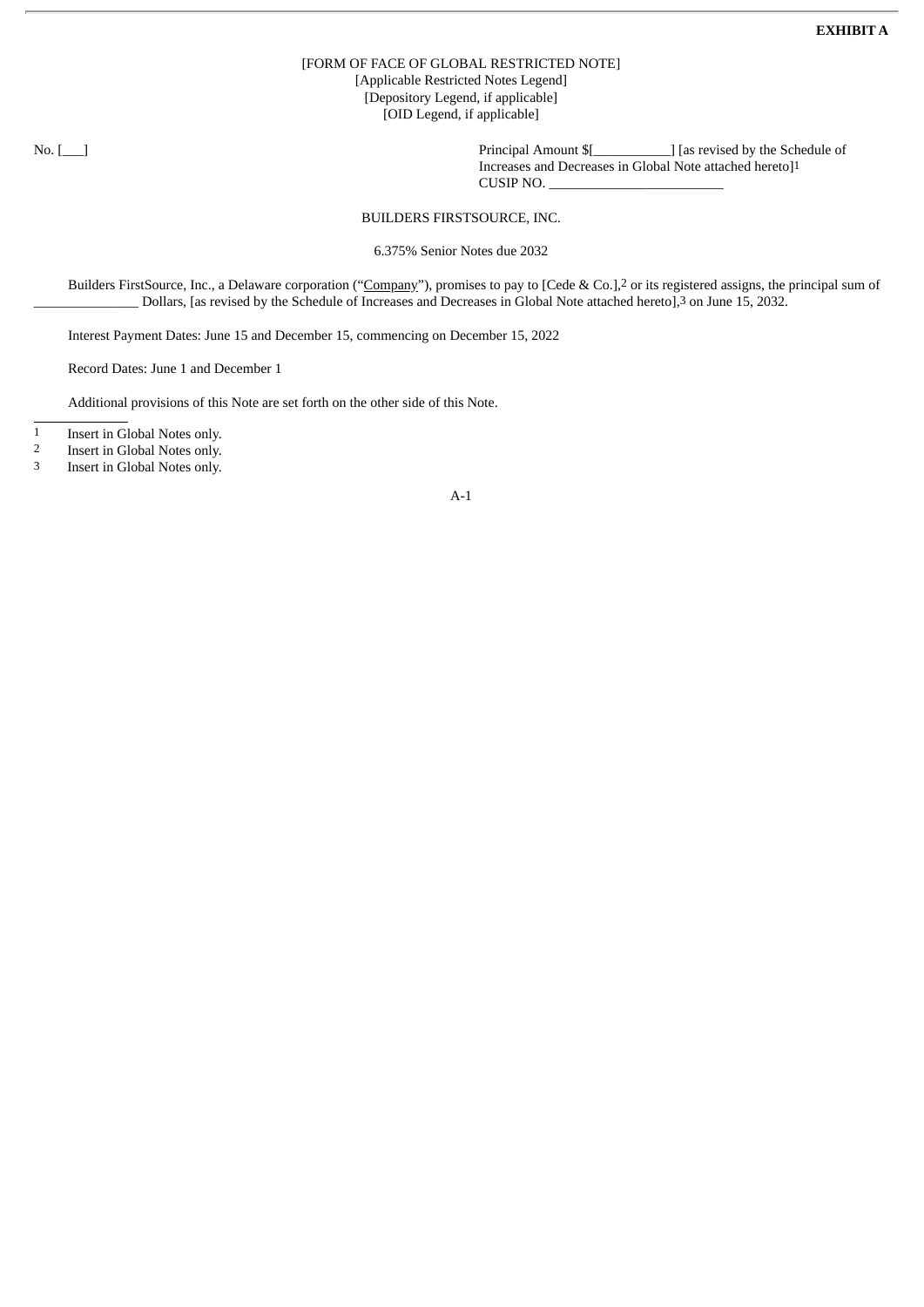**EXHIBIT A**

[FORM OF FACE OF GLOBAL RESTRICTED NOTE]
[Applicable Restricted Notes Legend]
[Depository Legend, if applicable]
[OID Legend, if applicable]

No. [___]

Principal Amount $[___________] [as revised by the Schedule of Increases and Decreases in Global Note attached hereto][1]
CUSIP NO. _________________________

BUILDERS FIRSTSOURCE, INC.

6.375% Senior Notes due 2032

Builders FirstSource, Inc., a Delaware corporation ("Company"), promises to pay to [Cede & Co.],[2] or its registered assigns, the principal sum of _______________ Dollars, [as revised by the Schedule of Increases and Decreases in Global Note attached hereto],[3] on June 15, 2032.

Interest Payment Dates: June 15 and December 15, commencing on December 15, 2022

Record Dates: June 1 and December 1

Additional provisions of this Note are set forth on the other side of this Note.

[1] Insert in Global Notes only.
[2] Insert in Global Notes only.
[3] Insert in Global Notes only.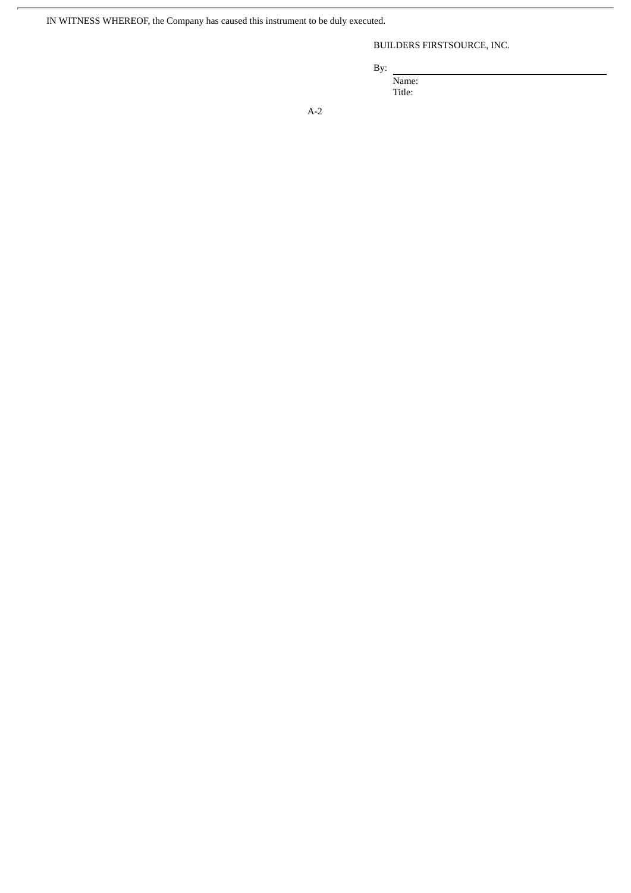IN WITNESS WHEREOF, the Company has caused this instrument to be duly executed.

BUILDERS FIRSTSOURCE, INC.

By: \_\_\_\_\_\_\_\_\_\_\_\_\_\_\_\_\_\_\_\_\_\_\_\_\_\_\_\_\_\_

Name:

Title: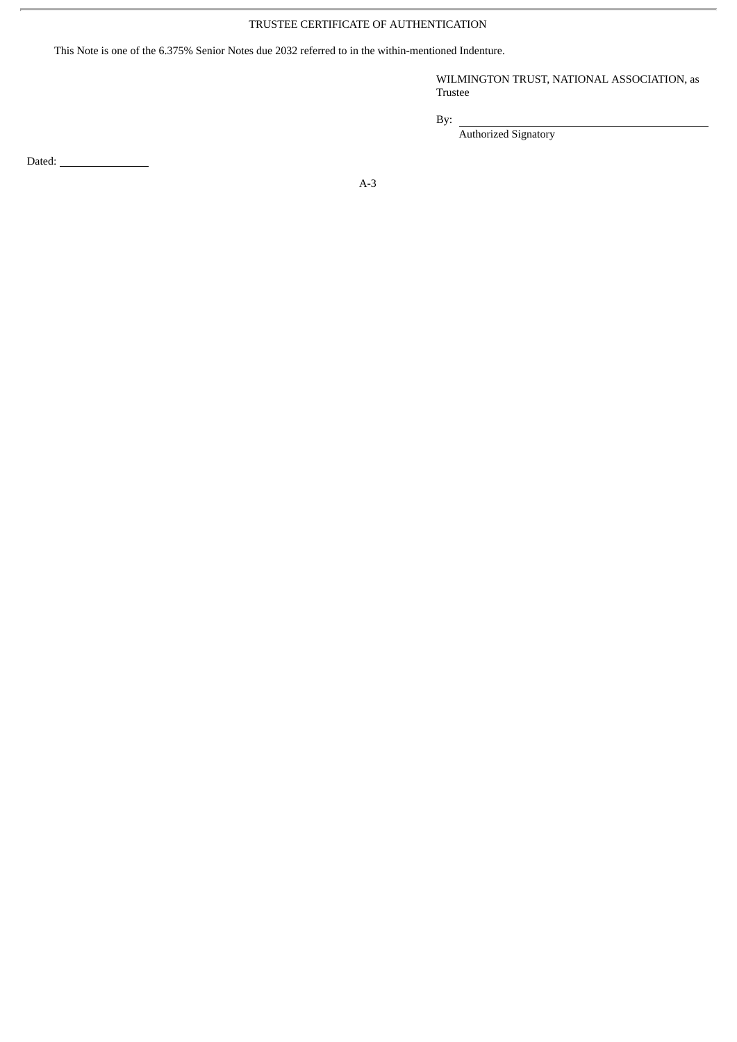TRUSTEE CERTIFICATE OF AUTHENTICATION

This Note is one of the 6.375% Senior Notes due 2032 referred to in the within-mentioned Indenture.

WILMINGTON TRUST, NATIONAL ASSOCIATION, as Trustee

By: \_\_\_\_\_\_\_\_\_\_\_\_\_\_\_\_\_\_\_\_\_\_\_\_\_\_\_\_\_\_
Authorized Signatory

Dated: \_\_\_\_\_\_\_\_\_\_\_\_\_\_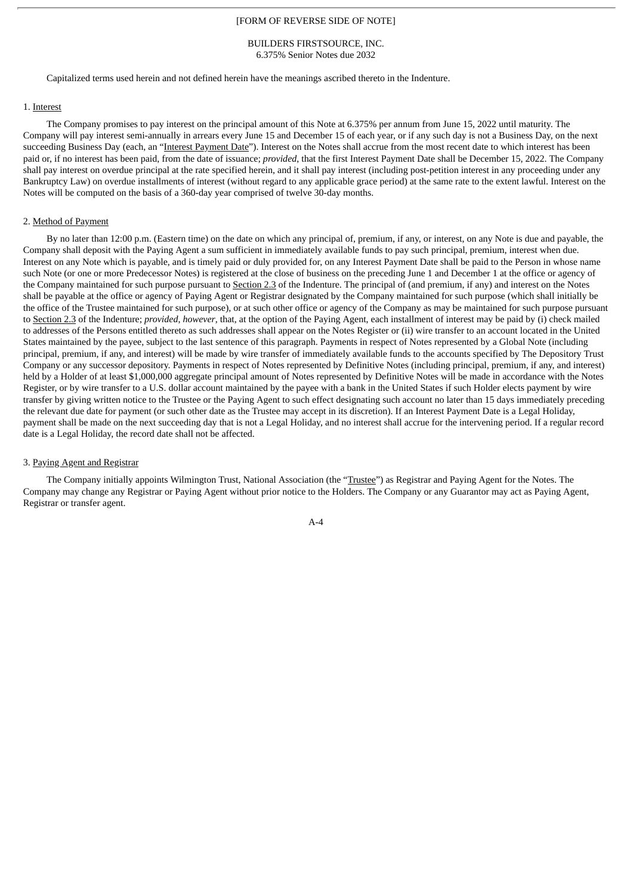[FORM OF REVERSE SIDE OF NOTE]

BUILDERS FIRSTSOURCE, INC.
6.375% Senior Notes due 2032

Capitalized terms used herein and not defined herein have the meanings ascribed thereto in the Indenture.

1. Interest

The Company promises to pay interest on the principal amount of this Note at 6.375% per annum from June 15, 2022 until maturity. The Company will pay interest semi-annually in arrears every June 15 and December 15 of each year, or if any such day is not a Business Day, on the next succeeding Business Day (each, an "Interest Payment Date"). Interest on the Notes shall accrue from the most recent date to which interest has been paid or, if no interest has been paid, from the date of issuance; *provided*, that the first Interest Payment Date shall be December 15, 2022. The Company shall pay interest on overdue principal at the rate specified herein, and it shall pay interest (including post-petition interest in any proceeding under any Bankruptcy Law) on overdue installments of interest (without regard to any applicable grace period) at the same rate to the extent lawful. Interest on the Notes will be computed on the basis of a 360-day year comprised of twelve 30-day months.

2. Method of Payment

By no later than 12:00 p.m. (Eastern time) on the date on which any principal of, premium, if any, or interest, on any Note is due and payable, the Company shall deposit with the Paying Agent a sum sufficient in immediately available funds to pay such principal, premium, interest when due. Interest on any Note which is payable, and is timely paid or duly provided for, on any Interest Payment Date shall be paid to the Person in whose name such Note (or one or more Predecessor Notes) is registered at the close of business on the preceding June 1 and December 1 at the office or agency of the Company maintained for such purpose pursuant to Section 2.3 of the Indenture. The principal of (and premium, if any) and interest on the Notes shall be payable at the office or agency of Paying Agent or Registrar designated by the Company maintained for such purpose (which shall initially be the office of the Trustee maintained for such purpose), or at such other office or agency of the Company as may be maintained for such purpose pursuant to Section 2.3 of the Indenture; *provided, however*, that, at the option of the Paying Agent, each installment of interest may be paid by (i) check mailed to addresses of the Persons entitled thereto as such addresses shall appear on the Notes Register or (ii) wire transfer to an account located in the United States maintained by the payee, subject to the last sentence of this paragraph. Payments in respect of Notes represented by a Global Note (including principal, premium, if any, and interest) will be made by wire transfer of immediately available funds to the accounts specified by The Depository Trust Company or any successor depository. Payments in respect of Notes represented by Definitive Notes (including principal, premium, if any, and interest) held by a Holder of at least $1,000,000 aggregate principal amount of Notes represented by Definitive Notes will be made in accordance with the Notes Register, or by wire transfer to a U.S. dollar account maintained by the payee with a bank in the United States if such Holder elects payment by wire transfer by giving written notice to the Trustee or the Paying Agent to such effect designating such account no later than 15 days immediately preceding the relevant due date for payment (or such other date as the Trustee may accept in its discretion). If an Interest Payment Date is a Legal Holiday, payment shall be made on the next succeeding day that is not a Legal Holiday, and no interest shall accrue for the intervening period. If a regular record date is a Legal Holiday, the record date shall not be affected.

3. Paying Agent and Registrar

The Company initially appoints Wilmington Trust, National Association (the "Trustee") as Registrar and Paying Agent for the Notes. The Company may change any Registrar or Paying Agent without prior notice to the Holders. The Company or any Guarantor may act as Paying Agent, Registrar or transfer agent.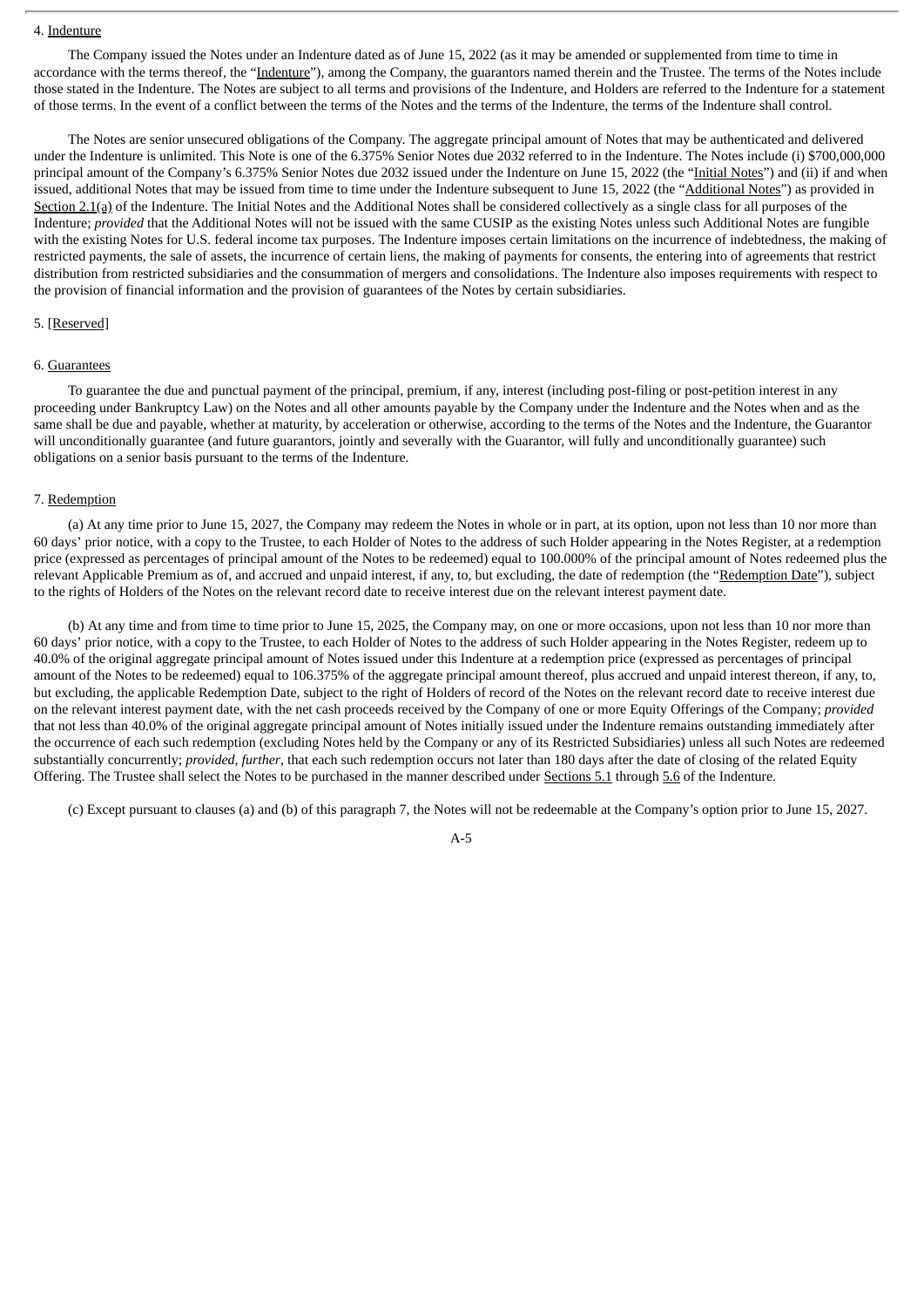4. Indenture

The Company issued the Notes under an Indenture dated as of June 15, 2022 (as it may be amended or supplemented from time to time in accordance with the terms thereof, the "Indenture"), among the Company, the guarantors named therein and the Trustee. The terms of the Notes include those stated in the Indenture. The Notes are subject to all terms and provisions of the Indenture, and Holders are referred to the Indenture for a statement of those terms. In the event of a conflict between the terms of the Notes and the terms of the Indenture, the terms of the Indenture shall control.

The Notes are senior unsecured obligations of the Company. The aggregate principal amount of Notes that may be authenticated and delivered under the Indenture is unlimited. This Note is one of the 6.375% Senior Notes due 2032 referred to in the Indenture. The Notes include (i) $700,000,000 principal amount of the Company's 6.375% Senior Notes due 2032 issued under the Indenture on June 15, 2022 (the "Initial Notes") and (ii) if and when issued, additional Notes that may be issued from time to time under the Indenture subsequent to June 15, 2022 (the "Additional Notes") as provided in Section 2.1(a) of the Indenture. The Initial Notes and the Additional Notes shall be considered collectively as a single class for all purposes of the Indenture; *provided* that the Additional Notes will not be issued with the same CUSIP as the existing Notes unless such Additional Notes are fungible with the existing Notes for U.S. federal income tax purposes. The Indenture imposes certain limitations on the incurrence of indebtedness, the making of restricted payments, the sale of assets, the incurrence of certain liens, the making of payments for consents, the entering into of agreements that restrict distribution from restricted subsidiaries and the consummation of mergers and consolidations. The Indenture also imposes requirements with respect to the provision of financial information and the provision of guarantees of the Notes by certain subsidiaries.

5. [Reserved]

6. Guarantees

To guarantee the due and punctual payment of the principal, premium, if any, interest (including post-filing or post-petition interest in any proceeding under Bankruptcy Law) on the Notes and all other amounts payable by the Company under the Indenture and the Notes when and as the same shall be due and payable, whether at maturity, by acceleration or otherwise, according to the terms of the Notes and the Indenture, the Guarantor will unconditionally guarantee (and future guarantors, jointly and severally with the Guarantor, will fully and unconditionally guarantee) such obligations on a senior basis pursuant to the terms of the Indenture.

7. Redemption

(a) At any time prior to June 15, 2027, the Company may redeem the Notes in whole or in part, at its option, upon not less than 10 nor more than 60 days' prior notice, with a copy to the Trustee, to each Holder of Notes to the address of such Holder appearing in the Notes Register, at a redemption price (expressed as percentages of principal amount of the Notes to be redeemed) equal to 100.000% of the principal amount of Notes redeemed plus the relevant Applicable Premium as of, and accrued and unpaid interest, if any, to, but excluding, the date of redemption (the "Redemption Date"), subject to the rights of Holders of the Notes on the relevant record date to receive interest due on the relevant interest payment date.

(b) At any time and from time to time prior to June 15, 2025, the Company may, on one or more occasions, upon not less than 10 nor more than 60 days' prior notice, with a copy to the Trustee, to each Holder of Notes to the address of such Holder appearing in the Notes Register, redeem up to 40.0% of the original aggregate principal amount of Notes issued under this Indenture at a redemption price (expressed as percentages of principal amount of the Notes to be redeemed) equal to 106.375% of the aggregate principal amount thereof, plus accrued and unpaid interest thereon, if any, to, but excluding, the applicable Redemption Date, subject to the right of Holders of record of the Notes on the relevant record date to receive interest due on the relevant interest payment date, with the net cash proceeds received by the Company of one or more Equity Offerings of the Company; *provided* that not less than 40.0% of the original aggregate principal amount of Notes initially issued under the Indenture remains outstanding immediately after the occurrence of each such redemption (excluding Notes held by the Company or any of its Restricted Subsidiaries) unless all such Notes are redeemed substantially concurrently; *provided, further*, that each such redemption occurs not later than 180 days after the date of closing of the related Equity Offering. The Trustee shall select the Notes to be purchased in the manner described under Sections 5.1 through 5.6 of the Indenture.

(c) Except pursuant to clauses (a) and (b) of this paragraph 7, the Notes will not be redeemable at the Company's option prior to June 15, 2027.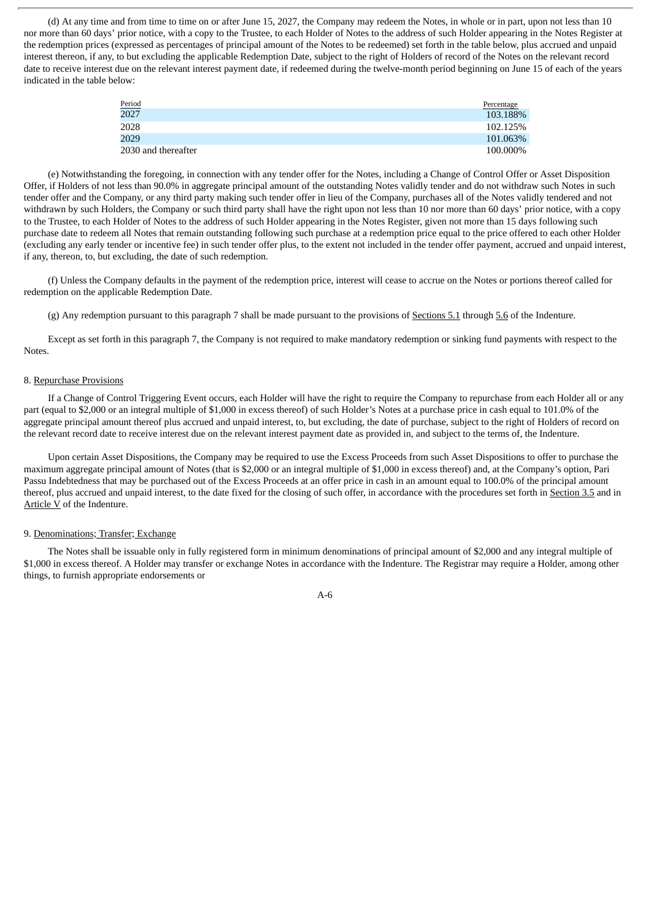(d) At any time and from time to time on or after June 15, 2027, the Company may redeem the Notes, in whole or in part, upon not less than 10 nor more than 60 days' prior notice, with a copy to the Trustee, to each Holder of Notes to the address of such Holder appearing in the Notes Register at the redemption prices (expressed as percentages of principal amount of the Notes to be redeemed) set forth in the table below, plus accrued and unpaid interest thereon, if any, to but excluding the applicable Redemption Date, subject to the right of Holders of record of the Notes on the relevant record date to receive interest due on the relevant interest payment date, if redeemed during the twelve-month period beginning on June 15 of each of the years indicated in the table below:

| Period | Percentage |
|---|---|
| 2027 | 103.188% |
| 2028 | 102.125% |
| 2029 | 101.063% |
| 2030 and thereafter | 100.000% |

(e) Notwithstanding the foregoing, in connection with any tender offer for the Notes, including a Change of Control Offer or Asset Disposition Offer, if Holders of not less than 90.0% in aggregate principal amount of the outstanding Notes validly tender and do not withdraw such Notes in such tender offer and the Company, or any third party making such tender offer in lieu of the Company, purchases all of the Notes validly tendered and not withdrawn by such Holders, the Company or such third party shall have the right upon not less than 10 nor more than 60 days' prior notice, with a copy to the Trustee, to each Holder of Notes to the address of such Holder appearing in the Notes Register, given not more than 15 days following such purchase date to redeem all Notes that remain outstanding following such purchase at a redemption price equal to the price offered to each other Holder (excluding any early tender or incentive fee) in such tender offer plus, to the extent not included in the tender offer payment, accrued and unpaid interest, if any, thereon, to, but excluding, the date of such redemption.

(f) Unless the Company defaults in the payment of the redemption price, interest will cease to accrue on the Notes or portions thereof called for redemption on the applicable Redemption Date.

(g) Any redemption pursuant to this paragraph 7 shall be made pursuant to the provisions of Sections 5.1 through 5.6 of the Indenture.

Except as set forth in this paragraph 7, the Company is not required to make mandatory redemption or sinking fund payments with respect to the Notes.

8. Repurchase Provisions

If a Change of Control Triggering Event occurs, each Holder will have the right to require the Company to repurchase from each Holder all or any part (equal to $2,000 or an integral multiple of $1,000 in excess thereof) of such Holder's Notes at a purchase price in cash equal to 101.0% of the aggregate principal amount thereof plus accrued and unpaid interest, to, but excluding, the date of purchase, subject to the right of Holders of record on the relevant record date to receive interest due on the relevant interest payment date as provided in, and subject to the terms of, the Indenture.

Upon certain Asset Dispositions, the Company may be required to use the Excess Proceeds from such Asset Dispositions to offer to purchase the maximum aggregate principal amount of Notes (that is $2,000 or an integral multiple of $1,000 in excess thereof) and, at the Company's option, Pari Passu Indebtedness that may be purchased out of the Excess Proceeds at an offer price in cash in an amount equal to 100.0% of the principal amount thereof, plus accrued and unpaid interest, to the date fixed for the closing of such offer, in accordance with the procedures set forth in Section 3.5 and in Article V of the Indenture.

9. Denominations; Transfer; Exchange

The Notes shall be issuable only in fully registered form in minimum denominations of principal amount of $2,000 and any integral multiple of $1,000 in excess thereof. A Holder may transfer or exchange Notes in accordance with the Indenture. The Registrar may require a Holder, among other things, to furnish appropriate endorsements or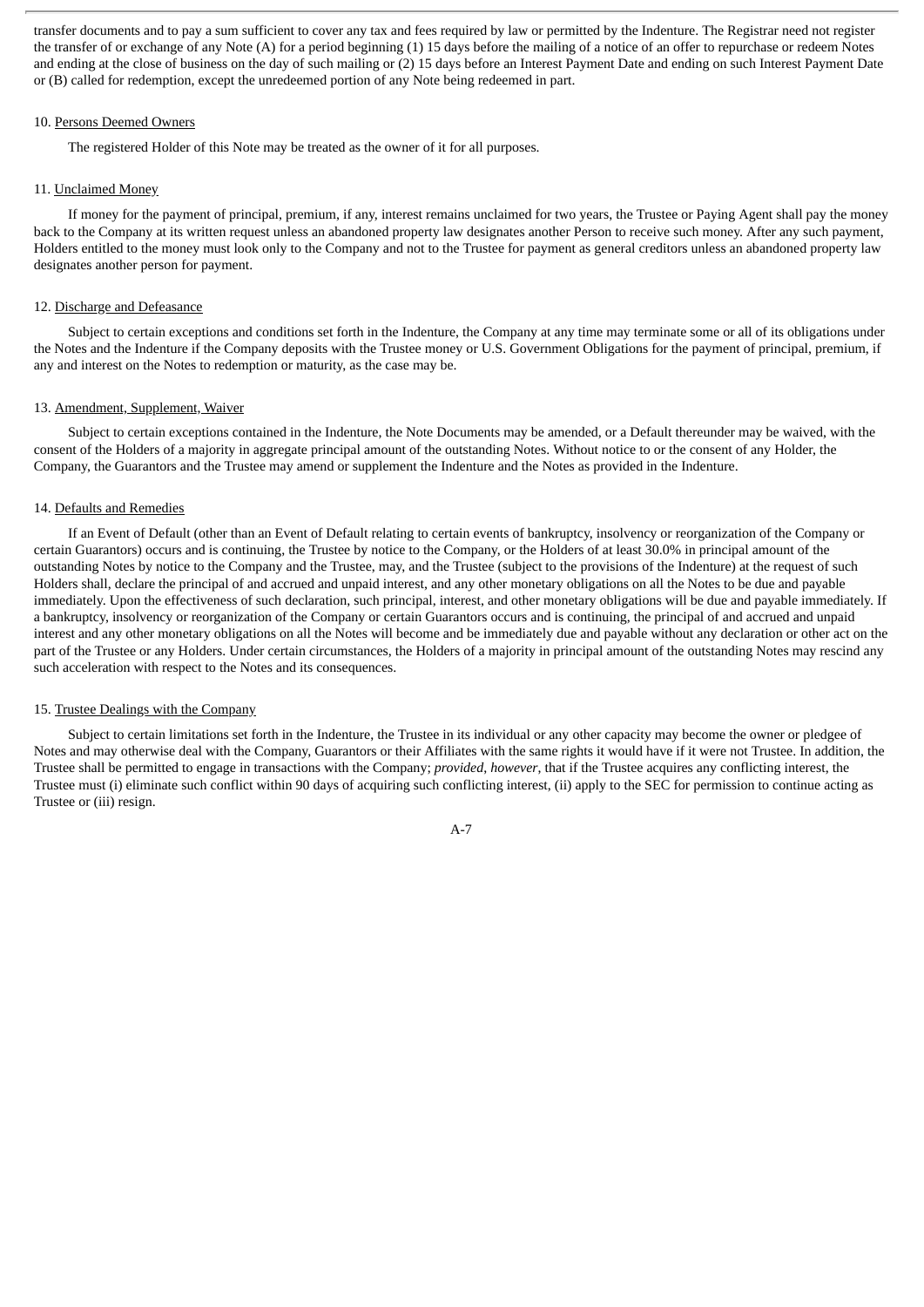transfer documents and to pay a sum sufficient to cover any tax and fees required by law or permitted by the Indenture. The Registrar need not register the transfer of or exchange of any Note (A) for a period beginning (1) 15 days before the mailing of a notice of an offer to repurchase or redeem Notes and ending at the close of business on the day of such mailing or (2) 15 days before an Interest Payment Date and ending on such Interest Payment Date or (B) called for redemption, except the unredeemed portion of any Note being redeemed in part.

10. Persons Deemed Owners

The registered Holder of this Note may be treated as the owner of it for all purposes.

11. Unclaimed Money

If money for the payment of principal, premium, if any, interest remains unclaimed for two years, the Trustee or Paying Agent shall pay the money back to the Company at its written request unless an abandoned property law designates another Person to receive such money. After any such payment, Holders entitled to the money must look only to the Company and not to the Trustee for payment as general creditors unless an abandoned property law designates another person for payment.

12. Discharge and Defeasance

Subject to certain exceptions and conditions set forth in the Indenture, the Company at any time may terminate some or all of its obligations under the Notes and the Indenture if the Company deposits with the Trustee money or U.S. Government Obligations for the payment of principal, premium, if any and interest on the Notes to redemption or maturity, as the case may be.

13. Amendment, Supplement, Waiver

Subject to certain exceptions contained in the Indenture, the Note Documents may be amended, or a Default thereunder may be waived, with the consent of the Holders of a majority in aggregate principal amount of the outstanding Notes. Without notice to or the consent of any Holder, the Company, the Guarantors and the Trustee may amend or supplement the Indenture and the Notes as provided in the Indenture.

14. Defaults and Remedies

If an Event of Default (other than an Event of Default relating to certain events of bankruptcy, insolvency or reorganization of the Company or certain Guarantors) occurs and is continuing, the Trustee by notice to the Company, or the Holders of at least 30.0% in principal amount of the outstanding Notes by notice to the Company and the Trustee, may, and the Trustee (subject to the provisions of the Indenture) at the request of such Holders shall, declare the principal of and accrued and unpaid interest, and any other monetary obligations on all the Notes to be due and payable immediately. Upon the effectiveness of such declaration, such principal, interest, and other monetary obligations will be due and payable immediately. If a bankruptcy, insolvency or reorganization of the Company or certain Guarantors occurs and is continuing, the principal of and accrued and unpaid interest and any other monetary obligations on all the Notes will become and be immediately due and payable without any declaration or other act on the part of the Trustee or any Holders. Under certain circumstances, the Holders of a majority in principal amount of the outstanding Notes may rescind any such acceleration with respect to the Notes and its consequences.

15. Trustee Dealings with the Company

Subject to certain limitations set forth in the Indenture, the Trustee in its individual or any other capacity may become the owner or pledgee of Notes and may otherwise deal with the Company, Guarantors or their Affiliates with the same rights it would have if it were not Trustee. In addition, the Trustee shall be permitted to engage in transactions with the Company; *provided*, *however*, that if the Trustee acquires any conflicting interest, the Trustee must (i) eliminate such conflict within 90 days of acquiring such conflicting interest, (ii) apply to the SEC for permission to continue acting as Trustee or (iii) resign.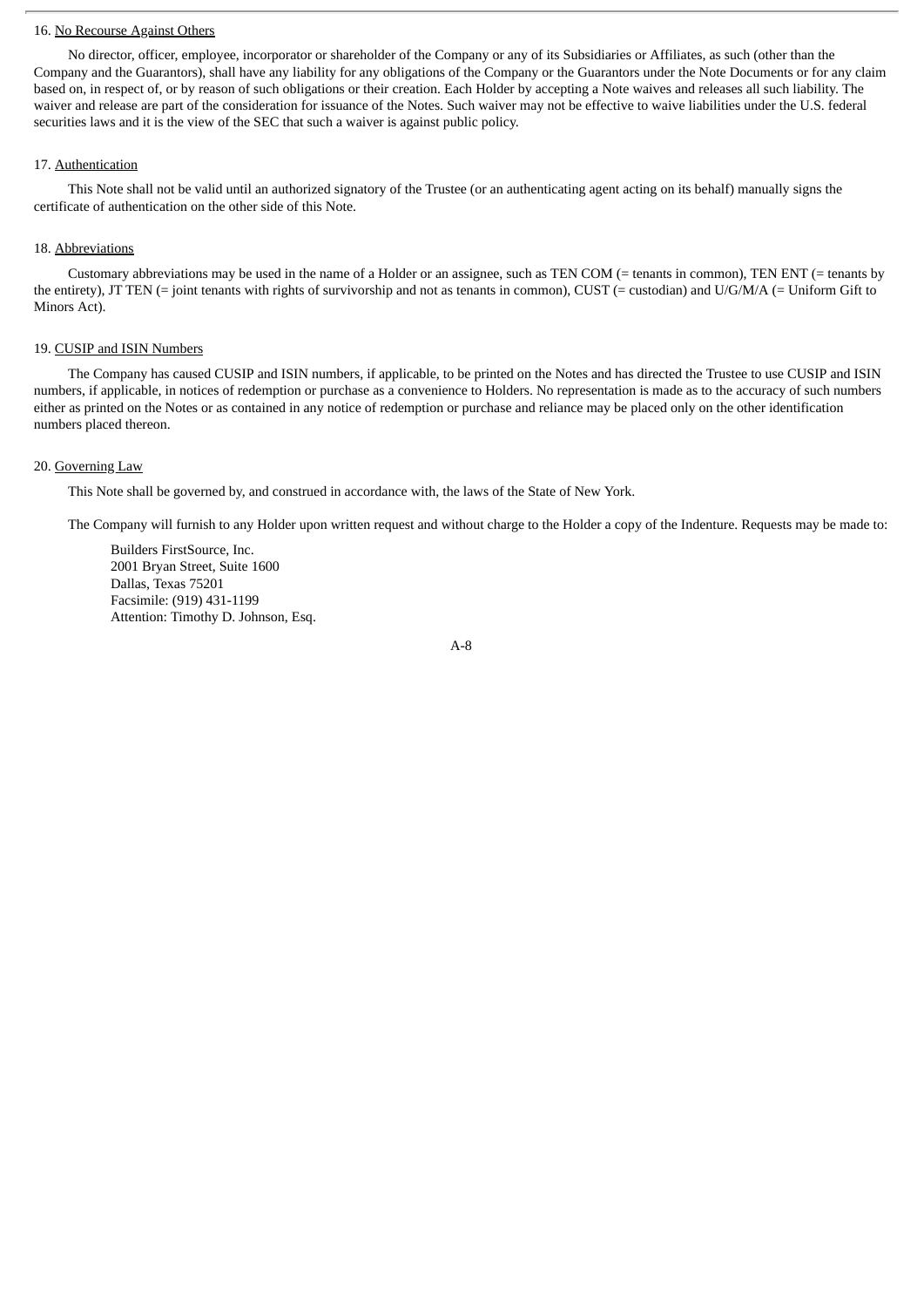16. No Recourse Against Others

No director, officer, employee, incorporator or shareholder of the Company or any of its Subsidiaries or Affiliates, as such (other than the Company and the Guarantors), shall have any liability for any obligations of the Company or the Guarantors under the Note Documents or for any claim based on, in respect of, or by reason of such obligations or their creation. Each Holder by accepting a Note waives and releases all such liability. The waiver and release are part of the consideration for issuance of the Notes. Such waiver may not be effective to waive liabilities under the U.S. federal securities laws and it is the view of the SEC that such a waiver is against public policy.

17. Authentication

This Note shall not be valid until an authorized signatory of the Trustee (or an authenticating agent acting on its behalf) manually signs the certificate of authentication on the other side of this Note.

18. Abbreviations

Customary abbreviations may be used in the name of a Holder or an assignee, such as TEN COM (= tenants in common), TEN ENT (= tenants by the entirety), JT TEN (= joint tenants with rights of survivorship and not as tenants in common), CUST (= custodian) and U/G/M/A (= Uniform Gift to Minors Act).

19. CUSIP and ISIN Numbers

The Company has caused CUSIP and ISIN numbers, if applicable, to be printed on the Notes and has directed the Trustee to use CUSIP and ISIN numbers, if applicable, in notices of redemption or purchase as a convenience to Holders. No representation is made as to the accuracy of such numbers either as printed on the Notes or as contained in any notice of redemption or purchase and reliance may be placed only on the other identification numbers placed thereon.

20. Governing Law

This Note shall be governed by, and construed in accordance with, the laws of the State of New York.

The Company will furnish to any Holder upon written request and without charge to the Holder a copy of the Indenture. Requests may be made to:

Builders FirstSource, Inc.
2001 Bryan Street, Suite 1600
Dallas, Texas 75201
Facsimile: (919) 431-1199
Attention: Timothy D. Johnson, Esq.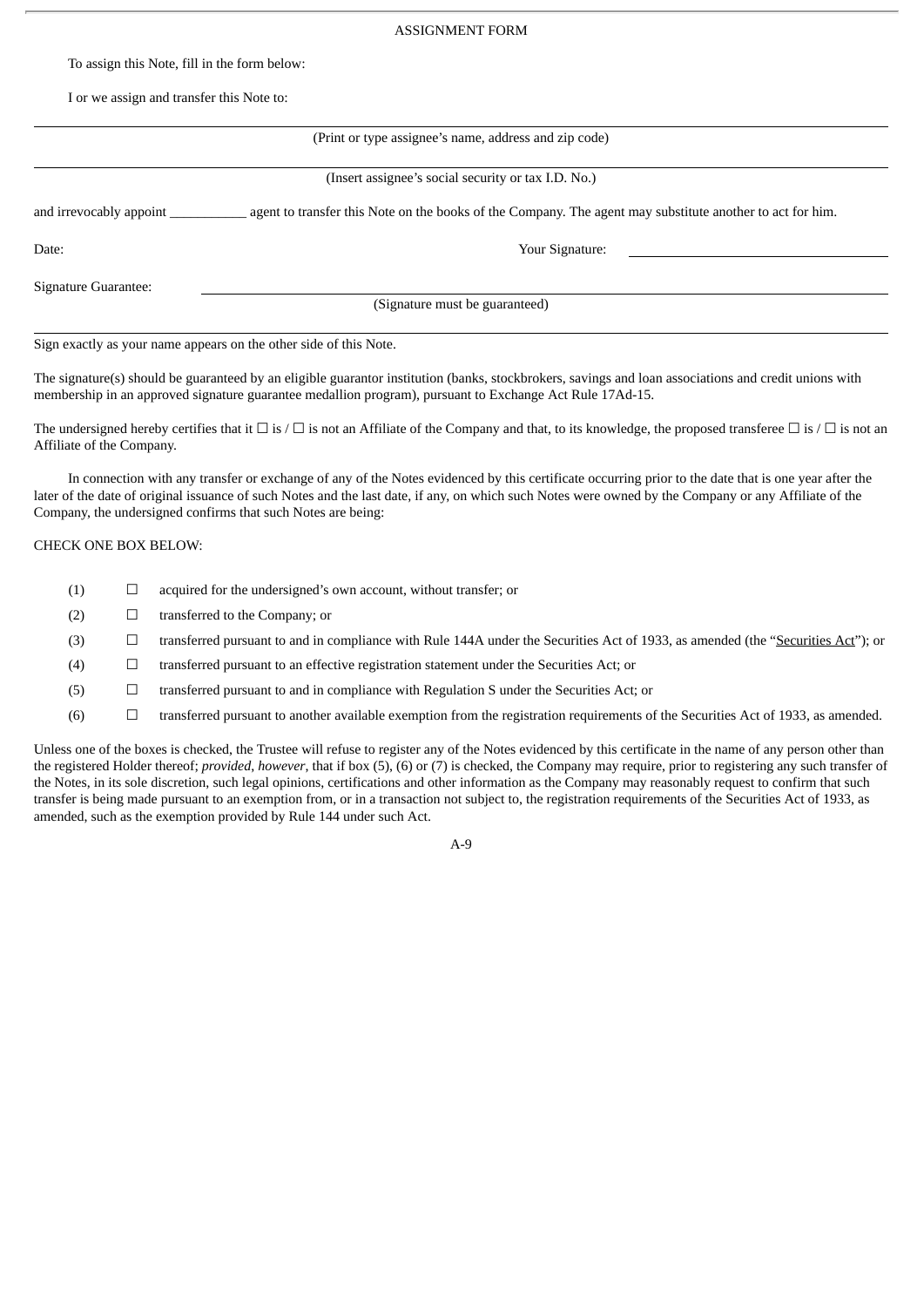ASSIGNMENT FORM

To assign this Note, fill in the form below:

I or we assign and transfer this Note to:

_______________________________________________________________________________

(Print or type assignee's name, address and zip code)

_______________________________________________________________________________

(Insert assignee's social security or tax I.D. No.)

and irrevocably appoint ___________ agent to transfer this Note on the books of the Company. The agent may substitute another to act for him.

Date: Your Signature: ______________________________

Signature Guarantee: ______________________________________________________

(Signature must be guaranteed)

_______________________________________________________________________________

Sign exactly as your name appears on the other side of this Note.

The signature(s) should be guaranteed by an eligible guarantor institution (banks, stockbrokers, savings and loan associations and credit unions with membership in an approved signature guarantee medallion program), pursuant to Exchange Act Rule 17Ad-15.

The undersigned hereby certifies that it ☐ is / ☐ is not an Affiliate of the Company and that, to its knowledge, the proposed transferee ☐ is / ☐ is not an Affiliate of the Company.

In connection with any transfer or exchange of any of the Notes evidenced by this certificate occurring prior to the date that is one year after the later of the date of original issuance of such Notes and the last date, if any, on which such Notes were owned by the Company or any Affiliate of the Company, the undersigned confirms that such Notes are being:

CHECK ONE BOX BELOW:

(1) ☐ acquired for the undersigned's own account, without transfer; or

(2) ☐ transferred to the Company; or

(3) ☐ transferred pursuant to and in compliance with Rule 144A under the Securities Act of 1933, as amended (the "Securities Act"); or

(4) ☐ transferred pursuant to an effective registration statement under the Securities Act; or

(5) ☐ transferred pursuant to and in compliance with Regulation S under the Securities Act; or

(6) ☐ transferred pursuant to another available exemption from the registration requirements of the Securities Act of 1933, as amended.

Unless one of the boxes is checked, the Trustee will refuse to register any of the Notes evidenced by this certificate in the name of any person other than the registered Holder thereof; *provided*, *however*, that if box (5), (6) or (7) is checked, the Company may require, prior to registering any such transfer of the Notes, in its sole discretion, such legal opinions, certifications and other information as the Company may reasonably request to confirm that such transfer is being made pursuant to an exemption from, or in a transaction not subject to, the registration requirements of the Securities Act of 1933, as amended, such as the exemption provided by Rule 144 under such Act.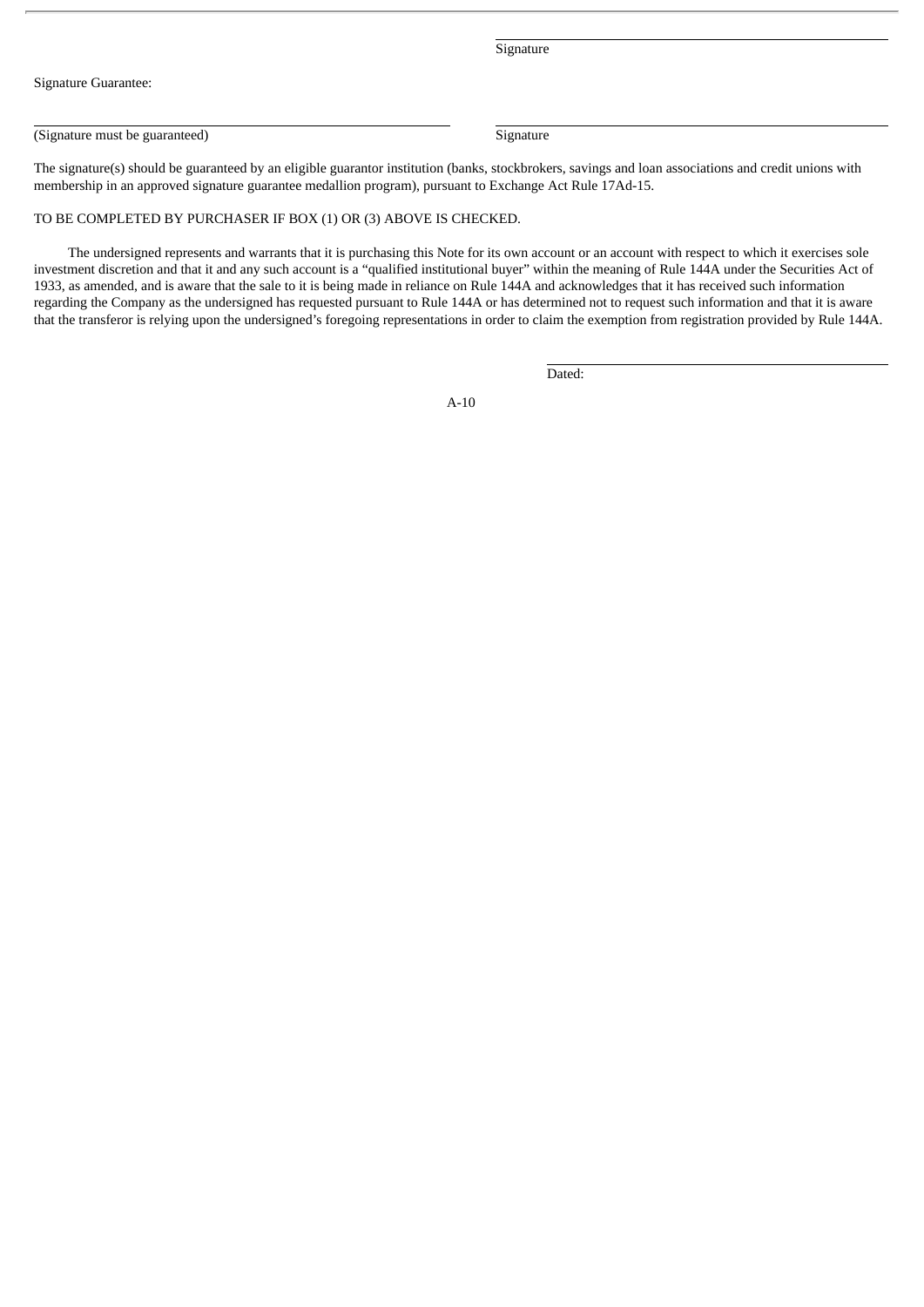\_\_\_\_\_\_\_\_\_\_\_\_\_\_\_\_\_\_\_\_\_\_\_\_\_\_\_\_\_\_\_\_\_\_\_\_\_\_\_\_
Signature

Signature Guarantee:

\_\_\_\_\_\_\_\_\_\_\_\_\_\_\_\_\_\_\_\_\_\_\_\_\_\_\_\_\_\_\_\_\_\_\_\_\_\_\_\_
(Signature must be guaranteed)

\_\_\_\_\_\_\_\_\_\_\_\_\_\_\_\_\_\_\_\_\_\_\_\_\_\_\_\_\_\_\_\_\_\_\_\_\_\_\_\_
Signature

The signature(s) should be guaranteed by an eligible guarantor institution (banks, stockbrokers, savings and loan associations and credit unions with membership in an approved signature guarantee medallion program), pursuant to Exchange Act Rule 17Ad-15.

TO BE COMPLETED BY PURCHASER IF BOX (1) OR (3) ABOVE IS CHECKED.

The undersigned represents and warrants that it is purchasing this Note for its own account or an account with respect to which it exercises sole investment discretion and that it and any such account is a "qualified institutional buyer" within the meaning of Rule 144A under the Securities Act of 1933, as amended, and is aware that the sale to it is being made in reliance on Rule 144A and acknowledges that it has received such information regarding the Company as the undersigned has requested pursuant to Rule 144A or has determined not to request such information and that it is aware that the transferor is relying upon the undersigned's foregoing representations in order to claim the exemption from registration provided by Rule 144A.

\_\_\_\_\_\_\_\_\_\_\_\_\_\_\_\_\_\_\_\_\_\_\_\_\_\_\_\_\_\_\_\_\_\_\_\_\_\_\_\_
Dated: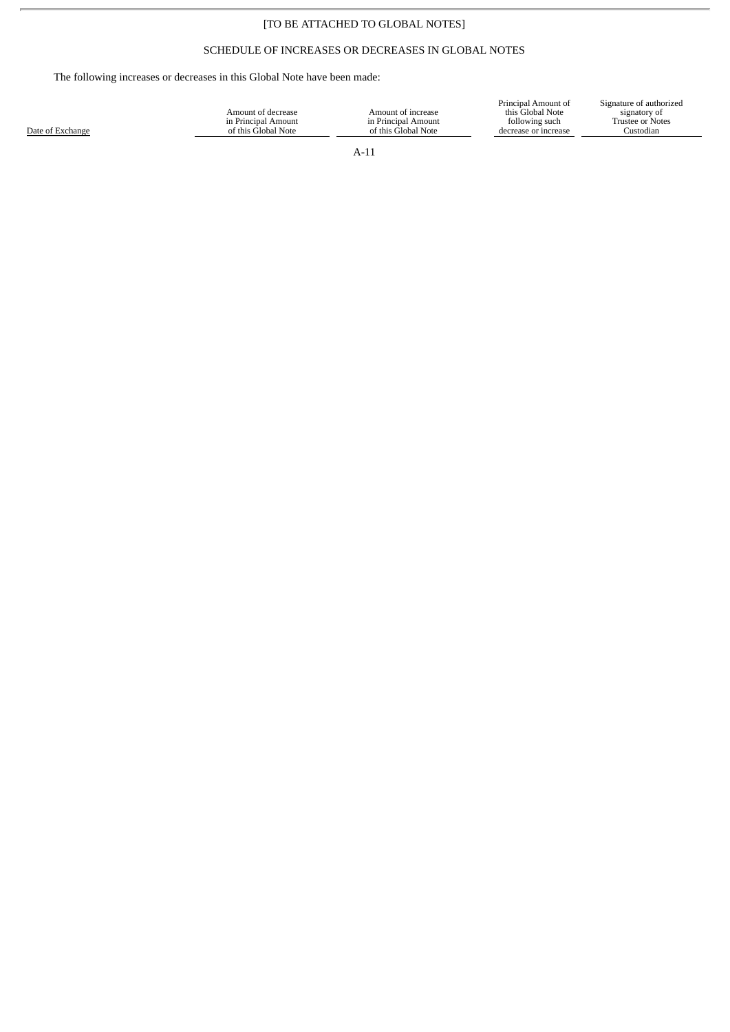[TO BE ATTACHED TO GLOBAL NOTES]

SCHEDULE OF INCREASES OR DECREASES IN GLOBAL NOTES

The following increases or decreases in this Global Note have been made:

| Date of Exchange | Amount of decrease in Principal Amount of this Global Note | Amount of increase in Principal Amount of this Global Note | Principal Amount of this Global Note following such decrease or increase | Signature of authorized signatory of Trustee or Notes Custodian |
|---|---|---|---|---|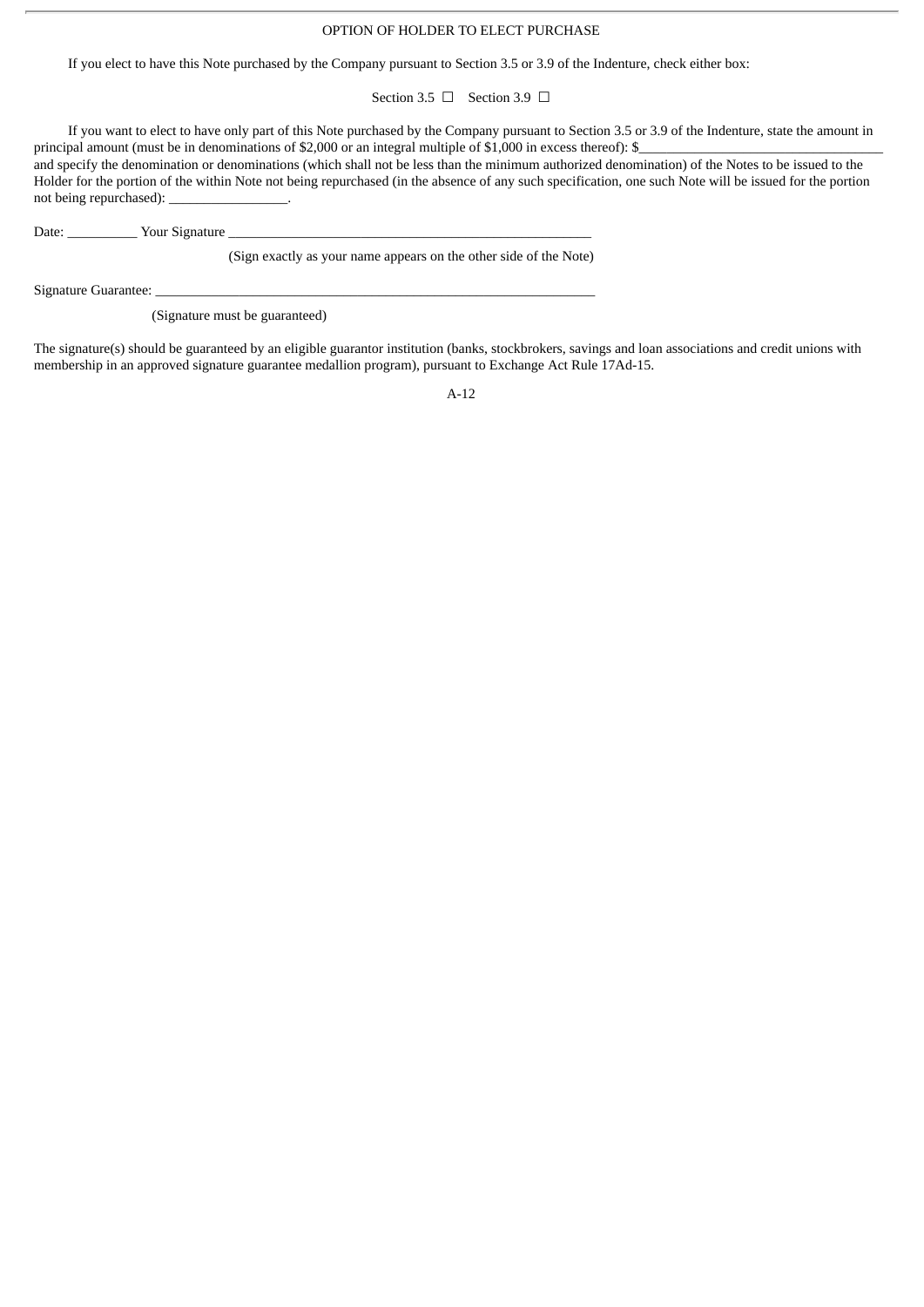OPTION OF HOLDER TO ELECT PURCHASE

If you elect to have this Note purchased by the Company pursuant to Section 3.5 or 3.9 of the Indenture, check either box:

Section 3.5 ☐  Section 3.9 ☐

If you want to elect to have only part of this Note purchased by the Company pursuant to Section 3.5 or 3.9 of the Indenture, state the amount in principal amount (must be in denominations of $2,000 or an integral multiple of $1,000 in excess thereof): $\_\_\_\_\_\_\_\_\_\_\_\_\_\_\_\_\_\_\_\_\_\_\_\_\_\_\_\_\_\_\_\_\_\_\_\_ and specify the denomination or denominations (which shall not be less than the minimum authorized denomination) of the Notes to be issued to the Holder for the portion of the within Note not being repurchased (in the absence of any such specification, one such Note will be issued for the portion not being repurchased): \_\_\_\_\_\_\_\_\_\_\_\_\_\_\_\_\_.

Date: \_\_\_\_\_\_\_\_\_\_ Your Signature \_\_\_\_\_\_\_\_\_\_\_\_\_\_\_\_\_\_\_\_\_\_\_\_\_\_\_\_\_\_\_\_\_\_\_\_\_\_\_\_\_\_\_\_\_\_\_\_\_\_\_\_\_\_

(Sign exactly as your name appears on the other side of the Note)

Signature Guarantee: \_\_\_\_\_\_\_\_\_\_\_\_\_\_\_\_\_\_\_\_\_\_\_\_\_\_\_\_\_\_\_\_\_\_\_\_\_\_\_\_\_\_\_\_\_\_\_\_\_\_\_\_\_\_\_\_\_\_\_\_\_\_\_\_

(Signature must be guaranteed)

The signature(s) should be guaranteed by an eligible guarantor institution (banks, stockbrokers, savings and loan associations and credit unions with membership in an approved signature guarantee medallion program), pursuant to Exchange Act Rule 17Ad-15.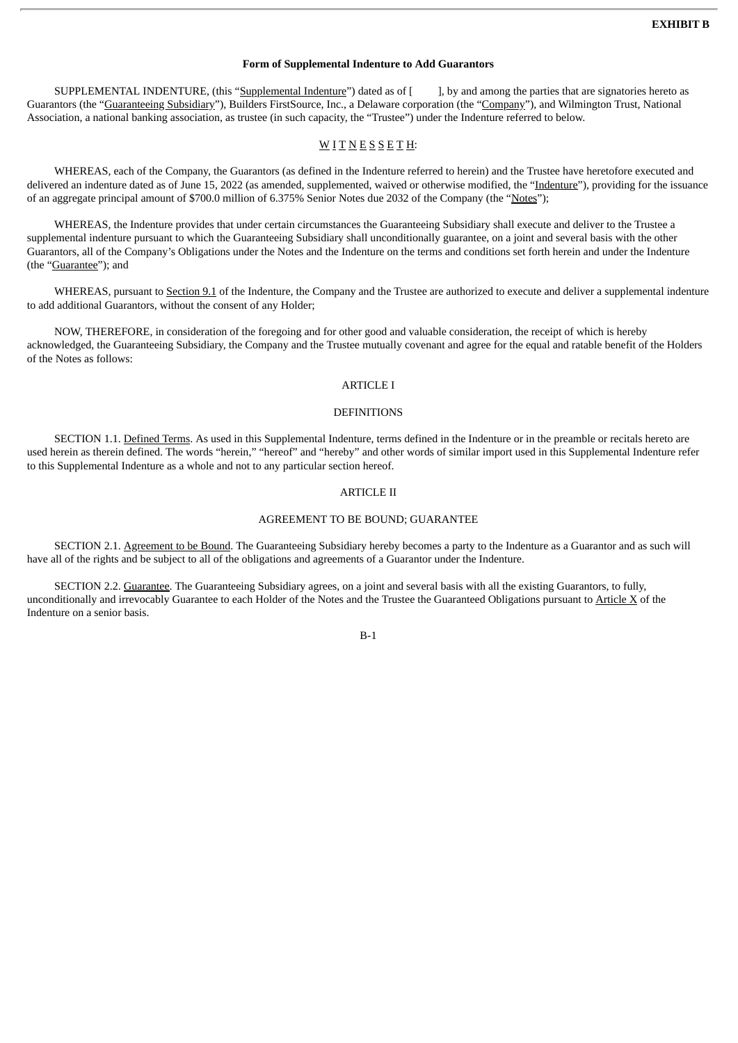**EXHIBIT B**

**Form of Supplemental Indenture to Add Guarantors**

SUPPLEMENTAL INDENTURE, (this "Supplemental Indenture") dated as of [        ], by and among the parties that are signatories hereto as Guarantors (the "Guaranteeing Subsidiary"), Builders FirstSource, Inc., a Delaware corporation (the "Company"), and Wilmington Trust, National Association, a national banking association, as trustee (in such capacity, the "Trustee") under the Indenture referred to below.

W I T N E S S E T H:

WHEREAS, each of the Company, the Guarantors (as defined in the Indenture referred to herein) and the Trustee have heretofore executed and delivered an indenture dated as of June 15, 2022 (as amended, supplemented, waived or otherwise modified, the "Indenture"), providing for the issuance of an aggregate principal amount of $700.0 million of 6.375% Senior Notes due 2032 of the Company (the "Notes");

WHEREAS, the Indenture provides that under certain circumstances the Guaranteeing Subsidiary shall execute and deliver to the Trustee a supplemental indenture pursuant to which the Guaranteeing Subsidiary shall unconditionally guarantee, on a joint and several basis with the other Guarantors, all of the Company's Obligations under the Notes and the Indenture on the terms and conditions set forth herein and under the Indenture (the "Guarantee"); and

WHEREAS, pursuant to Section 9.1 of the Indenture, the Company and the Trustee are authorized to execute and deliver a supplemental indenture to add additional Guarantors, without the consent of any Holder;

NOW, THEREFORE, in consideration of the foregoing and for other good and valuable consideration, the receipt of which is hereby acknowledged, the Guaranteeing Subsidiary, the Company and the Trustee mutually covenant and agree for the equal and ratable benefit of the Holders of the Notes as follows:

ARTICLE I

DEFINITIONS

SECTION 1.1. Defined Terms. As used in this Supplemental Indenture, terms defined in the Indenture or in the preamble or recitals hereto are used herein as therein defined. The words "herein," "hereof" and "hereby" and other words of similar import used in this Supplemental Indenture refer to this Supplemental Indenture as a whole and not to any particular section hereof.

ARTICLE II

AGREEMENT TO BE BOUND; GUARANTEE

SECTION 2.1. Agreement to be Bound. The Guaranteeing Subsidiary hereby becomes a party to the Indenture as a Guarantor and as such will have all of the rights and be subject to all of the obligations and agreements of a Guarantor under the Indenture.

SECTION 2.2. Guarantee. The Guaranteeing Subsidiary agrees, on a joint and several basis with all the existing Guarantors, to fully, unconditionally and irrevocably Guarantee to each Holder of the Notes and the Trustee the Guaranteed Obligations pursuant to Article X of the Indenture on a senior basis.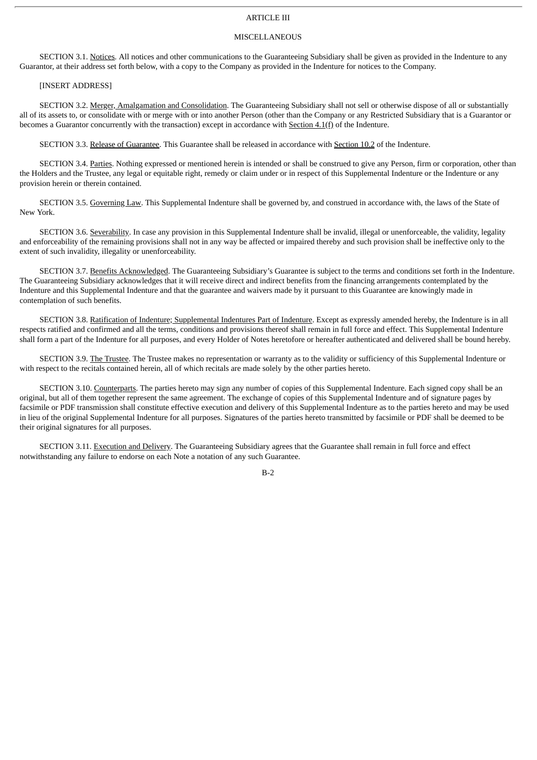## ARTICLE III

## MISCELLANEOUS

SECTION 3.1. Notices. All notices and other communications to the Guaranteeing Subsidiary shall be given as provided in the Indenture to any Guarantor, at their address set forth below, with a copy to the Company as provided in the Indenture for notices to the Company.

[INSERT ADDRESS]

SECTION 3.2. Merger, Amalgamation and Consolidation. The Guaranteeing Subsidiary shall not sell or otherwise dispose of all or substantially all of its assets to, or consolidate with or merge with or into another Person (other than the Company or any Restricted Subsidiary that is a Guarantor or becomes a Guarantor concurrently with the transaction) except in accordance with Section 4.1(f) of the Indenture.

SECTION 3.3. Release of Guarantee. This Guarantee shall be released in accordance with Section 10.2 of the Indenture.

SECTION 3.4. Parties. Nothing expressed or mentioned herein is intended or shall be construed to give any Person, firm or corporation, other than the Holders and the Trustee, any legal or equitable right, remedy or claim under or in respect of this Supplemental Indenture or the Indenture or any provision herein or therein contained.

SECTION 3.5. Governing Law. This Supplemental Indenture shall be governed by, and construed in accordance with, the laws of the State of New York.

SECTION 3.6. Severability. In case any provision in this Supplemental Indenture shall be invalid, illegal or unenforceable, the validity, legality and enforceability of the remaining provisions shall not in any way be affected or impaired thereby and such provision shall be ineffective only to the extent of such invalidity, illegality or unenforceability.

SECTION 3.7. Benefits Acknowledged. The Guaranteeing Subsidiary's Guarantee is subject to the terms and conditions set forth in the Indenture. The Guaranteeing Subsidiary acknowledges that it will receive direct and indirect benefits from the financing arrangements contemplated by the Indenture and this Supplemental Indenture and that the guarantee and waivers made by it pursuant to this Guarantee are knowingly made in contemplation of such benefits.

SECTION 3.8. Ratification of Indenture; Supplemental Indentures Part of Indenture. Except as expressly amended hereby, the Indenture is in all respects ratified and confirmed and all the terms, conditions and provisions thereof shall remain in full force and effect. This Supplemental Indenture shall form a part of the Indenture for all purposes, and every Holder of Notes heretofore or hereafter authenticated and delivered shall be bound hereby.

SECTION 3.9. The Trustee. The Trustee makes no representation or warranty as to the validity or sufficiency of this Supplemental Indenture or with respect to the recitals contained herein, all of which recitals are made solely by the other parties hereto.

SECTION 3.10. Counterparts. The parties hereto may sign any number of copies of this Supplemental Indenture. Each signed copy shall be an original, but all of them together represent the same agreement. The exchange of copies of this Supplemental Indenture and of signature pages by facsimile or PDF transmission shall constitute effective execution and delivery of this Supplemental Indenture as to the parties hereto and may be used in lieu of the original Supplemental Indenture for all purposes. Signatures of the parties hereto transmitted by facsimile or PDF shall be deemed to be their original signatures for all purposes.

SECTION 3.11. Execution and Delivery. The Guaranteeing Subsidiary agrees that the Guarantee shall remain in full force and effect notwithstanding any failure to endorse on each Note a notation of any such Guarantee.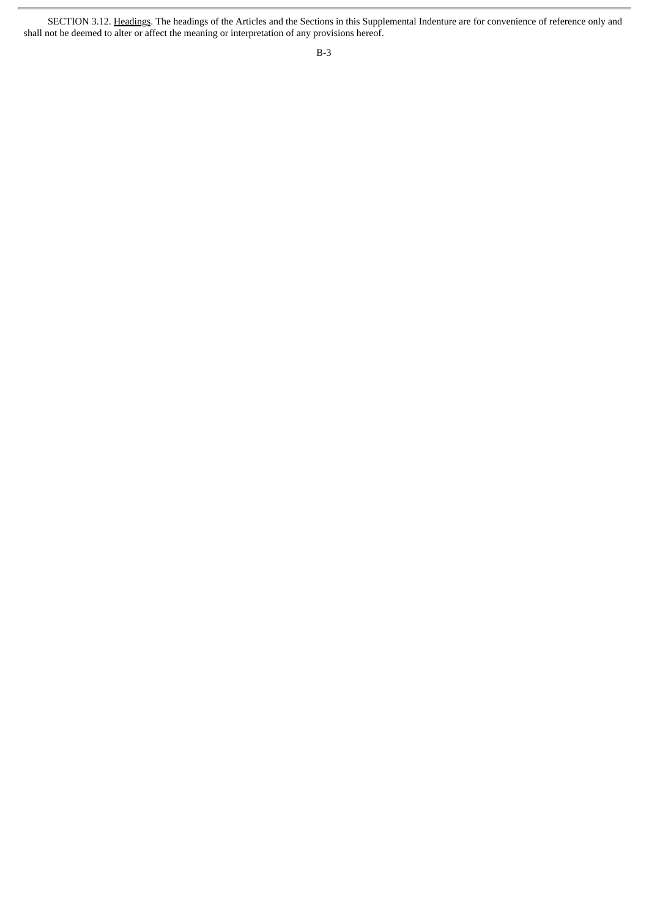SECTION 3.12. Headings. The headings of the Articles and the Sections in this Supplemental Indenture are for convenience of reference only and shall not be deemed to alter or affect the meaning or interpretation of any provisions hereof.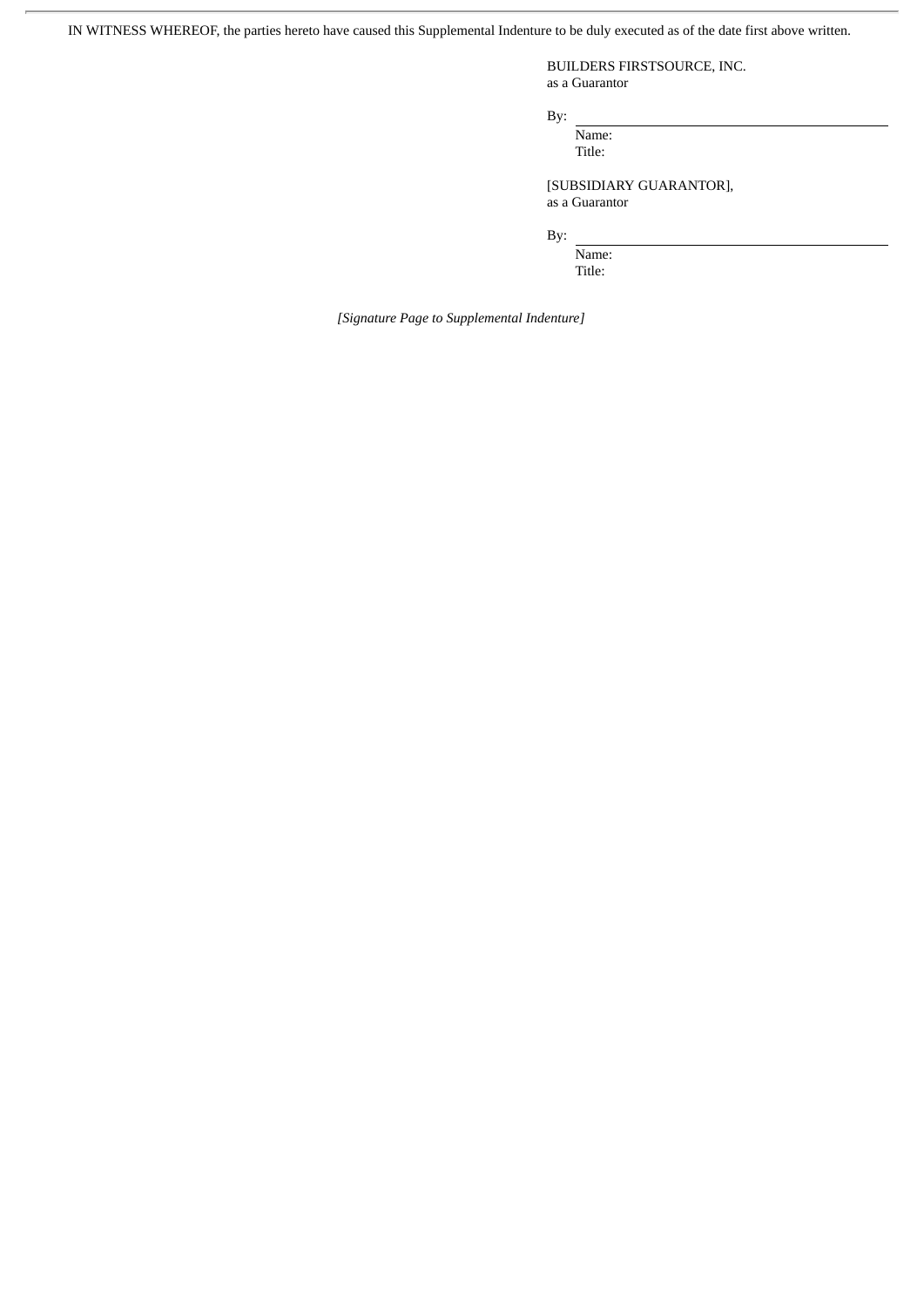IN WITNESS WHEREOF, the parties hereto have caused this Supplemental Indenture to be duly executed as of the date first above written.

BUILDERS FIRSTSOURCE, INC.
as a Guarantor

By: \_\_\_\_\_\_\_\_\_\_\_\_\_\_\_\_\_\_\_\_\_\_\_\_\_\_\_\_\_\_
Name:
Title:

[SUBSIDIARY GUARANTOR],
as a Guarantor

By: \_\_\_\_\_\_\_\_\_\_\_\_\_\_\_\_\_\_\_\_\_\_\_\_\_\_\_\_\_\_
Name:
Title:

*[Signature Page to Supplemental Indenture]*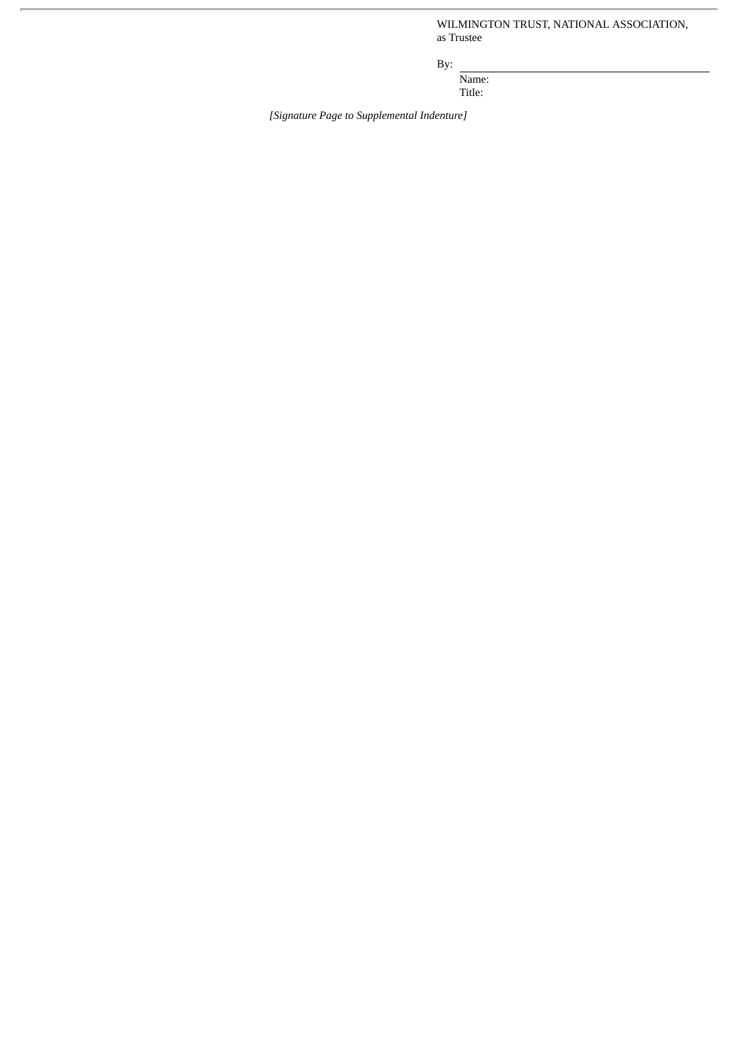WILMINGTON TRUST, NATIONAL ASSOCIATION,
as Trustee

By: \_\_\_\_\_\_\_\_\_\_\_\_\_\_\_\_\_\_\_\_\_\_\_\_\_\_\_\_\_\_\_\_

Name:

Title:

*[Signature Page to Supplemental Indenture]*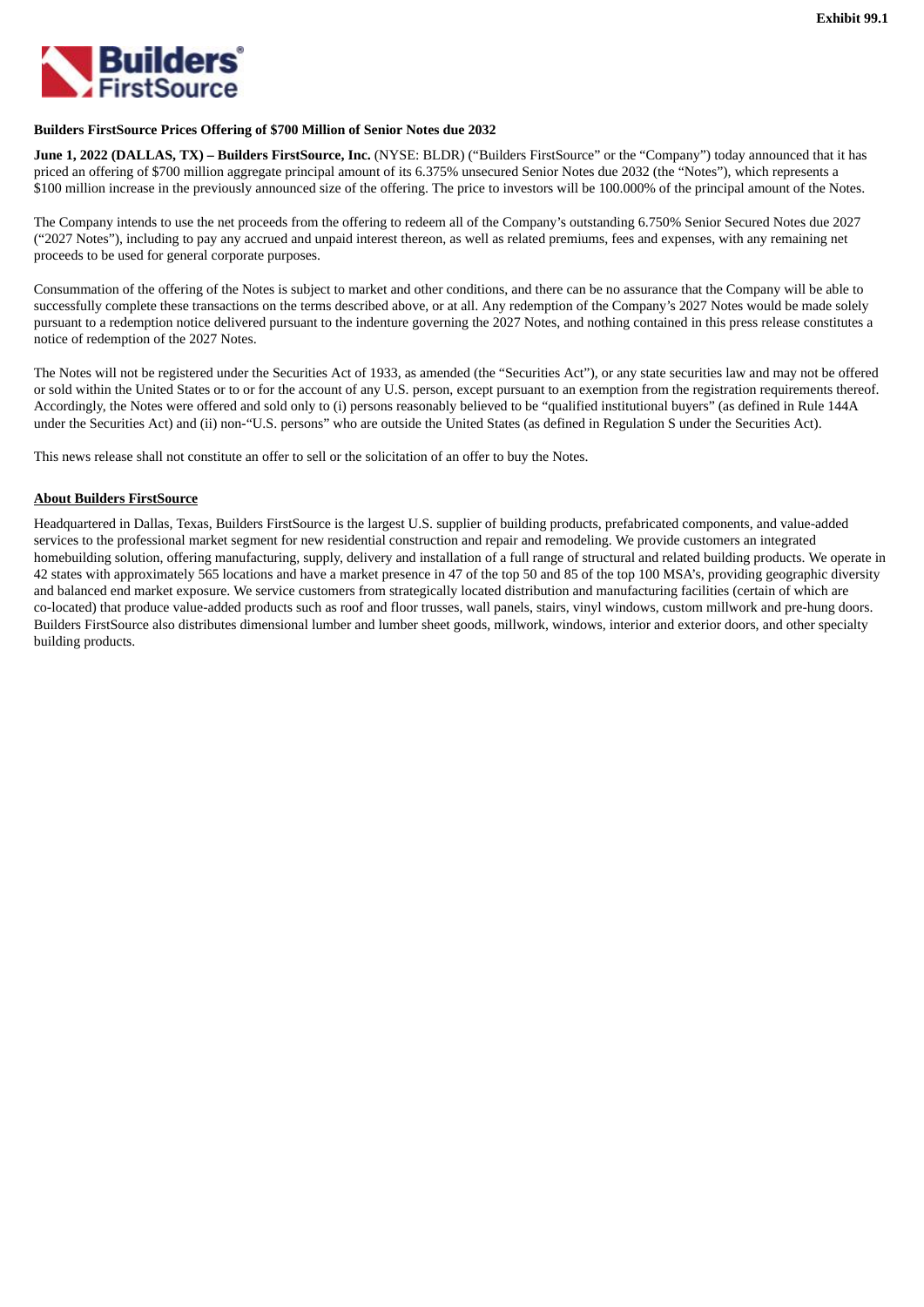Exhibit 99.1

**Builders FirstSource Prices Offering of $700 Million of Senior Notes due 2032**

**June 1, 2022 (DALLAS, TX) – Builders FirstSource, Inc.** (NYSE: BLDR) ("Builders FirstSource" or the "Company") today announced that it has priced an offering of $700 million aggregate principal amount of its 6.375% unsecured Senior Notes due 2032 (the "Notes"), which represents a $100 million increase in the previously announced size of the offering. The price to investors will be 100.000% of the principal amount of the Notes.

The Company intends to use the net proceeds from the offering to redeem all of the Company's outstanding 6.750% Senior Secured Notes due 2027 ("2027 Notes"), including to pay any accrued and unpaid interest thereon, as well as related premiums, fees and expenses, with any remaining net proceeds to be used for general corporate purposes.

Consummation of the offering of the Notes is subject to market and other conditions, and there can be no assurance that the Company will be able to successfully complete these transactions on the terms described above, or at all. Any redemption of the Company's 2027 Notes would be made solely pursuant to a redemption notice delivered pursuant to the indenture governing the 2027 Notes, and nothing contained in this press release constitutes a notice of redemption of the 2027 Notes.

The Notes will not be registered under the Securities Act of 1933, as amended (the "Securities Act"), or any state securities law and may not be offered or sold within the United States or to or for the account of any U.S. person, except pursuant to an exemption from the registration requirements thereof. Accordingly, the Notes were offered and sold only to (i) persons reasonably believed to be "qualified institutional buyers" (as defined in Rule 144A under the Securities Act) and (ii) non-"U.S. persons" who are outside the United States (as defined in Regulation S under the Securities Act).

This news release shall not constitute an offer to sell or the solicitation of an offer to buy the Notes.

**About Builders FirstSource**

Headquartered in Dallas, Texas, Builders FirstSource is the largest U.S. supplier of building products, prefabricated components, and value-added services to the professional market segment for new residential construction and repair and remodeling. We provide customers an integrated homebuilding solution, offering manufacturing, supply, delivery and installation of a full range of structural and related building products. We operate in 42 states with approximately 565 locations and have a market presence in 47 of the top 50 and 85 of the top 100 MSA's, providing geographic diversity and balanced end market exposure. We service customers from strategically located distribution and manufacturing facilities (certain of which are co-located) that produce value-added products such as roof and floor trusses, wall panels, stairs, vinyl windows, custom millwork and pre-hung doors. Builders FirstSource also distributes dimensional lumber and lumber sheet goods, millwork, windows, interior and exterior doors, and other specialty building products.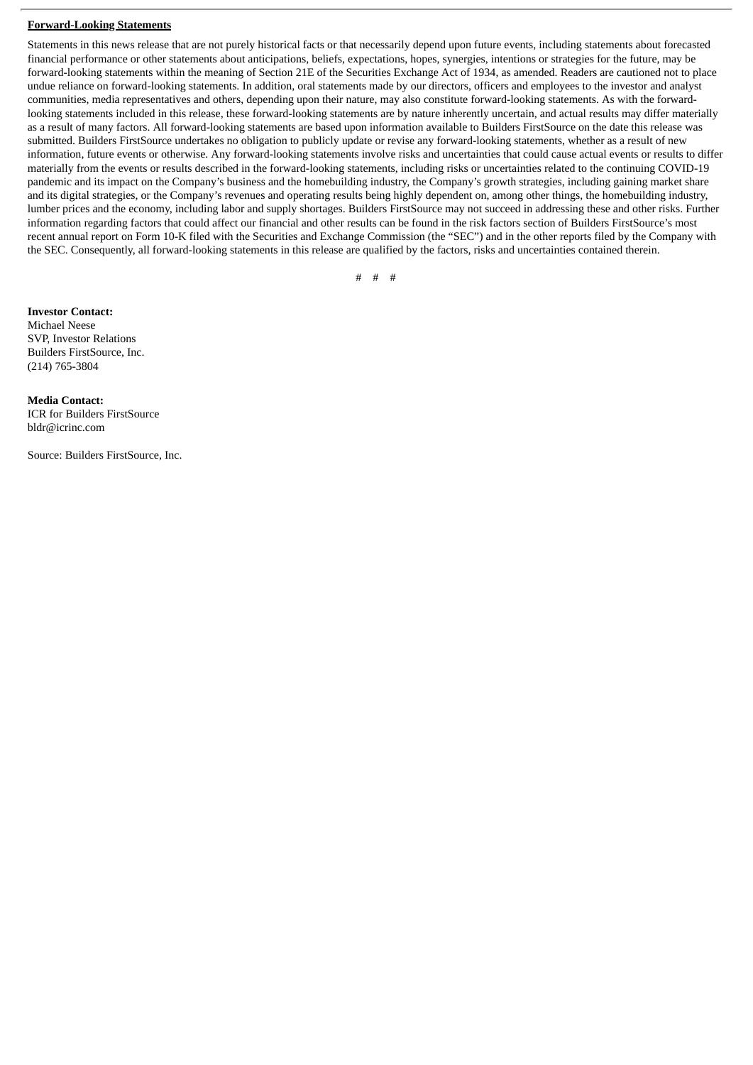**Forward-Looking Statements**

Statements in this news release that are not purely historical facts or that necessarily depend upon future events, including statements about forecasted financial performance or other statements about anticipations, beliefs, expectations, hopes, synergies, intentions or strategies for the future, may be forward-looking statements within the meaning of Section 21E of the Securities Exchange Act of 1934, as amended. Readers are cautioned not to place undue reliance on forward-looking statements. In addition, oral statements made by our directors, officers and employees to the investor and analyst communities, media representatives and others, depending upon their nature, may also constitute forward-looking statements. As with the forward-looking statements included in this release, these forward-looking statements are by nature inherently uncertain, and actual results may differ materially as a result of many factors. All forward-looking statements are based upon information available to Builders FirstSource on the date this release was submitted. Builders FirstSource undertakes no obligation to publicly update or revise any forward-looking statements, whether as a result of new information, future events or otherwise. Any forward-looking statements involve risks and uncertainties that could cause actual events or results to differ materially from the events or results described in the forward-looking statements, including risks or uncertainties related to the continuing COVID-19 pandemic and its impact on the Company's business and the homebuilding industry, the Company's growth strategies, including gaining market share and its digital strategies, or the Company's revenues and operating results being highly dependent on, among other things, the homebuilding industry, lumber prices and the economy, including labor and supply shortages. Builders FirstSource may not succeed in addressing these and other risks. Further information regarding factors that could affect our financial and other results can be found in the risk factors section of Builders FirstSource's most recent annual report on Form 10-K filed with the Securities and Exchange Commission (the "SEC") and in the other reports filed by the Company with the SEC. Consequently, all forward-looking statements in this release are qualified by the factors, risks and uncertainties contained therein.

# # #

**Investor Contact:**
Michael Neese
SVP, Investor Relations
Builders FirstSource, Inc.
(214) 765-3804

**Media Contact:**
ICR for Builders FirstSource
bldr@icrinc.com

Source: Builders FirstSource, Inc.